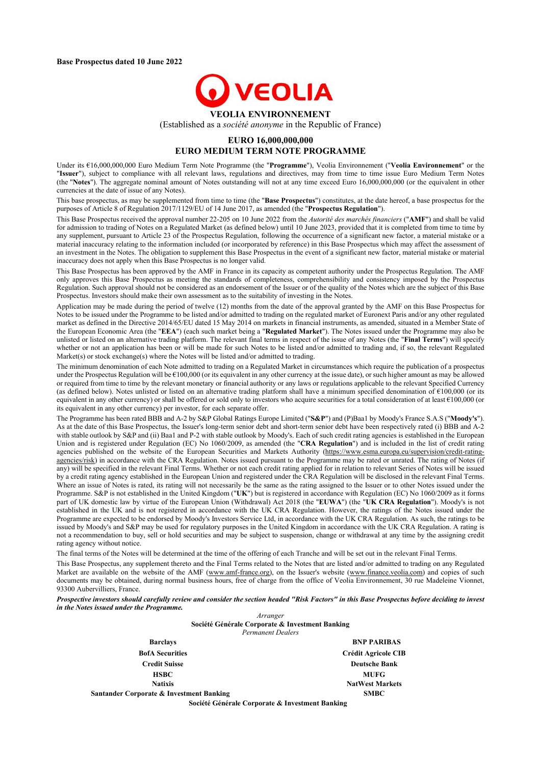**Base Prospectus dated 10 June 2022**

VEOLIA

# VEOLIA ENVIRONNEMENT

(Established as a *société anonyme* in the Republic of France)

## EURO 16,000,000,000
## EURO MEDIUM TERM NOTE PROGRAMME

Under its €16,000,000,000 Euro Medium Term Note Programme (the "**Programme**"), Veolia Environnement ("**Veolia Environnement**" or the "**Issuer**"), subject to compliance with all relevant laws, regulations and directives, may from time to time issue Euro Medium Term Notes (the "**Notes**"). The aggregate nominal amount of Notes outstanding will not at any time exceed Euro 16,000,000,000 (or the equivalent in other currencies at the date of issue of any Notes).

This base prospectus, as may be supplemented from time to time (the "**Base Prospectus**") constitutes, at the date hereof, a base prospectus for the purposes of Article 8 of Regulation 2017/1129/EU of 14 June 2017, as amended (the "**Prospectus Regulation**").

This Base Prospectus received the approval number 22-205 on 10 June 2022 from the *Autorité des marchés financiers* ("**AMF**") and shall be valid for admission to trading of Notes on a Regulated Market (as defined below) until 10 June 2023, provided that it is completed from time to time by any supplement, pursuant to Article 23 of the Prospectus Regulation, following the occurrence of a significant new factor, a material mistake or a material inaccuracy relating to the information included (or incorporated by reference) in this Base Prospectus which may affect the assessment of an investment in the Notes. The obligation to supplement this Base Prospectus in the event of a significant new factor, material mistake or material inaccuracy does not apply when this Base Prospectus is no longer valid.

This Base Prospectus has been approved by the AMF in France in its capacity as competent authority under the Prospectus Regulation. The AMF only approves this Base Prospectus as meeting the standards of completeness, comprehensibility and consistency imposed by the Prospectus Regulation. Such approval should not be considered as an endorsement of the Issuer or of the quality of the Notes which are the subject of this Base Prospectus. Investors should make their own assessment as to the suitability of investing in the Notes.

Application may be made during the period of twelve (12) months from the date of the approval granted by the AMF on this Base Prospectus for Notes to be issued under the Programme to be listed and/or admitted to trading on the regulated market of Euronext Paris and/or any other regulated market as defined in the Directive 2014/65/EU dated 15 May 2014 on markets in financial instruments, as amended, situated in a Member State of the European Economic Area (the "**EEA**") (each such market being a "**Regulated Market**"). The Notes issued under the Programme may also be unlisted or listed on an alternative trading platform. The relevant final terms in respect of the issue of any Notes (the "**Final Terms**") will specify whether or not an application has been or will be made for such Notes to be listed and/or admitted to trading and, if so, the relevant Regulated Market(s) or stock exchange(s) where the Notes will be listed and/or admitted to trading.

The minimum denomination of each Note admitted to trading on a Regulated Market in circumstances which require the publication of a prospectus under the Prospectus Regulation will be €100,000 (or its equivalent in any other currency at the issue date), or such higher amount as may be allowed or required from time to time by the relevant monetary or financial authority or any laws or regulations applicable to the relevant Specified Currency (as defined below). Notes unlisted or listed on an alternative trading platform shall have a minimum specified denomination of €100,000 (or its equivalent in any other currency) or shall be offered or sold only to investors who acquire securities for a total consideration of at least €100,000 (or its equivalent in any other currency) per investor, for each separate offer.

The Programme has been rated BBB and A-2 by S&P Global Ratings Europe Limited ("**S&P**") and (P)Baa1 by Moody's France S.A.S ("**Moody's**"). As at the date of this Base Prospectus, the Issuer's long-term senior debt and short-term senior debt have been respectively rated (i) BBB and A-2 with stable outlook by S&P and (ii) Baa1 and P-2 with stable outlook by Moody's. Each of such credit rating agencies is established in the European Union and is registered under Regulation (EC) No 1060/2009, as amended (the "**CRA Regulation**") and is included in the list of credit rating agencies published on the website of the European Securities and Markets Authority (https://www.esma.europa.eu/supervision/credit-rating-agencies/risk) in accordance with the CRA Regulation. Notes issued pursuant to the Programme may be rated or unrated. The rating of Notes (if any) will be specified in the relevant Final Terms. Whether or not each credit rating applied for in relation to relevant Series of Notes will be issued by a credit rating agency established in the European Union and registered under the CRA Regulation will be disclosed in the relevant Final Terms. Where an issue of Notes is rated, its rating will not necessarily be the same as the rating assigned to the Issuer or to other Notes issued under the Programme. S&P is not established in the United Kingdom ("**UK**") but is registered in accordance with Regulation (EC) No 1060/2009 as it forms part of UK domestic law by virtue of the European Union (Withdrawal) Act 2018 (the "**EUWA**") (the "**UK CRA Regulation**"). Moody's is not established in the UK and is not registered in accordance with the UK CRA Regulation. However, the ratings of the Notes issued under the Programme are expected to be endorsed by Moody's Investors Service Ltd, in accordance with the UK CRA Regulation. As such, the ratings to be issued by Moody's and S&P may be used for regulatory purposes in the United Kingdom in accordance with the UK CRA Regulation. A rating is not a recommendation to buy, sell or hold securities and may be subject to suspension, change or withdrawal at any time by the assigning credit rating agency without notice.

The final terms of the Notes will be determined at the time of the offering of each Tranche and will be set out in the relevant Final Terms.

This Base Prospectus, any supplement thereto and the Final Terms related to the Notes that are listed and/or admitted to trading on any Regulated Market are available on the website of the AMF (www.amf-france.org), on the Issuer's website (www.finance.veolia.com) and copies of such documents may be obtained, during normal business hours, free of charge from the office of Veolia Environnement, 30 rue Madeleine Vionnet, 93300 Aubervilliers, France.

***Prospective investors should carefully review and consider the section headed "Risk Factors" in this Base Prospectus before deciding to invest in the Notes issued under the Programme.***

*Arranger*

**Société Générale Corporate & Investment Banking**

*Permanent Dealers*

**Barclays**

**BNP PARIBAS**

**BofA Securities**

**Crédit Agricole CIB**

**Credit Suisse**

**Deutsche Bank**

**HSBC**

**MUFG**

**Natixis**

**NatWest Markets**

**Santander Corporate & Investment Banking**

**SMBC**

**Société Générale Corporate & Investment Banking**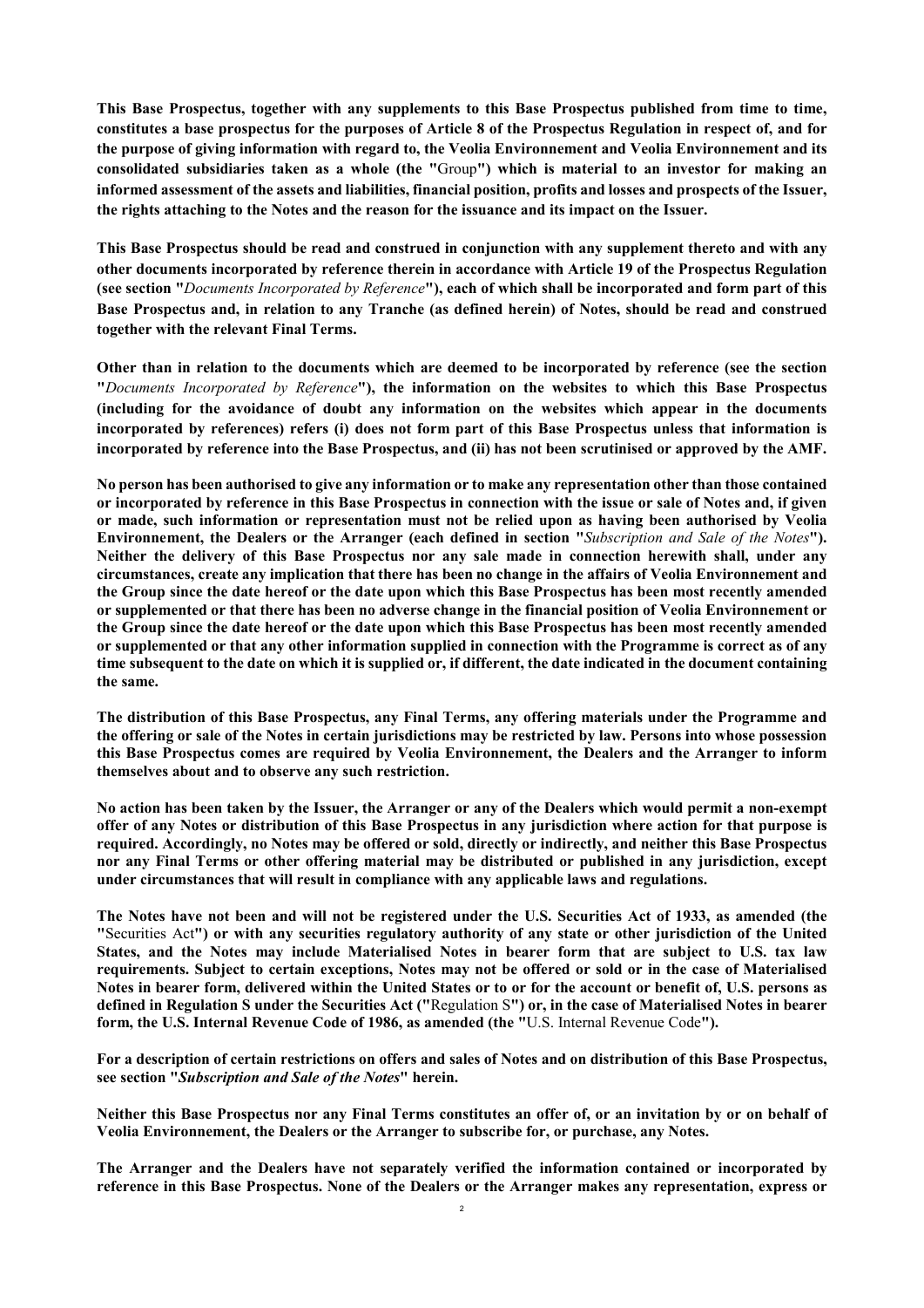**This Base Prospectus, together with any supplements to this Base Prospectus published from time to time, constitutes a base prospectus for the purposes of Article 8 of the Prospectus Regulation in respect of, and for the purpose of giving information with regard to, the Veolia Environnement and Veolia Environnement and its consolidated subsidiaries taken as a whole (the "**Group**") which is material to an investor for making an informed assessment of the assets and liabilities, financial position, profits and losses and prospects of the Issuer, the rights attaching to the Notes and the reason for the issuance and its impact on the Issuer.**

**This Base Prospectus should be read and construed in conjunction with any supplement thereto and with any other documents incorporated by reference therein in accordance with Article 19 of the Prospectus Regulation (see section "***Documents Incorporated by Reference***"), each of which shall be incorporated and form part of this Base Prospectus and, in relation to any Tranche (as defined herein) of Notes, should be read and construed together with the relevant Final Terms.**

**Other than in relation to the documents which are deemed to be incorporated by reference (see the section "***Documents Incorporated by Reference***"), the information on the websites to which this Base Prospectus (including for the avoidance of doubt any information on the websites which appear in the documents incorporated by references) refers (i) does not form part of this Base Prospectus unless that information is incorporated by reference into the Base Prospectus, and (ii) has not been scrutinised or approved by the AMF.**

**No person has been authorised to give any information or to make any representation other than those contained or incorporated by reference in this Base Prospectus in connection with the issue or sale of Notes and, if given or made, such information or representation must not be relied upon as having been authorised by Veolia Environnement, the Dealers or the Arranger (each defined in section "***Subscription and Sale of the Notes***"). Neither the delivery of this Base Prospectus nor any sale made in connection herewith shall, under any circumstances, create any implication that there has been no change in the affairs of Veolia Environnement and the Group since the date hereof or the date upon which this Base Prospectus has been most recently amended or supplemented or that there has been no adverse change in the financial position of Veolia Environnement or the Group since the date hereof or the date upon which this Base Prospectus has been most recently amended or supplemented or that any other information supplied in connection with the Programme is correct as of any time subsequent to the date on which it is supplied or, if different, the date indicated in the document containing the same.**

**The distribution of this Base Prospectus, any Final Terms, any offering materials under the Programme and the offering or sale of the Notes in certain jurisdictions may be restricted by law. Persons into whose possession this Base Prospectus comes are required by Veolia Environnement, the Dealers and the Arranger to inform themselves about and to observe any such restriction.**

**No action has been taken by the Issuer, the Arranger or any of the Dealers which would permit a non-exempt offer of any Notes or distribution of this Base Prospectus in any jurisdiction where action for that purpose is required. Accordingly, no Notes may be offered or sold, directly or indirectly, and neither this Base Prospectus nor any Final Terms or other offering material may be distributed or published in any jurisdiction, except under circumstances that will result in compliance with any applicable laws and regulations.**

**The Notes have not been and will not be registered under the U.S. Securities Act of 1933, as amended (the "**Securities Act**") or with any securities regulatory authority of any state or other jurisdiction of the United States, and the Notes may include Materialised Notes in bearer form that are subject to U.S. tax law requirements. Subject to certain exceptions, Notes may not be offered or sold or in the case of Materialised Notes in bearer form, delivered within the United States or to or for the account or benefit of, U.S. persons as defined in Regulation S under the Securities Act ("**Regulation S**") or, in the case of Materialised Notes in bearer form, the U.S. Internal Revenue Code of 1986, as amended (the "**U.S. Internal Revenue Code**").**

**For a description of certain restrictions on offers and sales of Notes and on distribution of this Base Prospectus, see section "*Subscription and Sale of the Notes*" herein.**

**Neither this Base Prospectus nor any Final Terms constitutes an offer of, or an invitation by or on behalf of Veolia Environnement, the Dealers or the Arranger to subscribe for, or purchase, any Notes.**

**The Arranger and the Dealers have not separately verified the information contained or incorporated by reference in this Base Prospectus. None of the Dealers or the Arranger makes any representation, express or**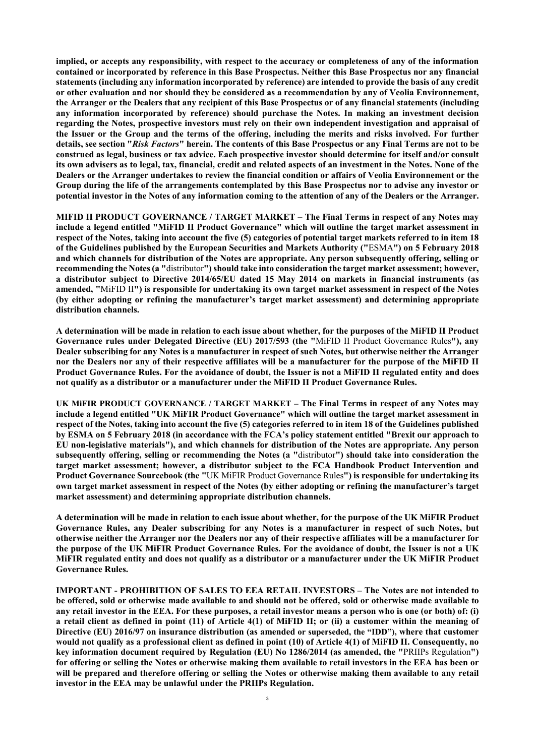**implied, or accepts any responsibility, with respect to the accuracy or completeness of any of the information contained or incorporated by reference in this Base Prospectus. Neither this Base Prospectus nor any financial statements (including any information incorporated by reference) are intended to provide the basis of any credit or other evaluation and nor should they be considered as a recommendation by any of Veolia Environnement, the Arranger or the Dealers that any recipient of this Base Prospectus or of any financial statements (including any information incorporated by reference) should purchase the Notes. In making an investment decision regarding the Notes, prospective investors must rely on their own independent investigation and appraisal of the Issuer or the Group and the terms of the offering, including the merits and risks involved. For further details, see section "*Risk Factors*" herein. The contents of this Base Prospectus or any Final Terms are not to be construed as legal, business or tax advice. Each prospective investor should determine for itself and/or consult its own advisers as to legal, tax, financial, credit and related aspects of an investment in the Notes. None of the Dealers or the Arranger undertakes to review the financial condition or affairs of Veolia Environnement or the Group during the life of the arrangements contemplated by this Base Prospectus nor to advise any investor or potential investor in the Notes of any information coming to the attention of any of the Dealers or the Arranger.**

**MIFID II PRODUCT GOVERNANCE / TARGET MARKET – The Final Terms in respect of any Notes may include a legend entitled "MiFID II Product Governance" which will outline the target market assessment in respect of the Notes, taking into account the five (5) categories of potential target markets referred to in item 18 of the Guidelines published by the European Securities and Markets Authority ("**ESMA**") on 5 February 2018 and which channels for distribution of the Notes are appropriate. Any person subsequently offering, selling or recommending the Notes (a "**distributor**") should take into consideration the target market assessment; however, a distributor subject to Directive 2014/65/EU dated 15 May 2014 on markets in financial instruments (as amended, "**MiFID II**") is responsible for undertaking its own target market assessment in respect of the Notes (by either adopting or refining the manufacturer's target market assessment) and determining appropriate distribution channels.**

**A determination will be made in relation to each issue about whether, for the purposes of the MiFID II Product Governance rules under Delegated Directive (EU) 2017/593 (the "**MiFID II Product Governance Rules**"), any Dealer subscribing for any Notes is a manufacturer in respect of such Notes, but otherwise neither the Arranger nor the Dealers nor any of their respective affiliates will be a manufacturer for the purpose of the MiFID II Product Governance Rules. For the avoidance of doubt, the Issuer is not a MiFID II regulated entity and does not qualify as a distributor or a manufacturer under the MiFID II Product Governance Rules.**

**UK MiFIR PRODUCT GOVERNANCE / TARGET MARKET – The Final Terms in respect of any Notes may include a legend entitled "UK MiFIR Product Governance" which will outline the target market assessment in respect of the Notes, taking into account the five (5) categories referred to in item 18 of the Guidelines published by ESMA on 5 February 2018 (in accordance with the FCA's policy statement entitled "Brexit our approach to EU non-legislative materials"), and which channels for distribution of the Notes are appropriate. Any person subsequently offering, selling or recommending the Notes (a "**distributor**") should take into consideration the target market assessment; however, a distributor subject to the FCA Handbook Product Intervention and Product Governance Sourcebook (the "**UK MiFIR Product Governance Rules**") is responsible for undertaking its own target market assessment in respect of the Notes (by either adopting or refining the manufacturer's target market assessment) and determining appropriate distribution channels.**

**A determination will be made in relation to each issue about whether, for the purpose of the UK MiFIR Product Governance Rules, any Dealer subscribing for any Notes is a manufacturer in respect of such Notes, but otherwise neither the Arranger nor the Dealers nor any of their respective affiliates will be a manufacturer for the purpose of the UK MiFIR Product Governance Rules. For the avoidance of doubt, the Issuer is not a UK MiFIR regulated entity and does not qualify as a distributor or a manufacturer under the UK MiFIR Product Governance Rules.**

**IMPORTANT - PROHIBITION OF SALES TO EEA RETAIL INVESTORS – The Notes are not intended to be offered, sold or otherwise made available to and should not be offered, sold or otherwise made available to any retail investor in the EEA. For these purposes, a retail investor means a person who is one (or both) of: (i) a retail client as defined in point (11) of Article 4(1) of MiFID II; or (ii) a customer within the meaning of Directive (EU) 2016/97 on insurance distribution (as amended or superseded, the "IDD"), where that customer would not qualify as a professional client as defined in point (10) of Article 4(1) of MiFID II. Consequently, no key information document required by Regulation (EU) No 1286/2014 (as amended, the "**PRIIPs Regulation**") for offering or selling the Notes or otherwise making them available to retail investors in the EEA has been or will be prepared and therefore offering or selling the Notes or otherwise making them available to any retail investor in the EEA may be unlawful under the PRIIPs Regulation.**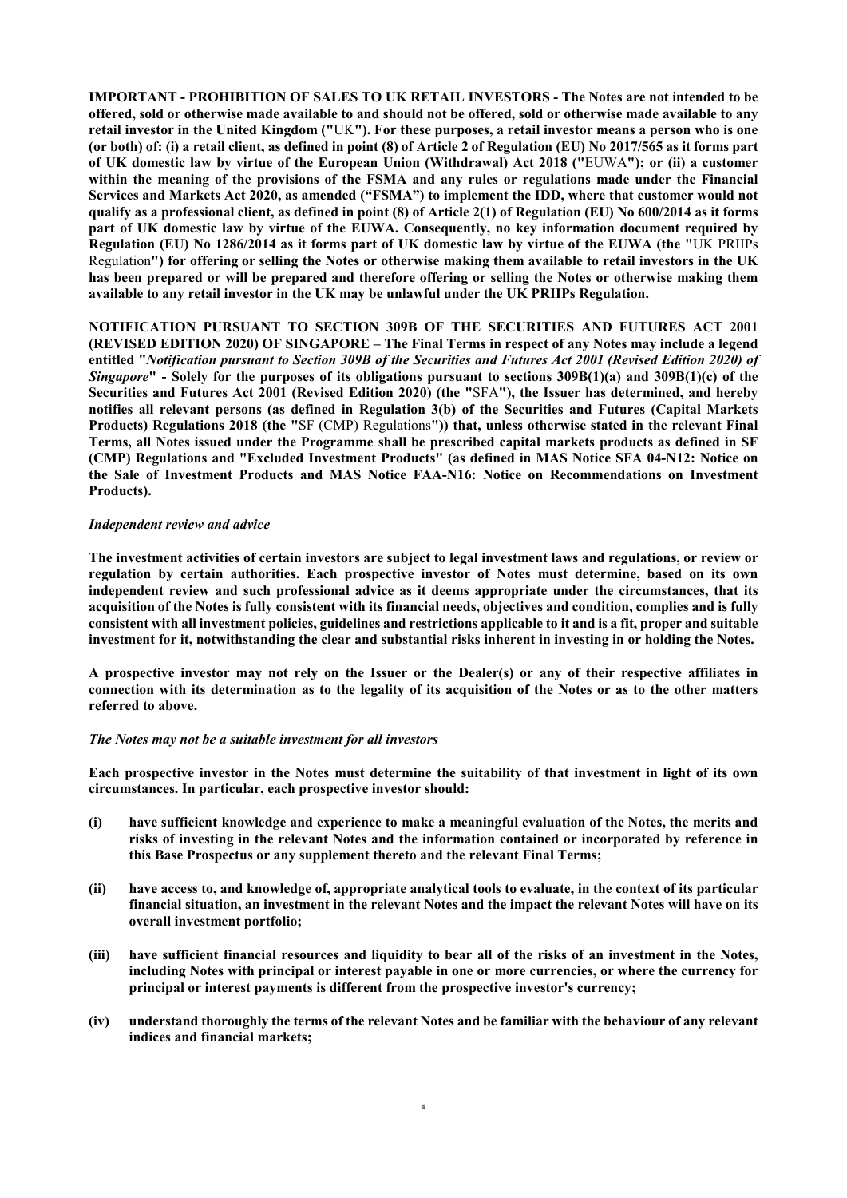**IMPORTANT - PROHIBITION OF SALES TO UK RETAIL INVESTORS - The Notes are not intended to be offered, sold or otherwise made available to and should not be offered, sold or otherwise made available to any retail investor in the United Kingdom ("**UK**"). For these purposes, a retail investor means a person who is one (or both) of: (i) a retail client, as defined in point (8) of Article 2 of Regulation (EU) No 2017/565 as it forms part of UK domestic law by virtue of the European Union (Withdrawal) Act 2018 ("**EUWA**"); or (ii) a customer within the meaning of the provisions of the FSMA and any rules or regulations made under the Financial Services and Markets Act 2020, as amended ("FSMA") to implement the IDD, where that customer would not qualify as a professional client, as defined in point (8) of Article 2(1) of Regulation (EU) No 600/2014 as it forms part of UK domestic law by virtue of the EUWA. Consequently, no key information document required by Regulation (EU) No 1286/2014 as it forms part of UK domestic law by virtue of the EUWA (the "**UK PRIIPs Regulation**") for offering or selling the Notes or otherwise making them available to retail investors in the UK has been prepared or will be prepared and therefore offering or selling the Notes or otherwise making them available to any retail investor in the UK may be unlawful under the UK PRIIPs Regulation.**

**NOTIFICATION PURSUANT TO SECTION 309B OF THE SECURITIES AND FUTURES ACT 2001 (REVISED EDITION 2020) OF SINGAPORE – The Final Terms in respect of any Notes may include a legend entitled "*Notification pursuant to Section 309B of the Securities and Futures Act 2001 (Revised Edition 2020) of Singapore*" - Solely for the purposes of its obligations pursuant to sections 309B(1)(a) and 309B(1)(c) of the Securities and Futures Act 2001 (Revised Edition 2020) (the "**SFA**"), the Issuer has determined, and hereby notifies all relevant persons (as defined in Regulation 3(b) of the Securities and Futures (Capital Markets Products) Regulations 2018 (the "**SF (CMP) Regulations**")) that, unless otherwise stated in the relevant Final Terms, all Notes issued under the Programme shall be prescribed capital markets products as defined in SF (CMP) Regulations and "Excluded Investment Products" (as defined in MAS Notice SFA 04-N12: Notice on the Sale of Investment Products and MAS Notice FAA-N16: Notice on Recommendations on Investment Products).**

***Independent review and advice***

**The investment activities of certain investors are subject to legal investment laws and regulations, or review or regulation by certain authorities. Each prospective investor of Notes must determine, based on its own independent review and such professional advice as it deems appropriate under the circumstances, that its acquisition of the Notes is fully consistent with its financial needs, objectives and condition, complies and is fully consistent with all investment policies, guidelines and restrictions applicable to it and is a fit, proper and suitable investment for it, notwithstanding the clear and substantial risks inherent in investing in or holding the Notes.**

**A prospective investor may not rely on the Issuer or the Dealer(s) or any of their respective affiliates in connection with its determination as to the legality of its acquisition of the Notes or as to the other matters referred to above.**

***The Notes may not be a suitable investment for all investors***

**Each prospective investor in the Notes must determine the suitability of that investment in light of its own circumstances. In particular, each prospective investor should:**

- **(i) have sufficient knowledge and experience to make a meaningful evaluation of the Notes, the merits and risks of investing in the relevant Notes and the information contained or incorporated by reference in this Base Prospectus or any supplement thereto and the relevant Final Terms;**
- **(ii) have access to, and knowledge of, appropriate analytical tools to evaluate, in the context of its particular financial situation, an investment in the relevant Notes and the impact the relevant Notes will have on its overall investment portfolio;**
- **(iii) have sufficient financial resources and liquidity to bear all of the risks of an investment in the Notes, including Notes with principal or interest payable in one or more currencies, or where the currency for principal or interest payments is different from the prospective investor's currency;**
- **(iv) understand thoroughly the terms of the relevant Notes and be familiar with the behaviour of any relevant indices and financial markets;**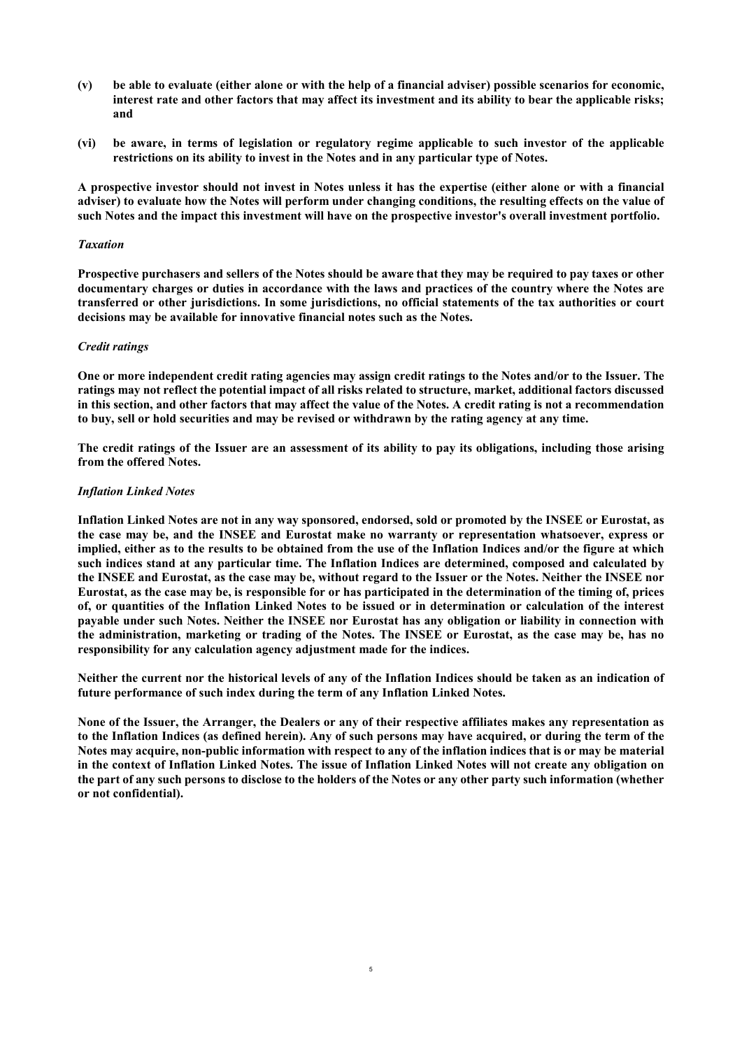**(v) be able to evaluate (either alone or with the help of a financial adviser) possible scenarios for economic, interest rate and other factors that may affect its investment and its ability to bear the applicable risks; and**

**(vi) be aware, in terms of legislation or regulatory regime applicable to such investor of the applicable restrictions on its ability to invest in the Notes and in any particular type of Notes.**

**A prospective investor should not invest in Notes unless it has the expertise (either alone or with a financial adviser) to evaluate how the Notes will perform under changing conditions, the resulting effects on the value of such Notes and the impact this investment will have on the prospective investor's overall investment portfolio.**

*Taxation*

**Prospective purchasers and sellers of the Notes should be aware that they may be required to pay taxes or other documentary charges or duties in accordance with the laws and practices of the country where the Notes are transferred or other jurisdictions. In some jurisdictions, no official statements of the tax authorities or court decisions may be available for innovative financial notes such as the Notes.**

*Credit ratings*

**One or more independent credit rating agencies may assign credit ratings to the Notes and/or to the Issuer. The ratings may not reflect the potential impact of all risks related to structure, market, additional factors discussed in this section, and other factors that may affect the value of the Notes. A credit rating is not a recommendation to buy, sell or hold securities and may be revised or withdrawn by the rating agency at any time.**

**The credit ratings of the Issuer are an assessment of its ability to pay its obligations, including those arising from the offered Notes.**

*Inflation Linked Notes*

**Inflation Linked Notes are not in any way sponsored, endorsed, sold or promoted by the INSEE or Eurostat, as the case may be, and the INSEE and Eurostat make no warranty or representation whatsoever, express or implied, either as to the results to be obtained from the use of the Inflation Indices and/or the figure at which such indices stand at any particular time. The Inflation Indices are determined, composed and calculated by the INSEE and Eurostat, as the case may be, without regard to the Issuer or the Notes. Neither the INSEE nor Eurostat, as the case may be, is responsible for or has participated in the determination of the timing of, prices of, or quantities of the Inflation Linked Notes to be issued or in determination or calculation of the interest payable under such Notes. Neither the INSEE nor Eurostat has any obligation or liability in connection with the administration, marketing or trading of the Notes. The INSEE or Eurostat, as the case may be, has no responsibility for any calculation agency adjustment made for the indices.**

**Neither the current nor the historical levels of any of the Inflation Indices should be taken as an indication of future performance of such index during the term of any Inflation Linked Notes.**

**None of the Issuer, the Arranger, the Dealers or any of their respective affiliates makes any representation as to the Inflation Indices (as defined herein). Any of such persons may have acquired, or during the term of the Notes may acquire, non-public information with respect to any of the inflation indices that is or may be material in the context of Inflation Linked Notes. The issue of Inflation Linked Notes will not create any obligation on the part of any such persons to disclose to the holders of the Notes or any other party such information (whether or not confidential).**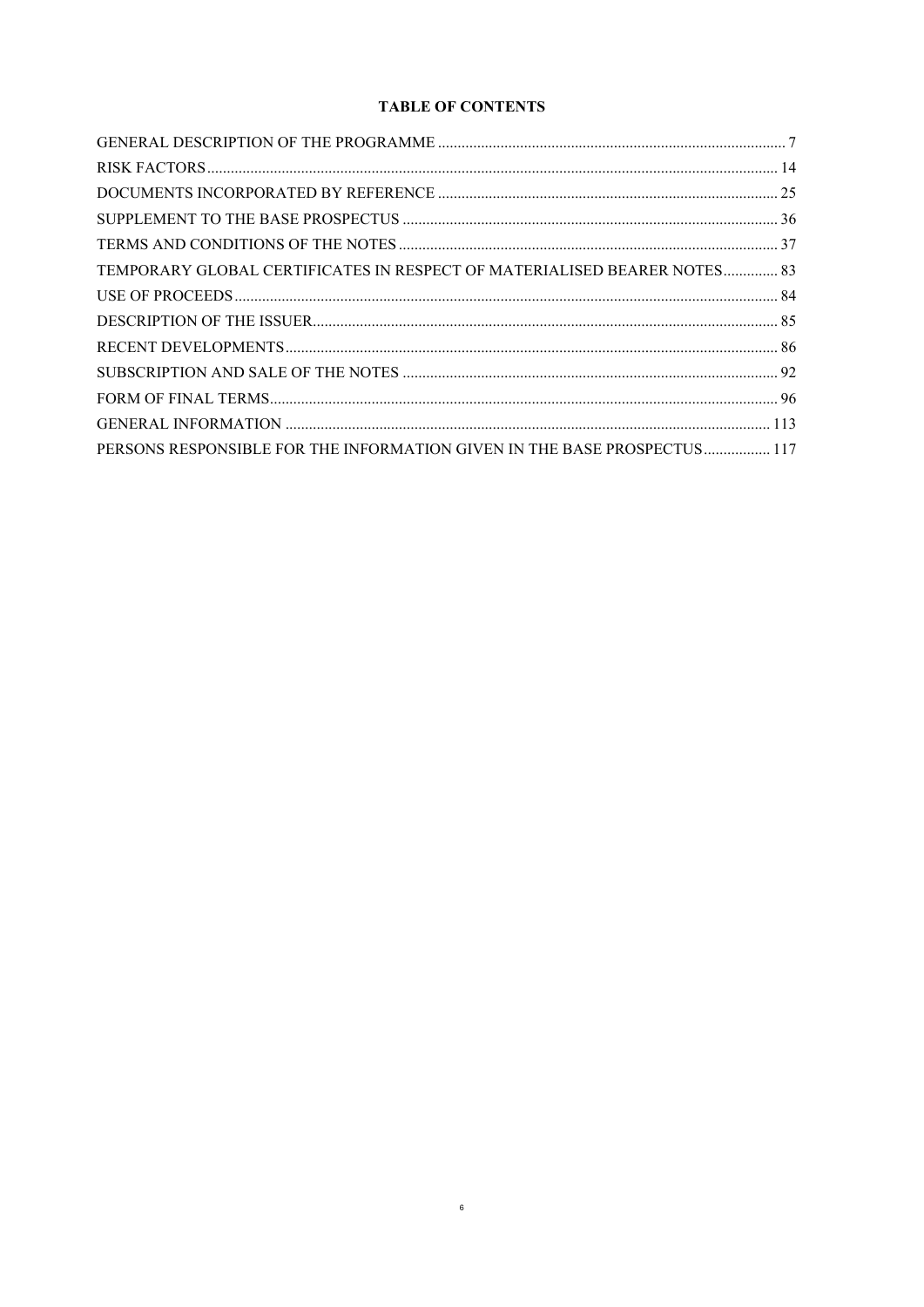**TABLE OF CONTENTS**

| | |
|---|---|
| GENERAL DESCRIPTION OF THE PROGRAMME | 7 |
| RISK FACTORS | 14 |
| DOCUMENTS INCORPORATED BY REFERENCE | 25 |
| SUPPLEMENT TO THE BASE PROSPECTUS | 36 |
| TERMS AND CONDITIONS OF THE NOTES | 37 |
| TEMPORARY GLOBAL CERTIFICATES IN RESPECT OF MATERIALISED BEARER NOTES | 83 |
| USE OF PROCEEDS | 84 |
| DESCRIPTION OF THE ISSUER | 85 |
| RECENT DEVELOPMENTS | 86 |
| SUBSCRIPTION AND SALE OF THE NOTES | 92 |
| FORM OF FINAL TERMS | 96 |
| GENERAL INFORMATION | 113 |
| PERSONS RESPONSIBLE FOR THE INFORMATION GIVEN IN THE BASE PROSPECTUS | 117 |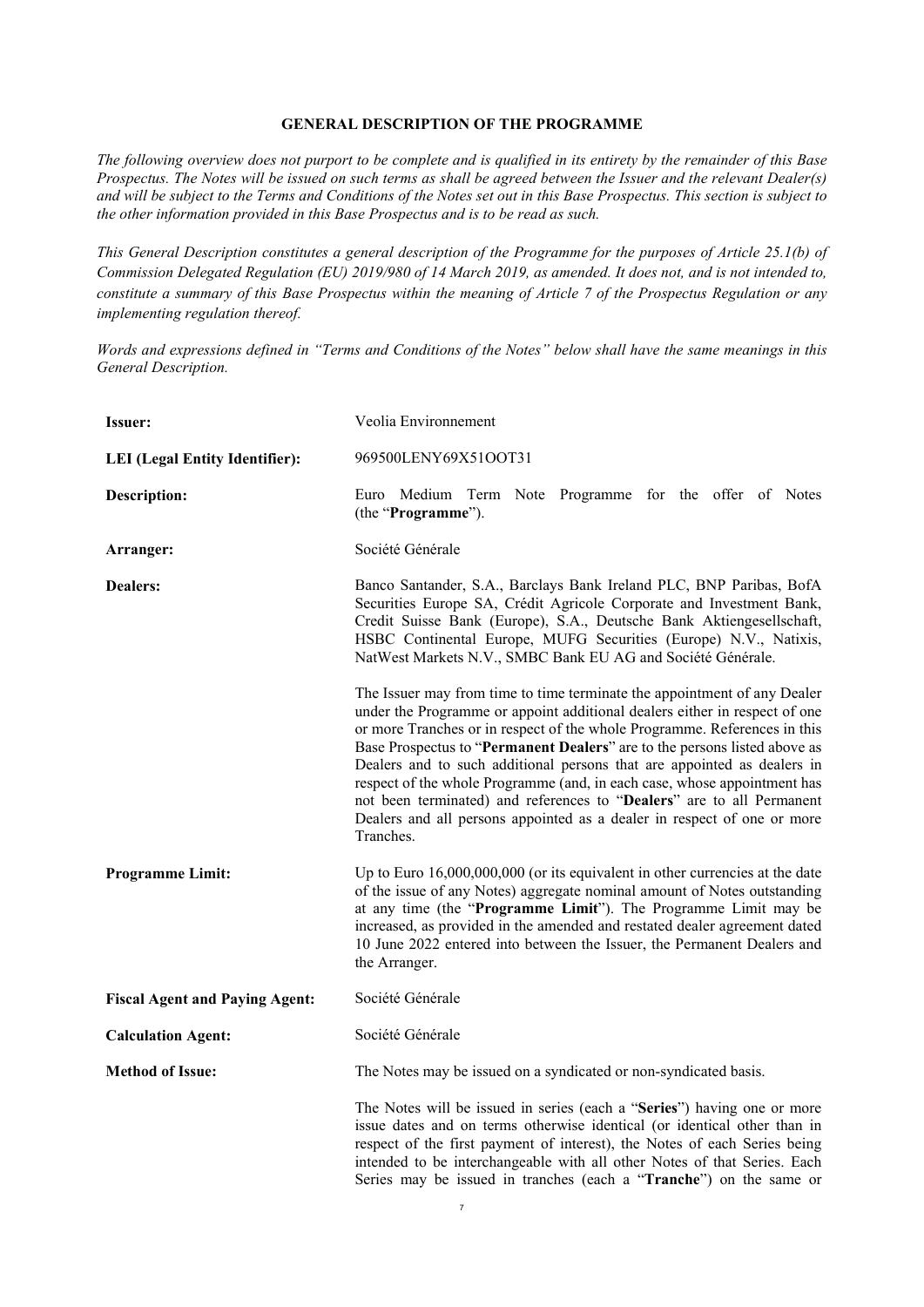## GENERAL DESCRIPTION OF THE PROGRAMME

*The following overview does not purport to be complete and is qualified in its entirety by the remainder of this Base Prospectus. The Notes will be issued on such terms as shall be agreed between the Issuer and the relevant Dealer(s) and will be subject to the Terms and Conditions of the Notes set out in this Base Prospectus. This section is subject to the other information provided in this Base Prospectus and is to be read as such.*

*This General Description constitutes a general description of the Programme for the purposes of Article 25.1(b) of Commission Delegated Regulation (EU) 2019/980 of 14 March 2019, as amended. It does not, and is not intended to, constitute a summary of this Base Prospectus within the meaning of Article 7 of the Prospectus Regulation or any implementing regulation thereof.*

*Words and expressions defined in "Terms and Conditions of the Notes" below shall have the same meanings in this General Description.*

| | |
|---|---|
| **Issuer:** | Veolia Environnement |
| **LEI (Legal Entity Identifier):** | 969500LENY69X51OOT31 |
| **Description:** | Euro Medium Term Note Programme for the offer of Notes (the "**Programme**"). |
| **Arranger:** | Société Générale |
| **Dealers:** | Banco Santander, S.A., Barclays Bank Ireland PLC, BNP Paribas, BofA Securities Europe SA, Crédit Agricole Corporate and Investment Bank, Credit Suisse Bank (Europe), S.A., Deutsche Bank Aktiengesellschaft, HSBC Continental Europe, MUFG Securities (Europe) N.V., Natixis, NatWest Markets N.V., SMBC Bank EU AG and Société Générale.<br><br>The Issuer may from time to time terminate the appointment of any Dealer under the Programme or appoint additional dealers either in respect of one or more Tranches or in respect of the whole Programme. References in this Base Prospectus to "**Permanent Dealers**" are to the persons listed above as Dealers and to such additional persons that are appointed as dealers in respect of the whole Programme (and, in each case, whose appointment has not been terminated) and references to "**Dealers**" are to all Permanent Dealers and all persons appointed as a dealer in respect of one or more Tranches. |
| **Programme Limit:** | Up to Euro 16,000,000,000 (or its equivalent in other currencies at the date of the issue of any Notes) aggregate nominal amount of Notes outstanding at any time (the "**Programme Limit**"). The Programme Limit may be increased, as provided in the amended and restated dealer agreement dated 10 June 2022 entered into between the Issuer, the Permanent Dealers and the Arranger. |
| **Fiscal Agent and Paying Agent:** | Société Générale |
| **Calculation Agent:** | Société Générale |
| **Method of Issue:** | The Notes may be issued on a syndicated or non-syndicated basis.<br><br>The Notes will be issued in series (each a "**Series**") having one or more issue dates and on terms otherwise identical (or identical other than in respect of the first payment of interest), the Notes of each Series being intended to be interchangeable with all other Notes of that Series. Each Series may be issued in tranches (each a "**Tranche**") on the same or |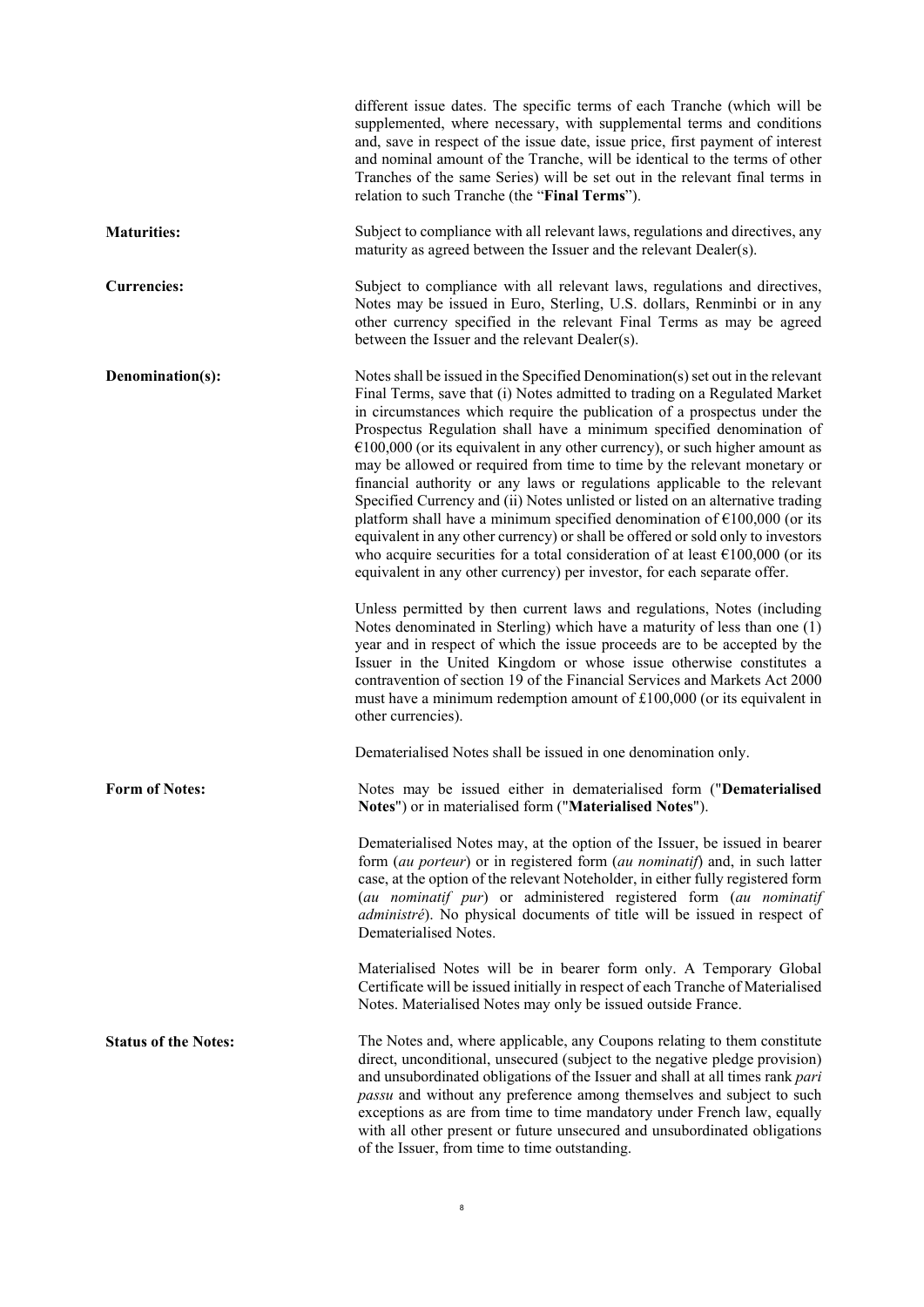different issue dates. The specific terms of each Tranche (which will be supplemented, where necessary, with supplemental terms and conditions and, save in respect of the issue date, issue price, first payment of interest and nominal amount of the Tranche, will be identical to the terms of other Tranches of the same Series) will be set out in the relevant final terms in relation to such Tranche (the "**Final Terms**").

**Maturities:** Subject to compliance with all relevant laws, regulations and directives, any maturity as agreed between the Issuer and the relevant Dealer(s).

**Currencies:** Subject to compliance with all relevant laws, regulations and directives, Notes may be issued in Euro, Sterling, U.S. dollars, Renminbi or in any other currency specified in the relevant Final Terms as may be agreed between the Issuer and the relevant Dealer(s).

**Denomination(s):** Notes shall be issued in the Specified Denomination(s) set out in the relevant Final Terms, save that (i) Notes admitted to trading on a Regulated Market in circumstances which require the publication of a prospectus under the Prospectus Regulation shall have a minimum specified denomination of €100,000 (or its equivalent in any other currency), or such higher amount as may be allowed or required from time to time by the relevant monetary or financial authority or any laws or regulations applicable to the relevant Specified Currency and (ii) Notes unlisted or listed on an alternative trading platform shall have a minimum specified denomination of €100,000 (or its equivalent in any other currency) or shall be offered or sold only to investors who acquire securities for a total consideration of at least €100,000 (or its equivalent in any other currency) per investor, for each separate offer.

Unless permitted by then current laws and regulations, Notes (including Notes denominated in Sterling) which have a maturity of less than one (1) year and in respect of which the issue proceeds are to be accepted by the Issuer in the United Kingdom or whose issue otherwise constitutes a contravention of section 19 of the Financial Services and Markets Act 2000 must have a minimum redemption amount of £100,000 (or its equivalent in other currencies).

Dematerialised Notes shall be issued in one denomination only.

**Form of Notes:** Notes may be issued either in dematerialised form ("**Dematerialised Notes**") or in materialised form ("**Materialised Notes**").

Dematerialised Notes may, at the option of the Issuer, be issued in bearer form (*au porteur*) or in registered form (*au nominatif*) and, in such latter case, at the option of the relevant Noteholder, in either fully registered form (*au nominatif pur*) or administered registered form (*au nominatif administré*). No physical documents of title will be issued in respect of Dematerialised Notes.

Materialised Notes will be in bearer form only. A Temporary Global Certificate will be issued initially in respect of each Tranche of Materialised Notes. Materialised Notes may only be issued outside France.

**Status of the Notes:** The Notes and, where applicable, any Coupons relating to them constitute direct, unconditional, unsecured (subject to the negative pledge provision) and unsubordinated obligations of the Issuer and shall at all times rank *pari passu* and without any preference among themselves and subject to such exceptions as are from time to time mandatory under French law, equally with all other present or future unsecured and unsubordinated obligations of the Issuer, from time to time outstanding.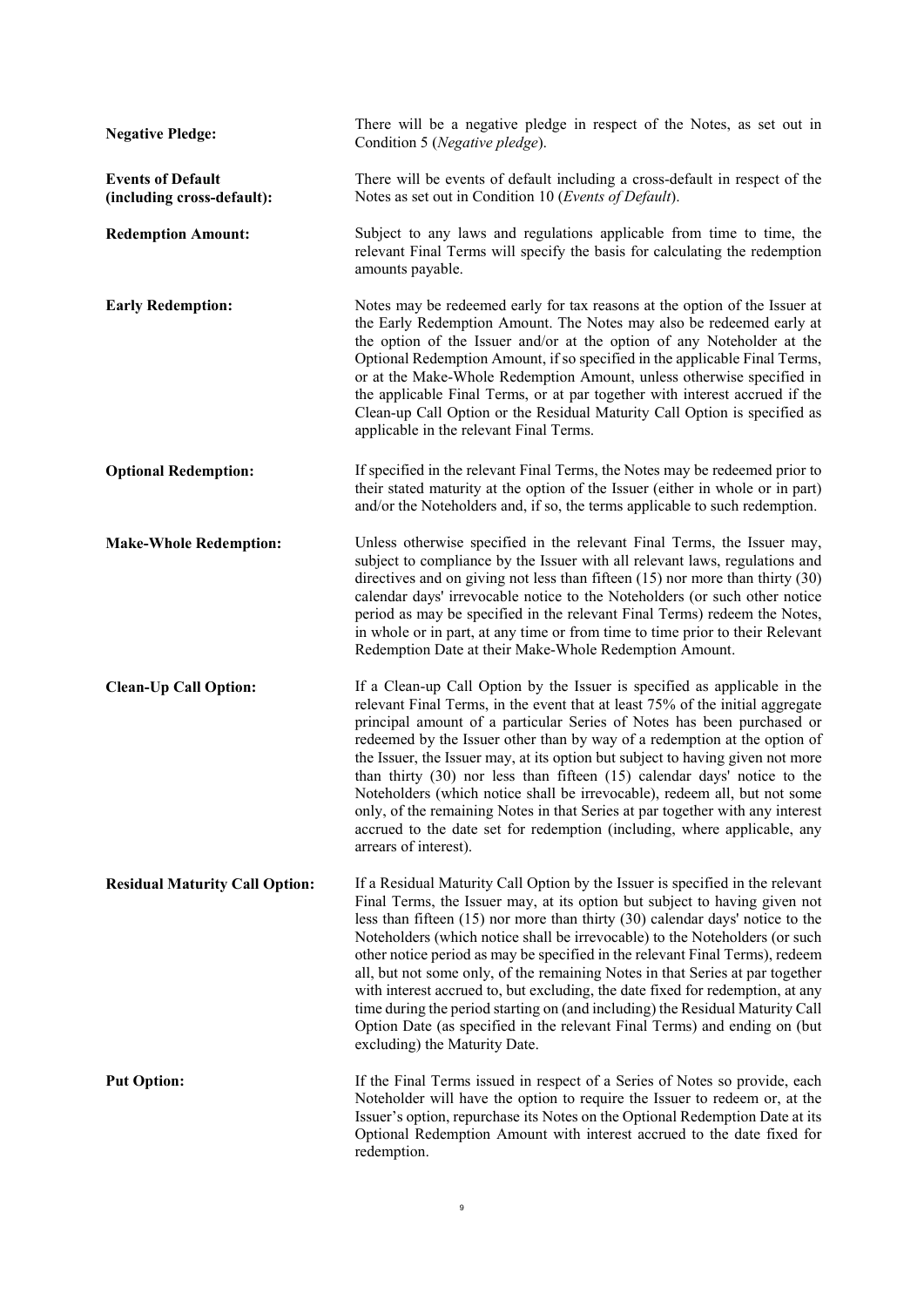**Negative Pledge:** There will be a negative pledge in respect of the Notes, as set out in Condition 5 (*Negative pledge*).

**Events of Default (including cross-default):** There will be events of default including a cross-default in respect of the Notes as set out in Condition 10 (*Events of Default*).

**Redemption Amount:** Subject to any laws and regulations applicable from time to time, the relevant Final Terms will specify the basis for calculating the redemption amounts payable.

**Early Redemption:** Notes may be redeemed early for tax reasons at the option of the Issuer at the Early Redemption Amount. The Notes may also be redeemed early at the option of the Issuer and/or at the option of any Noteholder at the Optional Redemption Amount, if so specified in the applicable Final Terms, or at the Make-Whole Redemption Amount, unless otherwise specified in the applicable Final Terms, or at par together with interest accrued if the Clean-up Call Option or the Residual Maturity Call Option is specified as applicable in the relevant Final Terms.

**Optional Redemption:** If specified in the relevant Final Terms, the Notes may be redeemed prior to their stated maturity at the option of the Issuer (either in whole or in part) and/or the Noteholders and, if so, the terms applicable to such redemption.

**Make-Whole Redemption:** Unless otherwise specified in the relevant Final Terms, the Issuer may, subject to compliance by the Issuer with all relevant laws, regulations and directives and on giving not less than fifteen (15) nor more than thirty (30) calendar days' irrevocable notice to the Noteholders (or such other notice period as may be specified in the relevant Final Terms) redeem the Notes, in whole or in part, at any time or from time to time prior to their Relevant Redemption Date at their Make-Whole Redemption Amount.

**Clean-Up Call Option:** If a Clean-up Call Option by the Issuer is specified as applicable in the relevant Final Terms, in the event that at least 75% of the initial aggregate principal amount of a particular Series of Notes has been purchased or redeemed by the Issuer other than by way of a redemption at the option of the Issuer, the Issuer may, at its option but subject to having given not more than thirty (30) nor less than fifteen (15) calendar days' notice to the Noteholders (which notice shall be irrevocable), redeem all, but not some only, of the remaining Notes in that Series at par together with any interest accrued to the date set for redemption (including, where applicable, any arrears of interest).

**Residual Maturity Call Option:** If a Residual Maturity Call Option by the Issuer is specified in the relevant Final Terms, the Issuer may, at its option but subject to having given not less than fifteen (15) nor more than thirty (30) calendar days' notice to the Noteholders (which notice shall be irrevocable) to the Noteholders (or such other notice period as may be specified in the relevant Final Terms), redeem all, but not some only, of the remaining Notes in that Series at par together with interest accrued to, but excluding, the date fixed for redemption, at any time during the period starting on (and including) the Residual Maturity Call Option Date (as specified in the relevant Final Terms) and ending on (but excluding) the Maturity Date.

**Put Option:** If the Final Terms issued in respect of a Series of Notes so provide, each Noteholder will have the option to require the Issuer to redeem or, at the Issuer's option, repurchase its Notes on the Optional Redemption Date at its Optional Redemption Amount with interest accrued to the date fixed for redemption.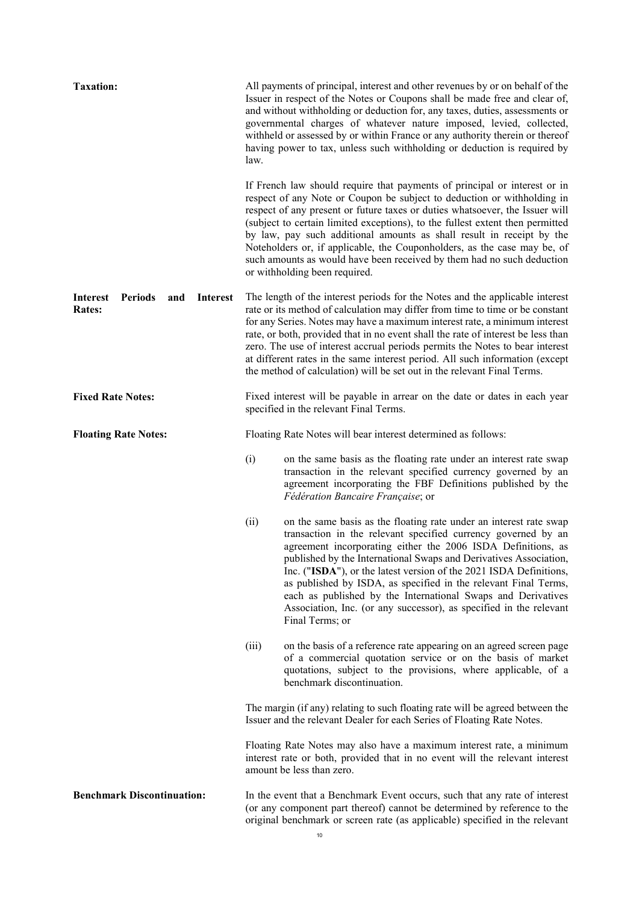**Taxation:**

All payments of principal, interest and other revenues by or on behalf of the Issuer in respect of the Notes or Coupons shall be made free and clear of, and without withholding or deduction for, any taxes, duties, assessments or governmental charges of whatever nature imposed, levied, collected, withheld or assessed by or within France or any authority therein or thereof having power to tax, unless such withholding or deduction is required by law.

If French law should require that payments of principal or interest or in respect of any Note or Coupon be subject to deduction or withholding in respect of any present or future taxes or duties whatsoever, the Issuer will (subject to certain limited exceptions), to the fullest extent then permitted by law, pay such additional amounts as shall result in receipt by the Noteholders or, if applicable, the Couponholders, as the case may be, of such amounts as would have been received by them had no such deduction or withholding been required.

**Interest Periods and Interest Rates:**

The length of the interest periods for the Notes and the applicable interest rate or its method of calculation may differ from time to time or be constant for any Series. Notes may have a maximum interest rate, a minimum interest rate, or both, provided that in no event shall the rate of interest be less than zero. The use of interest accrual periods permits the Notes to bear interest at different rates in the same interest period. All such information (except the method of calculation) will be set out in the relevant Final Terms.

**Fixed Rate Notes:**

Fixed interest will be payable in arrear on the date or dates in each year specified in the relevant Final Terms.

**Floating Rate Notes:**

Floating Rate Notes will bear interest determined as follows:

(i) on the same basis as the floating rate under an interest rate swap transaction in the relevant specified currency governed by an agreement incorporating the FBF Definitions published by the *Fédération Bancaire Française*; or

(ii) on the same basis as the floating rate under an interest rate swap transaction in the relevant specified currency governed by an agreement incorporating either the 2006 ISDA Definitions, as published by the International Swaps and Derivatives Association, Inc. ("**ISDA**"), or the latest version of the 2021 ISDA Definitions, as published by ISDA, as specified in the relevant Final Terms, each as published by the International Swaps and Derivatives Association, Inc. (or any successor), as specified in the relevant Final Terms; or

(iii) on the basis of a reference rate appearing on an agreed screen page of a commercial quotation service or on the basis of market quotations, subject to the provisions, where applicable, of a benchmark discontinuation.

The margin (if any) relating to such floating rate will be agreed between the Issuer and the relevant Dealer for each Series of Floating Rate Notes.

Floating Rate Notes may also have a maximum interest rate, a minimum interest rate or both, provided that in no event will the relevant interest amount be less than zero.

**Benchmark Discontinuation:**

In the event that a Benchmark Event occurs, such that any rate of interest (or any component part thereof) cannot be determined by reference to the original benchmark or screen rate (as applicable) specified in the relevant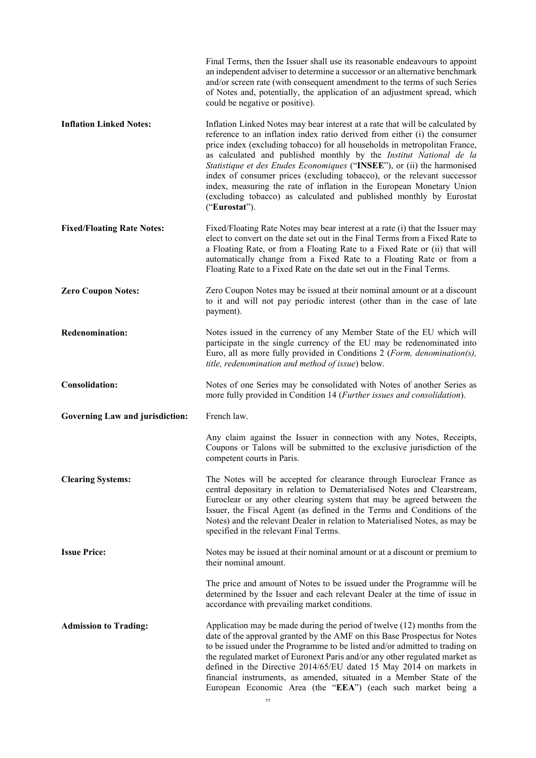| | |
|---|---|
| | Final Terms, then the Issuer shall use its reasonable endeavours to appoint an independent adviser to determine a successor or an alternative benchmark and/or screen rate (with consequent amendment to the terms of such Series of Notes and, potentially, the application of an adjustment spread, which could be negative or positive). |
| **Inflation Linked Notes:** | Inflation Linked Notes may bear interest at a rate that will be calculated by reference to an inflation index ratio derived from either (i) the consumer price index (excluding tobacco) for all households in metropolitan France, as calculated and published monthly by the *Institut National de la Statistique et des Etudes Economiques* ("**INSEE**"), or (ii) the harmonised index of consumer prices (excluding tobacco), or the relevant successor index, measuring the rate of inflation in the European Monetary Union (excluding tobacco) as calculated and published monthly by Eurostat ("**Eurostat**"). |
| **Fixed/Floating Rate Notes:** | Fixed/Floating Rate Notes may bear interest at a rate (i) that the Issuer may elect to convert on the date set out in the Final Terms from a Fixed Rate to a Floating Rate, or from a Floating Rate to a Fixed Rate or (ii) that will automatically change from a Fixed Rate to a Floating Rate or from a Floating Rate to a Fixed Rate on the date set out in the Final Terms. |
| **Zero Coupon Notes:** | Zero Coupon Notes may be issued at their nominal amount or at a discount to it and will not pay periodic interest (other than in the case of late payment). |
| **Redenomination:** | Notes issued in the currency of any Member State of the EU which will participate in the single currency of the EU may be redenominated into Euro, all as more fully provided in Conditions 2 (*Form, denomination(s), title, redenomination and method of issue*) below. |
| **Consolidation:** | Notes of one Series may be consolidated with Notes of another Series as more fully provided in Condition 14 (*Further issues and consolidation*). |
| **Governing Law and jurisdiction:** | French law.<br><br>Any claim against the Issuer in connection with any Notes, Receipts, Coupons or Talons will be submitted to the exclusive jurisdiction of the competent courts in Paris. |
| **Clearing Systems:** | The Notes will be accepted for clearance through Euroclear France as central depositary in relation to Dematerialised Notes and Clearstream, Euroclear or any other clearing system that may be agreed between the Issuer, the Fiscal Agent (as defined in the Terms and Conditions of the Notes) and the relevant Dealer in relation to Materialised Notes, as may be specified in the relevant Final Terms. |
| **Issue Price:** | Notes may be issued at their nominal amount or at a discount or premium to their nominal amount.<br><br>The price and amount of Notes to be issued under the Programme will be determined by the Issuer and each relevant Dealer at the time of issue in accordance with prevailing market conditions. |
| **Admission to Trading:** | Application may be made during the period of twelve (12) months from the date of the approval granted by the AMF on this Base Prospectus for Notes to be issued under the Programme to be listed and/or admitted to trading on the regulated market of Euronext Paris and/or any other regulated market as defined in the Directive 2014/65/EU dated 15 May 2014 on markets in financial instruments, as amended, situated in a Member State of the European Economic Area (the "**EEA**") (each such market being a |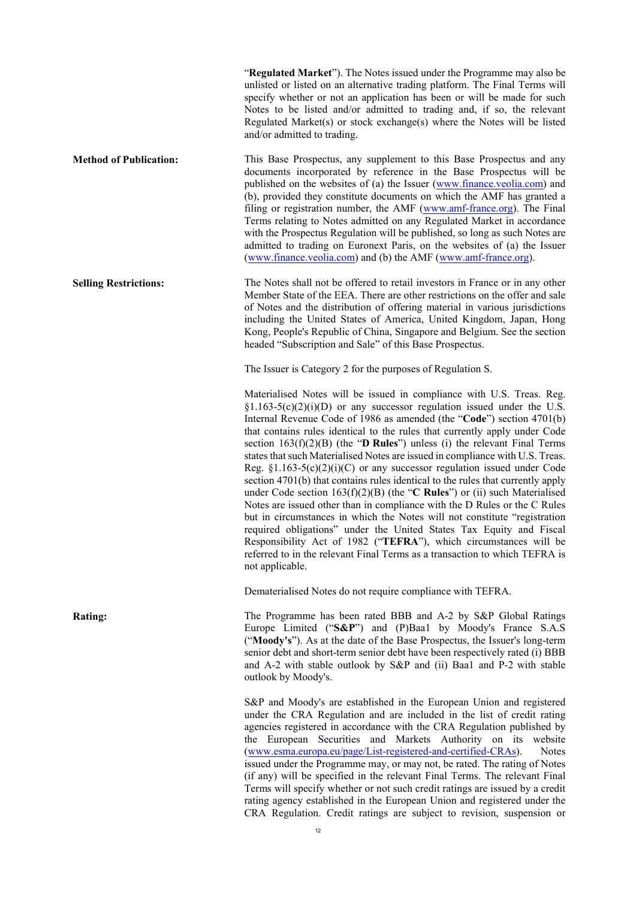"**Regulated Market**"). The Notes issued under the Programme may also be unlisted or listed on an alternative trading platform. The Final Terms will specify whether or not an application has been or will be made for such Notes to be listed and/or admitted to trading and, if so, the relevant Regulated Market(s) or stock exchange(s) where the Notes will be listed and/or admitted to trading.

| | |
|---|---|
| **Method of Publication:** | This Base Prospectus, any supplement to this Base Prospectus and any documents incorporated by reference in the Base Prospectus will be published on the websites of (a) the Issuer (www.finance.veolia.com) and (b), provided they constitute documents on which the AMF has granted a filing or registration number, the AMF (www.amf-france.org). The Final Terms relating to Notes admitted on any Regulated Market in accordance with the Prospectus Regulation will be published, so long as such Notes are admitted to trading on Euronext Paris, on the websites of (a) the Issuer (www.finance.veolia.com) and (b) the AMF (www.amf-france.org). |
| **Selling Restrictions:** | The Notes shall not be offered to retail investors in France or in any other Member State of the EEA. There are other restrictions on the offer and sale of Notes and the distribution of offering material in various jurisdictions including the United States of America, United Kingdom, Japan, Hong Kong, People's Republic of China, Singapore and Belgium. See the section headed "Subscription and Sale" of this Base Prospectus. |
| | The Issuer is Category 2 for the purposes of Regulation S. |
| | Materialised Notes will be issued in compliance with U.S. Treas. Reg. §1.163-5(c)(2)(i)(D) or any successor regulation issued under the U.S. Internal Revenue Code of 1986 as amended (the "**Code**") section 4701(b) that contains rules identical to the rules that currently apply under Code section 163(f)(2)(B) (the "**D Rules**") unless (i) the relevant Final Terms states that such Materialised Notes are issued in compliance with U.S. Treas. Reg. §1.163-5(c)(2)(i)(C) or any successor regulation issued under Code section 4701(b) that contains rules identical to the rules that currently apply under Code section 163(f)(2)(B) (the "**C Rules**") or (ii) such Materialised Notes are issued other than in compliance with the D Rules or the C Rules but in circumstances in which the Notes will not constitute "registration required obligations" under the United States Tax Equity and Fiscal Responsibility Act of 1982 ("**TEFRA**"), which circumstances will be referred to in the relevant Final Terms as a transaction to which TEFRA is not applicable. |
| | Dematerialised Notes do not require compliance with TEFRA. |
| **Rating:** | The Programme has been rated BBB and A-2 by S&P Global Ratings Europe Limited ("**S&P**") and (P)Baa1 by Moody's France S.A.S ("**Moody's**"). As at the date of the Base Prospectus, the Issuer's long-term senior debt and short-term senior debt have been respectively rated (i) BBB and A-2 with stable outlook by S&P and (ii) Baa1 and P-2 with stable outlook by Moody's. |
| | S&P and Moody's are established in the European Union and registered under the CRA Regulation and are included in the list of credit rating agencies registered in accordance with the CRA Regulation published by the European Securities and Markets Authority on its website (www.esma.europa.eu/page/List-registered-and-certified-CRAs). Notes issued under the Programme may, or may not, be rated. The rating of Notes (if any) will be specified in the relevant Final Terms. The relevant Final Terms will specify whether or not such credit ratings are issued by a credit rating agency established in the European Union and registered under the CRA Regulation. Credit ratings are subject to revision, suspension or |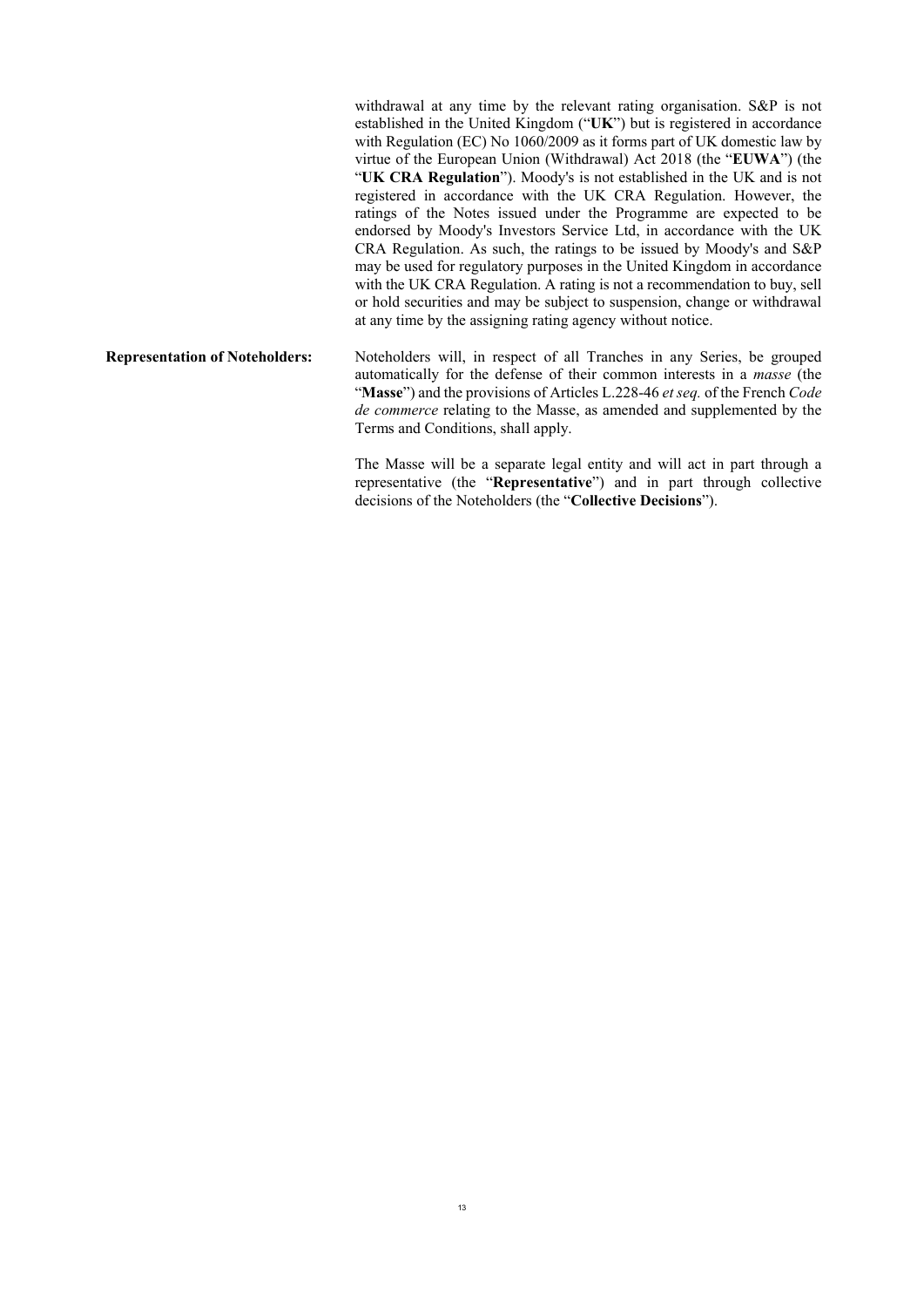withdrawal at any time by the relevant rating organisation. S&P is not established in the United Kingdom ("**UK**") but is registered in accordance with Regulation (EC) No 1060/2009 as it forms part of UK domestic law by virtue of the European Union (Withdrawal) Act 2018 (the "**EUWA**") (the "**UK CRA Regulation**"). Moody's is not established in the UK and is not registered in accordance with the UK CRA Regulation. However, the ratings of the Notes issued under the Programme are expected to be endorsed by Moody's Investors Service Ltd, in accordance with the UK CRA Regulation. As such, the ratings to be issued by Moody's and S&P may be used for regulatory purposes in the United Kingdom in accordance with the UK CRA Regulation. A rating is not a recommendation to buy, sell or hold securities and may be subject to suspension, change or withdrawal at any time by the assigning rating agency without notice.

**Representation of Noteholders:**

Noteholders will, in respect of all Tranches in any Series, be grouped automatically for the defense of their common interests in a *masse* (the "**Masse**") and the provisions of Articles L.228-46 *et seq.* of the French *Code de commerce* relating to the Masse, as amended and supplemented by the Terms and Conditions, shall apply.

The Masse will be a separate legal entity and will act in part through a representative (the "**Representative**") and in part through collective decisions of the Noteholders (the "**Collective Decisions**").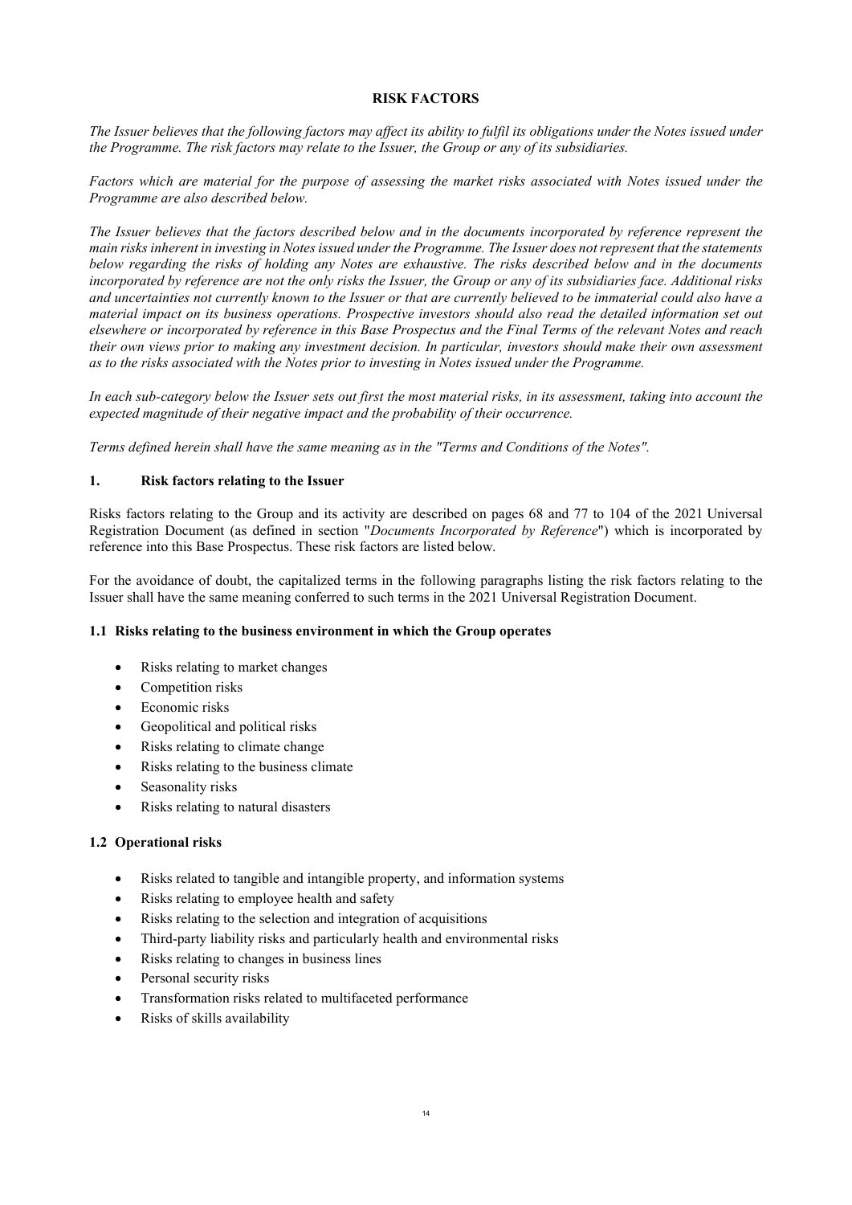## RISK FACTORS

*The Issuer believes that the following factors may affect its ability to fulfil its obligations under the Notes issued under the Programme. The risk factors may relate to the Issuer, the Group or any of its subsidiaries.*

*Factors which are material for the purpose of assessing the market risks associated with Notes issued under the Programme are also described below.*

*The Issuer believes that the factors described below and in the documents incorporated by reference represent the main risks inherent in investing in Notes issued under the Programme. The Issuer does not represent that the statements below regarding the risks of holding any Notes are exhaustive. The risks described below and in the documents incorporated by reference are not the only risks the Issuer, the Group or any of its subsidiaries face. Additional risks and uncertainties not currently known to the Issuer or that are currently believed to be immaterial could also have a material impact on its business operations. Prospective investors should also read the detailed information set out elsewhere or incorporated by reference in this Base Prospectus and the Final Terms of the relevant Notes and reach their own views prior to making any investment decision. In particular, investors should make their own assessment as to the risks associated with the Notes prior to investing in Notes issued under the Programme.*

*In each sub-category below the Issuer sets out first the most material risks, in its assessment, taking into account the expected magnitude of their negative impact and the probability of their occurrence.*

*Terms defined herein shall have the same meaning as in the "Terms and Conditions of the Notes".*

### 1. Risk factors relating to the Issuer

Risks factors relating to the Group and its activity are described on pages 68 and 77 to 104 of the 2021 Universal Registration Document (as defined in section "*Documents Incorporated by Reference*") which is incorporated by reference into this Base Prospectus. These risk factors are listed below.

For the avoidance of doubt, the capitalized terms in the following paragraphs listing the risk factors relating to the Issuer shall have the same meaning conferred to such terms in the 2021 Universal Registration Document.

#### 1.1 Risks relating to the business environment in which the Group operates

- Risks relating to market changes
- Competition risks
- Economic risks
- Geopolitical and political risks
- Risks relating to climate change
- Risks relating to the business climate
- Seasonality risks
- Risks relating to natural disasters

#### 1.2 Operational risks

- Risks related to tangible and intangible property, and information systems
- Risks relating to employee health and safety
- Risks relating to the selection and integration of acquisitions
- Third-party liability risks and particularly health and environmental risks
- Risks relating to changes in business lines
- Personal security risks
- Transformation risks related to multifaceted performance
- Risks of skills availability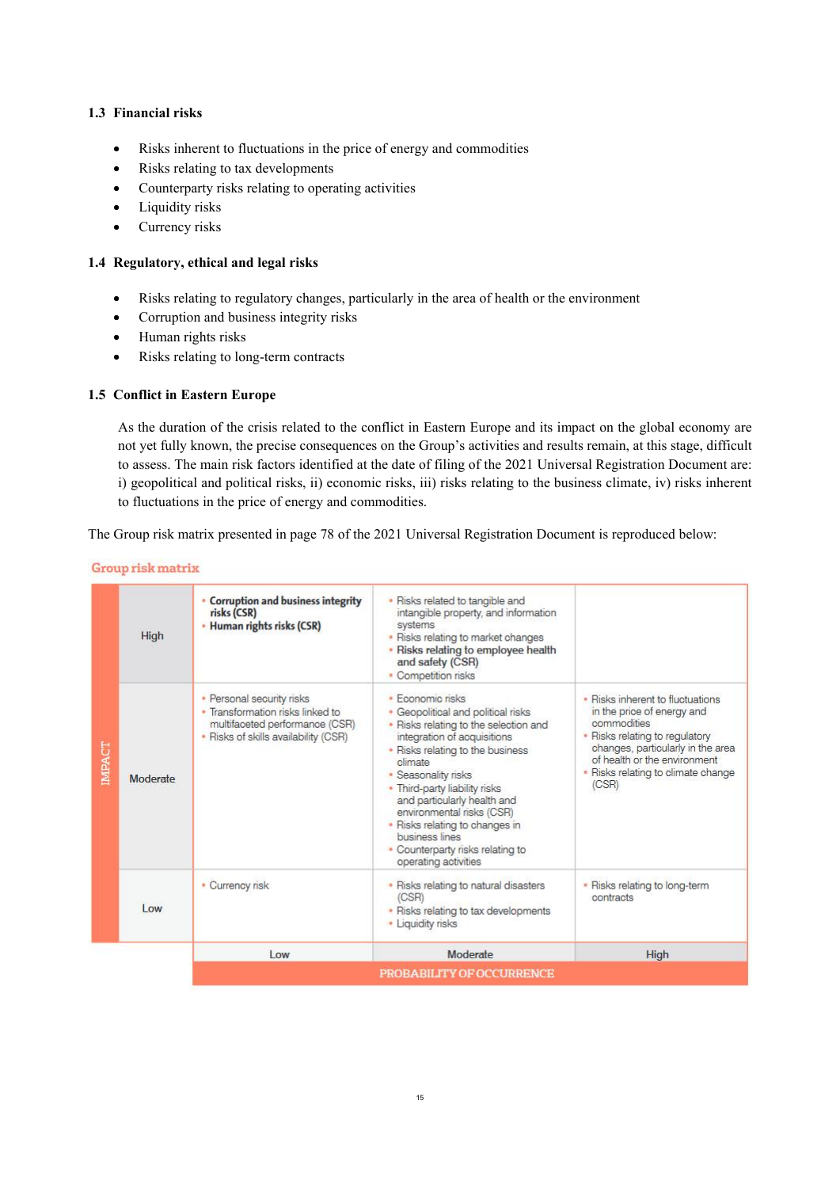### 1.3 Financial risks

- Risks inherent to fluctuations in the price of energy and commodities
- Risks relating to tax developments
- Counterparty risks relating to operating activities
- Liquidity risks
- Currency risks

### 1.4 Regulatory, ethical and legal risks

- Risks relating to regulatory changes, particularly in the area of health or the environment
- Corruption and business integrity risks
- Human rights risks
- Risks relating to long-term contracts

### 1.5 Conflict in Eastern Europe

As the duration of the crisis related to the conflict in Eastern Europe and its impact on the global economy are not yet fully known, the precise consequences on the Group's activities and results remain, at this stage, difficult to assess. The main risk factors identified at the date of filing of the 2021 Universal Registration Document are: i) geopolitical and political risks, ii) economic risks, iii) risks relating to the business climate, iv) risks inherent to fluctuations in the price of energy and commodities.

The Group risk matrix presented in page 78 of the 2021 Universal Registration Document is reproduced below:

**Group risk matrix**

| IMPACT | Low | Moderate | High |
|---|---|---|---|
| High | • **Corruption and business integrity risks (CSR)**<br>• **Human rights risks (CSR)** | • Risks related to tangible and intangible property, and information systems<br>• Risks relating to market changes<br>• **Risks relating to employee health and safety (CSR)**<br>• Competition risks | |
| Moderate | • Personal security risks<br>• Transformation risks linked to multifaceted performance (CSR)<br>• Risks of skills availability (CSR) | • Economic risks<br>• Geopolitical and political risks<br>• Risks relating to the selection and integration of acquisitions<br>• Risks relating to the business climate<br>• Seasonality risks<br>• Third-party liability risks and particularly health and environmental risks (CSR)<br>• Risks relating to changes in business lines<br>• Counterparty risks relating to operating activities | • Risks inherent to fluctuations in the price of energy and commodities<br>• Risks relating to regulatory changes, particularly in the area of health or the environment<br>• Risks relating to climate change (CSR) |
| Low | • Currency risk | • Risks relating to natural disasters (CSR)<br>• Risks relating to tax developments<br>• Liquidity risks | • Risks relating to long-term contracts |
| | **PROBABILITY OF OCCURRENCE** | | |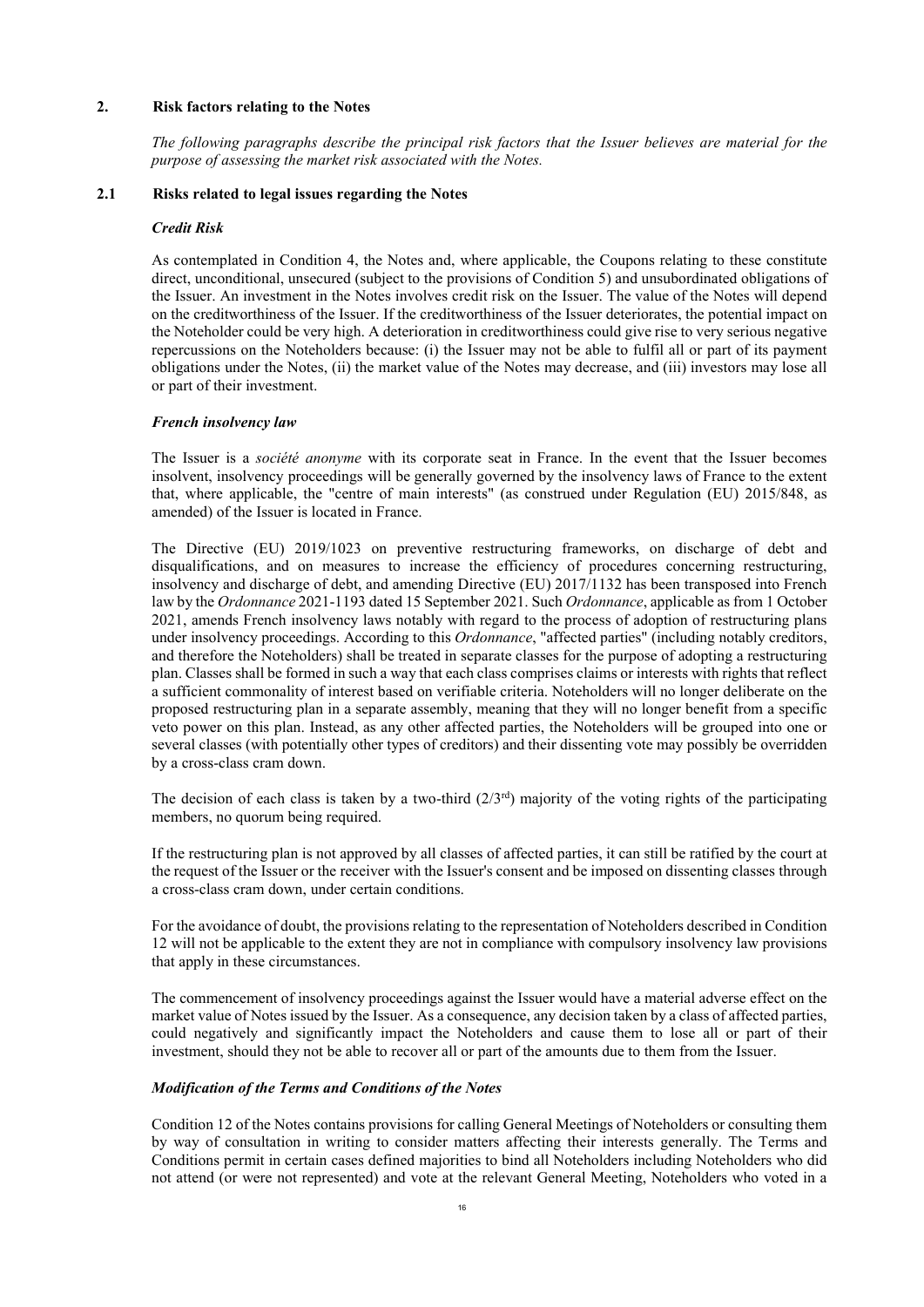## 2. Risk factors relating to the Notes

*The following paragraphs describe the principal risk factors that the Issuer believes are material for the purpose of assessing the market risk associated with the Notes.*

### 2.1 Risks related to legal issues regarding the Notes

***Credit Risk***

As contemplated in Condition 4, the Notes and, where applicable, the Coupons relating to these constitute direct, unconditional, unsecured (subject to the provisions of Condition 5) and unsubordinated obligations of the Issuer. An investment in the Notes involves credit risk on the Issuer. The value of the Notes will depend on the creditworthiness of the Issuer. If the creditworthiness of the Issuer deteriorates, the potential impact on the Noteholder could be very high. A deterioration in creditworthiness could give rise to very serious negative repercussions on the Noteholders because: (i) the Issuer may not be able to fulfil all or part of its payment obligations under the Notes, (ii) the market value of the Notes may decrease, and (iii) investors may lose all or part of their investment.

***French insolvency law***

The Issuer is a *société anonyme* with its corporate seat in France. In the event that the Issuer becomes insolvent, insolvency proceedings will be generally governed by the insolvency laws of France to the extent that, where applicable, the "centre of main interests" (as construed under Regulation (EU) 2015/848, as amended) of the Issuer is located in France.

The Directive (EU) 2019/1023 on preventive restructuring frameworks, on discharge of debt and disqualifications, and on measures to increase the efficiency of procedures concerning restructuring, insolvency and discharge of debt, and amending Directive (EU) 2017/1132 has been transposed into French law by the *Ordonnance* 2021-1193 dated 15 September 2021. Such *Ordonnance*, applicable as from 1 October 2021, amends French insolvency laws notably with regard to the process of adoption of restructuring plans under insolvency proceedings. According to this *Ordonnance*, "affected parties" (including notably creditors, and therefore the Noteholders) shall be treated in separate classes for the purpose of adopting a restructuring plan. Classes shall be formed in such a way that each class comprises claims or interests with rights that reflect a sufficient commonality of interest based on verifiable criteria. Noteholders will no longer deliberate on the proposed restructuring plan in a separate assembly, meaning that they will no longer benefit from a specific veto power on this plan. Instead, as any other affected parties, the Noteholders will be grouped into one or several classes (with potentially other types of creditors) and their dissenting vote may possibly be overridden by a cross-class cram down.

The decision of each class is taken by a two-third (2/3rd) majority of the voting rights of the participating members, no quorum being required.

If the restructuring plan is not approved by all classes of affected parties, it can still be ratified by the court at the request of the Issuer or the receiver with the Issuer's consent and be imposed on dissenting classes through a cross-class cram down, under certain conditions.

For the avoidance of doubt, the provisions relating to the representation of Noteholders described in Condition 12 will not be applicable to the extent they are not in compliance with compulsory insolvency law provisions that apply in these circumstances.

The commencement of insolvency proceedings against the Issuer would have a material adverse effect on the market value of Notes issued by the Issuer. As a consequence, any decision taken by a class of affected parties, could negatively and significantly impact the Noteholders and cause them to lose all or part of their investment, should they not be able to recover all or part of the amounts due to them from the Issuer.

***Modification of the Terms and Conditions of the Notes***

Condition 12 of the Notes contains provisions for calling General Meetings of Noteholders or consulting them by way of consultation in writing to consider matters affecting their interests generally. The Terms and Conditions permit in certain cases defined majorities to bind all Noteholders including Noteholders who did not attend (or were not represented) and vote at the relevant General Meeting, Noteholders who voted in a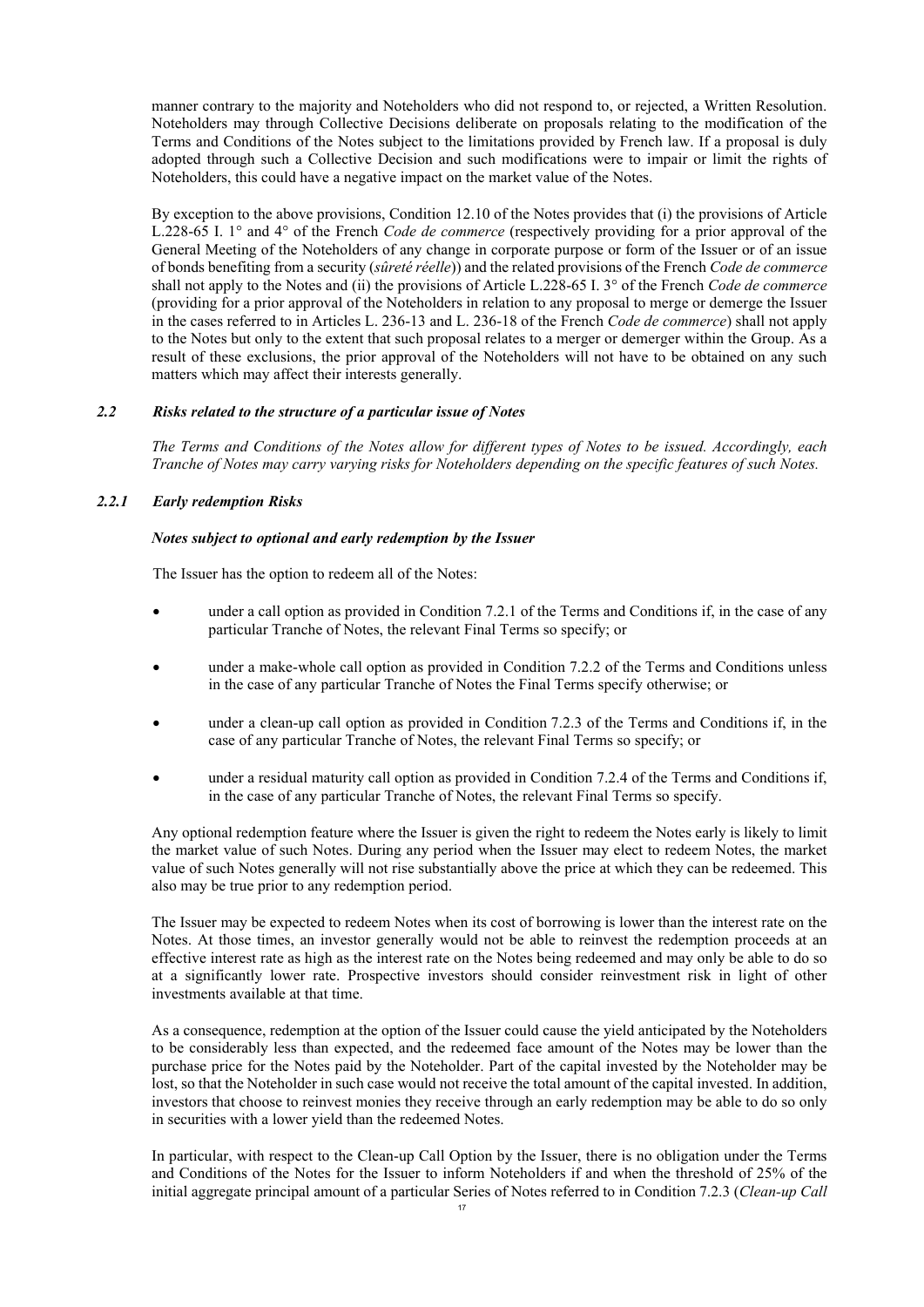manner contrary to the majority and Noteholders who did not respond to, or rejected, a Written Resolution. Noteholders may through Collective Decisions deliberate on proposals relating to the modification of the Terms and Conditions of the Notes subject to the limitations provided by French law. If a proposal is duly adopted through such a Collective Decision and such modifications were to impair or limit the rights of Noteholders, this could have a negative impact on the market value of the Notes.

By exception to the above provisions, Condition 12.10 of the Notes provides that (i) the provisions of Article L.228-65 I. 1° and 4° of the French *Code de commerce* (respectively providing for a prior approval of the General Meeting of the Noteholders of any change in corporate purpose or form of the Issuer or of an issue of bonds benefiting from a security (*sûreté réelle*)) and the related provisions of the French *Code de commerce* shall not apply to the Notes and (ii) the provisions of Article L.228-65 I. 3° of the French *Code de commerce* (providing for a prior approval of the Noteholders in relation to any proposal to merge or demerge the Issuer in the cases referred to in Articles L. 236-13 and L. 236-18 of the French *Code de commerce*) shall not apply to the Notes but only to the extent that such proposal relates to a merger or demerger within the Group. As a result of these exclusions, the prior approval of the Noteholders will not have to be obtained on any such matters which may affect their interests generally.

### *2.2 Risks related to the structure of a particular issue of Notes*

*The Terms and Conditions of the Notes allow for different types of Notes to be issued. Accordingly, each Tranche of Notes may carry varying risks for Noteholders depending on the specific features of such Notes.*

#### *2.2.1 Early redemption Risks*

***Notes subject to optional and early redemption by the Issuer***

The Issuer has the option to redeem all of the Notes:

- under a call option as provided in Condition 7.2.1 of the Terms and Conditions if, in the case of any particular Tranche of Notes, the relevant Final Terms so specify; or
- under a make-whole call option as provided in Condition 7.2.2 of the Terms and Conditions unless in the case of any particular Tranche of Notes the Final Terms specify otherwise; or
- under a clean-up call option as provided in Condition 7.2.3 of the Terms and Conditions if, in the case of any particular Tranche of Notes, the relevant Final Terms so specify; or
- under a residual maturity call option as provided in Condition 7.2.4 of the Terms and Conditions if, in the case of any particular Tranche of Notes, the relevant Final Terms so specify.

Any optional redemption feature where the Issuer is given the right to redeem the Notes early is likely to limit the market value of such Notes. During any period when the Issuer may elect to redeem Notes, the market value of such Notes generally will not rise substantially above the price at which they can be redeemed. This also may be true prior to any redemption period.

The Issuer may be expected to redeem Notes when its cost of borrowing is lower than the interest rate on the Notes. At those times, an investor generally would not be able to reinvest the redemption proceeds at an effective interest rate as high as the interest rate on the Notes being redeemed and may only be able to do so at a significantly lower rate. Prospective investors should consider reinvestment risk in light of other investments available at that time.

As a consequence, redemption at the option of the Issuer could cause the yield anticipated by the Noteholders to be considerably less than expected, and the redeemed face amount of the Notes may be lower than the purchase price for the Notes paid by the Noteholder. Part of the capital invested by the Noteholder may be lost, so that the Noteholder in such case would not receive the total amount of the capital invested. In addition, investors that choose to reinvest monies they receive through an early redemption may be able to do so only in securities with a lower yield than the redeemed Notes.

In particular, with respect to the Clean-up Call Option by the Issuer, there is no obligation under the Terms and Conditions of the Notes for the Issuer to inform Noteholders if and when the threshold of 25% of the initial aggregate principal amount of a particular Series of Notes referred to in Condition 7.2.3 (*Clean-up Call*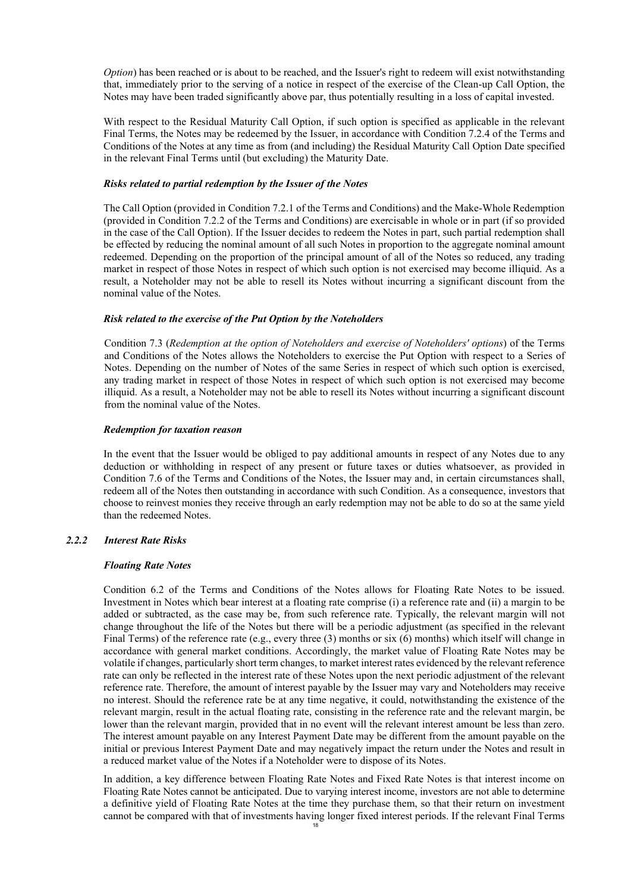*Option*) has been reached or is about to be reached, and the Issuer's right to redeem will exist notwithstanding that, immediately prior to the serving of a notice in respect of the exercise of the Clean-up Call Option, the Notes may have been traded significantly above par, thus potentially resulting in a loss of capital invested.

With respect to the Residual Maturity Call Option, if such option is specified as applicable in the relevant Final Terms, the Notes may be redeemed by the Issuer, in accordance with Condition 7.2.4 of the Terms and Conditions of the Notes at any time as from (and including) the Residual Maturity Call Option Date specified in the relevant Final Terms until (but excluding) the Maturity Date.

***Risks related to partial redemption by the Issuer of the Notes***

The Call Option (provided in Condition 7.2.1 of the Terms and Conditions) and the Make-Whole Redemption (provided in Condition 7.2.2 of the Terms and Conditions) are exercisable in whole or in part (if so provided in the case of the Call Option). If the Issuer decides to redeem the Notes in part, such partial redemption shall be effected by reducing the nominal amount of all such Notes in proportion to the aggregate nominal amount redeemed. Depending on the proportion of the principal amount of all of the Notes so reduced, any trading market in respect of those Notes in respect of which such option is not exercised may become illiquid. As a result, a Noteholder may not be able to resell its Notes without incurring a significant discount from the nominal value of the Notes.

***Risk related to the exercise of the Put Option by the Noteholders***

Condition 7.3 (*Redemption at the option of Noteholders and exercise of Noteholders' options*) of the Terms and Conditions of the Notes allows the Noteholders to exercise the Put Option with respect to a Series of Notes. Depending on the number of Notes of the same Series in respect of which such option is exercised, any trading market in respect of those Notes in respect of which such option is not exercised may become illiquid. As a result, a Noteholder may not be able to resell its Notes without incurring a significant discount from the nominal value of the Notes.

***Redemption for taxation reason***

In the event that the Issuer would be obliged to pay additional amounts in respect of any Notes due to any deduction or withholding in respect of any present or future taxes or duties whatsoever, as provided in Condition 7.6 of the Terms and Conditions of the Notes, the Issuer may and, in certain circumstances shall, redeem all of the Notes then outstanding in accordance with such Condition. As a consequence, investors that choose to reinvest monies they receive through an early redemption may not be able to do so at the same yield than the redeemed Notes.

### *2.2.2 Interest Rate Risks*

***Floating Rate Notes***

Condition 6.2 of the Terms and Conditions of the Notes allows for Floating Rate Notes to be issued. Investment in Notes which bear interest at a floating rate comprise (i) a reference rate and (ii) a margin to be added or subtracted, as the case may be, from such reference rate. Typically, the relevant margin will not change throughout the life of the Notes but there will be a periodic adjustment (as specified in the relevant Final Terms) of the reference rate (e.g., every three (3) months or six (6) months) which itself will change in accordance with general market conditions. Accordingly, the market value of Floating Rate Notes may be volatile if changes, particularly short term changes, to market interest rates evidenced by the relevant reference rate can only be reflected in the interest rate of these Notes upon the next periodic adjustment of the relevant reference rate. Therefore, the amount of interest payable by the Issuer may vary and Noteholders may receive no interest. Should the reference rate be at any time negative, it could, notwithstanding the existence of the relevant margin, result in the actual floating rate, consisting in the reference rate and the relevant margin, be lower than the relevant margin, provided that in no event will the relevant interest amount be less than zero. The interest amount payable on any Interest Payment Date may be different from the amount payable on the initial or previous Interest Payment Date and may negatively impact the return under the Notes and result in a reduced market value of the Notes if a Noteholder were to dispose of its Notes.

In addition, a key difference between Floating Rate Notes and Fixed Rate Notes is that interest income on Floating Rate Notes cannot be anticipated. Due to varying interest income, investors are not able to determine a definitive yield of Floating Rate Notes at the time they purchase them, so that their return on investment cannot be compared with that of investments having longer fixed interest periods. If the relevant Final Terms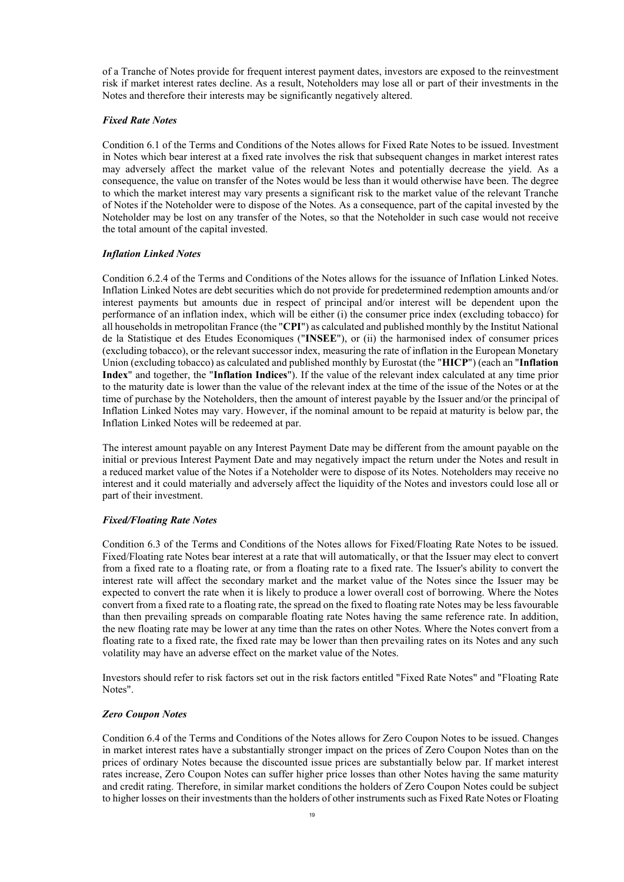of a Tranche of Notes provide for frequent interest payment dates, investors are exposed to the reinvestment risk if market interest rates decline. As a result, Noteholders may lose all or part of their investments in the Notes and therefore their interests may be significantly negatively altered.

***Fixed Rate Notes***

Condition 6.1 of the Terms and Conditions of the Notes allows for Fixed Rate Notes to be issued. Investment in Notes which bear interest at a fixed rate involves the risk that subsequent changes in market interest rates may adversely affect the market value of the relevant Notes and potentially decrease the yield. As a consequence, the value on transfer of the Notes would be less than it would otherwise have been. The degree to which the market interest may vary presents a significant risk to the market value of the relevant Tranche of Notes if the Noteholder were to dispose of the Notes. As a consequence, part of the capital invested by the Noteholder may be lost on any transfer of the Notes, so that the Noteholder in such case would not receive the total amount of the capital invested.

***Inflation Linked Notes***

Condition 6.2.4 of the Terms and Conditions of the Notes allows for the issuance of Inflation Linked Notes. Inflation Linked Notes are debt securities which do not provide for predetermined redemption amounts and/or interest payments but amounts due in respect of principal and/or interest will be dependent upon the performance of an inflation index, which will be either (i) the consumer price index (excluding tobacco) for all households in metropolitan France (the "**CPI**") as calculated and published monthly by the Institut National de la Statistique et des Etudes Economiques ("**INSEE**"), or (ii) the harmonised index of consumer prices (excluding tobacco), or the relevant successor index, measuring the rate of inflation in the European Monetary Union (excluding tobacco) as calculated and published monthly by Eurostat (the "**HICP**") (each an "**Inflation Index**" and together, the "**Inflation Indices**"). If the value of the relevant index calculated at any time prior to the maturity date is lower than the value of the relevant index at the time of the issue of the Notes or at the time of purchase by the Noteholders, then the amount of interest payable by the Issuer and/or the principal of Inflation Linked Notes may vary. However, if the nominal amount to be repaid at maturity is below par, the Inflation Linked Notes will be redeemed at par.

The interest amount payable on any Interest Payment Date may be different from the amount payable on the initial or previous Interest Payment Date and may negatively impact the return under the Notes and result in a reduced market value of the Notes if a Noteholder were to dispose of its Notes. Noteholders may receive no interest and it could materially and adversely affect the liquidity of the Notes and investors could lose all or part of their investment.

***Fixed/Floating Rate Notes***

Condition 6.3 of the Terms and Conditions of the Notes allows for Fixed/Floating Rate Notes to be issued. Fixed/Floating rate Notes bear interest at a rate that will automatically, or that the Issuer may elect to convert from a fixed rate to a floating rate, or from a floating rate to a fixed rate. The Issuer's ability to convert the interest rate will affect the secondary market and the market value of the Notes since the Issuer may be expected to convert the rate when it is likely to produce a lower overall cost of borrowing. Where the Notes convert from a fixed rate to a floating rate, the spread on the fixed to floating rate Notes may be less favourable than then prevailing spreads on comparable floating rate Notes having the same reference rate. In addition, the new floating rate may be lower at any time than the rates on other Notes. Where the Notes convert from a floating rate to a fixed rate, the fixed rate may be lower than then prevailing rates on its Notes and any such volatility may have an adverse effect on the market value of the Notes.

Investors should refer to risk factors set out in the risk factors entitled "Fixed Rate Notes" and "Floating Rate Notes".

***Zero Coupon Notes***

Condition 6.4 of the Terms and Conditions of the Notes allows for Zero Coupon Notes to be issued. Changes in market interest rates have a substantially stronger impact on the prices of Zero Coupon Notes than on the prices of ordinary Notes because the discounted issue prices are substantially below par. If market interest rates increase, Zero Coupon Notes can suffer higher price losses than other Notes having the same maturity and credit rating. Therefore, in similar market conditions the holders of Zero Coupon Notes could be subject to higher losses on their investments than the holders of other instruments such as Fixed Rate Notes or Floating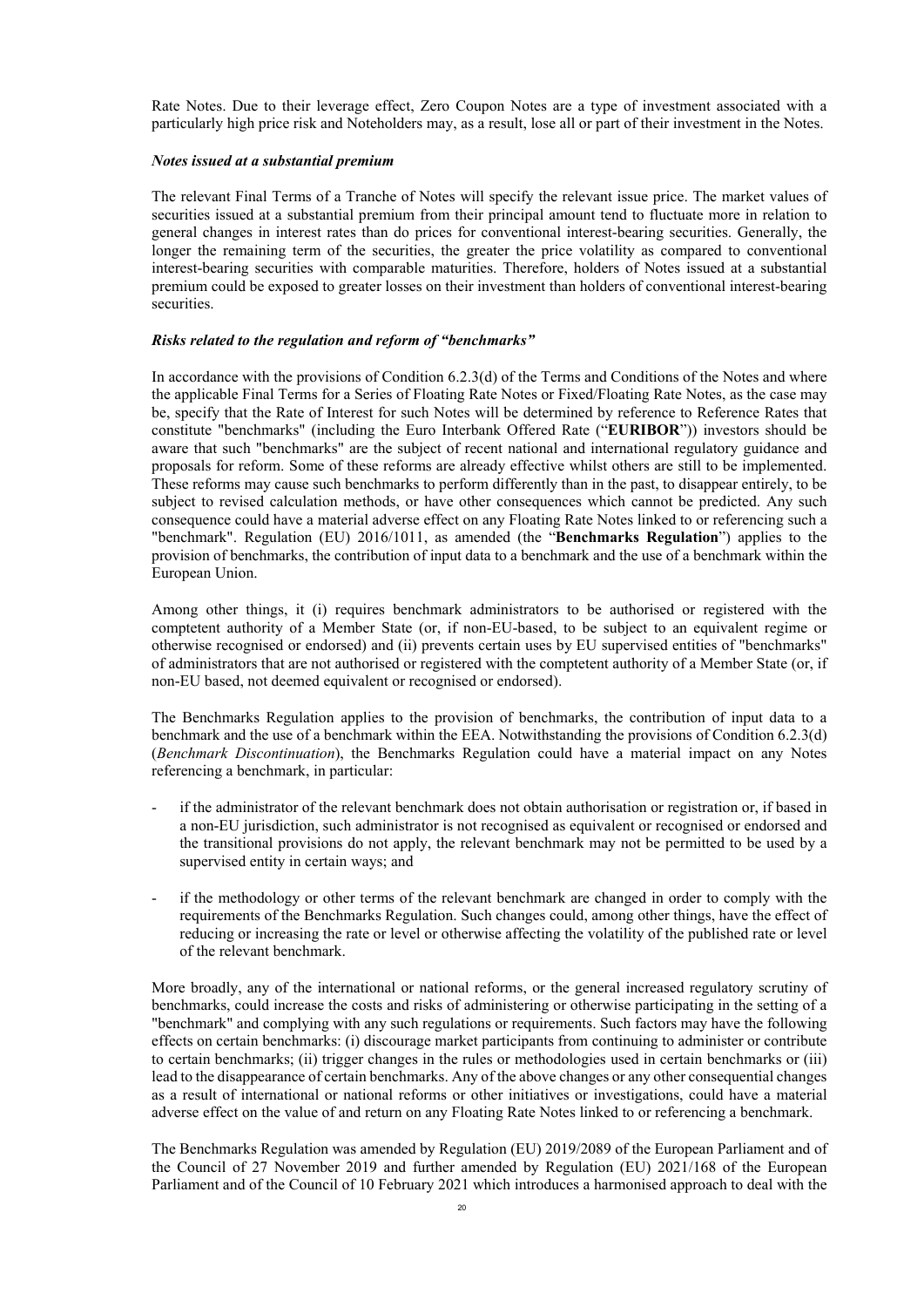Rate Notes. Due to their leverage effect, Zero Coupon Notes are a type of investment associated with a particularly high price risk and Noteholders may, as a result, lose all or part of their investment in the Notes.

***Notes issued at a substantial premium***

The relevant Final Terms of a Tranche of Notes will specify the relevant issue price. The market values of securities issued at a substantial premium from their principal amount tend to fluctuate more in relation to general changes in interest rates than do prices for conventional interest-bearing securities. Generally, the longer the remaining term of the securities, the greater the price volatility as compared to conventional interest-bearing securities with comparable maturities. Therefore, holders of Notes issued at a substantial premium could be exposed to greater losses on their investment than holders of conventional interest-bearing securities.

***Risks related to the regulation and reform of "benchmarks"***

In accordance with the provisions of Condition 6.2.3(d) of the Terms and Conditions of the Notes and where the applicable Final Terms for a Series of Floating Rate Notes or Fixed/Floating Rate Notes, as the case may be, specify that the Rate of Interest for such Notes will be determined by reference to Reference Rates that constitute "benchmarks" (including the Euro Interbank Offered Rate ("**EURIBOR**")) investors should be aware that such "benchmarks" are the subject of recent national and international regulatory guidance and proposals for reform. Some of these reforms are already effective whilst others are still to be implemented. These reforms may cause such benchmarks to perform differently than in the past, to disappear entirely, to be subject to revised calculation methods, or have other consequences which cannot be predicted. Any such consequence could have a material adverse effect on any Floating Rate Notes linked to or referencing such a "benchmark". Regulation (EU) 2016/1011, as amended (the "**Benchmarks Regulation**") applies to the provision of benchmarks, the contribution of input data to a benchmark and the use of a benchmark within the European Union.

Among other things, it (i) requires benchmark administrators to be authorised or registered with the comptetent authority of a Member State (or, if non-EU-based, to be subject to an equivalent regime or otherwise recognised or endorsed) and (ii) prevents certain uses by EU supervised entities of "benchmarks" of administrators that are not authorised or registered with the comptetent authority of a Member State (or, if non-EU based, not deemed equivalent or recognised or endorsed).

The Benchmarks Regulation applies to the provision of benchmarks, the contribution of input data to a benchmark and the use of a benchmark within the EEA. Notwithstanding the provisions of Condition 6.2.3(d) (*Benchmark Discontinuation*), the Benchmarks Regulation could have a material impact on any Notes referencing a benchmark, in particular:

- if the administrator of the relevant benchmark does not obtain authorisation or registration or, if based in a non-EU jurisdiction, such administrator is not recognised as equivalent or recognised or endorsed and the transitional provisions do not apply, the relevant benchmark may not be permitted to be used by a supervised entity in certain ways; and

- if the methodology or other terms of the relevant benchmark are changed in order to comply with the requirements of the Benchmarks Regulation. Such changes could, among other things, have the effect of reducing or increasing the rate or level or otherwise affecting the volatility of the published rate or level of the relevant benchmark.

More broadly, any of the international or national reforms, or the general increased regulatory scrutiny of benchmarks, could increase the costs and risks of administering or otherwise participating in the setting of a "benchmark" and complying with any such regulations or requirements. Such factors may have the following effects on certain benchmarks: (i) discourage market participants from continuing to administer or contribute to certain benchmarks; (ii) trigger changes in the rules or methodologies used in certain benchmarks or (iii) lead to the disappearance of certain benchmarks. Any of the above changes or any other consequential changes as a result of international or national reforms or other initiatives or investigations, could have a material adverse effect on the value of and return on any Floating Rate Notes linked to or referencing a benchmark.

The Benchmarks Regulation was amended by Regulation (EU) 2019/2089 of the European Parliament and of the Council of 27 November 2019 and further amended by Regulation (EU) 2021/168 of the European Parliament and of the Council of 10 February 2021 which introduces a harmonised approach to deal with the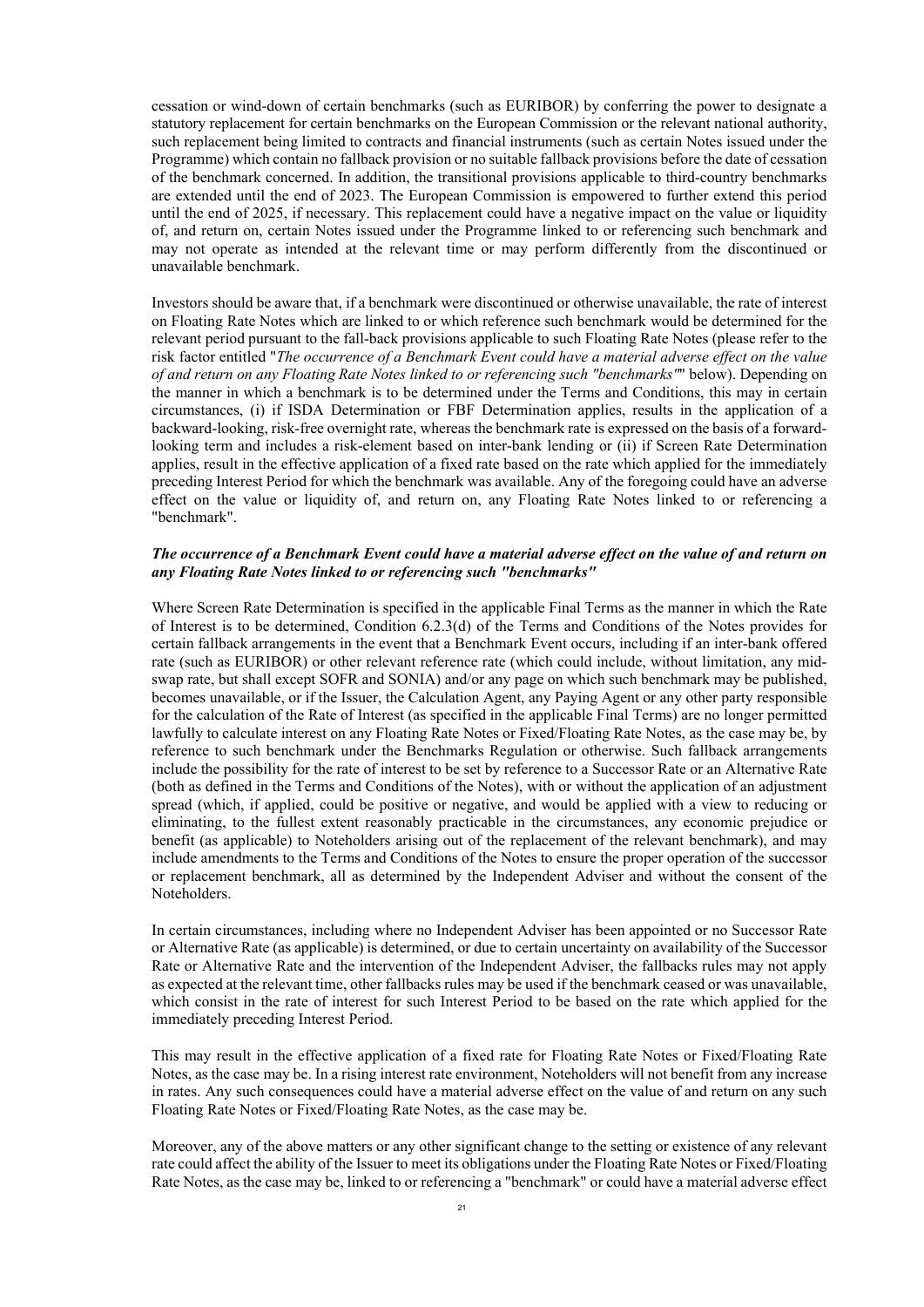cessation or wind-down of certain benchmarks (such as EURIBOR) by conferring the power to designate a statutory replacement for certain benchmarks on the European Commission or the relevant national authority, such replacement being limited to contracts and financial instruments (such as certain Notes issued under the Programme) which contain no fallback provision or no suitable fallback provisions before the date of cessation of the benchmark concerned. In addition, the transitional provisions applicable to third-country benchmarks are extended until the end of 2023. The European Commission is empowered to further extend this period until the end of 2025, if necessary. This replacement could have a negative impact on the value or liquidity of, and return on, certain Notes issued under the Programme linked to or referencing such benchmark and may not operate as intended at the relevant time or may perform differently from the discontinued or unavailable benchmark.

Investors should be aware that, if a benchmark were discontinued or otherwise unavailable, the rate of interest on Floating Rate Notes which are linked to or which reference such benchmark would be determined for the relevant period pursuant to the fall-back provisions applicable to such Floating Rate Notes (please refer to the risk factor entitled "*The occurrence of a Benchmark Event could have a material adverse effect on the value of and return on any Floating Rate Notes linked to or referencing such "benchmarks"*" below). Depending on the manner in which a benchmark is to be determined under the Terms and Conditions, this may in certain circumstances, (i) if ISDA Determination or FBF Determination applies, results in the application of a backward-looking, risk-free overnight rate, whereas the benchmark rate is expressed on the basis of a forward-looking term and includes a risk-element based on inter-bank lending or (ii) if Screen Rate Determination applies, result in the effective application of a fixed rate based on the rate which applied for the immediately preceding Interest Period for which the benchmark was available. Any of the foregoing could have an adverse effect on the value or liquidity of, and return on, any Floating Rate Notes linked to or referencing a "benchmark".

***The occurrence of a Benchmark Event could have a material adverse effect on the value of and return on any Floating Rate Notes linked to or referencing such "benchmarks"***

Where Screen Rate Determination is specified in the applicable Final Terms as the manner in which the Rate of Interest is to be determined, Condition 6.2.3(d) of the Terms and Conditions of the Notes provides for certain fallback arrangements in the event that a Benchmark Event occurs, including if an inter-bank offered rate (such as EURIBOR) or other relevant reference rate (which could include, without limitation, any mid-swap rate, but shall except SOFR and SONIA) and/or any page on which such benchmark may be published, becomes unavailable, or if the Issuer, the Calculation Agent, any Paying Agent or any other party responsible for the calculation of the Rate of Interest (as specified in the applicable Final Terms) are no longer permitted lawfully to calculate interest on any Floating Rate Notes or Fixed/Floating Rate Notes, as the case may be, by reference to such benchmark under the Benchmarks Regulation or otherwise. Such fallback arrangements include the possibility for the rate of interest to be set by reference to a Successor Rate or an Alternative Rate (both as defined in the Terms and Conditions of the Notes), with or without the application of an adjustment spread (which, if applied, could be positive or negative, and would be applied with a view to reducing or eliminating, to the fullest extent reasonably practicable in the circumstances, any economic prejudice or benefit (as applicable) to Noteholders arising out of the replacement of the relevant benchmark), and may include amendments to the Terms and Conditions of the Notes to ensure the proper operation of the successor or replacement benchmark, all as determined by the Independent Adviser and without the consent of the Noteholders.

In certain circumstances, including where no Independent Adviser has been appointed or no Successor Rate or Alternative Rate (as applicable) is determined, or due to certain uncertainty on availability of the Successor Rate or Alternative Rate and the intervention of the Independent Adviser, the fallbacks rules may not apply as expected at the relevant time, other fallbacks rules may be used if the benchmark ceased or was unavailable, which consist in the rate of interest for such Interest Period to be based on the rate which applied for the immediately preceding Interest Period.

This may result in the effective application of a fixed rate for Floating Rate Notes or Fixed/Floating Rate Notes, as the case may be. In a rising interest rate environment, Noteholders will not benefit from any increase in rates. Any such consequences could have a material adverse effect on the value of and return on any such Floating Rate Notes or Fixed/Floating Rate Notes, as the case may be.

Moreover, any of the above matters or any other significant change to the setting or existence of any relevant rate could affect the ability of the Issuer to meet its obligations under the Floating Rate Notes or Fixed/Floating Rate Notes, as the case may be, linked to or referencing a "benchmark" or could have a material adverse effect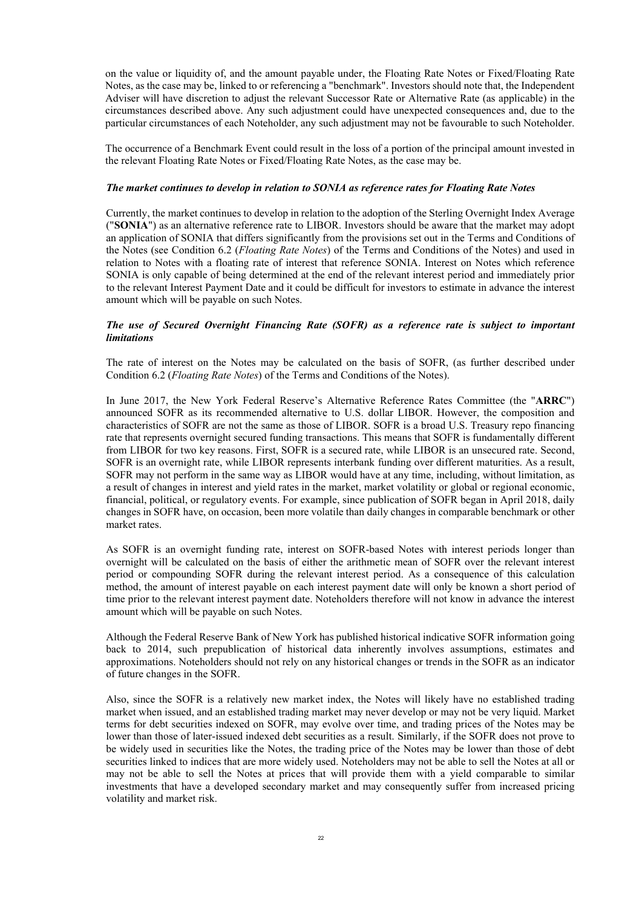on the value or liquidity of, and the amount payable under, the Floating Rate Notes or Fixed/Floating Rate Notes, as the case may be, linked to or referencing a "benchmark". Investors should note that, the Independent Adviser will have discretion to adjust the relevant Successor Rate or Alternative Rate (as applicable) in the circumstances described above. Any such adjustment could have unexpected consequences and, due to the particular circumstances of each Noteholder, any such adjustment may not be favourable to such Noteholder.

The occurrence of a Benchmark Event could result in the loss of a portion of the principal amount invested in the relevant Floating Rate Notes or Fixed/Floating Rate Notes, as the case may be.

***The market continues to develop in relation to SONIA as reference rates for Floating Rate Notes***

Currently, the market continues to develop in relation to the adoption of the Sterling Overnight Index Average ("**SONIA**") as an alternative reference rate to LIBOR. Investors should be aware that the market may adopt an application of SONIA that differs significantly from the provisions set out in the Terms and Conditions of the Notes (see Condition 6.2 (*Floating Rate Notes*) of the Terms and Conditions of the Notes) and used in relation to Notes with a floating rate of interest that reference SONIA. Interest on Notes which reference SONIA is only capable of being determined at the end of the relevant interest period and immediately prior to the relevant Interest Payment Date and it could be difficult for investors to estimate in advance the interest amount which will be payable on such Notes.

***The use of Secured Overnight Financing Rate (SOFR) as a reference rate is subject to important limitations***

The rate of interest on the Notes may be calculated on the basis of SOFR, (as further described under Condition 6.2 (*Floating Rate Notes*) of the Terms and Conditions of the Notes).

In June 2017, the New York Federal Reserve's Alternative Reference Rates Committee (the "**ARRC**") announced SOFR as its recommended alternative to U.S. dollar LIBOR. However, the composition and characteristics of SOFR are not the same as those of LIBOR. SOFR is a broad U.S. Treasury repo financing rate that represents overnight secured funding transactions. This means that SOFR is fundamentally different from LIBOR for two key reasons. First, SOFR is a secured rate, while LIBOR is an unsecured rate. Second, SOFR is an overnight rate, while LIBOR represents interbank funding over different maturities. As a result, SOFR may not perform in the same way as LIBOR would have at any time, including, without limitation, as a result of changes in interest and yield rates in the market, market volatility or global or regional economic, financial, political, or regulatory events. For example, since publication of SOFR began in April 2018, daily changes in SOFR have, on occasion, been more volatile than daily changes in comparable benchmark or other market rates.

As SOFR is an overnight funding rate, interest on SOFR-based Notes with interest periods longer than overnight will be calculated on the basis of either the arithmetic mean of SOFR over the relevant interest period or compounding SOFR during the relevant interest period. As a consequence of this calculation method, the amount of interest payable on each interest payment date will only be known a short period of time prior to the relevant interest payment date. Noteholders therefore will not know in advance the interest amount which will be payable on such Notes.

Although the Federal Reserve Bank of New York has published historical indicative SOFR information going back to 2014, such prepublication of historical data inherently involves assumptions, estimates and approximations. Noteholders should not rely on any historical changes or trends in the SOFR as an indicator of future changes in the SOFR.

Also, since the SOFR is a relatively new market index, the Notes will likely have no established trading market when issued, and an established trading market may never develop or may not be very liquid. Market terms for debt securities indexed on SOFR, may evolve over time, and trading prices of the Notes may be lower than those of later-issued indexed debt securities as a result. Similarly, if the SOFR does not prove to be widely used in securities like the Notes, the trading price of the Notes may be lower than those of debt securities linked to indices that are more widely used. Noteholders may not be able to sell the Notes at all or may not be able to sell the Notes at prices that will provide them with a yield comparable to similar investments that have a developed secondary market and may consequently suffer from increased pricing volatility and market risk.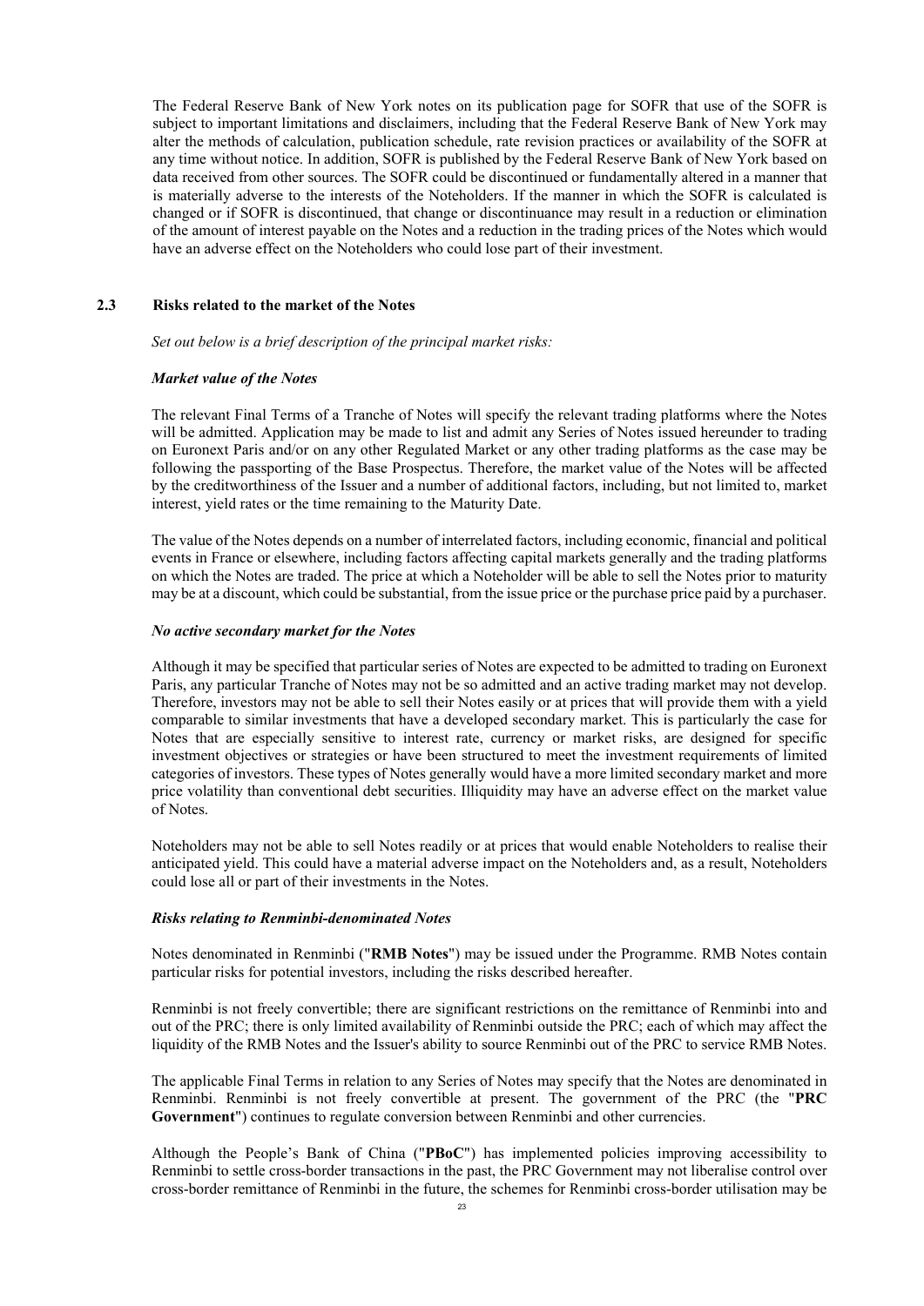The Federal Reserve Bank of New York notes on its publication page for SOFR that use of the SOFR is subject to important limitations and disclaimers, including that the Federal Reserve Bank of New York may alter the methods of calculation, publication schedule, rate revision practices or availability of the SOFR at any time without notice. In addition, SOFR is published by the Federal Reserve Bank of New York based on data received from other sources. The SOFR could be discontinued or fundamentally altered in a manner that is materially adverse to the interests of the Noteholders. If the manner in which the SOFR is calculated is changed or if SOFR is discontinued, that change or discontinuance may result in a reduction or elimination of the amount of interest payable on the Notes and a reduction in the trading prices of the Notes which would have an adverse effect on the Noteholders who could lose part of their investment.

## 2.3 Risks related to the market of the Notes

*Set out below is a brief description of the principal market risks:*

***Market value of the Notes***

The relevant Final Terms of a Tranche of Notes will specify the relevant trading platforms where the Notes will be admitted. Application may be made to list and admit any Series of Notes issued hereunder to trading on Euronext Paris and/or on any other Regulated Market or any other trading platforms as the case may be following the passporting of the Base Prospectus. Therefore, the market value of the Notes will be affected by the creditworthiness of the Issuer and a number of additional factors, including, but not limited to, market interest, yield rates or the time remaining to the Maturity Date.

The value of the Notes depends on a number of interrelated factors, including economic, financial and political events in France or elsewhere, including factors affecting capital markets generally and the trading platforms on which the Notes are traded. The price at which a Noteholder will be able to sell the Notes prior to maturity may be at a discount, which could be substantial, from the issue price or the purchase price paid by a purchaser.

***No active secondary market for the Notes***

Although it may be specified that particular series of Notes are expected to be admitted to trading on Euronext Paris, any particular Tranche of Notes may not be so admitted and an active trading market may not develop. Therefore, investors may not be able to sell their Notes easily or at prices that will provide them with a yield comparable to similar investments that have a developed secondary market. This is particularly the case for Notes that are especially sensitive to interest rate, currency or market risks, are designed for specific investment objectives or strategies or have been structured to meet the investment requirements of limited categories of investors. These types of Notes generally would have a more limited secondary market and more price volatility than conventional debt securities. Illiquidity may have an adverse effect on the market value of Notes.

Noteholders may not be able to sell Notes readily or at prices that would enable Noteholders to realise their anticipated yield. This could have a material adverse impact on the Noteholders and, as a result, Noteholders could lose all or part of their investments in the Notes.

***Risks relating to Renminbi-denominated Notes***

Notes denominated in Renminbi ("**RMB Notes**") may be issued under the Programme. RMB Notes contain particular risks for potential investors, including the risks described hereafter.

Renminbi is not freely convertible; there are significant restrictions on the remittance of Renminbi into and out of the PRC; there is only limited availability of Renminbi outside the PRC; each of which may affect the liquidity of the RMB Notes and the Issuer's ability to source Renminbi out of the PRC to service RMB Notes.

The applicable Final Terms in relation to any Series of Notes may specify that the Notes are denominated in Renminbi. Renminbi is not freely convertible at present. The government of the PRC (the "**PRC Government**") continues to regulate conversion between Renminbi and other currencies.

Although the People's Bank of China ("**PBoC**") has implemented policies improving accessibility to Renminbi to settle cross-border transactions in the past, the PRC Government may not liberalise control over cross-border remittance of Renminbi in the future, the schemes for Renminbi cross-border utilisation may be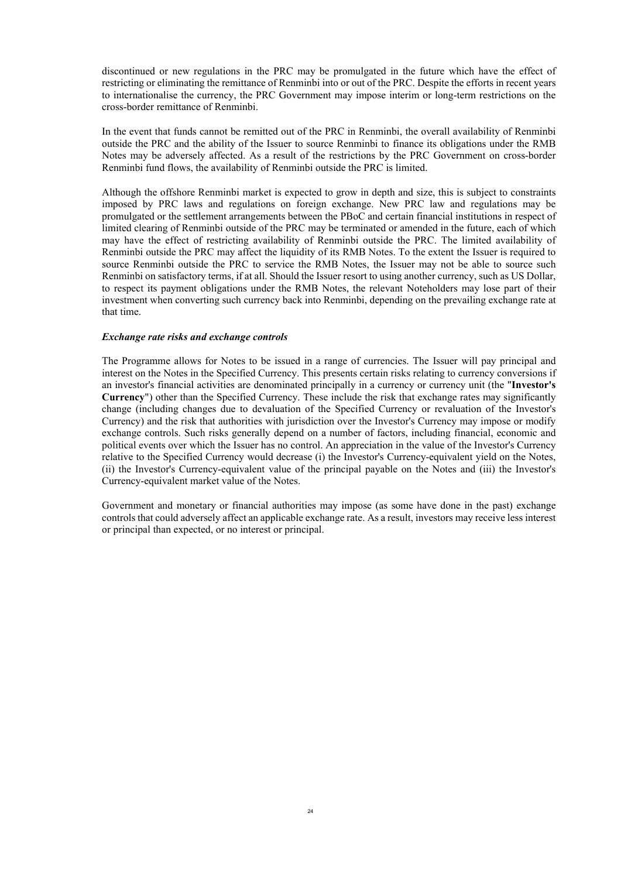discontinued or new regulations in the PRC may be promulgated in the future which have the effect of restricting or eliminating the remittance of Renminbi into or out of the PRC. Despite the efforts in recent years to internationalise the currency, the PRC Government may impose interim or long-term restrictions on the cross-border remittance of Renminbi.

In the event that funds cannot be remitted out of the PRC in Renminbi, the overall availability of Renminbi outside the PRC and the ability of the Issuer to source Renminbi to finance its obligations under the RMB Notes may be adversely affected. As a result of the restrictions by the PRC Government on cross-border Renminbi fund flows, the availability of Renminbi outside the PRC is limited.

Although the offshore Renminbi market is expected to grow in depth and size, this is subject to constraints imposed by PRC laws and regulations on foreign exchange. New PRC law and regulations may be promulgated or the settlement arrangements between the PBoC and certain financial institutions in respect of limited clearing of Renminbi outside of the PRC may be terminated or amended in the future, each of which may have the effect of restricting availability of Renminbi outside the PRC. The limited availability of Renminbi outside the PRC may affect the liquidity of its RMB Notes. To the extent the Issuer is required to source Renminbi outside the PRC to service the RMB Notes, the Issuer may not be able to source such Renminbi on satisfactory terms, if at all. Should the Issuer resort to using another currency, such as US Dollar, to respect its payment obligations under the RMB Notes, the relevant Noteholders may lose part of their investment when converting such currency back into Renminbi, depending on the prevailing exchange rate at that time.

***Exchange rate risks and exchange controls***

The Programme allows for Notes to be issued in a range of currencies. The Issuer will pay principal and interest on the Notes in the Specified Currency. This presents certain risks relating to currency conversions if an investor's financial activities are denominated principally in a currency or currency unit (the "**Investor's Currency**") other than the Specified Currency. These include the risk that exchange rates may significantly change (including changes due to devaluation of the Specified Currency or revaluation of the Investor's Currency) and the risk that authorities with jurisdiction over the Investor's Currency may impose or modify exchange controls. Such risks generally depend on a number of factors, including financial, economic and political events over which the Issuer has no control. An appreciation in the value of the Investor's Currency relative to the Specified Currency would decrease (i) the Investor's Currency-equivalent yield on the Notes, (ii) the Investor's Currency-equivalent value of the principal payable on the Notes and (iii) the Investor's Currency-equivalent market value of the Notes.

Government and monetary or financial authorities may impose (as some have done in the past) exchange controls that could adversely affect an applicable exchange rate. As a result, investors may receive less interest or principal than expected, or no interest or principal.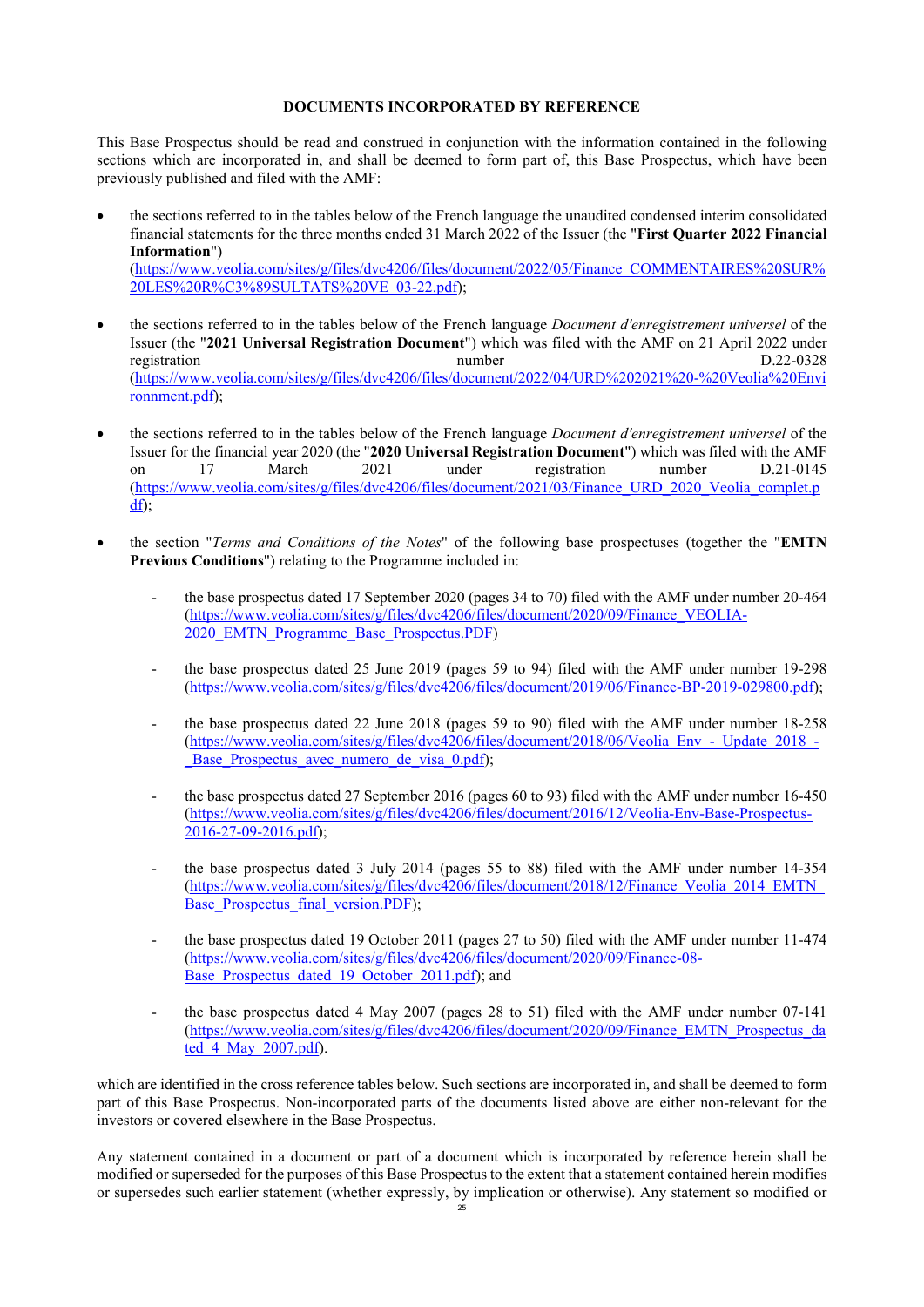## DOCUMENTS INCORPORATED BY REFERENCE

This Base Prospectus should be read and construed in conjunction with the information contained in the following sections which are incorporated in, and shall be deemed to form part of, this Base Prospectus, which have been previously published and filed with the AMF:

- the sections referred to in the tables below of the French language the unaudited condensed interim consolidated financial statements for the three months ended 31 March 2022 of the Issuer (the "**First Quarter 2022 Financial Information**") (https://www.veolia.com/sites/g/files/dvc4206/files/document/2022/05/Finance_COMMENTAIRES%20SUR%20LES%20R%C3%89SULTATS%20VE_03-22.pdf);

- the sections referred to in the tables below of the French language *Document d'enregistrement universel* of the Issuer (the "**2021 Universal Registration Document**") which was filed with the AMF on 21 April 2022 under registration number D.22-0328 (https://www.veolia.com/sites/g/files/dvc4206/files/document/2022/04/URD%202021%20-%20Veolia%20Environnement.pdf);

- the sections referred to in the tables below of the French language *Document d'enregistrement universel* of the Issuer for the financial year 2020 (the "**2020 Universal Registration Document**") which was filed with the AMF on 17 March 2021 under registration number D.21-0145 (https://www.veolia.com/sites/g/files/dvc4206/files/document/2021/03/Finance_URD_2020_Veolia_complet.pdf);

- the section "*Terms and Conditions of the Notes*" of the following base prospectuses (together the "**EMTN Previous Conditions**") relating to the Programme included in:

  - the base prospectus dated 17 September 2020 (pages 34 to 70) filed with the AMF under number 20-464 (https://www.veolia.com/sites/g/files/dvc4206/files/document/2020/09/Finance_VEOLIA-2020_EMTN_Programme_Base_Prospectus.PDF)

  - the base prospectus dated 25 June 2019 (pages 59 to 94) filed with the AMF under number 19-298 (https://www.veolia.com/sites/g/files/dvc4206/files/document/2019/06/Finance-BP-2019-029800.pdf);

  - the base prospectus dated 22 June 2018 (pages 59 to 90) filed with the AMF under number 18-258 (https://www.veolia.com/sites/g/files/dvc4206/files/document/2018/06/Veolia_Env_-_Update_2018_-_Base_Prospectus_avec_numero_de_visa_0.pdf);

  - the base prospectus dated 27 September 2016 (pages 60 to 93) filed with the AMF under number 16-450 (https://www.veolia.com/sites/g/files/dvc4206/files/document/2016/12/Veolia-Env-Base-Prospectus-2016-27-09-2016.pdf);

  - the base prospectus dated 3 July 2014 (pages 55 to 88) filed with the AMF under number 14-354 (https://www.veolia.com/sites/g/files/dvc4206/files/document/2018/12/Finance_Veolia_2014_EMTN_Base_Prospectus_final_version.PDF);

  - the base prospectus dated 19 October 2011 (pages 27 to 50) filed with the AMF under number 11-474 (https://www.veolia.com/sites/g/files/dvc4206/files/document/2020/09/Finance-08-Base_Prospectus_dated_19_October_2011.pdf); and

  - the base prospectus dated 4 May 2007 (pages 28 to 51) filed with the AMF under number 07-141 (https://www.veolia.com/sites/g/files/dvc4206/files/document/2020/09/Finance_EMTN_Prospectus_dated_4_May_2007.pdf).

which are identified in the cross reference tables below. Such sections are incorporated in, and shall be deemed to form part of this Base Prospectus. Non-incorporated parts of the documents listed above are either non-relevant for the investors or covered elsewhere in the Base Prospectus.

Any statement contained in a document or part of a document which is incorporated by reference herein shall be modified or superseded for the purposes of this Base Prospectus to the extent that a statement contained herein modifies or supersedes such earlier statement (whether expressly, by implication or otherwise). Any statement so modified or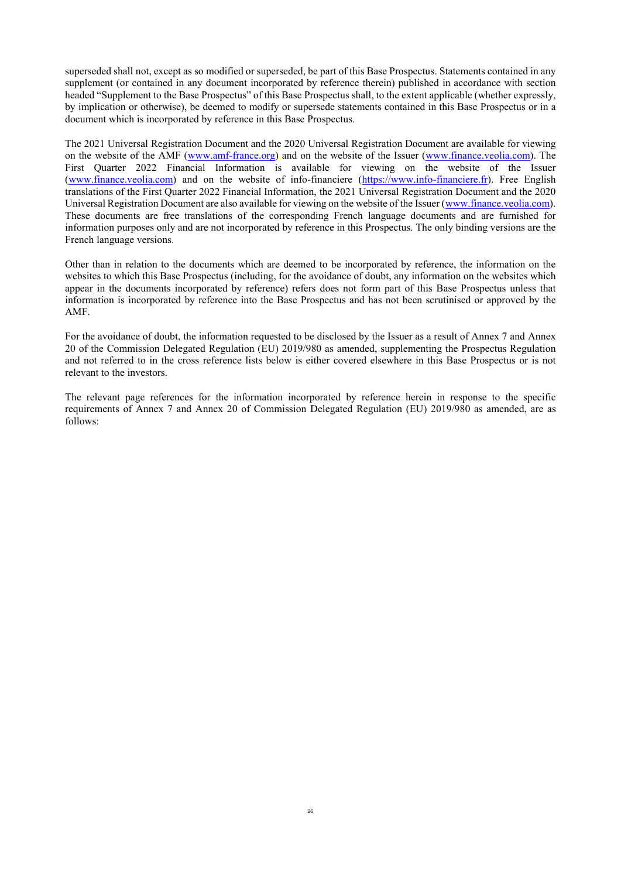superseded shall not, except as so modified or superseded, be part of this Base Prospectus. Statements contained in any supplement (or contained in any document incorporated by reference therein) published in accordance with section headed "Supplement to the Base Prospectus" of this Base Prospectus shall, to the extent applicable (whether expressly, by implication or otherwise), be deemed to modify or supersede statements contained in this Base Prospectus or in a document which is incorporated by reference in this Base Prospectus.

The 2021 Universal Registration Document and the 2020 Universal Registration Document are available for viewing on the website of the AMF (www.amf-france.org) and on the website of the Issuer (www.finance.veolia.com). The First Quarter 2022 Financial Information is available for viewing on the website of the Issuer (www.finance.veolia.com) and on the website of info-financiere (https://www.info-financiere.fr). Free English translations of the First Quarter 2022 Financial Information, the 2021 Universal Registration Document and the 2020 Universal Registration Document are also available for viewing on the website of the Issuer (www.finance.veolia.com). These documents are free translations of the corresponding French language documents and are furnished for information purposes only and are not incorporated by reference in this Prospectus. The only binding versions are the French language versions.

Other than in relation to the documents which are deemed to be incorporated by reference, the information on the websites to which this Base Prospectus (including, for the avoidance of doubt, any information on the websites which appear in the documents incorporated by reference) refers does not form part of this Base Prospectus unless that information is incorporated by reference into the Base Prospectus and has not been scrutinised or approved by the AMF.

For the avoidance of doubt, the information requested to be disclosed by the Issuer as a result of Annex 7 and Annex 20 of the Commission Delegated Regulation (EU) 2019/980 as amended, supplementing the Prospectus Regulation and not referred to in the cross reference lists below is either covered elsewhere in this Base Prospectus or is not relevant to the investors.

The relevant page references for the information incorporated by reference herein in response to the specific requirements of Annex 7 and Annex 20 of Commission Delegated Regulation (EU) 2019/980 as amended, are as follows: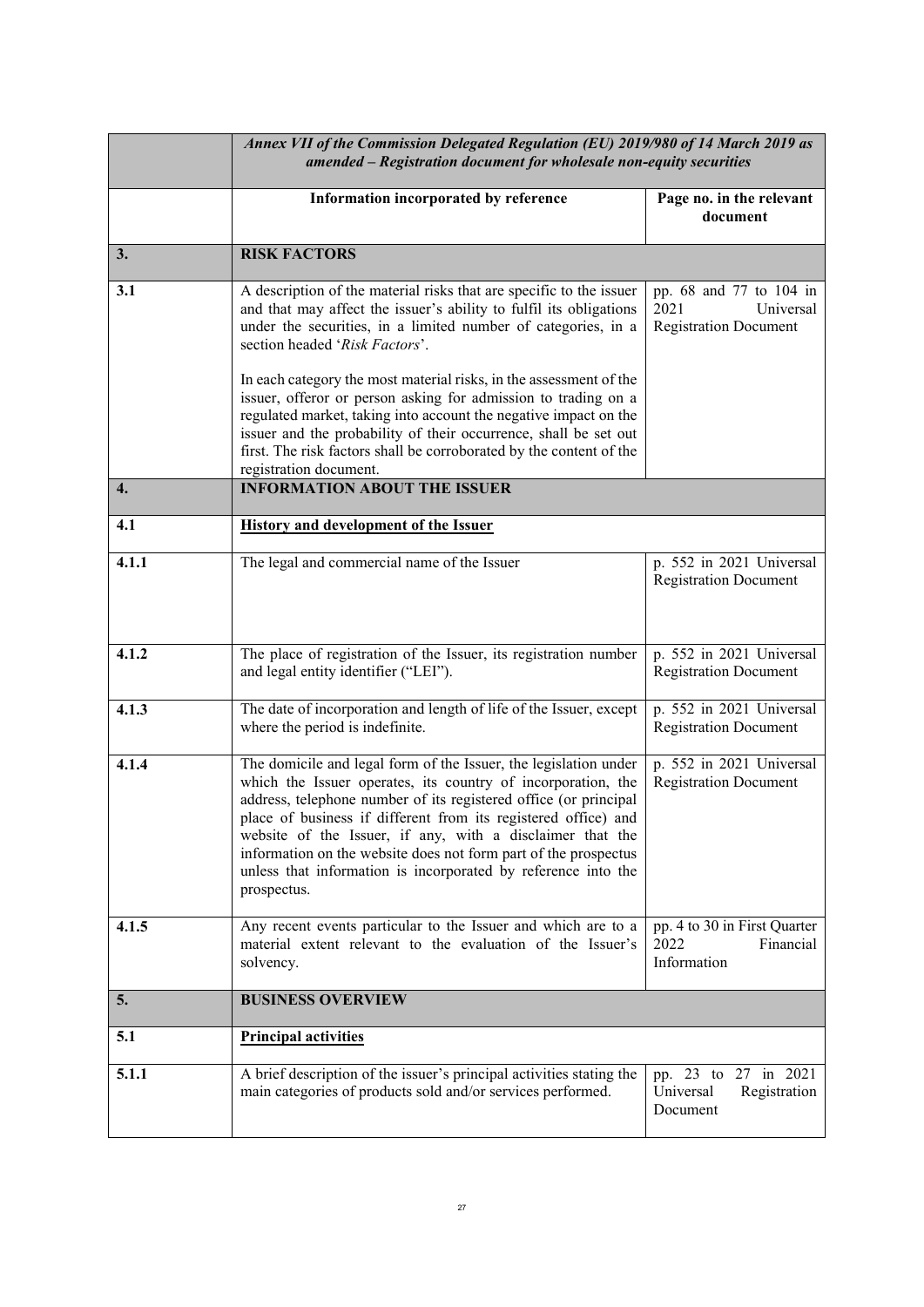| | *Annex VII of the Commission Delegated Regulation (EU) 2019/980 of 14 March 2019 as amended – Registration document for wholesale non-equity securities* | |
|---|---|---|
| | **Information incorporated by reference** | **Page no. in the relevant document** |
| **3.** | **RISK FACTORS** | |
| **3.1** | A description of the material risks that are specific to the issuer and that may affect the issuer's ability to fulfil its obligations under the securities, in a limited number of categories, in a section headed '*Risk Factors*'.<br><br>In each category the most material risks, in the assessment of the issuer, offeror or person asking for admission to trading on a regulated market, taking into account the negative impact on the issuer and the probability of their occurrence, shall be set out first. The risk factors shall be corroborated by the content of the registration document. | pp. 68 and 77 to 104 in 2021 Universal Registration Document |
| **4.** | **INFORMATION ABOUT THE ISSUER** | |
| **4.1** | **History and development of the Issuer** | |
| **4.1.1** | The legal and commercial name of the Issuer | p. 552 in 2021 Universal Registration Document |
| **4.1.2** | The place of registration of the Issuer, its registration number and legal entity identifier ("LEI"). | p. 552 in 2021 Universal Registration Document |
| **4.1.3** | The date of incorporation and length of life of the Issuer, except where the period is indefinite. | p. 552 in 2021 Universal Registration Document |
| **4.1.4** | The domicile and legal form of the Issuer, the legislation under which the Issuer operates, its country of incorporation, the address, telephone number of its registered office (or principal place of business if different from its registered office) and website of the Issuer, if any, with a disclaimer that the information on the website does not form part of the prospectus unless that information is incorporated by reference into the prospectus. | p. 552 in 2021 Universal Registration Document |
| **4.1.5** | Any recent events particular to the Issuer and which are to a material extent relevant to the evaluation of the Issuer's solvency. | pp. 4 to 30 in First Quarter 2022 Financial Information |
| **5.** | **BUSINESS OVERVIEW** | |
| **5.1** | **Principal activities** | |
| **5.1.1** | A brief description of the issuer's principal activities stating the main categories of products sold and/or services performed. | pp. 23 to 27 in 2021 Universal Registration Document |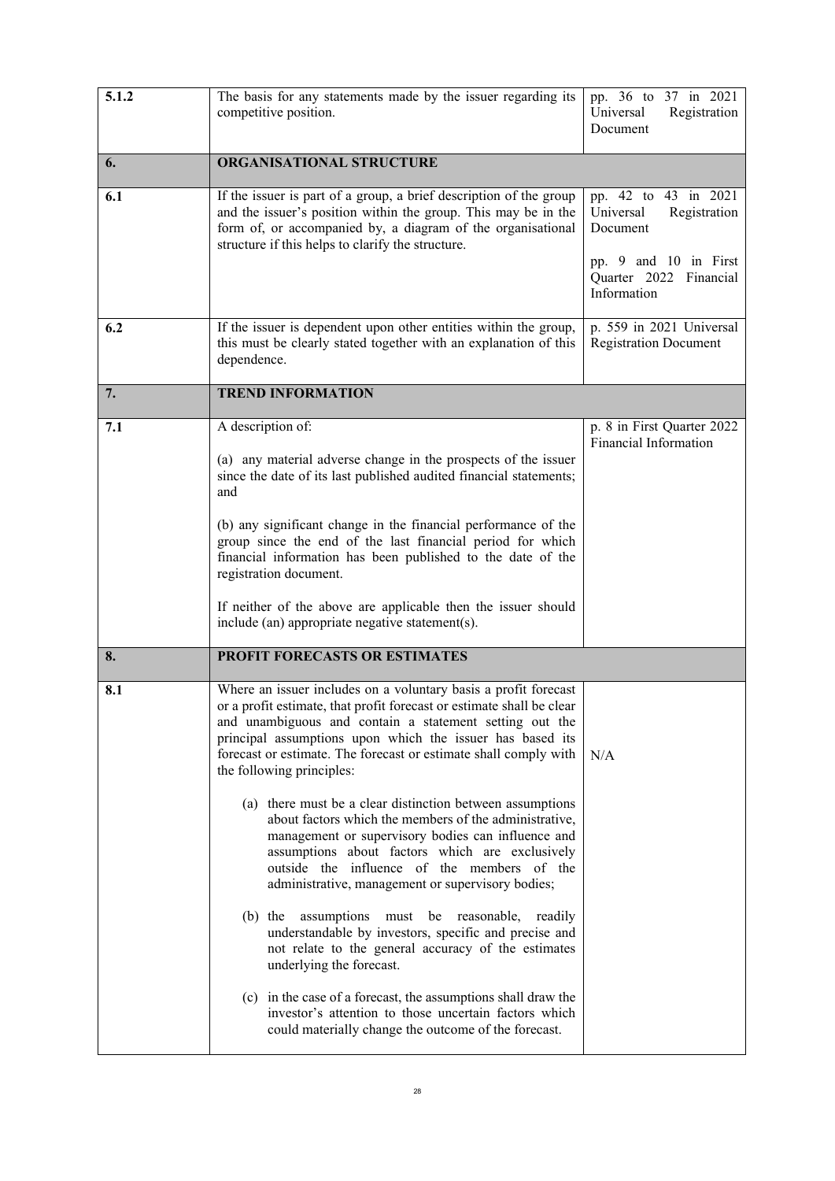| | | |
|---|---|---|
| **5.1.2** | The basis for any statements made by the issuer regarding its competitive position. | pp. 36 to 37 in 2021 Universal Registration Document |
| **6.** | **ORGANISATIONAL STRUCTURE** | |
| **6.1** | If the issuer is part of a group, a brief description of the group and the issuer's position within the group. This may be in the form of, or accompanied by, a diagram of the organisational structure if this helps to clarify the structure. | pp. 42 to 43 in 2021 Universal Registration Document<br><br>pp. 9 and 10 in First Quarter 2022 Financial Information |
| **6.2** | If the issuer is dependent upon other entities within the group, this must be clearly stated together with an explanation of this dependence. | p. 559 in 2021 Universal Registration Document |
| **7.** | **TREND INFORMATION** | |
| **7.1** | A description of:<br><br>(a) any material adverse change in the prospects of the issuer since the date of its last published audited financial statements; and<br><br>(b) any significant change in the financial performance of the group since the end of the last financial period for which financial information has been published to the date of the registration document.<br><br>If neither of the above are applicable then the issuer should include (an) appropriate negative statement(s). | p. 8 in First Quarter 2022 Financial Information |
| **8.** | **PROFIT FORECASTS OR ESTIMATES** | |
| **8.1** | Where an issuer includes on a voluntary basis a profit forecast or a profit estimate, that profit forecast or estimate shall be clear and unambiguous and contain a statement setting out the principal assumptions upon which the issuer has based its forecast or estimate. The forecast or estimate shall comply with the following principles:<br><br>(a) there must be a clear distinction between assumptions about factors which the members of the administrative, management or supervisory bodies can influence and assumptions about factors which are exclusively outside the influence of the members of the administrative, management or supervisory bodies;<br><br>(b) the assumptions must be reasonable, readily understandable by investors, specific and precise and not relate to the general accuracy of the estimates underlying the forecast.<br><br>(c) in the case of a forecast, the assumptions shall draw the investor's attention to those uncertain factors which could materially change the outcome of the forecast. | N/A |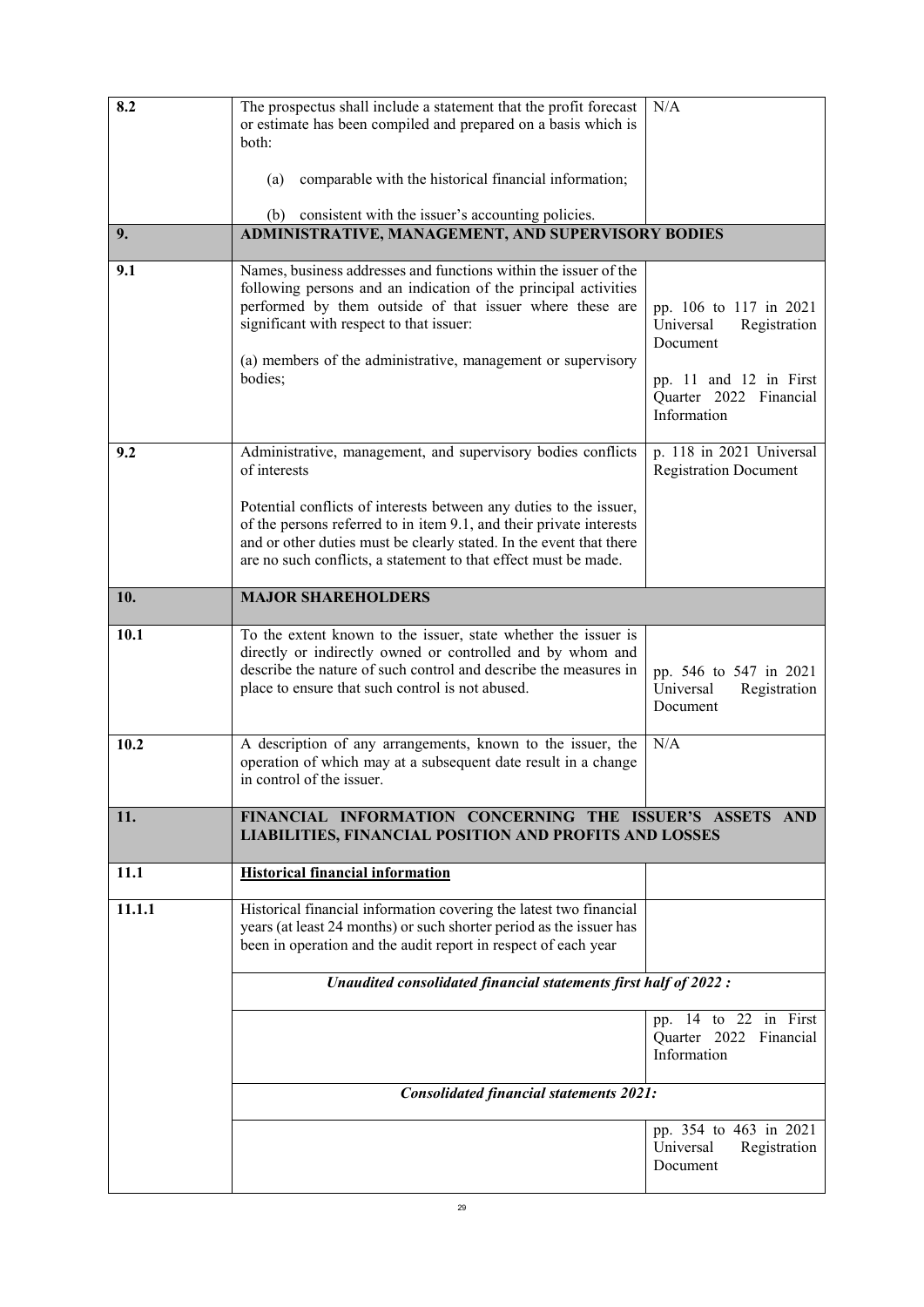| | | |
|---|---|---|
| 8.2 | The prospectus shall include a statement that the profit forecast or estimate has been compiled and prepared on a basis which is both:<br><br>(a) comparable with the historical financial information;<br><br>(b) consistent with the issuer's accounting policies. | N/A |
| **9.** | **ADMINISTRATIVE, MANAGEMENT, AND SUPERVISORY BODIES** | |
| 9.1 | Names, business addresses and functions within the issuer of the following persons and an indication of the principal activities performed by them outside of that issuer where these are significant with respect to that issuer:<br><br>(a) members of the administrative, management or supervisory bodies; | pp. 106 to 117 in 2021 Universal Registration Document<br><br>pp. 11 and 12 in First Quarter 2022 Financial Information |
| 9.2 | Administrative, management, and supervisory bodies conflicts of interests<br><br>Potential conflicts of interests between any duties to the issuer, of the persons referred to in item 9.1, and their private interests and or other duties must be clearly stated. In the event that there are no such conflicts, a statement to that effect must be made. | p. 118 in 2021 Universal Registration Document |
| **10.** | **MAJOR SHAREHOLDERS** | |
| 10.1 | To the extent known to the issuer, state whether the issuer is directly or indirectly owned or controlled and by whom and describe the nature of such control and describe the measures in place to ensure that such control is not abused. | pp. 546 to 547 in 2021 Universal Registration Document |
| 10.2 | A description of any arrangements, known to the issuer, the operation of which may at a subsequent date result in a change in control of the issuer. | N/A |
| **11.** | **FINANCIAL INFORMATION CONCERNING THE ISSUER'S ASSETS AND LIABILITIES, FINANCIAL POSITION AND PROFITS AND LOSSES** | |
| **11.1** | **Historical financial information** | |
| 11.1.1 | Historical financial information covering the latest two financial years (at least 24 months) or such shorter period as the issuer has been in operation and the audit report in respect of each year | |
| | ***Unaudited consolidated financial statements first half of 2022 :*** | |
| | | pp. 14 to 22 in First Quarter 2022 Financial Information |
| | ***Consolidated financial statements 2021:*** | |
| | | pp. 354 to 463 in 2021 Universal Registration Document |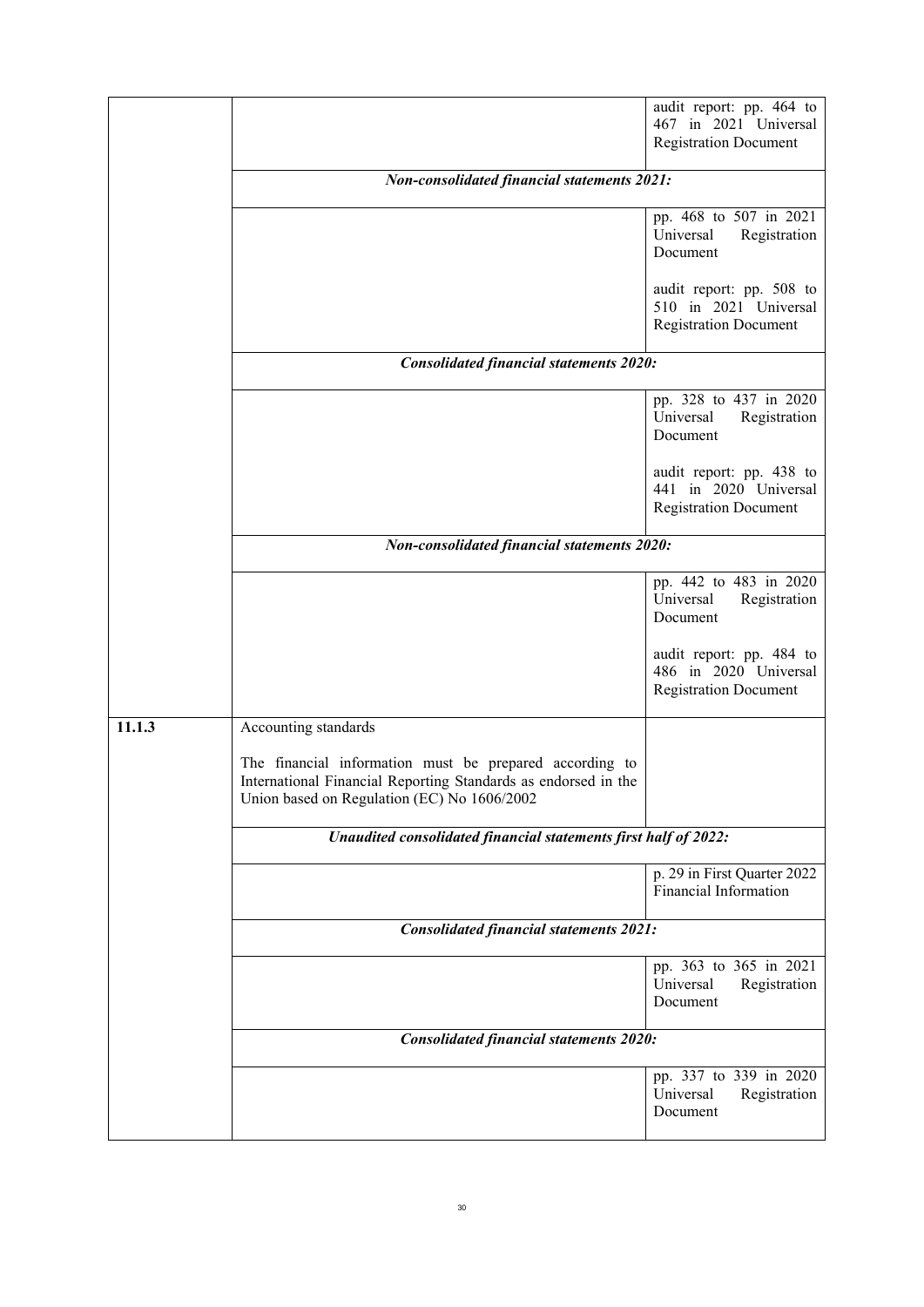|  |  |  |
|---|---|---|
|  |  | audit report: pp. 464 to 467 in 2021 Universal Registration Document |
|  | ***Non-consolidated financial statements 2021:*** |  |
|  |  | pp. 468 to 507 in 2021 Universal Registration Document<br><br>audit report: pp. 508 to 510 in 2021 Universal Registration Document |
|  | ***Consolidated financial statements 2020:*** |  |
|  |  | pp. 328 to 437 in 2020 Universal Registration Document<br><br>audit report: pp. 438 to 441 in 2020 Universal Registration Document |
|  | ***Non-consolidated financial statements 2020:*** |  |
|  |  | pp. 442 to 483 in 2020 Universal Registration Document<br><br>audit report: pp. 484 to 486 in 2020 Universal Registration Document |
| **11.1.3** | Accounting standards<br><br>The financial information must be prepared according to International Financial Reporting Standards as endorsed in the Union based on Regulation (EC) No 1606/2002 |  |
|  | ***Unaudited consolidated financial statements first half of 2022:*** |  |
|  |  | p. 29 in First Quarter 2022 Financial Information |
|  | ***Consolidated financial statements 2021:*** |  |
|  |  | pp. 363 to 365 in 2021 Universal Registration Document |
|  | ***Consolidated financial statements 2020:*** |  |
|  |  | pp. 337 to 339 in 2020 Universal Registration Document |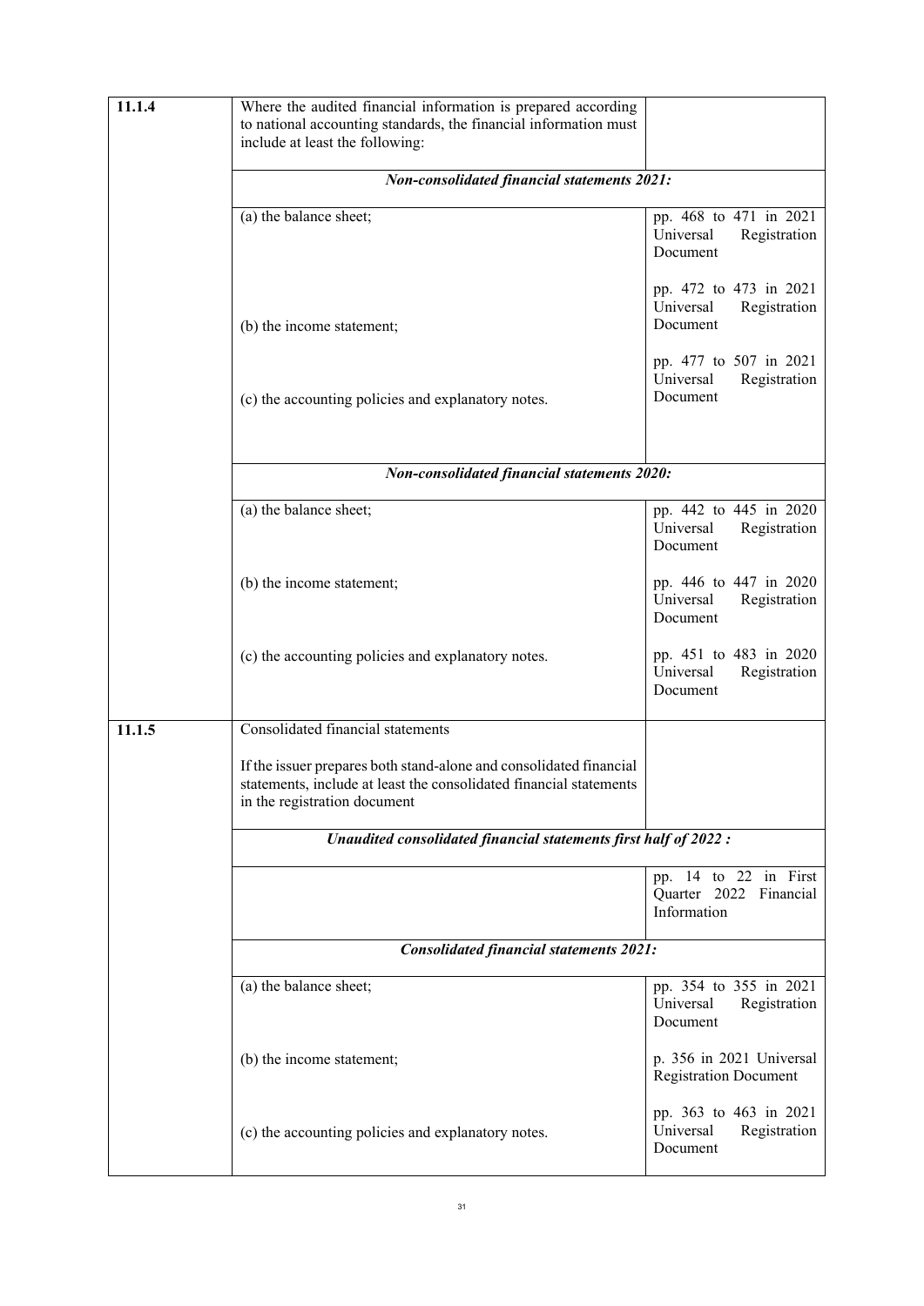| | | |
|---|---|---|
| **11.1.4** | Where the audited financial information is prepared according to national accounting standards, the financial information must include at least the following: | |
| | ***Non-consolidated financial statements 2021:*** | |
| | (a) the balance sheet; | pp. 468 to 471 in 2021 Universal Registration Document |
| | (b) the income statement; | pp. 472 to 473 in 2021 Universal Registration Document |
| | (c) the accounting policies and explanatory notes. | pp. 477 to 507 in 2021 Universal Registration Document |
| | ***Non-consolidated financial statements 2020:*** | |
| | (a) the balance sheet; | pp. 442 to 445 in 2020 Universal Registration Document |
| | (b) the income statement; | pp. 446 to 447 in 2020 Universal Registration Document |
| | (c) the accounting policies and explanatory notes. | pp. 451 to 483 in 2020 Universal Registration Document |
| **11.1.5** | Consolidated financial statements<br><br>If the issuer prepares both stand-alone and consolidated financial statements, include at least the consolidated financial statements in the registration document | |
| | ***Unaudited consolidated financial statements first half of 2022 :*** | |
| | | pp. 14 to 22 in First Quarter 2022 Financial Information |
| | ***Consolidated financial statements 2021:*** | |
| | (a) the balance sheet; | pp. 354 to 355 in 2021 Universal Registration Document |
| | (b) the income statement; | p. 356 in 2021 Universal Registration Document |
| | (c) the accounting policies and explanatory notes. | pp. 363 to 463 in 2021 Universal Registration Document |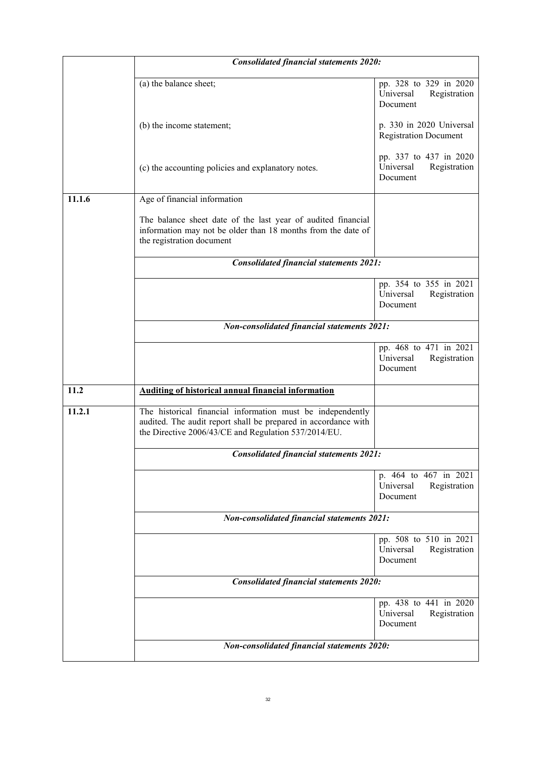| | | |
|---|---|---|
| | ***Consolidated financial statements 2020:*** | |
| | (a) the balance sheet; | pp. 328 to 329 in 2020 Universal Registration Document |
| | (b) the income statement; | p. 330 in 2020 Universal Registration Document |
| | (c) the accounting policies and explanatory notes. | pp. 337 to 437 in 2020 Universal Registration Document |
| **11.1.6** | Age of financial information<br><br>The balance sheet date of the last year of audited financial information may not be older than 18 months from the date of the registration document | |
| | ***Consolidated financial statements 2021:*** | |
| | | pp. 354 to 355 in 2021 Universal Registration Document |
| | ***Non-consolidated financial statements 2021:*** | |
| | | pp. 468 to 471 in 2021 Universal Registration Document |
| **11.2** | **<u>Auditing of historical annual financial information</u>** | |
| **11.2.1** | The historical financial information must be independently audited. The audit report shall be prepared in accordance with the Directive 2006/43/CE and Regulation 537/2014/EU. | |
| | ***Consolidated financial statements 2021:*** | |
| | | p. 464 to 467 in 2021 Universal Registration Document |
| | ***Non-consolidated financial statements 2021:*** | |
| | | pp. 508 to 510 in 2021 Universal Registration Document |
| | ***Consolidated financial statements 2020:*** | |
| | | pp. 438 to 441 in 2020 Universal Registration Document |
| | ***Non-consolidated financial statements 2020:*** | |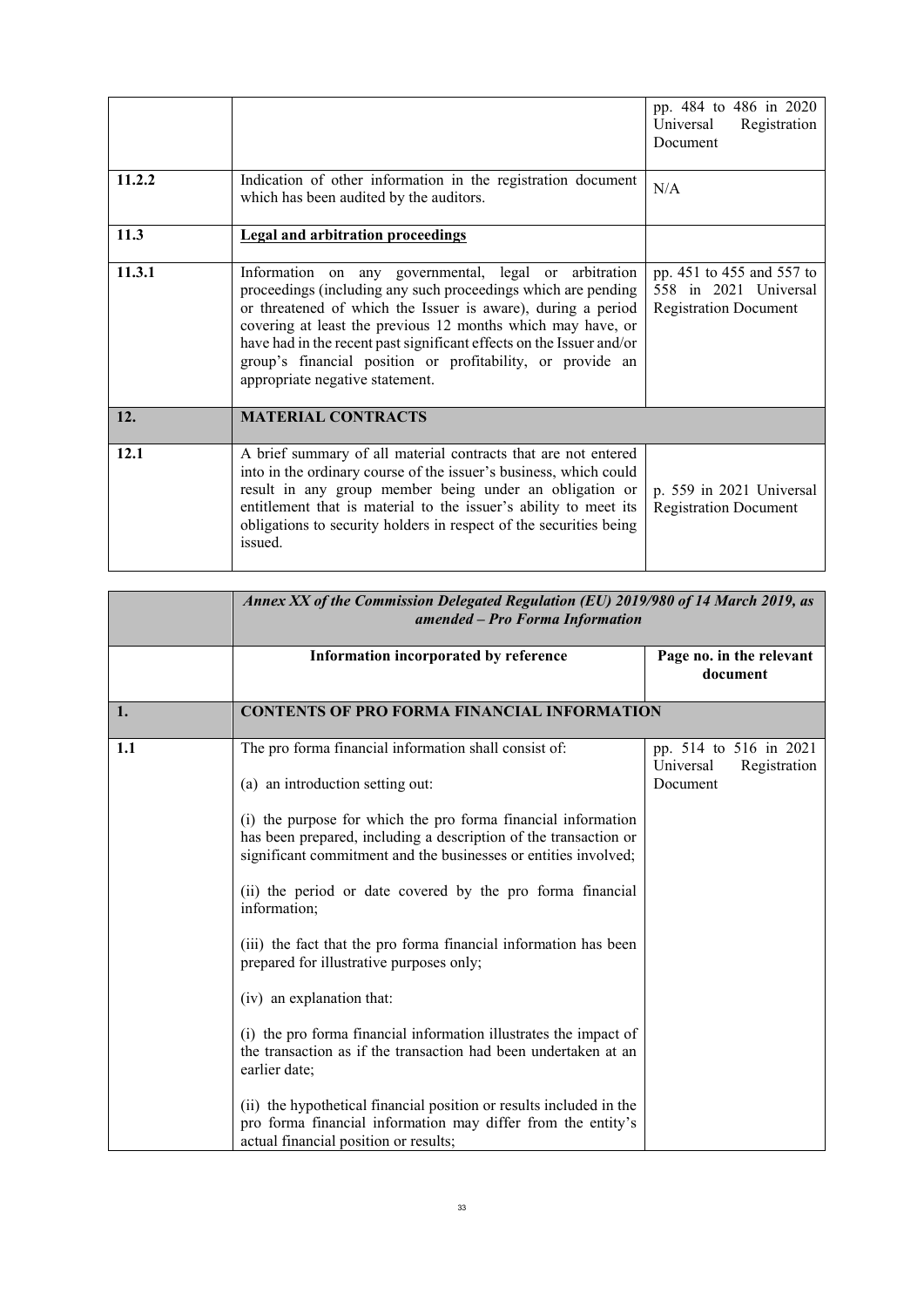|  |  | pp. 484 to 486 in 2020 Universal Registration Document |
|---|---|---|
| 11.2.2 | Indication of other information in the registration document which has been audited by the auditors. | N/A |
| 11.3 | <u>**Legal and arbitration proceedings**</u> |  |
| 11.3.1 | Information on any governmental, legal or arbitration proceedings (including any such proceedings which are pending or threatened of which the Issuer is aware), during a period covering at least the previous 12 months which may have, or have had in the recent past significant effects on the Issuer and/or group's financial position or profitability, or provide an appropriate negative statement. | pp. 451 to 455 and 557 to 558 in 2021 Universal Registration Document |
| **12.** | **MATERIAL CONTRACTS** |  |
| 12.1 | A brief summary of all material contracts that are not entered into in the ordinary course of the issuer's business, which could result in any group member being under an obligation or entitlement that is material to the issuer's ability to meet its obligations to security holders in respect of the securities being issued. | p. 559 in 2021 Universal Registration Document |

|  | ***Annex XX of the Commission Delegated Regulation (EU) 2019/980 of 14 March 2019, as amended – Pro Forma Information*** |  |
|---|---|---|
|  | **Information incorporated by reference** | **Page no. in the relevant document** |
| **1.** | **CONTENTS OF PRO FORMA FINANCIAL INFORMATION** |  |
| 1.1 | The pro forma financial information shall consist of:<br><br>(a) an introduction setting out:<br><br>(i) the purpose for which the pro forma financial information has been prepared, including a description of the transaction or significant commitment and the businesses or entities involved;<br><br>(ii) the period or date covered by the pro forma financial information;<br><br>(iii) the fact that the pro forma financial information has been prepared for illustrative purposes only;<br><br>(iv) an explanation that:<br><br>(i) the pro forma financial information illustrates the impact of the transaction as if the transaction had been undertaken at an earlier date;<br><br>(ii) the hypothetical financial position or results included in the pro forma financial information may differ from the entity's actual financial position or results; | pp. 514 to 516 in 2021 Universal Registration Document |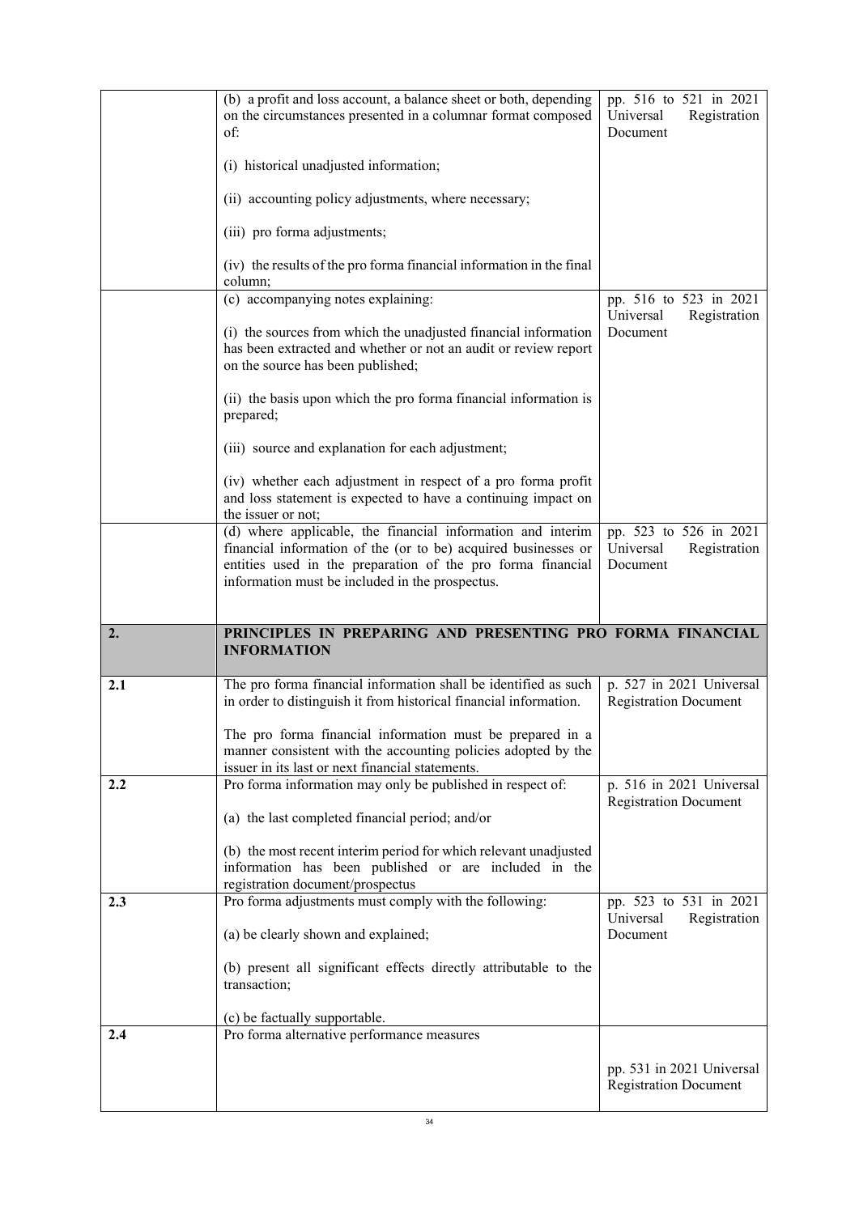| | | |
|---|---|---|
| | (b) a profit and loss account, a balance sheet or both, depending on the circumstances presented in a columnar format composed of:<br><br>(i) historical unadjusted information;<br><br>(ii) accounting policy adjustments, where necessary;<br><br>(iii) pro forma adjustments;<br><br>(iv) the results of the pro forma financial information in the final column; | pp. 516 to 521 in 2021 Universal Registration Document |
| | (c) accompanying notes explaining:<br><br>(i) the sources from which the unadjusted financial information has been extracted and whether or not an audit or review report on the source has been published;<br><br>(ii) the basis upon which the pro forma financial information is prepared;<br><br>(iii) source and explanation for each adjustment;<br><br>(iv) whether each adjustment in respect of a pro forma profit and loss statement is expected to have a continuing impact on the issuer or not; | pp. 516 to 523 in 2021 Universal Registration Document |
| | (d) where applicable, the financial information and interim financial information of the (or to be) acquired businesses or entities used in the preparation of the pro forma financial information must be included in the prospectus. | pp. 523 to 526 in 2021 Universal Registration Document |
| **2.** | **PRINCIPLES IN PREPARING AND PRESENTING PRO FORMA FINANCIAL INFORMATION** | |
| **2.1** | The pro forma financial information shall be identified as such in order to distinguish it from historical financial information.<br><br>The pro forma financial information must be prepared in a manner consistent with the accounting policies adopted by the issuer in its last or next financial statements. | p. 527 in 2021 Universal Registration Document |
| **2.2** | Pro forma information may only be published in respect of:<br><br>(a) the last completed financial period; and/or<br><br>(b) the most recent interim period for which relevant unadjusted information has been published or are included in the registration document/prospectus | p. 516 in 2021 Universal Registration Document |
| **2.3** | Pro forma adjustments must comply with the following:<br><br>(a) be clearly shown and explained;<br><br>(b) present all significant effects directly attributable to the transaction;<br><br>(c) be factually supportable. | pp. 523 to 531 in 2021 Universal Registration Document |
| **2.4** | Pro forma alternative performance measures | pp. 531 in 2021 Universal Registration Document |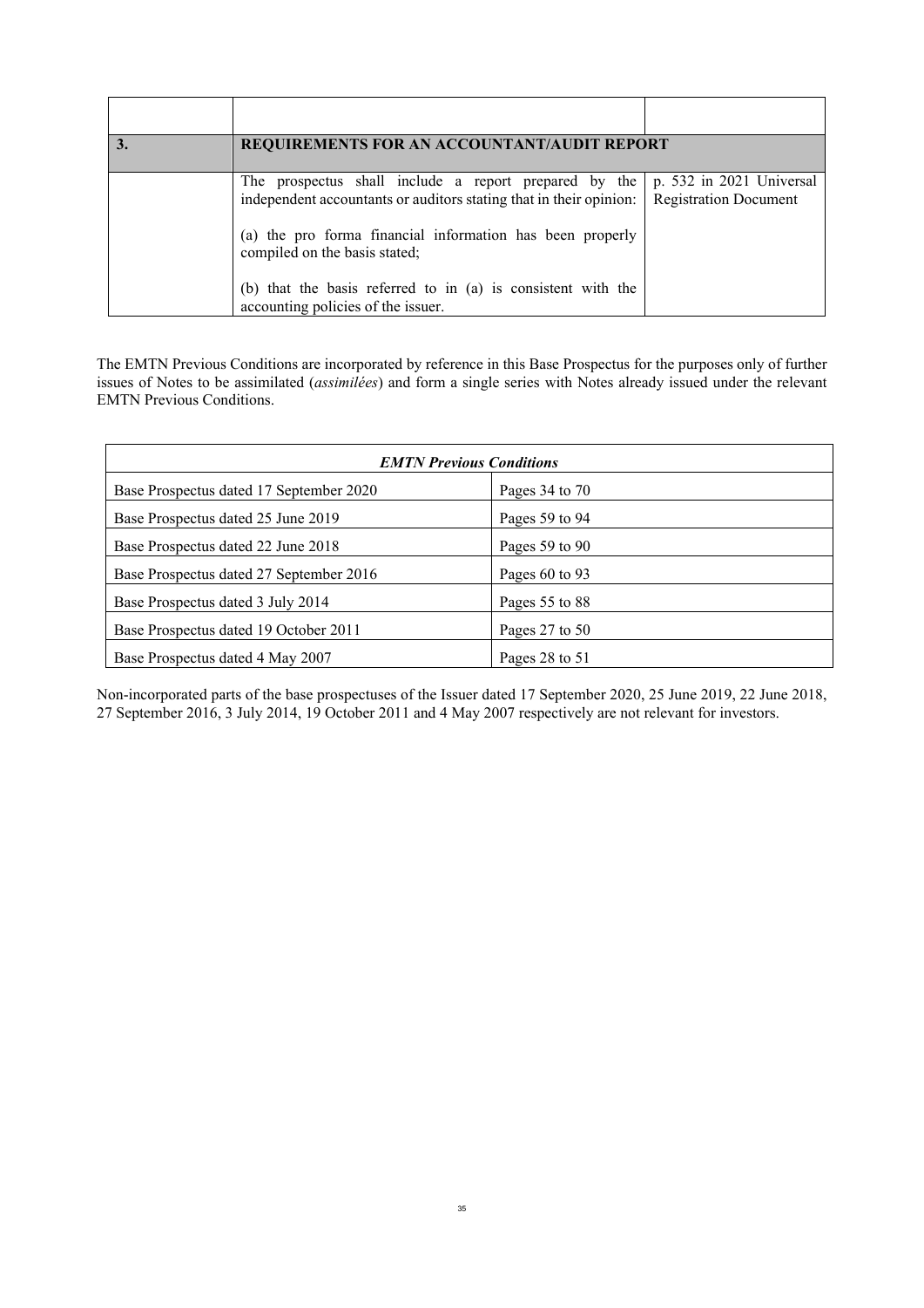| | | |
|---|---|---|
| | | |
| **3.** | **REQUIREMENTS FOR AN ACCOUNTANT/AUDIT REPORT** | |
| | The prospectus shall include a report prepared by the independent accountants or auditors stating that in their opinion:<br><br>(a) the pro forma financial information has been properly compiled on the basis stated;<br><br>(b) that the basis referred to in (a) is consistent with the accounting policies of the issuer. | p. 532 in 2021 Universal Registration Document |

The EMTN Previous Conditions are incorporated by reference in this Base Prospectus for the purposes only of further issues of Notes to be assimilated (*assimilées*) and form a single series with Notes already issued under the relevant EMTN Previous Conditions.

| ***EMTN Previous Conditions*** | |
|---|---|
| Base Prospectus dated 17 September 2020 | Pages 34 to 70 |
| Base Prospectus dated 25 June 2019 | Pages 59 to 94 |
| Base Prospectus dated 22 June 2018 | Pages 59 to 90 |
| Base Prospectus dated 27 September 2016 | Pages 60 to 93 |
| Base Prospectus dated 3 July 2014 | Pages 55 to 88 |
| Base Prospectus dated 19 October 2011 | Pages 27 to 50 |
| Base Prospectus dated 4 May 2007 | Pages 28 to 51 |

Non-incorporated parts of the base prospectuses of the Issuer dated 17 September 2020, 25 June 2019, 22 June 2018, 27 September 2016, 3 July 2014, 19 October 2011 and 4 May 2007 respectively are not relevant for investors.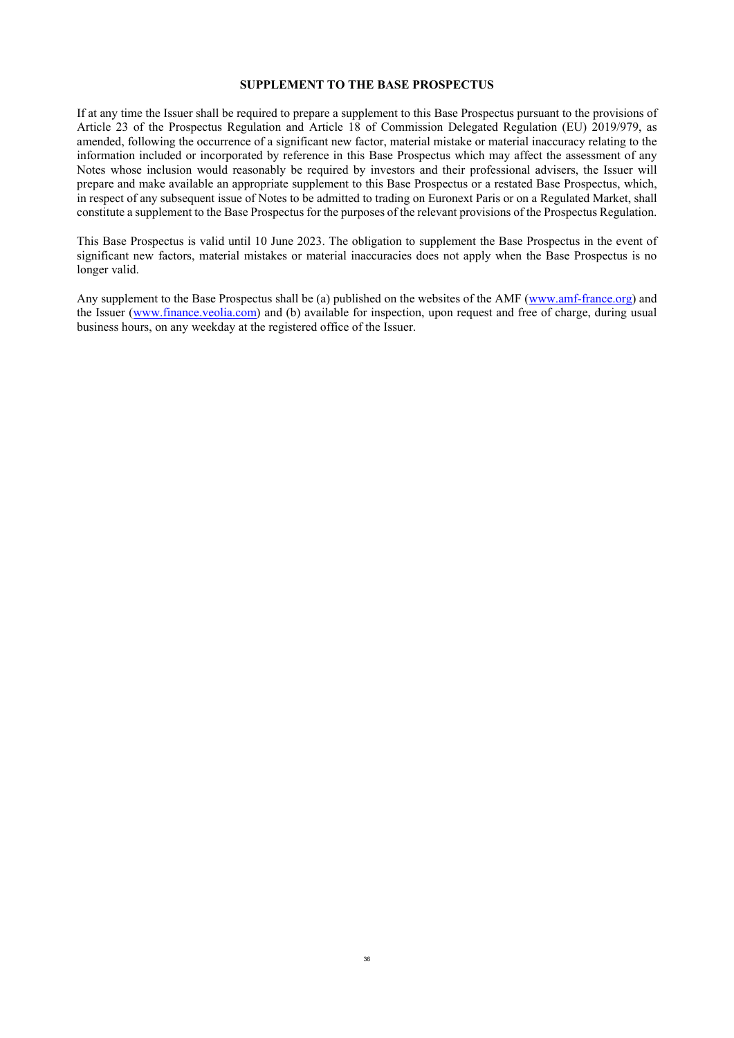## SUPPLEMENT TO THE BASE PROSPECTUS

If at any time the Issuer shall be required to prepare a supplement to this Base Prospectus pursuant to the provisions of Article 23 of the Prospectus Regulation and Article 18 of Commission Delegated Regulation (EU) 2019/979, as amended, following the occurrence of a significant new factor, material mistake or material inaccuracy relating to the information included or incorporated by reference in this Base Prospectus which may affect the assessment of any Notes whose inclusion would reasonably be required by investors and their professional advisers, the Issuer will prepare and make available an appropriate supplement to this Base Prospectus or a restated Base Prospectus, which, in respect of any subsequent issue of Notes to be admitted to trading on Euronext Paris or on a Regulated Market, shall constitute a supplement to the Base Prospectus for the purposes of the relevant provisions of the Prospectus Regulation.

This Base Prospectus is valid until 10 June 2023. The obligation to supplement the Base Prospectus in the event of significant new factors, material mistakes or material inaccuracies does not apply when the Base Prospectus is no longer valid.

Any supplement to the Base Prospectus shall be (a) published on the websites of the AMF (www.amf-france.org) and the Issuer (www.finance.veolia.com) and (b) available for inspection, upon request and free of charge, during usual business hours, on any weekday at the registered office of the Issuer.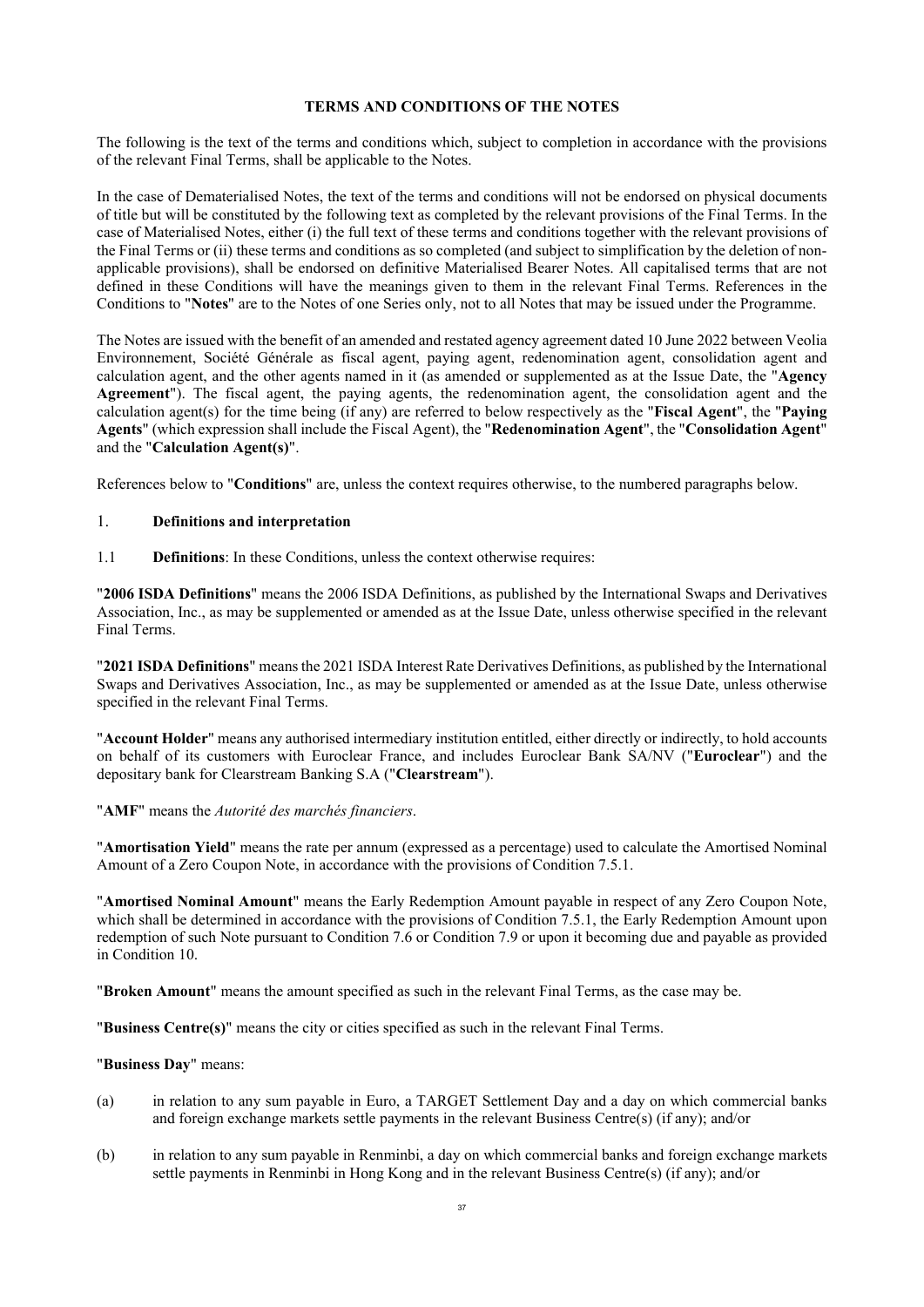## TERMS AND CONDITIONS OF THE NOTES

The following is the text of the terms and conditions which, subject to completion in accordance with the provisions of the relevant Final Terms, shall be applicable to the Notes.

In the case of Dematerialised Notes, the text of the terms and conditions will not be endorsed on physical documents of title but will be constituted by the following text as completed by the relevant provisions of the Final Terms. In the case of Materialised Notes, either (i) the full text of these terms and conditions together with the relevant provisions of the Final Terms or (ii) these terms and conditions as so completed (and subject to simplification by the deletion of non-applicable provisions), shall be endorsed on definitive Materialised Bearer Notes. All capitalised terms that are not defined in these Conditions will have the meanings given to them in the relevant Final Terms. References in the Conditions to "**Notes**" are to the Notes of one Series only, not to all Notes that may be issued under the Programme.

The Notes are issued with the benefit of an amended and restated agency agreement dated 10 June 2022 between Veolia Environnement, Société Générale as fiscal agent, paying agent, redenomination agent, consolidation agent and calculation agent, and the other agents named in it (as amended or supplemented as at the Issue Date, the "**Agency Agreement**"). The fiscal agent, the paying agents, the redenomination agent, the consolidation agent and the calculation agent(s) for the time being (if any) are referred to below respectively as the "**Fiscal Agent**", the "**Paying Agents**" (which expression shall include the Fiscal Agent), the "**Redenomination Agent**", the "**Consolidation Agent**" and the "**Calculation Agent(s)**".

References below to "**Conditions**" are, unless the context requires otherwise, to the numbered paragraphs below.

### 1. Definitions and interpretation

1.1 **Definitions**: In these Conditions, unless the context otherwise requires:

"**2006 ISDA Definitions**" means the 2006 ISDA Definitions, as published by the International Swaps and Derivatives Association, Inc., as may be supplemented or amended as at the Issue Date, unless otherwise specified in the relevant Final Terms.

"**2021 ISDA Definitions**" means the 2021 ISDA Interest Rate Derivatives Definitions, as published by the International Swaps and Derivatives Association, Inc., as may be supplemented or amended as at the Issue Date, unless otherwise specified in the relevant Final Terms.

"**Account Holder**" means any authorised intermediary institution entitled, either directly or indirectly, to hold accounts on behalf of its customers with Euroclear France, and includes Euroclear Bank SA/NV ("**Euroclear**") and the depositary bank for Clearstream Banking S.A ("**Clearstream**").

"**AMF**" means the *Autorité des marchés financiers*.

"**Amortisation Yield**" means the rate per annum (expressed as a percentage) used to calculate the Amortised Nominal Amount of a Zero Coupon Note, in accordance with the provisions of Condition 7.5.1.

"**Amortised Nominal Amount**" means the Early Redemption Amount payable in respect of any Zero Coupon Note, which shall be determined in accordance with the provisions of Condition 7.5.1, the Early Redemption Amount upon redemption of such Note pursuant to Condition 7.6 or Condition 7.9 or upon it becoming due and payable as provided in Condition 10.

"**Broken Amount**" means the amount specified as such in the relevant Final Terms, as the case may be.

"**Business Centre(s)**" means the city or cities specified as such in the relevant Final Terms.

"**Business Day**" means:

(a) in relation to any sum payable in Euro, a TARGET Settlement Day and a day on which commercial banks and foreign exchange markets settle payments in the relevant Business Centre(s) (if any); and/or

(b) in relation to any sum payable in Renminbi, a day on which commercial banks and foreign exchange markets settle payments in Renminbi in Hong Kong and in the relevant Business Centre(s) (if any); and/or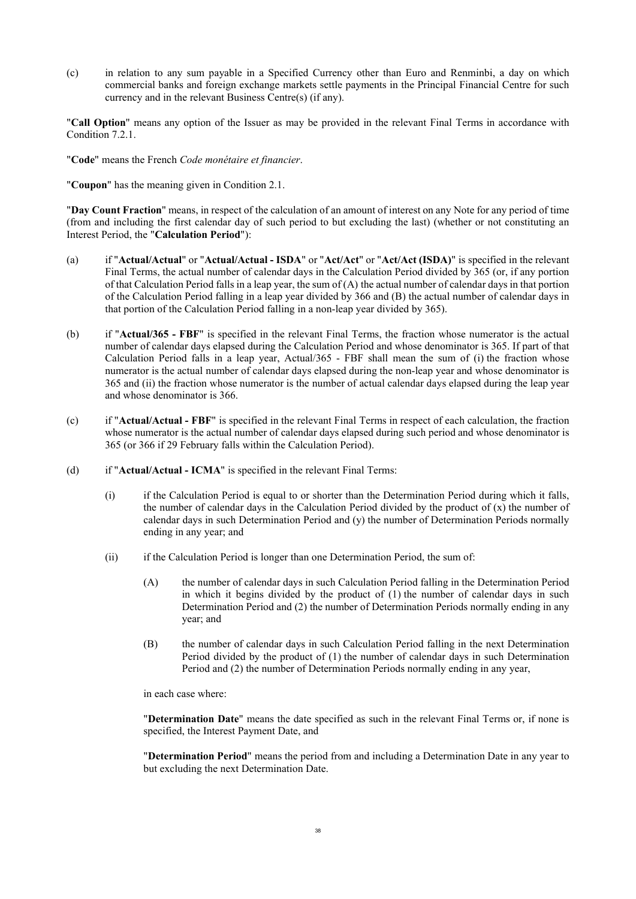(c) in relation to any sum payable in a Specified Currency other than Euro and Renminbi, a day on which commercial banks and foreign exchange markets settle payments in the Principal Financial Centre for such currency and in the relevant Business Centre(s) (if any).

"**Call Option**" means any option of the Issuer as may be provided in the relevant Final Terms in accordance with Condition 7.2.1.

"**Code**" means the French *Code monétaire et financier*.

"**Coupon**" has the meaning given in Condition 2.1.

"**Day Count Fraction**" means, in respect of the calculation of an amount of interest on any Note for any period of time (from and including the first calendar day of such period to but excluding the last) (whether or not constituting an Interest Period, the "**Calculation Period**"):

(a) if "**Actual/Actual**" or "**Actual/Actual - ISDA**" or "**Act/Act**" or "**Act/Act (ISDA)**" is specified in the relevant Final Terms, the actual number of calendar days in the Calculation Period divided by 365 (or, if any portion of that Calculation Period falls in a leap year, the sum of (A) the actual number of calendar days in that portion of the Calculation Period falling in a leap year divided by 366 and (B) the actual number of calendar days in that portion of the Calculation Period falling in a non-leap year divided by 365).

(b) if "**Actual/365 - FBF**" is specified in the relevant Final Terms, the fraction whose numerator is the actual number of calendar days elapsed during the Calculation Period and whose denominator is 365. If part of that Calculation Period falls in a leap year, Actual/365 - FBF shall mean the sum of (i) the fraction whose numerator is the actual number of calendar days elapsed during the non-leap year and whose denominator is 365 and (ii) the fraction whose numerator is the number of actual calendar days elapsed during the leap year and whose denominator is 366.

(c) if "**Actual/Actual - FBF**" is specified in the relevant Final Terms in respect of each calculation, the fraction whose numerator is the actual number of calendar days elapsed during such period and whose denominator is 365 (or 366 if 29 February falls within the Calculation Period).

(d) if "**Actual/Actual - ICMA**" is specified in the relevant Final Terms:

   (i) if the Calculation Period is equal to or shorter than the Determination Period during which it falls, the number of calendar days in the Calculation Period divided by the product of (x) the number of calendar days in such Determination Period and (y) the number of Determination Periods normally ending in any year; and

   (ii) if the Calculation Period is longer than one Determination Period, the sum of:

      (A) the number of calendar days in such Calculation Period falling in the Determination Period in which it begins divided by the product of (1) the number of calendar days in such Determination Period and (2) the number of Determination Periods normally ending in any year; and

      (B) the number of calendar days in such Calculation Period falling in the next Determination Period divided by the product of (1) the number of calendar days in such Determination Period and (2) the number of Determination Periods normally ending in any year,

   in each case where:

   "**Determination Date**" means the date specified as such in the relevant Final Terms or, if none is specified, the Interest Payment Date, and

   "**Determination Period**" means the period from and including a Determination Date in any year to but excluding the next Determination Date.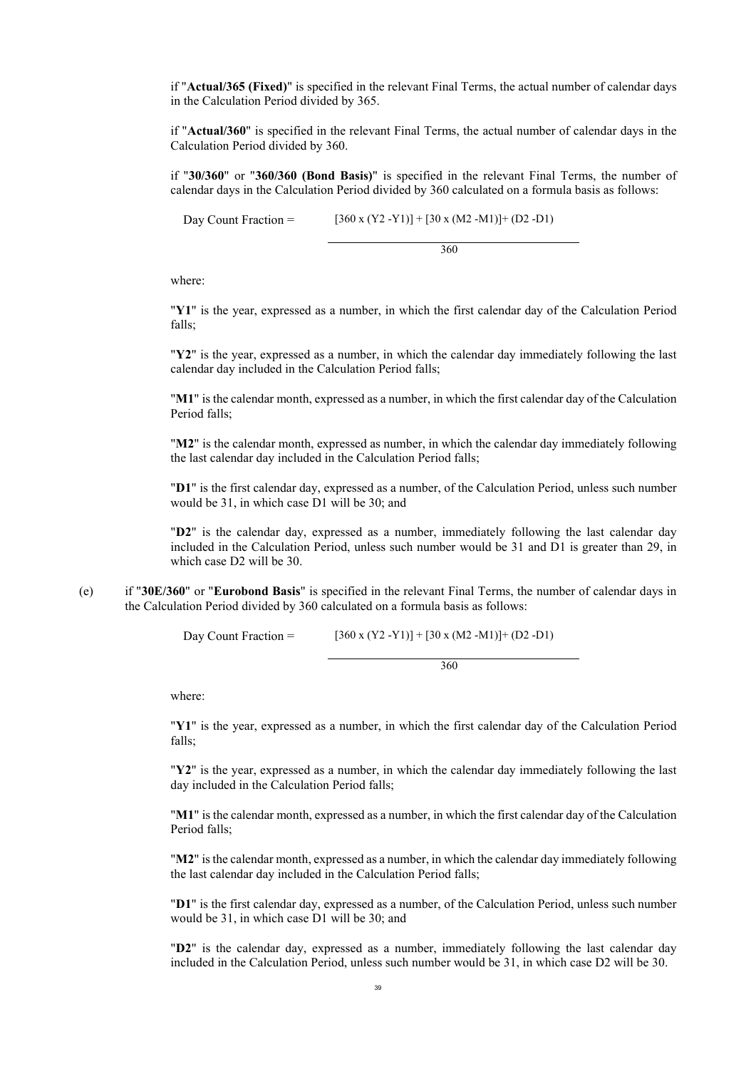if "**Actual/365 (Fixed)**" is specified in the relevant Final Terms, the actual number of calendar days in the Calculation Period divided by 365.

if "**Actual/360**" is specified in the relevant Final Terms, the actual number of calendar days in the Calculation Period divided by 360.

if "**30/360**" or "**360/360 (Bond Basis)**" is specified in the relevant Final Terms, the number of calendar days in the Calculation Period divided by 360 calculated on a formula basis as follows:

$$\text{Day Count Fraction} = \frac{[360 \times (Y2 - Y1)] + [30 \times (M2 - M1)] + (D2 - D1)}{360}$$

where:

"**Y1**" is the year, expressed as a number, in which the first calendar day of the Calculation Period falls;

"**Y2**" is the year, expressed as a number, in which the calendar day immediately following the last calendar day included in the Calculation Period falls;

"**M1**" is the calendar month, expressed as a number, in which the first calendar day of the Calculation Period falls;

"**M2**" is the calendar month, expressed as number, in which the calendar day immediately following the last calendar day included in the Calculation Period falls;

"**D1**" is the first calendar day, expressed as a number, of the Calculation Period, unless such number would be 31, in which case D1 will be 30; and

"**D2**" is the calendar day, expressed as a number, immediately following the last calendar day included in the Calculation Period, unless such number would be 31 and D1 is greater than 29, in which case D2 will be 30.

(e) if "**30E/360**" or "**Eurobond Basis**" is specified in the relevant Final Terms, the number of calendar days in the Calculation Period divided by 360 calculated on a formula basis as follows:

$$\text{Day Count Fraction} = \frac{[360 \times (Y2 - Y1)] + [30 \times (M2 - M1)] + (D2 - D1)}{360}$$

where:

"**Y1**" is the year, expressed as a number, in which the first calendar day of the Calculation Period falls;

"**Y2**" is the year, expressed as a number, in which the calendar day immediately following the last day included in the Calculation Period falls;

"**M1**" is the calendar month, expressed as a number, in which the first calendar day of the Calculation Period falls;

"**M2**" is the calendar month, expressed as a number, in which the calendar day immediately following the last calendar day included in the Calculation Period falls;

"**D1**" is the first calendar day, expressed as a number, of the Calculation Period, unless such number would be 31, in which case D1 will be 30; and

"**D2**" is the calendar day, expressed as a number, immediately following the last calendar day included in the Calculation Period, unless such number would be 31, in which case D2 will be 30.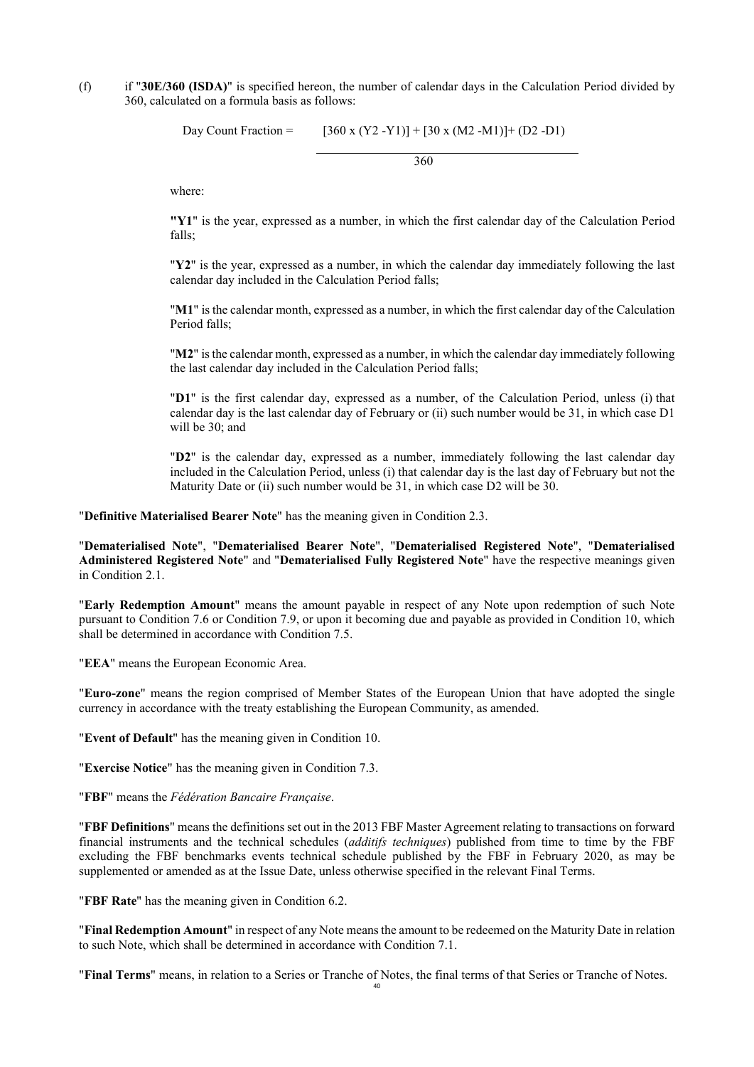(f) if "**30E/360 (ISDA)**" is specified hereon, the number of calendar days in the Calculation Period divided by 360, calculated on a formula basis as follows:

$$\text{Day Count Fraction} = \frac{[360 \times (Y2 - Y1)] + [30 \times (M2 - M1)] + (D2 - D1)}{360}$$

where:

"**Y1**" is the year, expressed as a number, in which the first calendar day of the Calculation Period falls;

"**Y2**" is the year, expressed as a number, in which the calendar day immediately following the last calendar day included in the Calculation Period falls;

"**M1**" is the calendar month, expressed as a number, in which the first calendar day of the Calculation Period falls;

"**M2**" is the calendar month, expressed as a number, in which the calendar day immediately following the last calendar day included in the Calculation Period falls;

"**D1**" is the first calendar day, expressed as a number, of the Calculation Period, unless (i) that calendar day is the last calendar day of February or (ii) such number would be 31, in which case D1 will be 30; and

"**D2**" is the calendar day, expressed as a number, immediately following the last calendar day included in the Calculation Period, unless (i) that calendar day is the last day of February but not the Maturity Date or (ii) such number would be 31, in which case D2 will be 30.

"**Definitive Materialised Bearer Note**" has the meaning given in Condition 2.3.

"**Dematerialised Note**", "**Dematerialised Bearer Note**", "**Dematerialised Registered Note**", "**Dematerialised Administered Registered Note**" and "**Dematerialised Fully Registered Note**" have the respective meanings given in Condition 2.1.

"**Early Redemption Amount**" means the amount payable in respect of any Note upon redemption of such Note pursuant to Condition 7.6 or Condition 7.9, or upon it becoming due and payable as provided in Condition 10, which shall be determined in accordance with Condition 7.5.

"**EEA**" means the European Economic Area.

"**Euro-zone**" means the region comprised of Member States of the European Union that have adopted the single currency in accordance with the treaty establishing the European Community, as amended.

"**Event of Default**" has the meaning given in Condition 10.

"**Exercise Notice**" has the meaning given in Condition 7.3.

"**FBF**" means the *Fédération Bancaire Française*.

"**FBF Definitions**" means the definitions set out in the 2013 FBF Master Agreement relating to transactions on forward financial instruments and the technical schedules (*additifs techniques*) published from time to time by the FBF excluding the FBF benchmarks events technical schedule published by the FBF in February 2020, as may be supplemented or amended as at the Issue Date, unless otherwise specified in the relevant Final Terms.

"**FBF Rate**" has the meaning given in Condition 6.2.

"**Final Redemption Amount**" in respect of any Note means the amount to be redeemed on the Maturity Date in relation to such Note, which shall be determined in accordance with Condition 7.1.

"**Final Terms**" means, in relation to a Series or Tranche of Notes, the final terms of that Series or Tranche of Notes.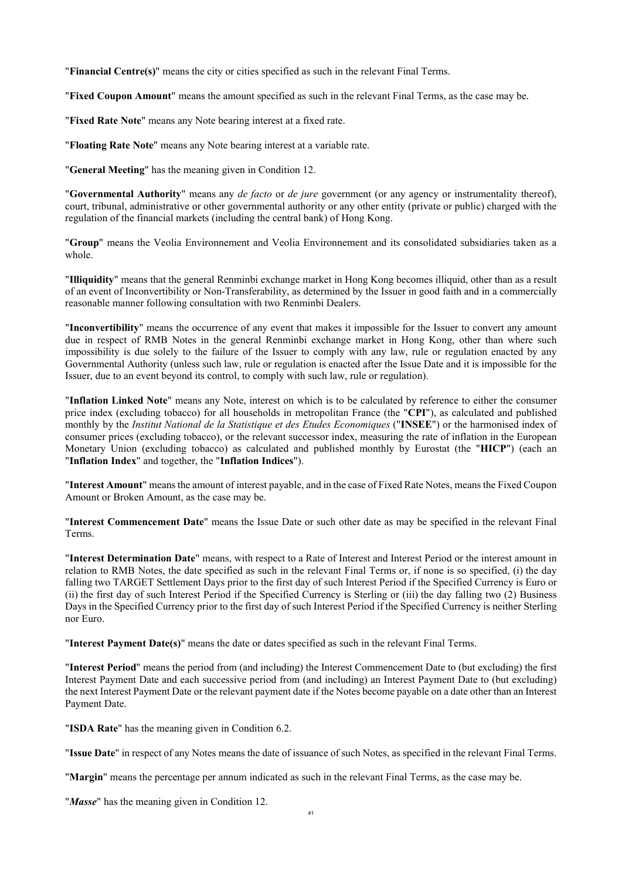"**Financial Centre(s)**" means the city or cities specified as such in the relevant Final Terms.

"**Fixed Coupon Amount**" means the amount specified as such in the relevant Final Terms, as the case may be.

"**Fixed Rate Note**" means any Note bearing interest at a fixed rate.

"**Floating Rate Note**" means any Note bearing interest at a variable rate.

"**General Meeting**" has the meaning given in Condition 12.

"**Governmental Authority**" means any *de facto* or *de jure* government (or any agency or instrumentality thereof), court, tribunal, administrative or other governmental authority or any other entity (private or public) charged with the regulation of the financial markets (including the central bank) of Hong Kong.

"**Group**" means the Veolia Environnement and Veolia Environnement and its consolidated subsidiaries taken as a whole.

"**Illiquidity**" means that the general Renminbi exchange market in Hong Kong becomes illiquid, other than as a result of an event of Inconvertibility or Non-Transferability, as determined by the Issuer in good faith and in a commercially reasonable manner following consultation with two Renminbi Dealers.

"**Inconvertibility**" means the occurrence of any event that makes it impossible for the Issuer to convert any amount due in respect of RMB Notes in the general Renminbi exchange market in Hong Kong, other than where such impossibility is due solely to the failure of the Issuer to comply with any law, rule or regulation enacted by any Governmental Authority (unless such law, rule or regulation is enacted after the Issue Date and it is impossible for the Issuer, due to an event beyond its control, to comply with such law, rule or regulation).

"**Inflation Linked Note**" means any Note, interest on which is to be calculated by reference to either the consumer price index (excluding tobacco) for all households in metropolitan France (the "**CPI**"), as calculated and published monthly by the *Institut National de la Statistique et des Etudes Economiques* ("**INSEE**") or the harmonised index of consumer prices (excluding tobacco), or the relevant successor index, measuring the rate of inflation in the European Monetary Union (excluding tobacco) as calculated and published monthly by Eurostat (the "**HICP**") (each an "**Inflation Index**" and together, the "**Inflation Indices**").

"**Interest Amount**" means the amount of interest payable, and in the case of Fixed Rate Notes, means the Fixed Coupon Amount or Broken Amount, as the case may be.

"**Interest Commencement Date**" means the Issue Date or such other date as may be specified in the relevant Final Terms.

"**Interest Determination Date**" means, with respect to a Rate of Interest and Interest Period or the interest amount in relation to RMB Notes, the date specified as such in the relevant Final Terms or, if none is so specified, (i) the day falling two TARGET Settlement Days prior to the first day of such Interest Period if the Specified Currency is Euro or (ii) the first day of such Interest Period if the Specified Currency is Sterling or (iii) the day falling two (2) Business Days in the Specified Currency prior to the first day of such Interest Period if the Specified Currency is neither Sterling nor Euro.

"**Interest Payment Date(s)**" means the date or dates specified as such in the relevant Final Terms.

"**Interest Period**" means the period from (and including) the Interest Commencement Date to (but excluding) the first Interest Payment Date and each successive period from (and including) an Interest Payment Date to (but excluding) the next Interest Payment Date or the relevant payment date if the Notes become payable on a date other than an Interest Payment Date.

"**ISDA Rate**" has the meaning given in Condition 6.2.

"**Issue Date**" in respect of any Notes means the date of issuance of such Notes, as specified in the relevant Final Terms.

"**Margin**" means the percentage per annum indicated as such in the relevant Final Terms, as the case may be.

"***Masse***" has the meaning given in Condition 12.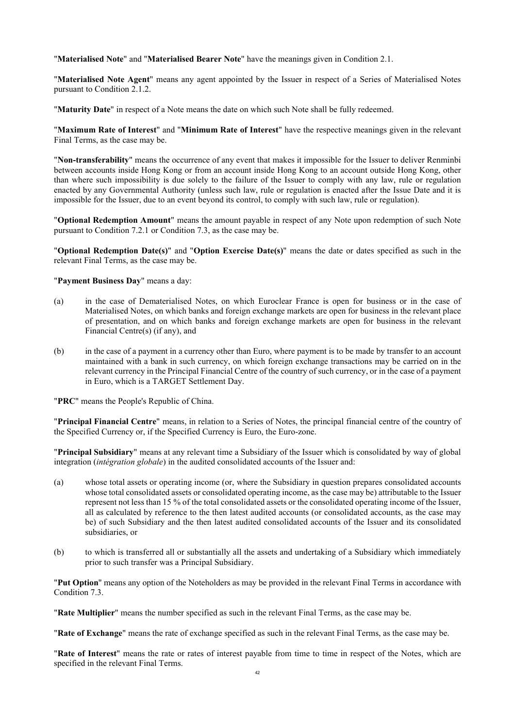"**Materialised Note**" and "**Materialised Bearer Note**" have the meanings given in Condition 2.1.

"**Materialised Note Agent**" means any agent appointed by the Issuer in respect of a Series of Materialised Notes pursuant to Condition 2.1.2.

"**Maturity Date**" in respect of a Note means the date on which such Note shall be fully redeemed.

"**Maximum Rate of Interest**" and "**Minimum Rate of Interest**" have the respective meanings given in the relevant Final Terms, as the case may be.

"**Non-transferability**" means the occurrence of any event that makes it impossible for the Issuer to deliver Renminbi between accounts inside Hong Kong or from an account inside Hong Kong to an account outside Hong Kong, other than where such impossibility is due solely to the failure of the Issuer to comply with any law, rule or regulation enacted by any Governmental Authority (unless such law, rule or regulation is enacted after the Issue Date and it is impossible for the Issuer, due to an event beyond its control, to comply with such law, rule or regulation).

"**Optional Redemption Amount**" means the amount payable in respect of any Note upon redemption of such Note pursuant to Condition 7.2.1 or Condition 7.3, as the case may be.

"**Optional Redemption Date(s)**" and "**Option Exercise Date(s)**" means the date or dates specified as such in the relevant Final Terms, as the case may be.

"**Payment Business Day**" means a day:

(a) in the case of Dematerialised Notes, on which Euroclear France is open for business or in the case of Materialised Notes, on which banks and foreign exchange markets are open for business in the relevant place of presentation, and on which banks and foreign exchange markets are open for business in the relevant Financial Centre(s) (if any), and

(b) in the case of a payment in a currency other than Euro, where payment is to be made by transfer to an account maintained with a bank in such currency, on which foreign exchange transactions may be carried on in the relevant currency in the Principal Financial Centre of the country of such currency, or in the case of a payment in Euro, which is a TARGET Settlement Day.

"**PRC**" means the People's Republic of China.

"**Principal Financial Centre**" means, in relation to a Series of Notes, the principal financial centre of the country of the Specified Currency or, if the Specified Currency is Euro, the Euro-zone.

"**Principal Subsidiary**" means at any relevant time a Subsidiary of the Issuer which is consolidated by way of global integration (*intégration globale*) in the audited consolidated accounts of the Issuer and:

(a) whose total assets or operating income (or, where the Subsidiary in question prepares consolidated accounts whose total consolidated assets or consolidated operating income, as the case may be) attributable to the Issuer represent not less than 15 % of the total consolidated assets or the consolidated operating income of the Issuer, all as calculated by reference to the then latest audited accounts (or consolidated accounts, as the case may be) of such Subsidiary and the then latest audited consolidated accounts of the Issuer and its consolidated subsidiaries, or

(b) to which is transferred all or substantially all the assets and undertaking of a Subsidiary which immediately prior to such transfer was a Principal Subsidiary.

"**Put Option**" means any option of the Noteholders as may be provided in the relevant Final Terms in accordance with Condition 7.3.

"**Rate Multiplier**" means the number specified as such in the relevant Final Terms, as the case may be.

"**Rate of Exchange**" means the rate of exchange specified as such in the relevant Final Terms, as the case may be.

"**Rate of Interest**" means the rate or rates of interest payable from time to time in respect of the Notes, which are specified in the relevant Final Terms.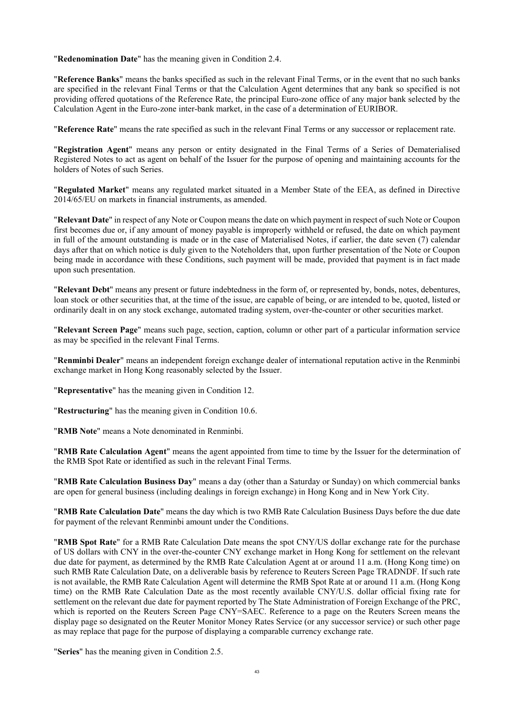"**Redenomination Date**" has the meaning given in Condition 2.4.

"**Reference Banks**" means the banks specified as such in the relevant Final Terms, or in the event that no such banks are specified in the relevant Final Terms or that the Calculation Agent determines that any bank so specified is not providing offered quotations of the Reference Rate, the principal Euro-zone office of any major bank selected by the Calculation Agent in the Euro-zone inter-bank market, in the case of a determination of EURIBOR.

"**Reference Rate**" means the rate specified as such in the relevant Final Terms or any successor or replacement rate.

"**Registration Agent**" means any person or entity designated in the Final Terms of a Series of Dematerialised Registered Notes to act as agent on behalf of the Issuer for the purpose of opening and maintaining accounts for the holders of Notes of such Series.

"**Regulated Market**" means any regulated market situated in a Member State of the EEA, as defined in Directive 2014/65/EU on markets in financial instruments, as amended.

"**Relevant Date**" in respect of any Note or Coupon means the date on which payment in respect of such Note or Coupon first becomes due or, if any amount of money payable is improperly withheld or refused, the date on which payment in full of the amount outstanding is made or in the case of Materialised Notes, if earlier, the date seven (7) calendar days after that on which notice is duly given to the Noteholders that, upon further presentation of the Note or Coupon being made in accordance with these Conditions, such payment will be made, provided that payment is in fact made upon such presentation.

"**Relevant Debt**" means any present or future indebtedness in the form of, or represented by, bonds, notes, debentures, loan stock or other securities that, at the time of the issue, are capable of being, or are intended to be, quoted, listed or ordinarily dealt in on any stock exchange, automated trading system, over-the-counter or other securities market.

"**Relevant Screen Page**" means such page, section, caption, column or other part of a particular information service as may be specified in the relevant Final Terms.

"**Renminbi Dealer**" means an independent foreign exchange dealer of international reputation active in the Renminbi exchange market in Hong Kong reasonably selected by the Issuer.

"**Representative**" has the meaning given in Condition 12.

"**Restructuring**" has the meaning given in Condition 10.6.

"**RMB Note**" means a Note denominated in Renminbi.

"**RMB Rate Calculation Agent**" means the agent appointed from time to time by the Issuer for the determination of the RMB Spot Rate or identified as such in the relevant Final Terms.

"**RMB Rate Calculation Business Day**" means a day (other than a Saturday or Sunday) on which commercial banks are open for general business (including dealings in foreign exchange) in Hong Kong and in New York City.

"**RMB Rate Calculation Date**" means the day which is two RMB Rate Calculation Business Days before the due date for payment of the relevant Renminbi amount under the Conditions.

"**RMB Spot Rate**" for a RMB Rate Calculation Date means the spot CNY/US dollar exchange rate for the purchase of US dollars with CNY in the over-the-counter CNY exchange market in Hong Kong for settlement on the relevant due date for payment, as determined by the RMB Rate Calculation Agent at or around 11 a.m. (Hong Kong time) on such RMB Rate Calculation Date, on a deliverable basis by reference to Reuters Screen Page TRADNDF. If such rate is not available, the RMB Rate Calculation Agent will determine the RMB Spot Rate at or around 11 a.m. (Hong Kong time) on the RMB Rate Calculation Date as the most recently available CNY/U.S. dollar official fixing rate for settlement on the relevant due date for payment reported by The State Administration of Foreign Exchange of the PRC, which is reported on the Reuters Screen Page CNY=SAEC. Reference to a page on the Reuters Screen means the display page so designated on the Reuter Monitor Money Rates Service (or any successor service) or such other page as may replace that page for the purpose of displaying a comparable currency exchange rate.

"**Series**" has the meaning given in Condition 2.5.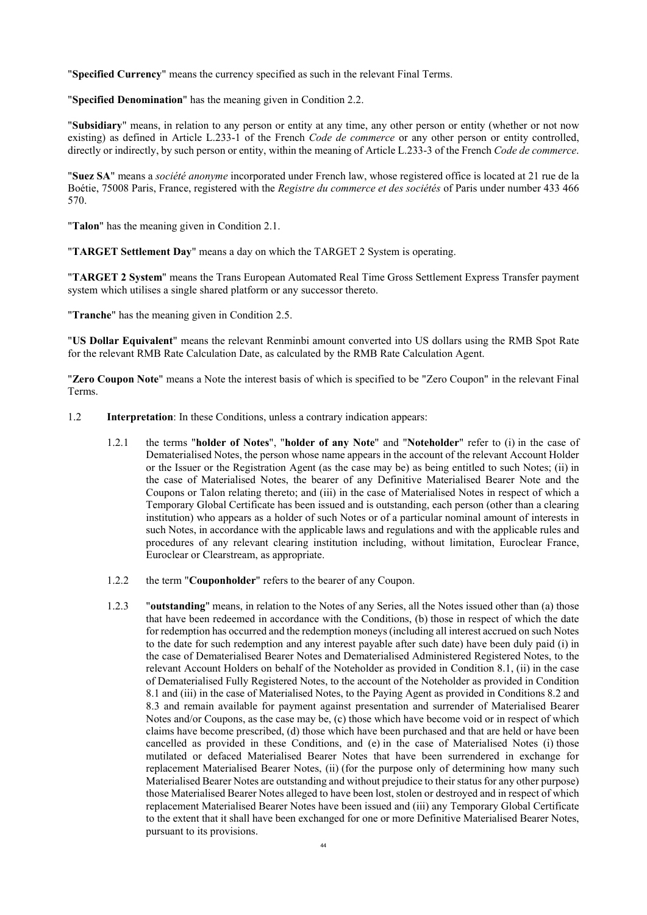"**Specified Currency**" means the currency specified as such in the relevant Final Terms.

"**Specified Denomination**" has the meaning given in Condition 2.2.

"**Subsidiary**" means, in relation to any person or entity at any time, any other person or entity (whether or not now existing) as defined in Article L.233-1 of the French *Code de commerce* or any other person or entity controlled, directly or indirectly, by such person or entity, within the meaning of Article L.233-3 of the French *Code de commerce*.

"**Suez SA**" means a *société anonyme* incorporated under French law, whose registered office is located at 21 rue de la Boétie, 75008 Paris, France, registered with the *Registre du commerce et des sociétés* of Paris under number 433 466 570.

"**Talon**" has the meaning given in Condition 2.1.

"**TARGET Settlement Day**" means a day on which the TARGET 2 System is operating.

"**TARGET 2 System**" means the Trans European Automated Real Time Gross Settlement Express Transfer payment system which utilises a single shared platform or any successor thereto.

"**Tranche**" has the meaning given in Condition 2.5.

"**US Dollar Equivalent**" means the relevant Renminbi amount converted into US dollars using the RMB Spot Rate for the relevant RMB Rate Calculation Date, as calculated by the RMB Rate Calculation Agent.

"**Zero Coupon Note**" means a Note the interest basis of which is specified to be "Zero Coupon" in the relevant Final Terms.

1.2 **Interpretation**: In these Conditions, unless a contrary indication appears:

1.2.1 the terms "**holder of Notes**", "**holder of any Note**" and "**Noteholder**" refer to (i) in the case of Dematerialised Notes, the person whose name appears in the account of the relevant Account Holder or the Issuer or the Registration Agent (as the case may be) as being entitled to such Notes; (ii) in the case of Materialised Notes, the bearer of any Definitive Materialised Bearer Note and the Coupons or Talon relating thereto; and (iii) in the case of Materialised Notes in respect of which a Temporary Global Certificate has been issued and is outstanding, each person (other than a clearing institution) who appears as a holder of such Notes or of a particular nominal amount of interests in such Notes, in accordance with the applicable laws and regulations and with the applicable rules and procedures of any relevant clearing institution including, without limitation, Euroclear France, Euroclear or Clearstream, as appropriate.

1.2.2 the term "**Couponholder**" refers to the bearer of any Coupon.

1.2.3 "**outstanding**" means, in relation to the Notes of any Series, all the Notes issued other than (a) those that have been redeemed in accordance with the Conditions, (b) those in respect of which the date for redemption has occurred and the redemption moneys (including all interest accrued on such Notes to the date for such redemption and any interest payable after such date) have been duly paid (i) in the case of Dematerialised Bearer Notes and Dematerialised Administered Registered Notes, to the relevant Account Holders on behalf of the Noteholder as provided in Condition 8.1, (ii) in the case of Dematerialised Fully Registered Notes, to the account of the Noteholder as provided in Condition 8.1 and (iii) in the case of Materialised Notes, to the Paying Agent as provided in Conditions 8.2 and 8.3 and remain available for payment against presentation and surrender of Materialised Bearer Notes and/or Coupons, as the case may be, (c) those which have become void or in respect of which claims have become prescribed, (d) those which have been purchased and that are held or have been cancelled as provided in these Conditions, and (e) in the case of Materialised Notes (i) those mutilated or defaced Materialised Bearer Notes that have been surrendered in exchange for replacement Materialised Bearer Notes, (ii) (for the purpose only of determining how many such Materialised Bearer Notes are outstanding and without prejudice to their status for any other purpose) those Materialised Bearer Notes alleged to have been lost, stolen or destroyed and in respect of which replacement Materialised Bearer Notes have been issued and (iii) any Temporary Global Certificate to the extent that it shall have been exchanged for one or more Definitive Materialised Bearer Notes, pursuant to its provisions.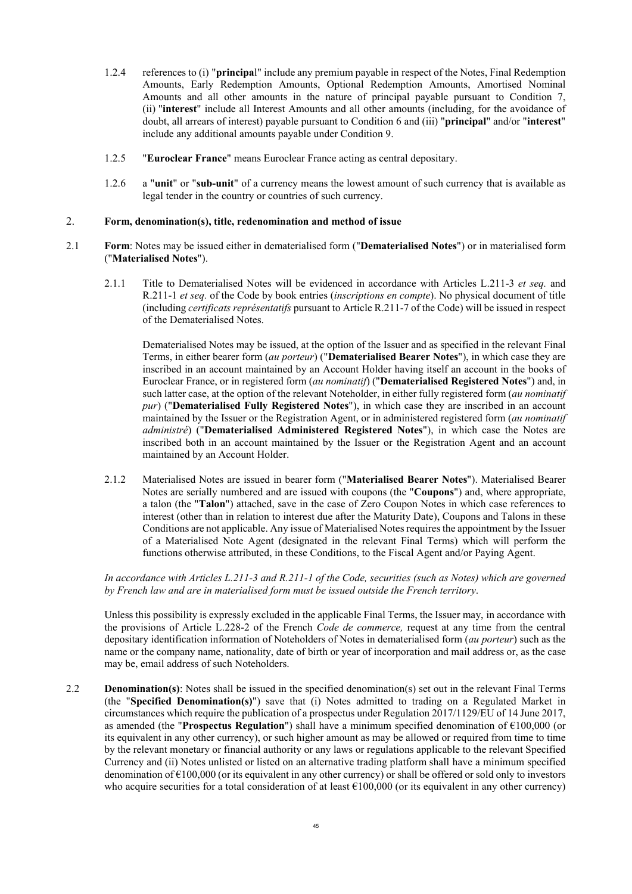1.2.4 references to (i) "**principa**l" include any premium payable in respect of the Notes, Final Redemption Amounts, Early Redemption Amounts, Optional Redemption Amounts, Amortised Nominal Amounts and all other amounts in the nature of principal payable pursuant to Condition 7, (ii) "**interest**" include all Interest Amounts and all other amounts (including, for the avoidance of doubt, all arrears of interest) payable pursuant to Condition 6 and (iii) "**principal**" and/or "**interest**" include any additional amounts payable under Condition 9.

1.2.5 "**Euroclear France**" means Euroclear France acting as central depositary.

1.2.6 a "**unit**" or "**sub-unit**" of a currency means the lowest amount of such currency that is available as legal tender in the country or countries of such currency.

## 2. Form, denomination(s), title, redenomination and method of issue

2.1 **Form**: Notes may be issued either in dematerialised form ("**Dematerialised Notes**") or in materialised form ("**Materialised Notes**").

2.1.1 Title to Dematerialised Notes will be evidenced in accordance with Articles L.211-3 *et seq.* and R.211-1 *et seq.* of the Code by book entries (*inscriptions en compte*). No physical document of title (including *certificats représentatifs* pursuant to Article R.211-7 of the Code) will be issued in respect of the Dematerialised Notes.

Dematerialised Notes may be issued, at the option of the Issuer and as specified in the relevant Final Terms, in either bearer form (*au porteur*) ("**Dematerialised Bearer Notes**"), in which case they are inscribed in an account maintained by an Account Holder having itself an account in the books of Euroclear France, or in registered form (*au nominatif*) ("**Dematerialised Registered Notes**") and, in such latter case, at the option of the relevant Noteholder, in either fully registered form (*au nominatif pur*) ("**Dematerialised Fully Registered Notes**"), in which case they are inscribed in an account maintained by the Issuer or the Registration Agent, or in administered registered form (*au nominatif administré*) ("**Dematerialised Administered Registered Notes**"), in which case the Notes are inscribed both in an account maintained by the Issuer or the Registration Agent and an account maintained by an Account Holder.

2.1.2 Materialised Notes are issued in bearer form ("**Materialised Bearer Notes**"). Materialised Bearer Notes are serially numbered and are issued with coupons (the "**Coupons**") and, where appropriate, a talon (the "**Talon**") attached, save in the case of Zero Coupon Notes in which case references to interest (other than in relation to interest due after the Maturity Date), Coupons and Talons in these Conditions are not applicable. Any issue of Materialised Notes requires the appointment by the Issuer of a Materialised Note Agent (designated in the relevant Final Terms) which will perform the functions otherwise attributed, in these Conditions, to the Fiscal Agent and/or Paying Agent.

*In accordance with Articles L.211-3 and R.211-1 of the Code, securities (such as Notes) which are governed by French law and are in materialised form must be issued outside the French territory*.

Unless this possibility is expressly excluded in the applicable Final Terms, the Issuer may, in accordance with the provisions of Article L.228-2 of the French *Code de commerce,* request at any time from the central depositary identification information of Noteholders of Notes in dematerialised form (*au porteur*) such as the name or the company name, nationality, date of birth or year of incorporation and mail address or, as the case may be, email address of such Noteholders.

2.2 **Denomination(s)**: Notes shall be issued in the specified denomination(s) set out in the relevant Final Terms (the "**Specified Denomination(s)**") save that (i) Notes admitted to trading on a Regulated Market in circumstances which require the publication of a prospectus under Regulation 2017/1129/EU of 14 June 2017, as amended (the "**Prospectus Regulation**") shall have a minimum specified denomination of €100,000 (or its equivalent in any other currency), or such higher amount as may be allowed or required from time to time by the relevant monetary or financial authority or any laws or regulations applicable to the relevant Specified Currency and (ii) Notes unlisted or listed on an alternative trading platform shall have a minimum specified denomination of €100,000 (or its equivalent in any other currency) or shall be offered or sold only to investors who acquire securities for a total consideration of at least €100,000 (or its equivalent in any other currency)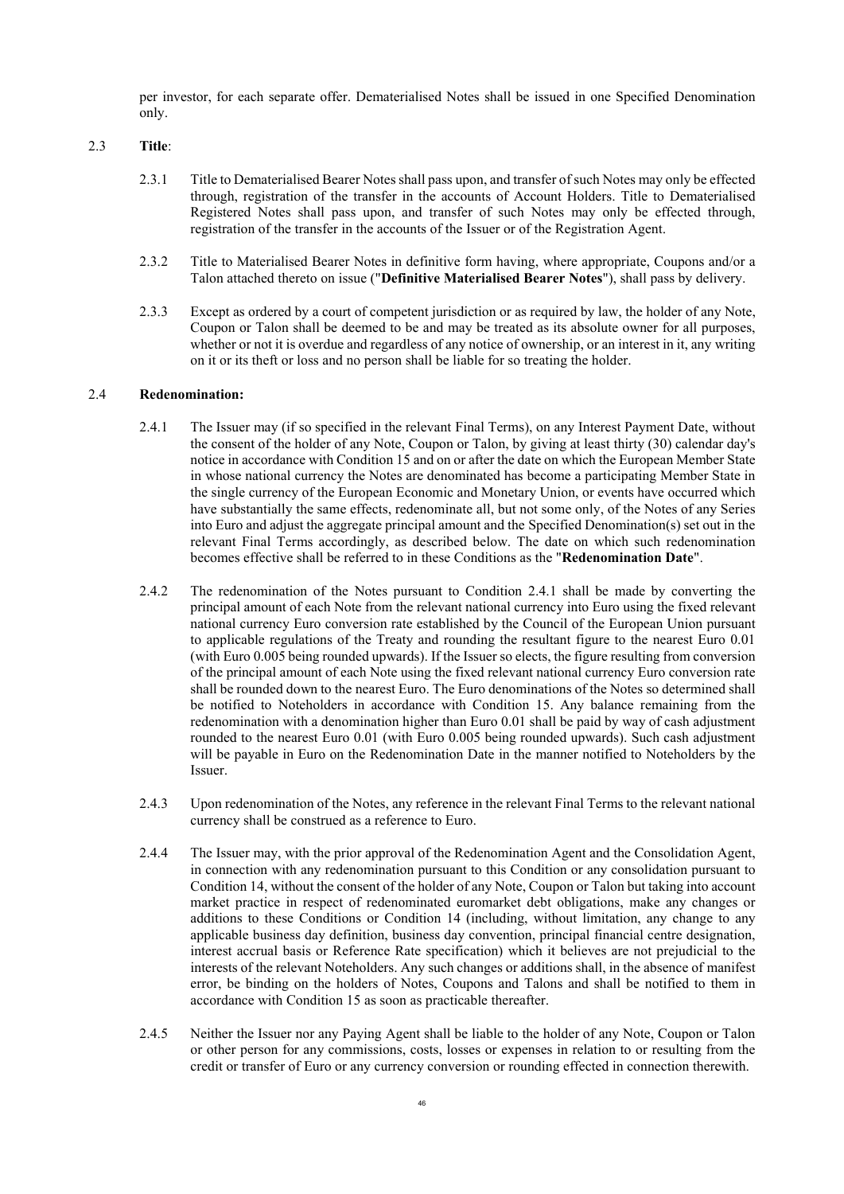per investor, for each separate offer. Dematerialised Notes shall be issued in one Specified Denomination only.

2.3 **Title**:

2.3.1 Title to Dematerialised Bearer Notes shall pass upon, and transfer of such Notes may only be effected through, registration of the transfer in the accounts of Account Holders. Title to Dematerialised Registered Notes shall pass upon, and transfer of such Notes may only be effected through, registration of the transfer in the accounts of the Issuer or of the Registration Agent.

2.3.2 Title to Materialised Bearer Notes in definitive form having, where appropriate, Coupons and/or a Talon attached thereto on issue ("**Definitive Materialised Bearer Notes**"), shall pass by delivery.

2.3.3 Except as ordered by a court of competent jurisdiction or as required by law, the holder of any Note, Coupon or Talon shall be deemed to be and may be treated as its absolute owner for all purposes, whether or not it is overdue and regardless of any notice of ownership, or an interest in it, any writing on it or its theft or loss and no person shall be liable for so treating the holder.

2.4 **Redenomination:**

2.4.1 The Issuer may (if so specified in the relevant Final Terms), on any Interest Payment Date, without the consent of the holder of any Note, Coupon or Talon, by giving at least thirty (30) calendar day's notice in accordance with Condition 15 and on or after the date on which the European Member State in whose national currency the Notes are denominated has become a participating Member State in the single currency of the European Economic and Monetary Union, or events have occurred which have substantially the same effects, redenominate all, but not some only, of the Notes of any Series into Euro and adjust the aggregate principal amount and the Specified Denomination(s) set out in the relevant Final Terms accordingly, as described below. The date on which such redenomination becomes effective shall be referred to in these Conditions as the "**Redenomination Date**".

2.4.2 The redenomination of the Notes pursuant to Condition 2.4.1 shall be made by converting the principal amount of each Note from the relevant national currency into Euro using the fixed relevant national currency Euro conversion rate established by the Council of the European Union pursuant to applicable regulations of the Treaty and rounding the resultant figure to the nearest Euro 0.01 (with Euro 0.005 being rounded upwards). If the Issuer so elects, the figure resulting from conversion of the principal amount of each Note using the fixed relevant national currency Euro conversion rate shall be rounded down to the nearest Euro. The Euro denominations of the Notes so determined shall be notified to Noteholders in accordance with Condition 15. Any balance remaining from the redenomination with a denomination higher than Euro 0.01 shall be paid by way of cash adjustment rounded to the nearest Euro 0.01 (with Euro 0.005 being rounded upwards). Such cash adjustment will be payable in Euro on the Redenomination Date in the manner notified to Noteholders by the Issuer.

2.4.3 Upon redenomination of the Notes, any reference in the relevant Final Terms to the relevant national currency shall be construed as a reference to Euro.

2.4.4 The Issuer may, with the prior approval of the Redenomination Agent and the Consolidation Agent, in connection with any redenomination pursuant to this Condition or any consolidation pursuant to Condition 14, without the consent of the holder of any Note, Coupon or Talon but taking into account market practice in respect of redenominated euromarket debt obligations, make any changes or additions to these Conditions or Condition 14 (including, without limitation, any change to any applicable business day definition, business day convention, principal financial centre designation, interest accrual basis or Reference Rate specification) which it believes are not prejudicial to the interests of the relevant Noteholders. Any such changes or additions shall, in the absence of manifest error, be binding on the holders of Notes, Coupons and Talons and shall be notified to them in accordance with Condition 15 as soon as practicable thereafter.

2.4.5 Neither the Issuer nor any Paying Agent shall be liable to the holder of any Note, Coupon or Talon or other person for any commissions, costs, losses or expenses in relation to or resulting from the credit or transfer of Euro or any currency conversion or rounding effected in connection therewith.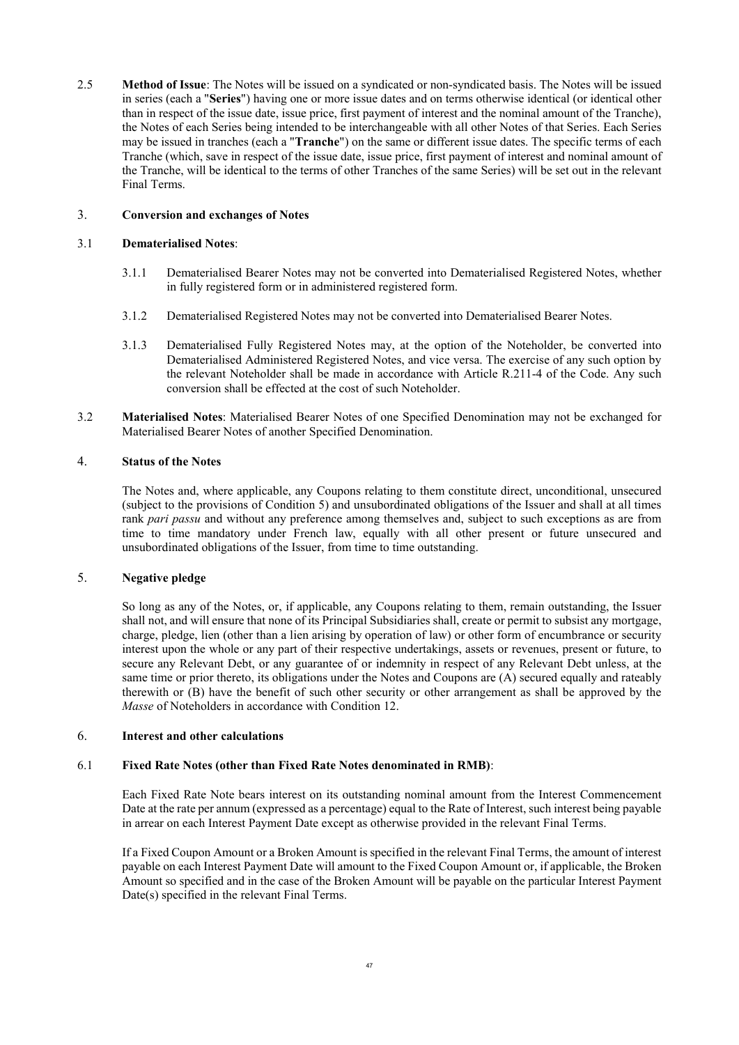2.5 **Method of Issue**: The Notes will be issued on a syndicated or non-syndicated basis. The Notes will be issued in series (each a "**Series**") having one or more issue dates and on terms otherwise identical (or identical other than in respect of the issue date, issue price, first payment of interest and the nominal amount of the Tranche), the Notes of each Series being intended to be interchangeable with all other Notes of that Series. Each Series may be issued in tranches (each a "**Tranche**") on the same or different issue dates. The specific terms of each Tranche (which, save in respect of the issue date, issue price, first payment of interest and nominal amount of the Tranche, will be identical to the terms of other Tranches of the same Series) will be set out in the relevant Final Terms.

## 3. Conversion and exchanges of Notes

### 3.1 Dematerialised Notes:

3.1.1 Dematerialised Bearer Notes may not be converted into Dematerialised Registered Notes, whether in fully registered form or in administered registered form.

3.1.2 Dematerialised Registered Notes may not be converted into Dematerialised Bearer Notes.

3.1.3 Dematerialised Fully Registered Notes may, at the option of the Noteholder, be converted into Dematerialised Administered Registered Notes, and vice versa. The exercise of any such option by the relevant Noteholder shall be made in accordance with Article R.211-4 of the Code. Any such conversion shall be effected at the cost of such Noteholder.

3.2 **Materialised Notes**: Materialised Bearer Notes of one Specified Denomination may not be exchanged for Materialised Bearer Notes of another Specified Denomination.

## 4. Status of the Notes

The Notes and, where applicable, any Coupons relating to them constitute direct, unconditional, unsecured (subject to the provisions of Condition 5) and unsubordinated obligations of the Issuer and shall at all times rank *pari passu* and without any preference among themselves and, subject to such exceptions as are from time to time mandatory under French law, equally with all other present or future unsecured and unsubordinated obligations of the Issuer, from time to time outstanding.

## 5. Negative pledge

So long as any of the Notes, or, if applicable, any Coupons relating to them, remain outstanding, the Issuer shall not, and will ensure that none of its Principal Subsidiaries shall, create or permit to subsist any mortgage, charge, pledge, lien (other than a lien arising by operation of law) or other form of encumbrance or security interest upon the whole or any part of their respective undertakings, assets or revenues, present or future, to secure any Relevant Debt, or any guarantee of or indemnity in respect of any Relevant Debt unless, at the same time or prior thereto, its obligations under the Notes and Coupons are (A) secured equally and rateably therewith or (B) have the benefit of such other security or other arrangement as shall be approved by the *Masse* of Noteholders in accordance with Condition 12.

## 6. Interest and other calculations

### 6.1 Fixed Rate Notes (other than Fixed Rate Notes denominated in RMB):

Each Fixed Rate Note bears interest on its outstanding nominal amount from the Interest Commencement Date at the rate per annum (expressed as a percentage) equal to the Rate of Interest, such interest being payable in arrear on each Interest Payment Date except as otherwise provided in the relevant Final Terms.

If a Fixed Coupon Amount or a Broken Amount is specified in the relevant Final Terms, the amount of interest payable on each Interest Payment Date will amount to the Fixed Coupon Amount or, if applicable, the Broken Amount so specified and in the case of the Broken Amount will be payable on the particular Interest Payment Date(s) specified in the relevant Final Terms.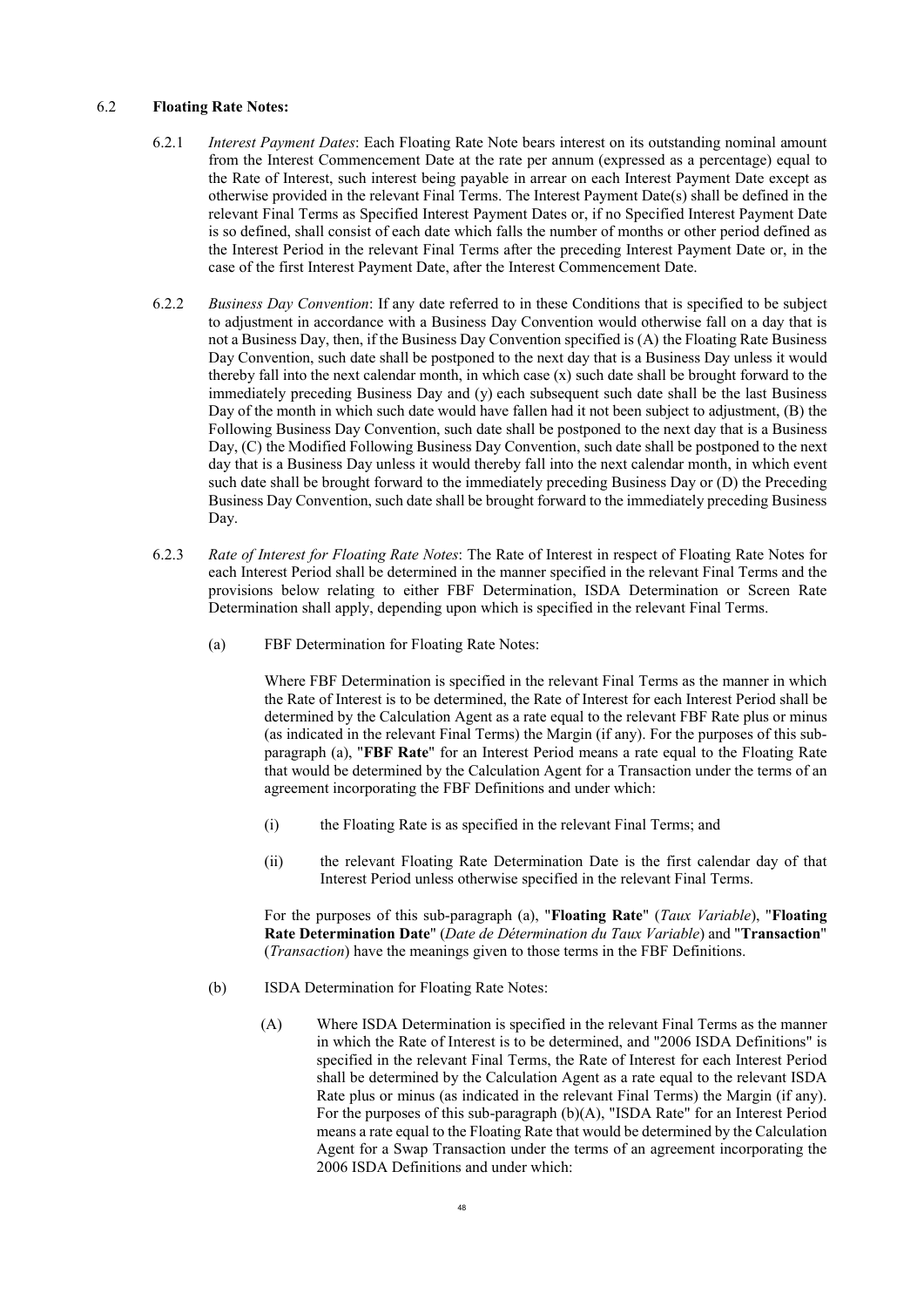### 6.2 **Floating Rate Notes:**

6.2.1 *Interest Payment Dates*: Each Floating Rate Note bears interest on its outstanding nominal amount from the Interest Commencement Date at the rate per annum (expressed as a percentage) equal to the Rate of Interest, such interest being payable in arrear on each Interest Payment Date except as otherwise provided in the relevant Final Terms. The Interest Payment Date(s) shall be defined in the relevant Final Terms as Specified Interest Payment Dates or, if no Specified Interest Payment Date is so defined, shall consist of each date which falls the number of months or other period defined as the Interest Period in the relevant Final Terms after the preceding Interest Payment Date or, in the case of the first Interest Payment Date, after the Interest Commencement Date.

6.2.2 *Business Day Convention*: If any date referred to in these Conditions that is specified to be subject to adjustment in accordance with a Business Day Convention would otherwise fall on a day that is not a Business Day, then, if the Business Day Convention specified is (A) the Floating Rate Business Day Convention, such date shall be postponed to the next day that is a Business Day unless it would thereby fall into the next calendar month, in which case (x) such date shall be brought forward to the immediately preceding Business Day and (y) each subsequent such date shall be the last Business Day of the month in which such date would have fallen had it not been subject to adjustment, (B) the Following Business Day Convention, such date shall be postponed to the next day that is a Business Day, (C) the Modified Following Business Day Convention, such date shall be postponed to the next day that is a Business Day unless it would thereby fall into the next calendar month, in which event such date shall be brought forward to the immediately preceding Business Day or (D) the Preceding Business Day Convention, such date shall be brought forward to the immediately preceding Business Day.

6.2.3 *Rate of Interest for Floating Rate Notes*: The Rate of Interest in respect of Floating Rate Notes for each Interest Period shall be determined in the manner specified in the relevant Final Terms and the provisions below relating to either FBF Determination, ISDA Determination or Screen Rate Determination shall apply, depending upon which is specified in the relevant Final Terms.

(a) FBF Determination for Floating Rate Notes:

Where FBF Determination is specified in the relevant Final Terms as the manner in which the Rate of Interest is to be determined, the Rate of Interest for each Interest Period shall be determined by the Calculation Agent as a rate equal to the relevant FBF Rate plus or minus (as indicated in the relevant Final Terms) the Margin (if any). For the purposes of this sub-paragraph (a), "**FBF Rate**" for an Interest Period means a rate equal to the Floating Rate that would be determined by the Calculation Agent for a Transaction under the terms of an agreement incorporating the FBF Definitions and under which:

(i) the Floating Rate is as specified in the relevant Final Terms; and

(ii) the relevant Floating Rate Determination Date is the first calendar day of that Interest Period unless otherwise specified in the relevant Final Terms.

For the purposes of this sub-paragraph (a), "**Floating Rate**" (*Taux Variable*), "**Floating Rate Determination Date**" (*Date de Détermination du Taux Variable*) and "**Transaction**" (*Transaction*) have the meanings given to those terms in the FBF Definitions.

(b) ISDA Determination for Floating Rate Notes:

(A) Where ISDA Determination is specified in the relevant Final Terms as the manner in which the Rate of Interest is to be determined, and "2006 ISDA Definitions" is specified in the relevant Final Terms, the Rate of Interest for each Interest Period shall be determined by the Calculation Agent as a rate equal to the relevant ISDA Rate plus or minus (as indicated in the relevant Final Terms) the Margin (if any). For the purposes of this sub-paragraph (b)(A), "ISDA Rate" for an Interest Period means a rate equal to the Floating Rate that would be determined by the Calculation Agent for a Swap Transaction under the terms of an agreement incorporating the 2006 ISDA Definitions and under which: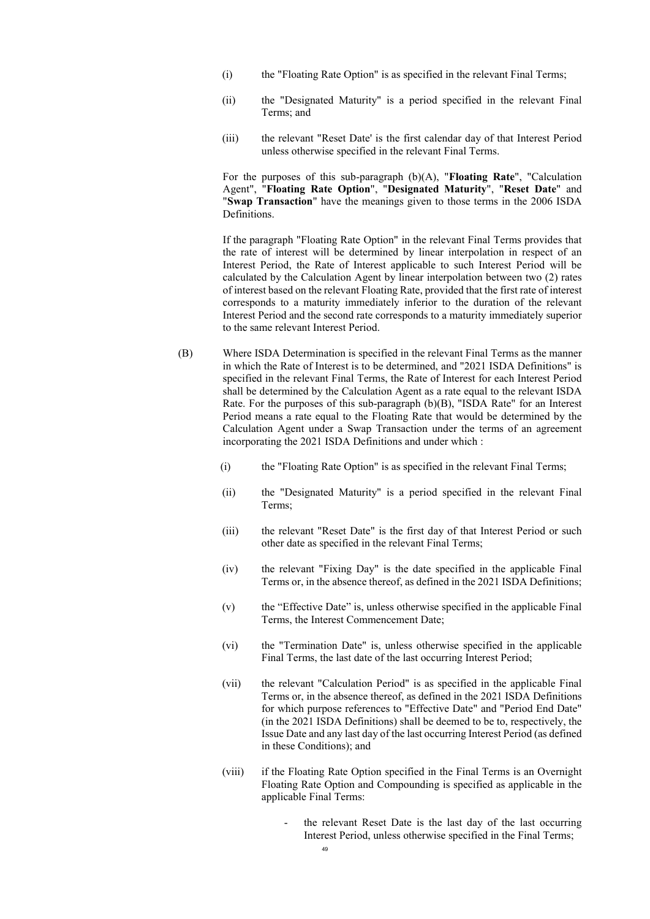(i) the "Floating Rate Option" is as specified in the relevant Final Terms;

(ii) the "Designated Maturity" is a period specified in the relevant Final Terms; and

(iii) the relevant "Reset Date' is the first calendar day of that Interest Period unless otherwise specified in the relevant Final Terms.

For the purposes of this sub-paragraph (b)(A), "**Floating Rate**", "Calculation Agent", "**Floating Rate Option**", "**Designated Maturity**", "**Reset Date**" and "**Swap Transaction**" have the meanings given to those terms in the 2006 ISDA Definitions.

If the paragraph "Floating Rate Option" in the relevant Final Terms provides that the rate of interest will be determined by linear interpolation in respect of an Interest Period, the Rate of Interest applicable to such Interest Period will be calculated by the Calculation Agent by linear interpolation between two (2) rates of interest based on the relevant Floating Rate, provided that the first rate of interest corresponds to a maturity immediately inferior to the duration of the relevant Interest Period and the second rate corresponds to a maturity immediately superior to the same relevant Interest Period.

(B) Where ISDA Determination is specified in the relevant Final Terms as the manner in which the Rate of Interest is to be determined, and "2021 ISDA Definitions" is specified in the relevant Final Terms, the Rate of Interest for each Interest Period shall be determined by the Calculation Agent as a rate equal to the relevant ISDA Rate. For the purposes of this sub-paragraph (b)(B), "ISDA Rate" for an Interest Period means a rate equal to the Floating Rate that would be determined by the Calculation Agent under a Swap Transaction under the terms of an agreement incorporating the 2021 ISDA Definitions and under which :

(i) the "Floating Rate Option" is as specified in the relevant Final Terms;

(ii) the "Designated Maturity" is a period specified in the relevant Final Terms;

(iii) the relevant "Reset Date" is the first day of that Interest Period or such other date as specified in the relevant Final Terms;

(iv) the relevant "Fixing Day" is the date specified in the applicable Final Terms or, in the absence thereof, as defined in the 2021 ISDA Definitions;

(v) the "Effective Date" is, unless otherwise specified in the applicable Final Terms, the Interest Commencement Date;

(vi) the "Termination Date" is, unless otherwise specified in the applicable Final Terms, the last date of the last occurring Interest Period;

(vii) the relevant "Calculation Period" is as specified in the applicable Final Terms or, in the absence thereof, as defined in the 2021 ISDA Definitions for which purpose references to "Effective Date" and "Period End Date" (in the 2021 ISDA Definitions) shall be deemed to be to, respectively, the Issue Date and any last day of the last occurring Interest Period (as defined in these Conditions); and

(viii) if the Floating Rate Option specified in the Final Terms is an Overnight Floating Rate Option and Compounding is specified as applicable in the applicable Final Terms:

- the relevant Reset Date is the last day of the last occurring Interest Period, unless otherwise specified in the Final Terms;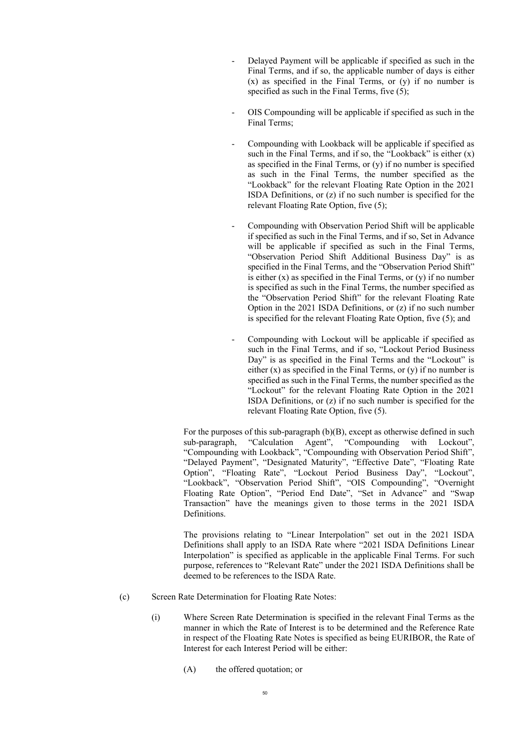- Delayed Payment will be applicable if specified as such in the Final Terms, and if so, the applicable number of days is either (x) as specified in the Final Terms, or (y) if no number is specified as such in the Final Terms, five (5);
- OIS Compounding will be applicable if specified as such in the Final Terms;
- Compounding with Lookback will be applicable if specified as such in the Final Terms, and if so, the "Lookback" is either (x) as specified in the Final Terms, or (y) if no number is specified as such in the Final Terms, the number specified as the "Lookback" for the relevant Floating Rate Option in the 2021 ISDA Definitions, or (z) if no such number is specified for the relevant Floating Rate Option, five (5);
- Compounding with Observation Period Shift will be applicable if specified as such in the Final Terms, and if so, Set in Advance will be applicable if specified as such in the Final Terms, "Observation Period Shift Additional Business Day" is as specified in the Final Terms, and the "Observation Period Shift" is either (x) as specified in the Final Terms, or (y) if no number is specified as such in the Final Terms, the number specified as the "Observation Period Shift" for the relevant Floating Rate Option in the 2021 ISDA Definitions, or (z) if no such number is specified for the relevant Floating Rate Option, five (5); and
- Compounding with Lockout will be applicable if specified as such in the Final Terms, and if so, "Lockout Period Business Day" is as specified in the Final Terms and the "Lockout" is either (x) as specified in the Final Terms, or (y) if no number is specified as such in the Final Terms, the number specified as the "Lockout" for the relevant Floating Rate Option in the 2021 ISDA Definitions, or (z) if no such number is specified for the relevant Floating Rate Option, five (5).

For the purposes of this sub-paragraph (b)(B), except as otherwise defined in such sub-paragraph, "Calculation Agent", "Compounding with Lockout", "Compounding with Lookback", "Compounding with Observation Period Shift", "Delayed Payment", "Designated Maturity", "Effective Date", "Floating Rate Option", "Floating Rate", "Lockout Period Business Day", "Lockout", "Lookback", "Observation Period Shift", "OIS Compounding", "Overnight Floating Rate Option", "Period End Date", "Set in Advance" and "Swap Transaction" have the meanings given to those terms in the 2021 ISDA Definitions.

The provisions relating to "Linear Interpolation" set out in the 2021 ISDA Definitions shall apply to an ISDA Rate where "2021 ISDA Definitions Linear Interpolation" is specified as applicable in the applicable Final Terms. For such purpose, references to "Relevant Rate" under the 2021 ISDA Definitions shall be deemed to be references to the ISDA Rate.

(c) Screen Rate Determination for Floating Rate Notes:

(i) Where Screen Rate Determination is specified in the relevant Final Terms as the manner in which the Rate of Interest is to be determined and the Reference Rate in respect of the Floating Rate Notes is specified as being EURIBOR, the Rate of Interest for each Interest Period will be either:

(A) the offered quotation; or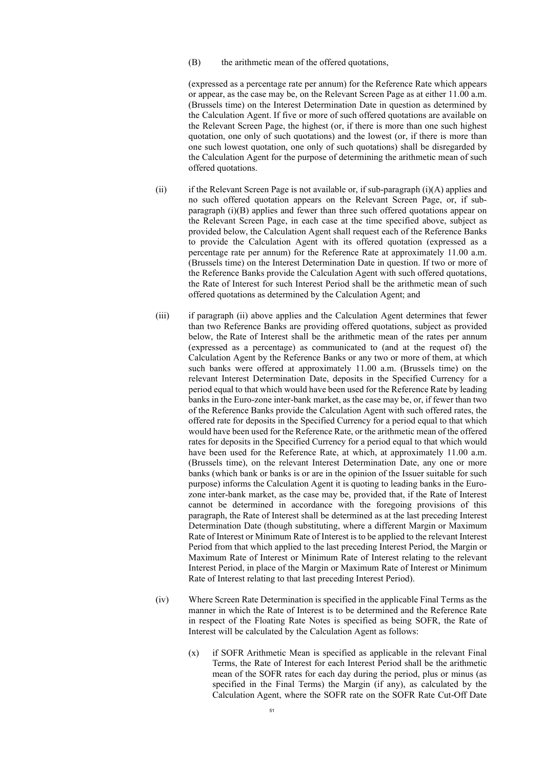(B) the arithmetic mean of the offered quotations,

(expressed as a percentage rate per annum) for the Reference Rate which appears or appear, as the case may be, on the Relevant Screen Page as at either 11.00 a.m. (Brussels time) on the Interest Determination Date in question as determined by the Calculation Agent. If five or more of such offered quotations are available on the Relevant Screen Page, the highest (or, if there is more than one such highest quotation, one only of such quotations) and the lowest (or, if there is more than one such lowest quotation, one only of such quotations) shall be disregarded by the Calculation Agent for the purpose of determining the arithmetic mean of such offered quotations.

(ii) if the Relevant Screen Page is not available or, if sub-paragraph (i)(A) applies and no such offered quotation appears on the Relevant Screen Page, or, if sub-paragraph (i)(B) applies and fewer than three such offered quotations appear on the Relevant Screen Page, in each case at the time specified above, subject as provided below, the Calculation Agent shall request each of the Reference Banks to provide the Calculation Agent with its offered quotation (expressed as a percentage rate per annum) for the Reference Rate at approximately 11.00 a.m. (Brussels time) on the Interest Determination Date in question. If two or more of the Reference Banks provide the Calculation Agent with such offered quotations, the Rate of Interest for such Interest Period shall be the arithmetic mean of such offered quotations as determined by the Calculation Agent; and

(iii) if paragraph (ii) above applies and the Calculation Agent determines that fewer than two Reference Banks are providing offered quotations, subject as provided below, the Rate of Interest shall be the arithmetic mean of the rates per annum (expressed as a percentage) as communicated to (and at the request of) the Calculation Agent by the Reference Banks or any two or more of them, at which such banks were offered at approximately 11.00 a.m. (Brussels time) on the relevant Interest Determination Date, deposits in the Specified Currency for a period equal to that which would have been used for the Reference Rate by leading banks in the Euro-zone inter-bank market, as the case may be, or, if fewer than two of the Reference Banks provide the Calculation Agent with such offered rates, the offered rate for deposits in the Specified Currency for a period equal to that which would have been used for the Reference Rate, or the arithmetic mean of the offered rates for deposits in the Specified Currency for a period equal to that which would have been used for the Reference Rate, at which, at approximately 11.00 a.m. (Brussels time), on the relevant Interest Determination Date, any one or more banks (which bank or banks is or are in the opinion of the Issuer suitable for such purpose) informs the Calculation Agent it is quoting to leading banks in the Euro-zone inter-bank market, as the case may be, provided that, if the Rate of Interest cannot be determined in accordance with the foregoing provisions of this paragraph, the Rate of Interest shall be determined as at the last preceding Interest Determination Date (though substituting, where a different Margin or Maximum Rate of Interest or Minimum Rate of Interest is to be applied to the relevant Interest Period from that which applied to the last preceding Interest Period, the Margin or Maximum Rate of Interest or Minimum Rate of Interest relating to the relevant Interest Period, in place of the Margin or Maximum Rate of Interest or Minimum Rate of Interest relating to that last preceding Interest Period).

(iv) Where Screen Rate Determination is specified in the applicable Final Terms as the manner in which the Rate of Interest is to be determined and the Reference Rate in respect of the Floating Rate Notes is specified as being SOFR, the Rate of Interest will be calculated by the Calculation Agent as follows:

(x) if SOFR Arithmetic Mean is specified as applicable in the relevant Final Terms, the Rate of Interest for each Interest Period shall be the arithmetic mean of the SOFR rates for each day during the period, plus or minus (as specified in the Final Terms) the Margin (if any), as calculated by the Calculation Agent, where the SOFR rate on the SOFR Rate Cut-Off Date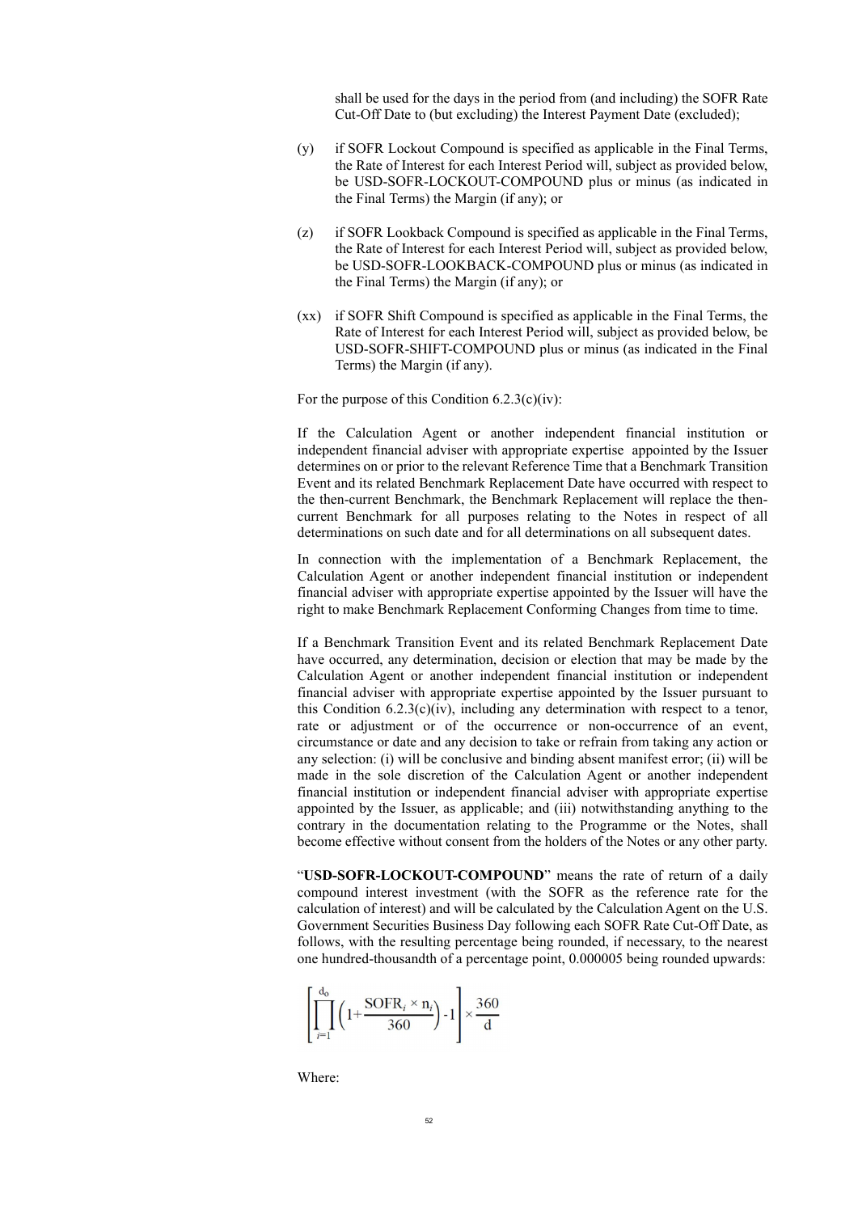shall be used for the days in the period from (and including) the SOFR Rate Cut-Off Date to (but excluding) the Interest Payment Date (excluded);

(y) if SOFR Lockout Compound is specified as applicable in the Final Terms, the Rate of Interest for each Interest Period will, subject as provided below, be USD-SOFR-LOCKOUT-COMPOUND plus or minus (as indicated in the Final Terms) the Margin (if any); or

(z) if SOFR Lookback Compound is specified as applicable in the Final Terms, the Rate of Interest for each Interest Period will, subject as provided below, be USD-SOFR-LOOKBACK-COMPOUND plus or minus (as indicated in the Final Terms) the Margin (if any); or

(xx) if SOFR Shift Compound is specified as applicable in the Final Terms, the Rate of Interest for each Interest Period will, subject as provided below, be USD-SOFR-SHIFT-COMPOUND plus or minus (as indicated in the Final Terms) the Margin (if any).

For the purpose of this Condition 6.2.3(c)(iv):

If the Calculation Agent or another independent financial institution or independent financial adviser with appropriate expertise appointed by the Issuer determines on or prior to the relevant Reference Time that a Benchmark Transition Event and its related Benchmark Replacement Date have occurred with respect to the then-current Benchmark, the Benchmark Replacement will replace the then-current Benchmark for all purposes relating to the Notes in respect of all determinations on such date and for all determinations on all subsequent dates.

In connection with the implementation of a Benchmark Replacement, the Calculation Agent or another independent financial institution or independent financial adviser with appropriate expertise appointed by the Issuer will have the right to make Benchmark Replacement Conforming Changes from time to time.

If a Benchmark Transition Event and its related Benchmark Replacement Date have occurred, any determination, decision or election that may be made by the Calculation Agent or another independent financial institution or independent financial adviser with appropriate expertise appointed by the Issuer pursuant to this Condition 6.2.3(c)(iv), including any determination with respect to a tenor, rate or adjustment or of the occurrence or non-occurrence of an event, circumstance or date and any decision to take or refrain from taking any action or any selection: (i) will be conclusive and binding absent manifest error; (ii) will be made in the sole discretion of the Calculation Agent or another independent financial institution or independent financial adviser with appropriate expertise appointed by the Issuer, as applicable; and (iii) notwithstanding anything to the contrary in the documentation relating to the Programme or the Notes, shall become effective without consent from the holders of the Notes or any other party.

"**USD-SOFR-LOCKOUT-COMPOUND**" means the rate of return of a daily compound interest investment (with the SOFR as the reference rate for the calculation of interest) and will be calculated by the Calculation Agent on the U.S. Government Securities Business Day following each SOFR Rate Cut-Off Date, as follows, with the resulting percentage being rounded, if necessary, to the nearest one hundred-thousandth of a percentage point, 0.000005 being rounded upwards:

$$\left[\prod_{i=1}^{d_o}\left(1+\frac{\text{SOFR}_i \times n_i}{360}\right)-1\right]\times\frac{360}{d}$$

Where: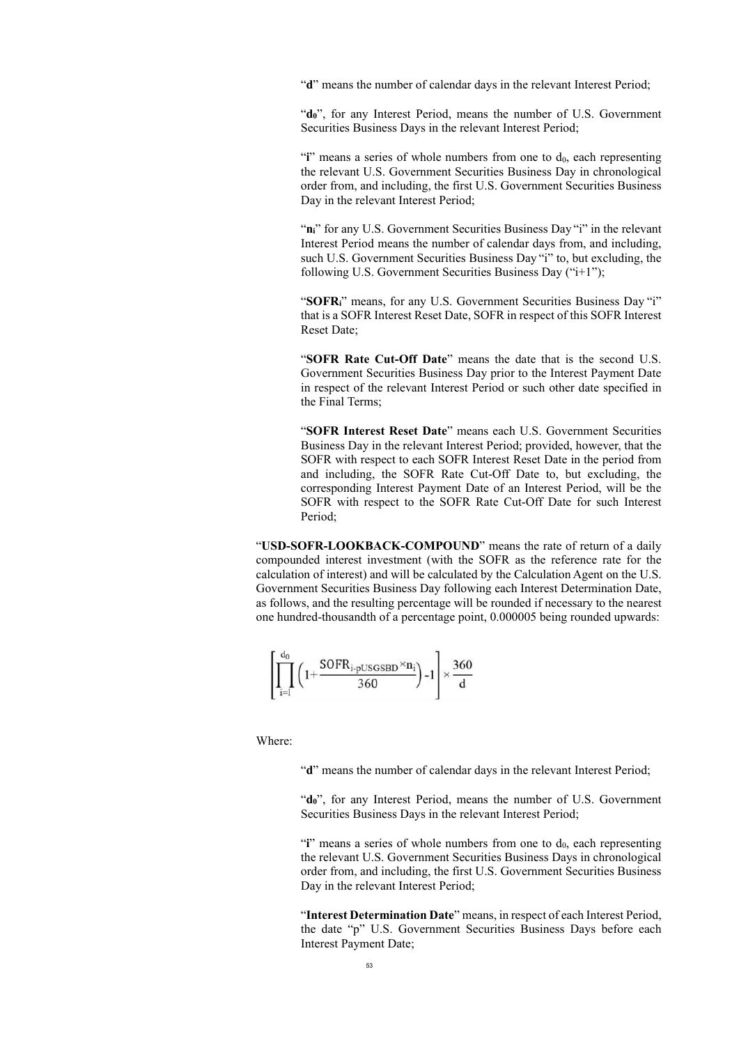"**d**" means the number of calendar days in the relevant Interest Period;

"$\mathbf{d_0}$", for any Interest Period, means the number of U.S. Government Securities Business Days in the relevant Interest Period;

"**i**" means a series of whole numbers from one to $d_0$, each representing the relevant U.S. Government Securities Business Day in chronological order from, and including, the first U.S. Government Securities Business Day in the relevant Interest Period;

"$\mathbf{n_i}$" for any U.S. Government Securities Business Day "i" in the relevant Interest Period means the number of calendar days from, and including, such U.S. Government Securities Business Day "i" to, but excluding, the following U.S. Government Securities Business Day ("i+1");

"$\mathbf{SOFR_i}$" means, for any U.S. Government Securities Business Day "i" that is a SOFR Interest Reset Date, SOFR in respect of this SOFR Interest Reset Date;

"**SOFR Rate Cut-Off Date**" means the date that is the second U.S. Government Securities Business Day prior to the Interest Payment Date in respect of the relevant Interest Period or such other date specified in the Final Terms;

"**SOFR Interest Reset Date**" means each U.S. Government Securities Business Day in the relevant Interest Period; provided, however, that the SOFR with respect to each SOFR Interest Reset Date in the period from and including, the SOFR Rate Cut-Off Date to, but excluding, the corresponding Interest Payment Date of an Interest Period, will be the SOFR with respect to the SOFR Rate Cut-Off Date for such Interest Period;

"**USD-SOFR-LOOKBACK-COMPOUND**" means the rate of return of a daily compounded interest investment (with the SOFR as the reference rate for the calculation of interest) and will be calculated by the Calculation Agent on the U.S. Government Securities Business Day following each Interest Determination Date, as follows, and the resulting percentage will be rounded if necessary to the nearest one hundred-thousandth of a percentage point, 0.000005 being rounded upwards:

$$\left[\prod_{i=1}^{d_0}\left(1+\frac{SOFR_{i\text{-}pUSGSBD}\times n_i}{360}\right)-1\right]\times\frac{360}{d}$$

Where:

"**d**" means the number of calendar days in the relevant Interest Period;

"$\mathbf{d_0}$", for any Interest Period, means the number of U.S. Government Securities Business Days in the relevant Interest Period;

"**i**" means a series of whole numbers from one to $d_0$, each representing the relevant U.S. Government Securities Business Days in chronological order from, and including, the first U.S. Government Securities Business Day in the relevant Interest Period;

"**Interest Determination Date**" means, in respect of each Interest Period, the date "p" U.S. Government Securities Business Days before each Interest Payment Date;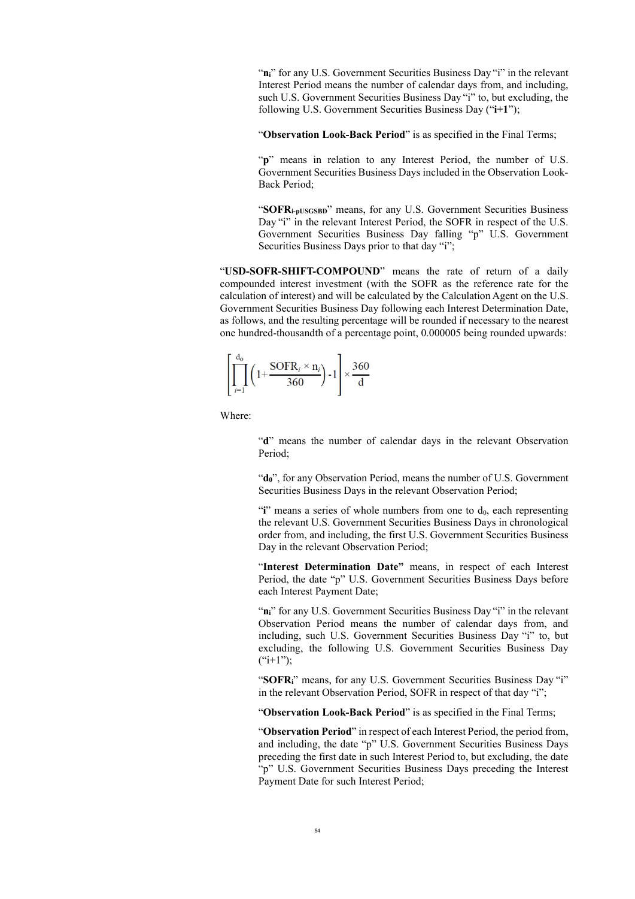"$n_i$" for any U.S. Government Securities Business Day "i" in the relevant Interest Period means the number of calendar days from, and including, such U.S. Government Securities Business Day "i" to, but excluding, the following U.S. Government Securities Business Day ("**i+1**");

"**Observation Look-Back Period**" is as specified in the Final Terms;

"**p**" means in relation to any Interest Period, the number of U.S. Government Securities Business Days included in the Observation Look-Back Period;

"$\mathbf{SOFR_{i\text{-}pUSGSBD}}$" means, for any U.S. Government Securities Business Day "i" in the relevant Interest Period, the SOFR in respect of the U.S. Government Securities Business Day falling "p" U.S. Government Securities Business Days prior to that day "i";

"**USD-SOFR-SHIFT-COMPOUND**" means the rate of return of a daily compounded interest investment (with the SOFR as the reference rate for the calculation of interest) and will be calculated by the Calculation Agent on the U.S. Government Securities Business Day following each Interest Determination Date, as follows, and the resulting percentage will be rounded if necessary to the nearest one hundred-thousandth of a percentage point, 0.000005 being rounded upwards:

$$\left[\prod_{i=1}^{d_0}\left(1+\frac{\text{SOFR}_i \times n_i}{360}\right)-1\right]\times\frac{360}{d}$$

Where:

"**d**" means the number of calendar days in the relevant Observation Period;

"$\mathbf{d_0}$", for any Observation Period, means the number of U.S. Government Securities Business Days in the relevant Observation Period;

"**i**" means a series of whole numbers from one to $d_0$, each representing the relevant U.S. Government Securities Business Days in chronological order from, and including, the first U.S. Government Securities Business Day in the relevant Observation Period;

"**Interest Determination Date"** means, in respect of each Interest Period, the date "p" U.S. Government Securities Business Days before each Interest Payment Date;

"$n_i$" for any U.S. Government Securities Business Day "i" in the relevant Observation Period means the number of calendar days from, and including, such U.S. Government Securities Business Day "i" to, but excluding, the following U.S. Government Securities Business Day ("i+1");

"$\mathbf{SOFR_i}$" means, for any U.S. Government Securities Business Day "i" in the relevant Observation Period, SOFR in respect of that day "i";

"**Observation Look-Back Period**" is as specified in the Final Terms;

"**Observation Period**" in respect of each Interest Period, the period from, and including, the date "p" U.S. Government Securities Business Days preceding the first date in such Interest Period to, but excluding, the date "p" U.S. Government Securities Business Days preceding the Interest Payment Date for such Interest Period;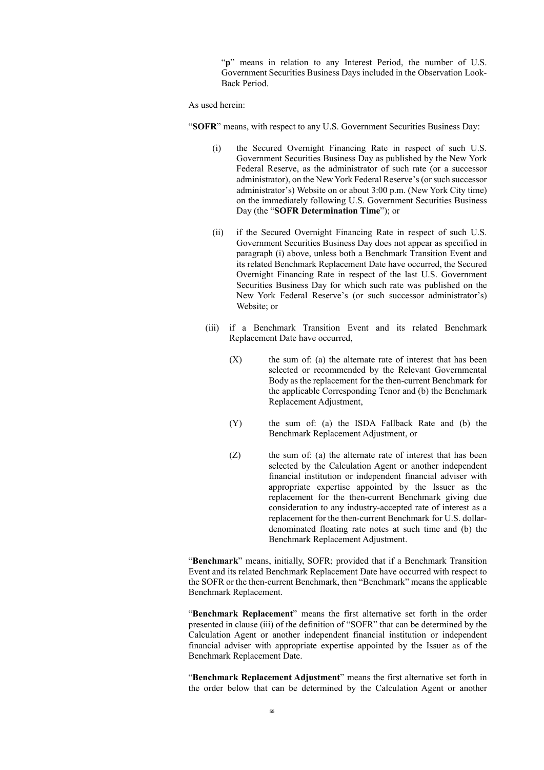"**p**" means in relation to any Interest Period, the number of U.S. Government Securities Business Days included in the Observation Look-Back Period.

As used herein:

"**SOFR**" means, with respect to any U.S. Government Securities Business Day:

(i) the Secured Overnight Financing Rate in respect of such U.S. Government Securities Business Day as published by the New York Federal Reserve, as the administrator of such rate (or a successor administrator), on the New York Federal Reserve's (or such successor administrator's) Website on or about 3:00 p.m. (New York City time) on the immediately following U.S. Government Securities Business Day (the "**SOFR Determination Time**"); or

(ii) if the Secured Overnight Financing Rate in respect of such U.S. Government Securities Business Day does not appear as specified in paragraph (i) above, unless both a Benchmark Transition Event and its related Benchmark Replacement Date have occurred, the Secured Overnight Financing Rate in respect of the last U.S. Government Securities Business Day for which such rate was published on the New York Federal Reserve's (or such successor administrator's) Website; or

(iii) if a Benchmark Transition Event and its related Benchmark Replacement Date have occurred,

(X) the sum of: (a) the alternate rate of interest that has been selected or recommended by the Relevant Governmental Body as the replacement for the then-current Benchmark for the applicable Corresponding Tenor and (b) the Benchmark Replacement Adjustment,

(Y) the sum of: (a) the ISDA Fallback Rate and (b) the Benchmark Replacement Adjustment, or

(Z) the sum of: (a) the alternate rate of interest that has been selected by the Calculation Agent or another independent financial institution or independent financial adviser with appropriate expertise appointed by the Issuer as the replacement for the then-current Benchmark giving due consideration to any industry-accepted rate of interest as a replacement for the then-current Benchmark for U.S. dollar-denominated floating rate notes at such time and (b) the Benchmark Replacement Adjustment.

"**Benchmark**" means, initially, SOFR; provided that if a Benchmark Transition Event and its related Benchmark Replacement Date have occurred with respect to the SOFR or the then-current Benchmark, then "Benchmark" means the applicable Benchmark Replacement.

"**Benchmark Replacement**" means the first alternative set forth in the order presented in clause (iii) of the definition of "SOFR" that can be determined by the Calculation Agent or another independent financial institution or independent financial adviser with appropriate expertise appointed by the Issuer as of the Benchmark Replacement Date.

"**Benchmark Replacement Adjustment**" means the first alternative set forth in the order below that can be determined by the Calculation Agent or another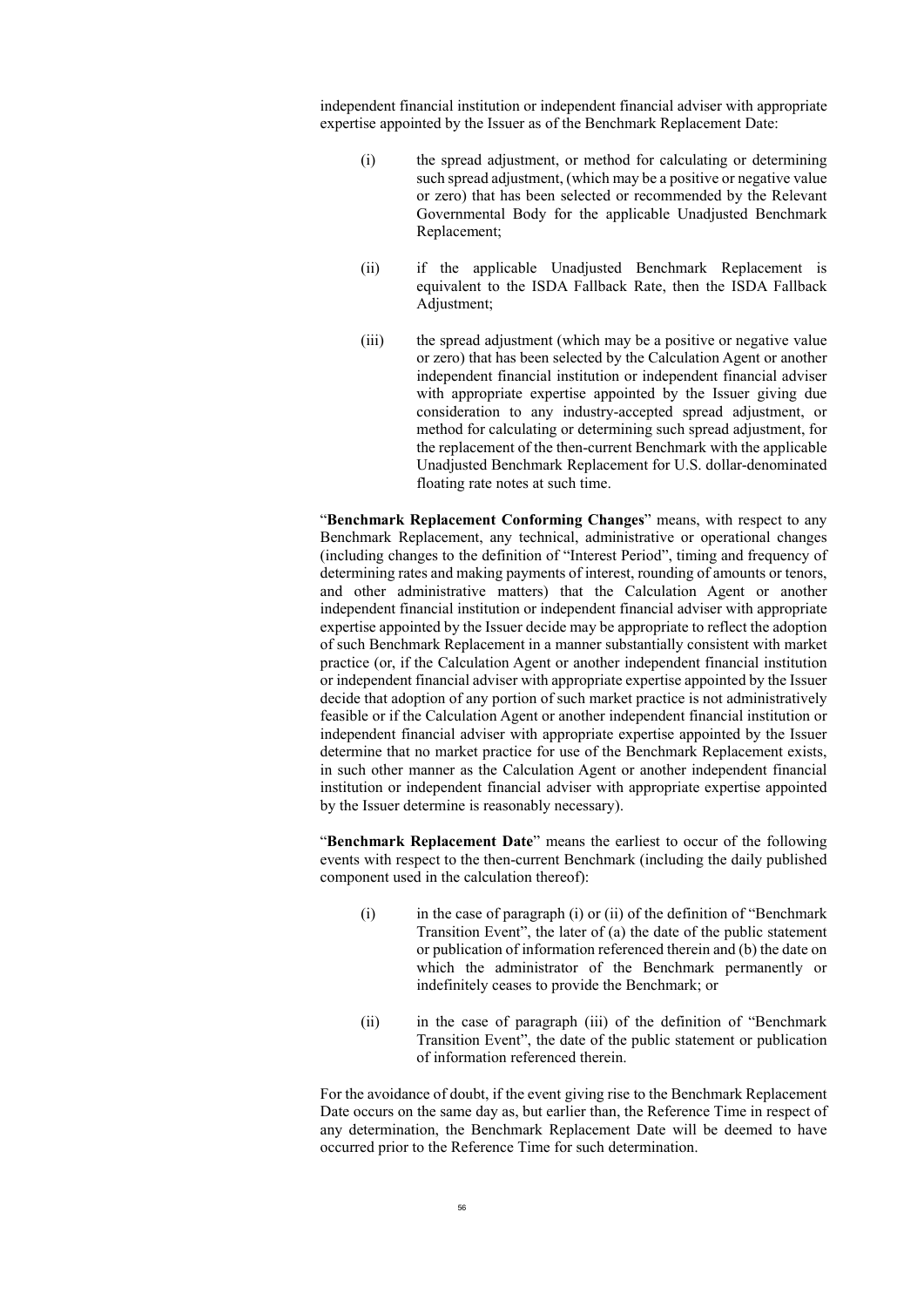independent financial institution or independent financial adviser with appropriate expertise appointed by the Issuer as of the Benchmark Replacement Date:

(i) the spread adjustment, or method for calculating or determining such spread adjustment, (which may be a positive or negative value or zero) that has been selected or recommended by the Relevant Governmental Body for the applicable Unadjusted Benchmark Replacement;

(ii) if the applicable Unadjusted Benchmark Replacement is equivalent to the ISDA Fallback Rate, then the ISDA Fallback Adjustment;

(iii) the spread adjustment (which may be a positive or negative value or zero) that has been selected by the Calculation Agent or another independent financial institution or independent financial adviser with appropriate expertise appointed by the Issuer giving due consideration to any industry-accepted spread adjustment, or method for calculating or determining such spread adjustment, for the replacement of the then-current Benchmark with the applicable Unadjusted Benchmark Replacement for U.S. dollar-denominated floating rate notes at such time.

"**Benchmark Replacement Conforming Changes**" means, with respect to any Benchmark Replacement, any technical, administrative or operational changes (including changes to the definition of "Interest Period", timing and frequency of determining rates and making payments of interest, rounding of amounts or tenors, and other administrative matters) that the Calculation Agent or another independent financial institution or independent financial adviser with appropriate expertise appointed by the Issuer decide may be appropriate to reflect the adoption of such Benchmark Replacement in a manner substantially consistent with market practice (or, if the Calculation Agent or another independent financial institution or independent financial adviser with appropriate expertise appointed by the Issuer decide that adoption of any portion of such market practice is not administratively feasible or if the Calculation Agent or another independent financial institution or independent financial adviser with appropriate expertise appointed by the Issuer determine that no market practice for use of the Benchmark Replacement exists, in such other manner as the Calculation Agent or another independent financial institution or independent financial adviser with appropriate expertise appointed by the Issuer determine is reasonably necessary).

"**Benchmark Replacement Date**" means the earliest to occur of the following events with respect to the then-current Benchmark (including the daily published component used in the calculation thereof):

(i) in the case of paragraph (i) or (ii) of the definition of "Benchmark Transition Event", the later of (a) the date of the public statement or publication of information referenced therein and (b) the date on which the administrator of the Benchmark permanently or indefinitely ceases to provide the Benchmark; or

(ii) in the case of paragraph (iii) of the definition of "Benchmark Transition Event", the date of the public statement or publication of information referenced therein.

For the avoidance of doubt, if the event giving rise to the Benchmark Replacement Date occurs on the same day as, but earlier than, the Reference Time in respect of any determination, the Benchmark Replacement Date will be deemed to have occurred prior to the Reference Time for such determination.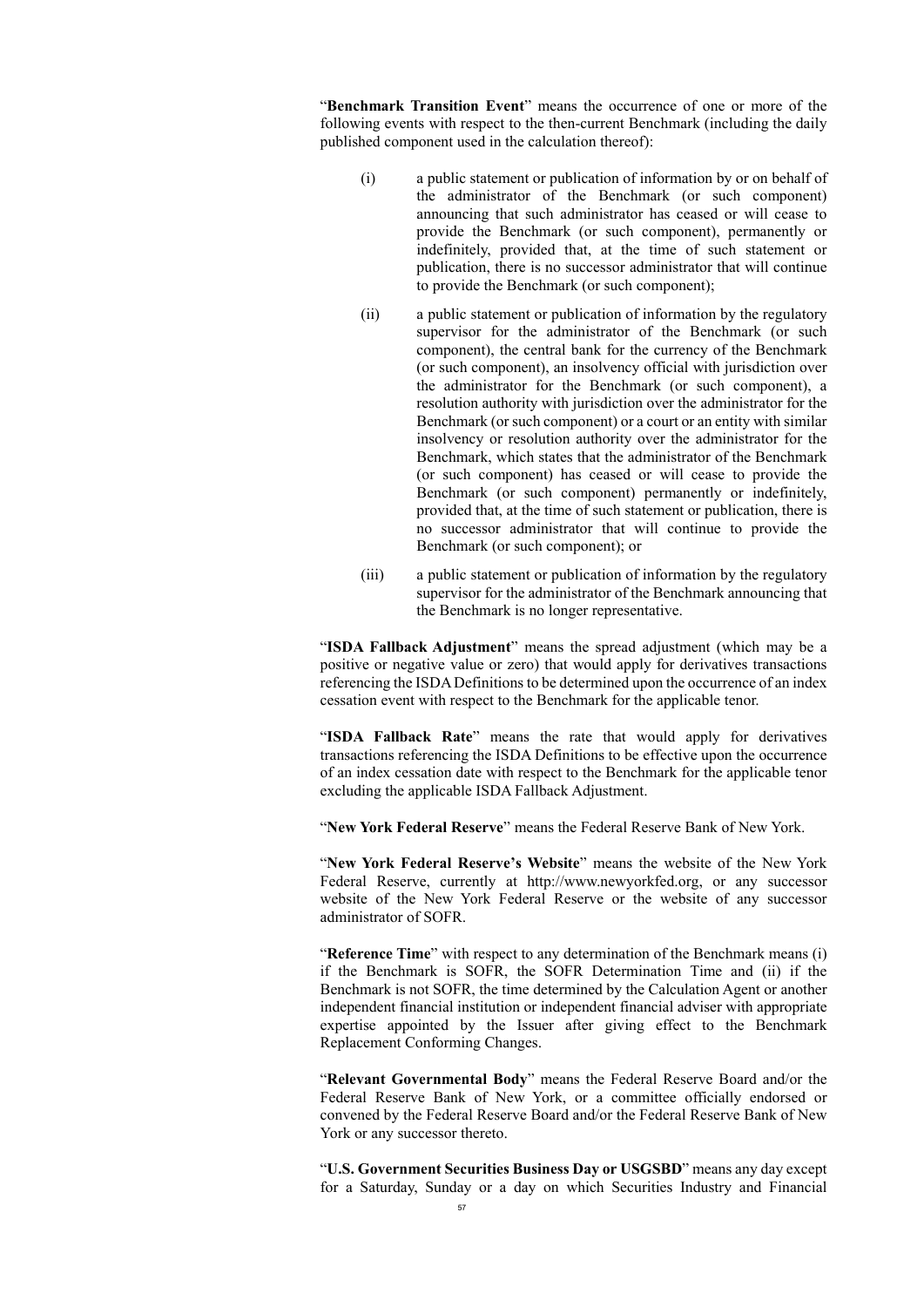"**Benchmark Transition Event**" means the occurrence of one or more of the following events with respect to the then-current Benchmark (including the daily published component used in the calculation thereof):

(i) a public statement or publication of information by or on behalf of the administrator of the Benchmark (or such component) announcing that such administrator has ceased or will cease to provide the Benchmark (or such component), permanently or indefinitely, provided that, at the time of such statement or publication, there is no successor administrator that will continue to provide the Benchmark (or such component);

(ii) a public statement or publication of information by the regulatory supervisor for the administrator of the Benchmark (or such component), the central bank for the currency of the Benchmark (or such component), an insolvency official with jurisdiction over the administrator for the Benchmark (or such component), a resolution authority with jurisdiction over the administrator for the Benchmark (or such component) or a court or an entity with similar insolvency or resolution authority over the administrator for the Benchmark, which states that the administrator of the Benchmark (or such component) has ceased or will cease to provide the Benchmark (or such component) permanently or indefinitely, provided that, at the time of such statement or publication, there is no successor administrator that will continue to provide the Benchmark (or such component); or

(iii) a public statement or publication of information by the regulatory supervisor for the administrator of the Benchmark announcing that the Benchmark is no longer representative.

"**ISDA Fallback Adjustment**" means the spread adjustment (which may be a positive or negative value or zero) that would apply for derivatives transactions referencing the ISDA Definitions to be determined upon the occurrence of an index cessation event with respect to the Benchmark for the applicable tenor.

"**ISDA Fallback Rate**" means the rate that would apply for derivatives transactions referencing the ISDA Definitions to be effective upon the occurrence of an index cessation date with respect to the Benchmark for the applicable tenor excluding the applicable ISDA Fallback Adjustment.

"**New York Federal Reserve**" means the Federal Reserve Bank of New York.

"**New York Federal Reserve's Website**" means the website of the New York Federal Reserve, currently at http://www.newyorkfed.org, or any successor website of the New York Federal Reserve or the website of any successor administrator of SOFR.

"**Reference Time**" with respect to any determination of the Benchmark means (i) if the Benchmark is SOFR, the SOFR Determination Time and (ii) if the Benchmark is not SOFR, the time determined by the Calculation Agent or another independent financial institution or independent financial adviser with appropriate expertise appointed by the Issuer after giving effect to the Benchmark Replacement Conforming Changes.

"**Relevant Governmental Body**" means the Federal Reserve Board and/or the Federal Reserve Bank of New York, or a committee officially endorsed or convened by the Federal Reserve Board and/or the Federal Reserve Bank of New York or any successor thereto.

"**U.S. Government Securities Business Day or USGSBD**" means any day except for a Saturday, Sunday or a day on which Securities Industry and Financial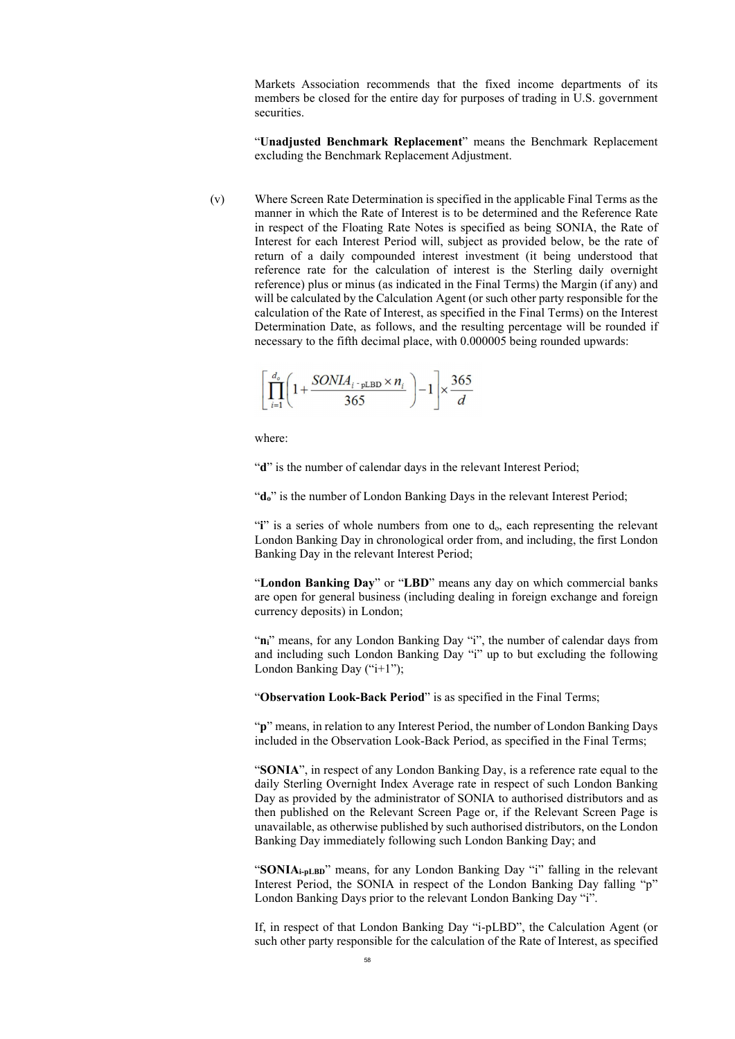Markets Association recommends that the fixed income departments of its members be closed for the entire day for purposes of trading in U.S. government securities.

"**Unadjusted Benchmark Replacement**" means the Benchmark Replacement excluding the Benchmark Replacement Adjustment.

(v) Where Screen Rate Determination is specified in the applicable Final Terms as the manner in which the Rate of Interest is to be determined and the Reference Rate in respect of the Floating Rate Notes is specified as being SONIA, the Rate of Interest for each Interest Period will, subject as provided below, be the rate of return of a daily compounded interest investment (it being understood that reference rate for the calculation of interest is the Sterling daily overnight reference) plus or minus (as indicated in the Final Terms) the Margin (if any) and will be calculated by the Calculation Agent (or such other party responsible for the calculation of the Rate of Interest, as specified in the Final Terms) on the Interest Determination Date, as follows, and the resulting percentage will be rounded if necessary to the fifth decimal place, with 0.000005 being rounded upwards:

$$\left[\prod_{i=1}^{d_o}\left(1+\frac{SONIA_{i\text{-pLBD}}\times n_i}{365}\right)-1\right]\times\frac{365}{d}$$

where:

"**d**" is the number of calendar days in the relevant Interest Period;

"$\mathbf{d_o}$" is the number of London Banking Days in the relevant Interest Period;

"**i**" is a series of whole numbers from one to $d_o$, each representing the relevant London Banking Day in chronological order from, and including, the first London Banking Day in the relevant Interest Period;

"**London Banking Day**" or "**LBD**" means any day on which commercial banks are open for general business (including dealing in foreign exchange and foreign currency deposits) in London;

"$\mathbf{n_i}$" means, for any London Banking Day "i", the number of calendar days from and including such London Banking Day "i" up to but excluding the following London Banking Day ("i+1");

"**Observation Look-Back Period**" is as specified in the Final Terms;

"**p**" means, in relation to any Interest Period, the number of London Banking Days included in the Observation Look-Back Period, as specified in the Final Terms;

"**SONIA**", in respect of any London Banking Day, is a reference rate equal to the daily Sterling Overnight Index Average rate in respect of such London Banking Day as provided by the administrator of SONIA to authorised distributors and as then published on the Relevant Screen Page or, if the Relevant Screen Page is unavailable, as otherwise published by such authorised distributors, on the London Banking Day immediately following such London Banking Day; and

"$\mathbf{SONIA_{i\text{-pLBD}}}$" means, for any London Banking Day "i" falling in the relevant Interest Period, the SONIA in respect of the London Banking Day falling "p" London Banking Days prior to the relevant London Banking Day "i".

If, in respect of that London Banking Day "i-pLBD", the Calculation Agent (or such other party responsible for the calculation of the Rate of Interest, as specified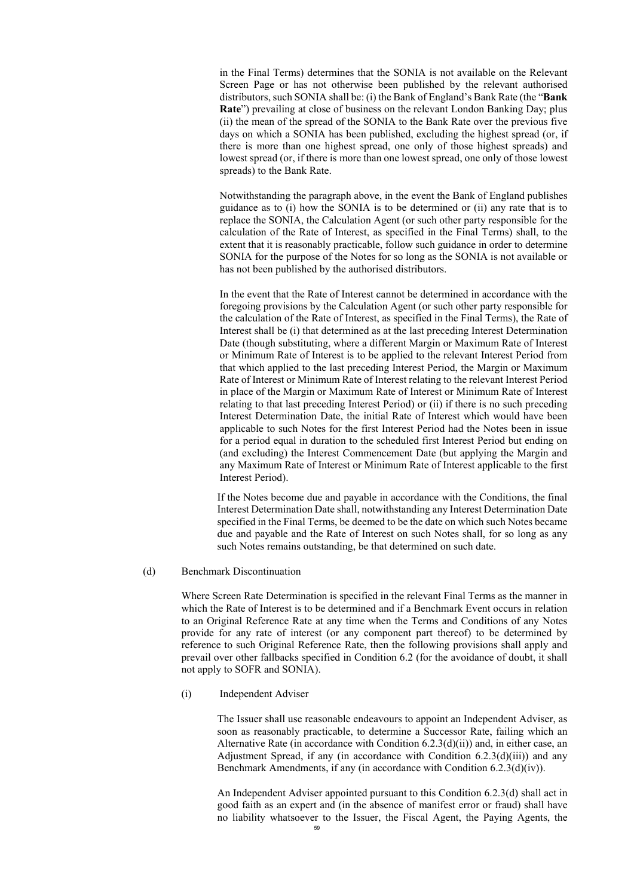in the Final Terms) determines that the SONIA is not available on the Relevant Screen Page or has not otherwise been published by the relevant authorised distributors, such SONIA shall be: (i) the Bank of England's Bank Rate (the "**Bank Rate**") prevailing at close of business on the relevant London Banking Day; plus (ii) the mean of the spread of the SONIA to the Bank Rate over the previous five days on which a SONIA has been published, excluding the highest spread (or, if there is more than one highest spread, one only of those highest spreads) and lowest spread (or, if there is more than one lowest spread, one only of those lowest spreads) to the Bank Rate.

Notwithstanding the paragraph above, in the event the Bank of England publishes guidance as to (i) how the SONIA is to be determined or (ii) any rate that is to replace the SONIA, the Calculation Agent (or such other party responsible for the calculation of the Rate of Interest, as specified in the Final Terms) shall, to the extent that it is reasonably practicable, follow such guidance in order to determine SONIA for the purpose of the Notes for so long as the SONIA is not available or has not been published by the authorised distributors.

In the event that the Rate of Interest cannot be determined in accordance with the foregoing provisions by the Calculation Agent (or such other party responsible for the calculation of the Rate of Interest, as specified in the Final Terms), the Rate of Interest shall be (i) that determined as at the last preceding Interest Determination Date (though substituting, where a different Margin or Maximum Rate of Interest or Minimum Rate of Interest is to be applied to the relevant Interest Period from that which applied to the last preceding Interest Period, the Margin or Maximum Rate of Interest or Minimum Rate of Interest relating to the relevant Interest Period in place of the Margin or Maximum Rate of Interest or Minimum Rate of Interest relating to that last preceding Interest Period) or (ii) if there is no such preceding Interest Determination Date, the initial Rate of Interest which would have been applicable to such Notes for the first Interest Period had the Notes been in issue for a period equal in duration to the scheduled first Interest Period but ending on (and excluding) the Interest Commencement Date (but applying the Margin and any Maximum Rate of Interest or Minimum Rate of Interest applicable to the first Interest Period).

If the Notes become due and payable in accordance with the Conditions, the final Interest Determination Date shall, notwithstanding any Interest Determination Date specified in the Final Terms, be deemed to be the date on which such Notes became due and payable and the Rate of Interest on such Notes shall, for so long as any such Notes remains outstanding, be that determined on such date.

(d) Benchmark Discontinuation

Where Screen Rate Determination is specified in the relevant Final Terms as the manner in which the Rate of Interest is to be determined and if a Benchmark Event occurs in relation to an Original Reference Rate at any time when the Terms and Conditions of any Notes provide for any rate of interest (or any component part thereof) to be determined by reference to such Original Reference Rate, then the following provisions shall apply and prevail over other fallbacks specified in Condition 6.2 (for the avoidance of doubt, it shall not apply to SOFR and SONIA).

(i) Independent Adviser

The Issuer shall use reasonable endeavours to appoint an Independent Adviser, as soon as reasonably practicable, to determine a Successor Rate, failing which an Alternative Rate (in accordance with Condition 6.2.3(d)(ii)) and, in either case, an Adjustment Spread, if any (in accordance with Condition 6.2.3(d)(iii)) and any Benchmark Amendments, if any (in accordance with Condition 6.2.3(d)(iv)).

An Independent Adviser appointed pursuant to this Condition 6.2.3(d) shall act in good faith as an expert and (in the absence of manifest error or fraud) shall have no liability whatsoever to the Issuer, the Fiscal Agent, the Paying Agents, the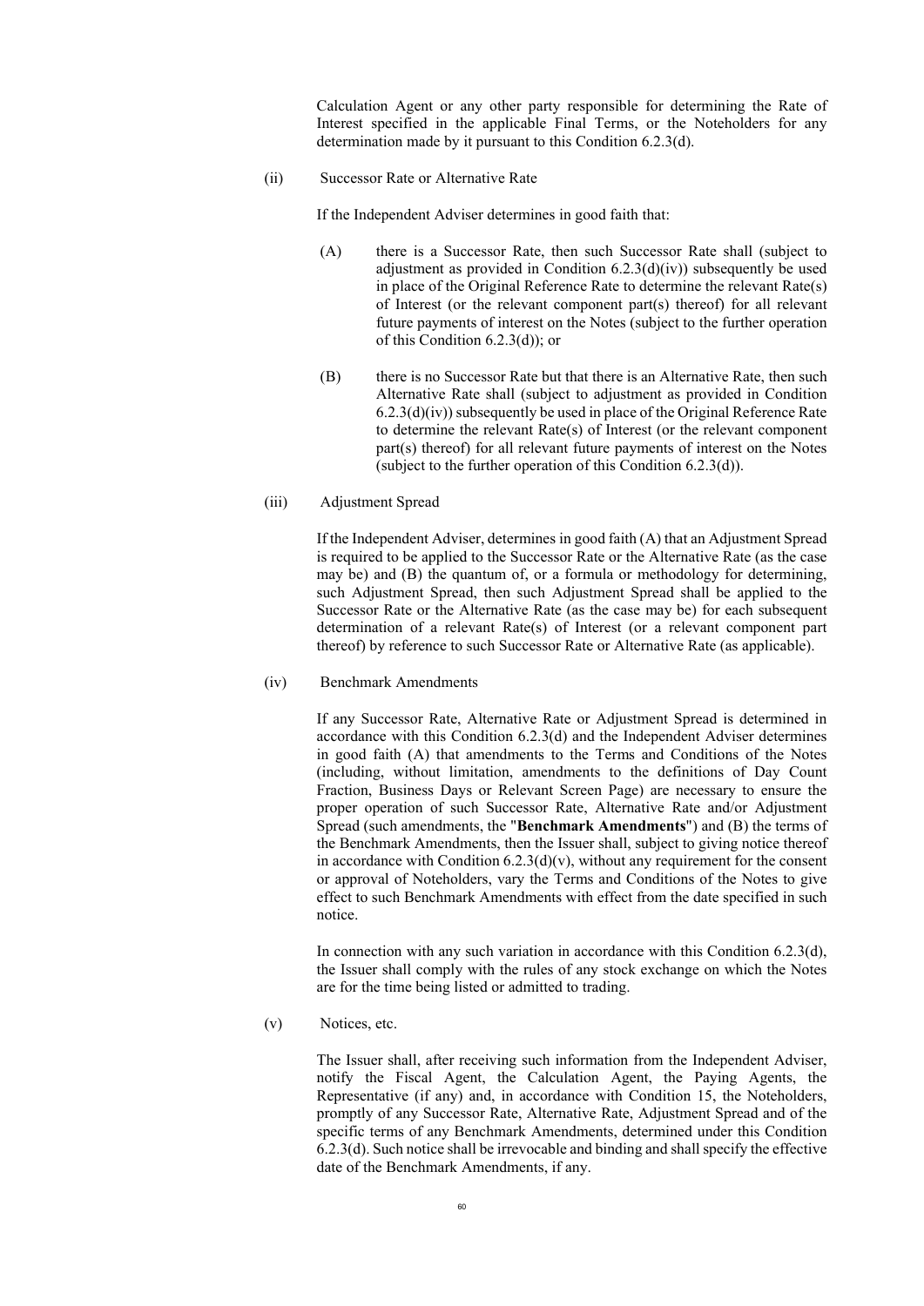Calculation Agent or any other party responsible for determining the Rate of Interest specified in the applicable Final Terms, or the Noteholders for any determination made by it pursuant to this Condition 6.2.3(d).

(ii) Successor Rate or Alternative Rate

If the Independent Adviser determines in good faith that:

(A) there is a Successor Rate, then such Successor Rate shall (subject to adjustment as provided in Condition 6.2.3(d)(iv)) subsequently be used in place of the Original Reference Rate to determine the relevant Rate(s) of Interest (or the relevant component part(s) thereof) for all relevant future payments of interest on the Notes (subject to the further operation of this Condition 6.2.3(d)); or

(B) there is no Successor Rate but that there is an Alternative Rate, then such Alternative Rate shall (subject to adjustment as provided in Condition 6.2.3(d)(iv)) subsequently be used in place of the Original Reference Rate to determine the relevant Rate(s) of Interest (or the relevant component part(s) thereof) for all relevant future payments of interest on the Notes (subject to the further operation of this Condition 6.2.3(d)).

(iii) Adjustment Spread

If the Independent Adviser, determines in good faith (A) that an Adjustment Spread is required to be applied to the Successor Rate or the Alternative Rate (as the case may be) and (B) the quantum of, or a formula or methodology for determining, such Adjustment Spread, then such Adjustment Spread shall be applied to the Successor Rate or the Alternative Rate (as the case may be) for each subsequent determination of a relevant Rate(s) of Interest (or a relevant component part thereof) by reference to such Successor Rate or Alternative Rate (as applicable).

(iv) Benchmark Amendments

If any Successor Rate, Alternative Rate or Adjustment Spread is determined in accordance with this Condition 6.2.3(d) and the Independent Adviser determines in good faith (A) that amendments to the Terms and Conditions of the Notes (including, without limitation, amendments to the definitions of Day Count Fraction, Business Days or Relevant Screen Page) are necessary to ensure the proper operation of such Successor Rate, Alternative Rate and/or Adjustment Spread (such amendments, the "**Benchmark Amendments**") and (B) the terms of the Benchmark Amendments, then the Issuer shall, subject to giving notice thereof in accordance with Condition 6.2.3(d)(v), without any requirement for the consent or approval of Noteholders, vary the Terms and Conditions of the Notes to give effect to such Benchmark Amendments with effect from the date specified in such notice.

In connection with any such variation in accordance with this Condition 6.2.3(d), the Issuer shall comply with the rules of any stock exchange on which the Notes are for the time being listed or admitted to trading.

(v) Notices, etc.

The Issuer shall, after receiving such information from the Independent Adviser, notify the Fiscal Agent, the Calculation Agent, the Paying Agents, the Representative (if any) and, in accordance with Condition 15, the Noteholders, promptly of any Successor Rate, Alternative Rate, Adjustment Spread and of the specific terms of any Benchmark Amendments, determined under this Condition 6.2.3(d). Such notice shall be irrevocable and binding and shall specify the effective date of the Benchmark Amendments, if any.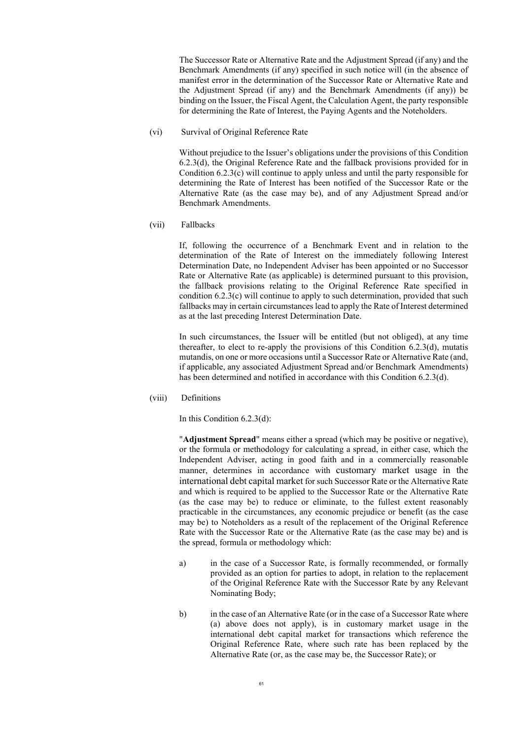The Successor Rate or Alternative Rate and the Adjustment Spread (if any) and the Benchmark Amendments (if any) specified in such notice will (in the absence of manifest error in the determination of the Successor Rate or Alternative Rate and the Adjustment Spread (if any) and the Benchmark Amendments (if any)) be binding on the Issuer, the Fiscal Agent, the Calculation Agent, the party responsible for determining the Rate of Interest, the Paying Agents and the Noteholders.

(vi) Survival of Original Reference Rate

Without prejudice to the Issuer's obligations under the provisions of this Condition 6.2.3(d), the Original Reference Rate and the fallback provisions provided for in Condition 6.2.3(c) will continue to apply unless and until the party responsible for determining the Rate of Interest has been notified of the Successor Rate or the Alternative Rate (as the case may be), and of any Adjustment Spread and/or Benchmark Amendments.

(vii) Fallbacks

If, following the occurrence of a Benchmark Event and in relation to the determination of the Rate of Interest on the immediately following Interest Determination Date, no Independent Adviser has been appointed or no Successor Rate or Alternative Rate (as applicable) is determined pursuant to this provision, the fallback provisions relating to the Original Reference Rate specified in condition 6.2.3(c) will continue to apply to such determination, provided that such fallbacks may in certain circumstances lead to apply the Rate of Interest determined as at the last preceding Interest Determination Date.

In such circumstances, the Issuer will be entitled (but not obliged), at any time thereafter, to elect to re-apply the provisions of this Condition 6.2.3(d), mutatis mutandis, on one or more occasions until a Successor Rate or Alternative Rate (and, if applicable, any associated Adjustment Spread and/or Benchmark Amendments) has been determined and notified in accordance with this Condition 6.2.3(d).

(viii) Definitions

In this Condition 6.2.3(d):

"**Adjustment Spread**" means either a spread (which may be positive or negative), or the formula or methodology for calculating a spread, in either case, which the Independent Adviser, acting in good faith and in a commercially reasonable manner, determines in accordance with customary market usage in the international debt capital market for such Successor Rate or the Alternative Rate and which is required to be applied to the Successor Rate or the Alternative Rate (as the case may be) to reduce or eliminate, to the fullest extent reasonably practicable in the circumstances, any economic prejudice or benefit (as the case may be) to Noteholders as a result of the replacement of the Original Reference Rate with the Successor Rate or the Alternative Rate (as the case may be) and is the spread, formula or methodology which:

a) in the case of a Successor Rate, is formally recommended, or formally provided as an option for parties to adopt, in relation to the replacement of the Original Reference Rate with the Successor Rate by any Relevant Nominating Body;

b) in the case of an Alternative Rate (or in the case of a Successor Rate where (a) above does not apply), is in customary market usage in the international debt capital market for transactions which reference the Original Reference Rate, where such rate has been replaced by the Alternative Rate (or, as the case may be, the Successor Rate); or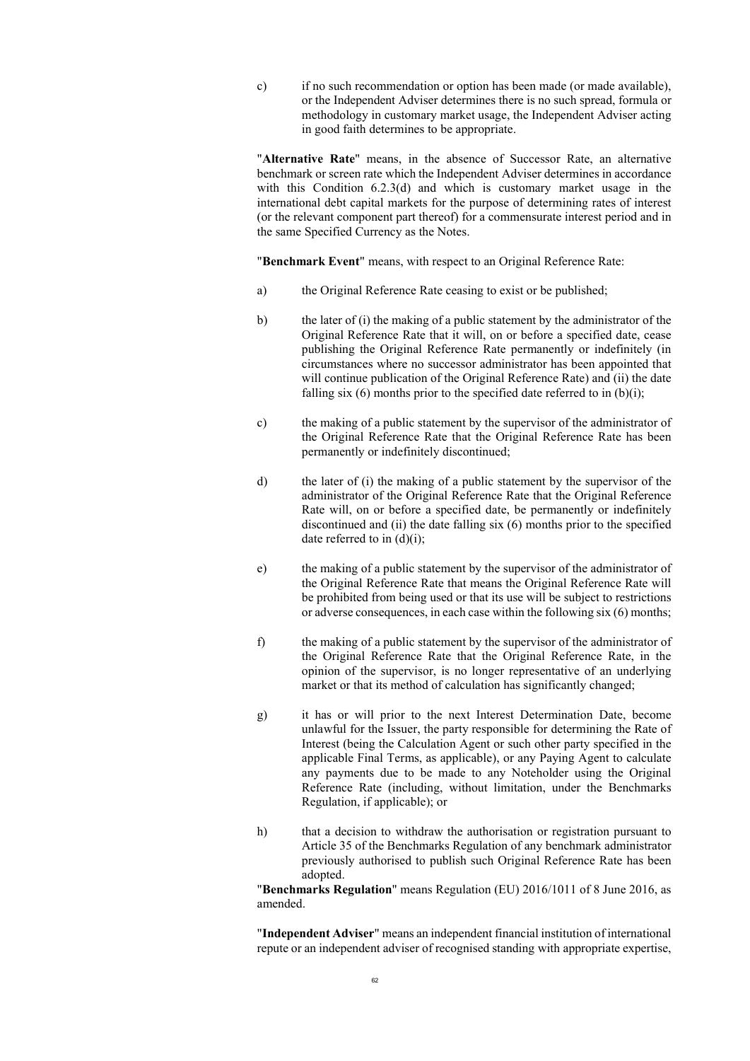c) if no such recommendation or option has been made (or made available), or the Independent Adviser determines there is no such spread, formula or methodology in customary market usage, the Independent Adviser acting in good faith determines to be appropriate.

"**Alternative Rate**" means, in the absence of Successor Rate, an alternative benchmark or screen rate which the Independent Adviser determines in accordance with this Condition 6.2.3(d) and which is customary market usage in the international debt capital markets for the purpose of determining rates of interest (or the relevant component part thereof) for a commensurate interest period and in the same Specified Currency as the Notes.

"**Benchmark Event**" means, with respect to an Original Reference Rate:

a) the Original Reference Rate ceasing to exist or be published;

b) the later of (i) the making of a public statement by the administrator of the Original Reference Rate that it will, on or before a specified date, cease publishing the Original Reference Rate permanently or indefinitely (in circumstances where no successor administrator has been appointed that will continue publication of the Original Reference Rate) and (ii) the date falling six (6) months prior to the specified date referred to in (b)(i);

c) the making of a public statement by the supervisor of the administrator of the Original Reference Rate that the Original Reference Rate has been permanently or indefinitely discontinued;

d) the later of (i) the making of a public statement by the supervisor of the administrator of the Original Reference Rate that the Original Reference Rate will, on or before a specified date, be permanently or indefinitely discontinued and (ii) the date falling six (6) months prior to the specified date referred to in (d)(i);

e) the making of a public statement by the supervisor of the administrator of the Original Reference Rate that means the Original Reference Rate will be prohibited from being used or that its use will be subject to restrictions or adverse consequences, in each case within the following six (6) months;

f) the making of a public statement by the supervisor of the administrator of the Original Reference Rate that the Original Reference Rate, in the opinion of the supervisor, is no longer representative of an underlying market or that its method of calculation has significantly changed;

g) it has or will prior to the next Interest Determination Date, become unlawful for the Issuer, the party responsible for determining the Rate of Interest (being the Calculation Agent or such other party specified in the applicable Final Terms, as applicable), or any Paying Agent to calculate any payments due to be made to any Noteholder using the Original Reference Rate (including, without limitation, under the Benchmarks Regulation, if applicable); or

h) that a decision to withdraw the authorisation or registration pursuant to Article 35 of the Benchmarks Regulation of any benchmark administrator previously authorised to publish such Original Reference Rate has been adopted.

"**Benchmarks Regulation**" means Regulation (EU) 2016/1011 of 8 June 2016, as amended.

"**Independent Adviser**" means an independent financial institution of international repute or an independent adviser of recognised standing with appropriate expertise,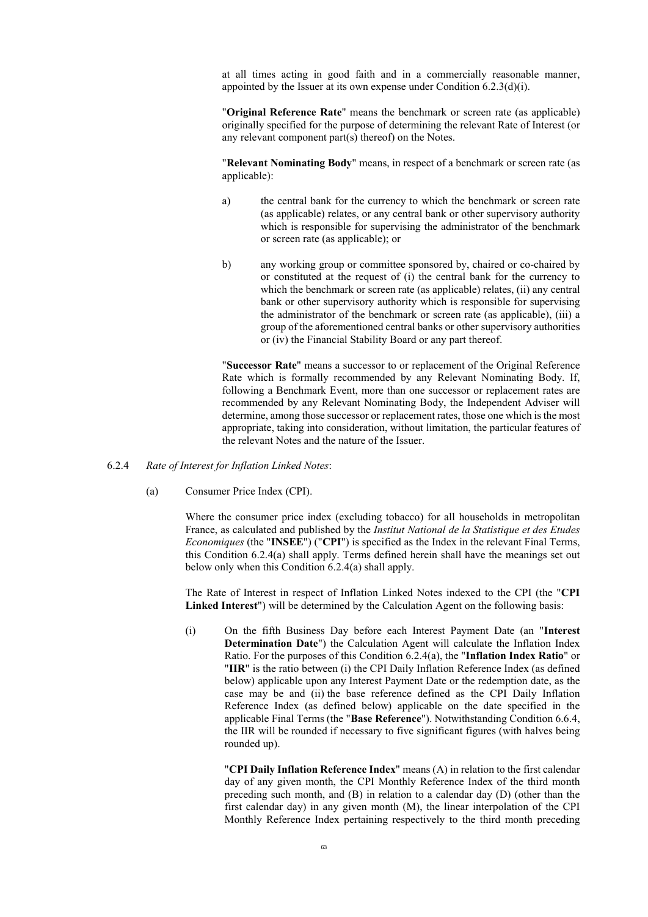at all times acting in good faith and in a commercially reasonable manner, appointed by the Issuer at its own expense under Condition 6.2.3(d)(i).

"**Original Reference Rate**" means the benchmark or screen rate (as applicable) originally specified for the purpose of determining the relevant Rate of Interest (or any relevant component part(s) thereof) on the Notes.

"**Relevant Nominating Body**" means, in respect of a benchmark or screen rate (as applicable):

a) the central bank for the currency to which the benchmark or screen rate (as applicable) relates, or any central bank or other supervisory authority which is responsible for supervising the administrator of the benchmark or screen rate (as applicable); or

b) any working group or committee sponsored by, chaired or co-chaired by or constituted at the request of (i) the central bank for the currency to which the benchmark or screen rate (as applicable) relates, (ii) any central bank or other supervisory authority which is responsible for supervising the administrator of the benchmark or screen rate (as applicable), (iii) a group of the aforementioned central banks or other supervisory authorities or (iv) the Financial Stability Board or any part thereof.

"**Successor Rate**" means a successor to or replacement of the Original Reference Rate which is formally recommended by any Relevant Nominating Body. If, following a Benchmark Event, more than one successor or replacement rates are recommended by any Relevant Nominating Body, the Independent Adviser will determine, among those successor or replacement rates, those one which is the most appropriate, taking into consideration, without limitation, the particular features of the relevant Notes and the nature of the Issuer.

6.2.4 *Rate of Interest for Inflation Linked Notes*:

(a) Consumer Price Index (CPI).

Where the consumer price index (excluding tobacco) for all households in metropolitan France, as calculated and published by the *Institut National de la Statistique et des Etudes Economiques* (the "**INSEE**") ("**CPI**") is specified as the Index in the relevant Final Terms, this Condition 6.2.4(a) shall apply. Terms defined herein shall have the meanings set out below only when this Condition 6.2.4(a) shall apply.

The Rate of Interest in respect of Inflation Linked Notes indexed to the CPI (the "**CPI Linked Interest**") will be determined by the Calculation Agent on the following basis:

(i) On the fifth Business Day before each Interest Payment Date (an "**Interest Determination Date**") the Calculation Agent will calculate the Inflation Index Ratio. For the purposes of this Condition 6.2.4(a), the "**Inflation Index Ratio**" or "**IIR**" is the ratio between (i) the CPI Daily Inflation Reference Index (as defined below) applicable upon any Interest Payment Date or the redemption date, as the case may be and (ii) the base reference defined as the CPI Daily Inflation Reference Index (as defined below) applicable on the date specified in the applicable Final Terms (the "**Base Reference**"). Notwithstanding Condition 6.6.4, the IIR will be rounded if necessary to five significant figures (with halves being rounded up).

"**CPI Daily Inflation Reference Index**" means (A) in relation to the first calendar day of any given month, the CPI Monthly Reference Index of the third month preceding such month, and (B) in relation to a calendar day (D) (other than the first calendar day) in any given month (M), the linear interpolation of the CPI Monthly Reference Index pertaining respectively to the third month preceding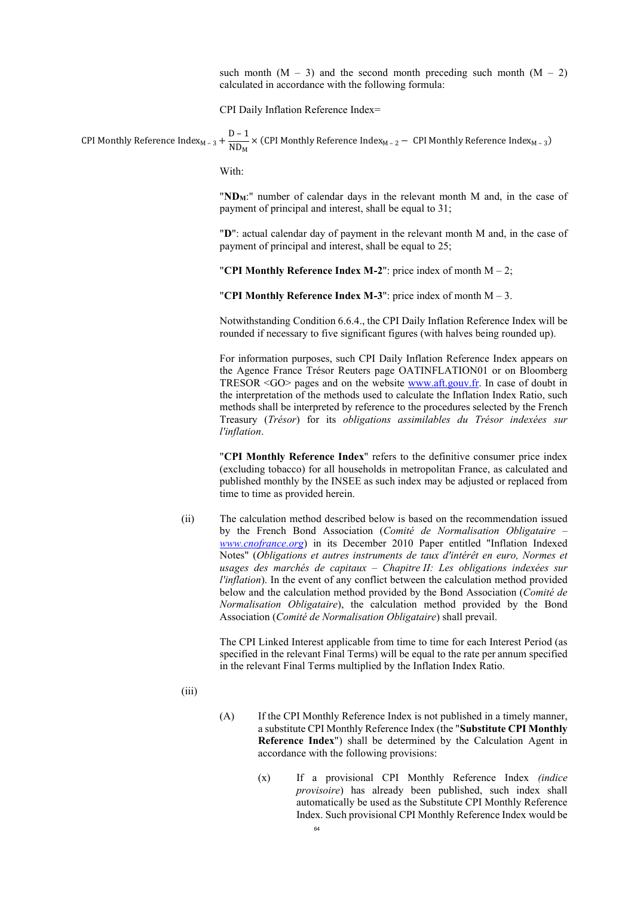such month (M – 3) and the second month preceding such month (M – 2) calculated in accordance with the following formula:

CPI Daily Inflation Reference Index=

$$\text{CPI Monthly Reference Index}_{M-3} + \frac{D-1}{ND_M} \times (\text{CPI Monthly Reference Index}_{M-2} - \text{CPI Monthly Reference Index}_{M-3})$$

With:

"$\mathbf{ND_M}$:" number of calendar days in the relevant month M and, in the case of payment of principal and interest, shall be equal to 31;

"**D**": actual calendar day of payment in the relevant month M and, in the case of payment of principal and interest, shall be equal to 25;

"**CPI Monthly Reference Index M-2**": price index of month M – 2;

"**CPI Monthly Reference Index M-3**": price index of month M – 3.

Notwithstanding Condition 6.6.4., the CPI Daily Inflation Reference Index will be rounded if necessary to five significant figures (with halves being rounded up).

For information purposes, such CPI Daily Inflation Reference Index appears on the Agence France Trésor Reuters page OATINFLATION01 or on Bloomberg TRESOR <GO> pages and on the website www.aft.gouv.fr. In case of doubt in the interpretation of the methods used to calculate the Inflation Index Ratio, such methods shall be interpreted by reference to the procedures selected by the French Treasury (*Trésor*) for its *obligations assimilables du Trésor indexées sur l'inflation*.

"**CPI Monthly Reference Index**" refers to the definitive consumer price index (excluding tobacco) for all households in metropolitan France, as calculated and published monthly by the INSEE as such index may be adjusted or replaced from time to time as provided herein.

(ii) The calculation method described below is based on the recommendation issued by the French Bond Association (*Comité de Normalisation Obligataire – www.cnofrance.org*) in its December 2010 Paper entitled "Inflation Indexed Notes" (*Obligations et autres instruments de taux d'intérêt en euro, Normes et usages des marchés de capitaux – Chapitre II: Les obligations indexées sur l'inflation*). In the event of any conflict between the calculation method provided below and the calculation method provided by the Bond Association (*Comité de Normalisation Obligataire*), the calculation method provided by the Bond Association (*Comité de Normalisation Obligataire*) shall prevail.

The CPI Linked Interest applicable from time to time for each Interest Period (as specified in the relevant Final Terms) will be equal to the rate per annum specified in the relevant Final Terms multiplied by the Inflation Index Ratio.

(iii)

(A) If the CPI Monthly Reference Index is not published in a timely manner, a substitute CPI Monthly Reference Index (the "**Substitute CPI Monthly Reference Index**") shall be determined by the Calculation Agent in accordance with the following provisions:

(x) If a provisional CPI Monthly Reference Index *(indice provisoire)* has already been published, such index shall automatically be used as the Substitute CPI Monthly Reference Index. Such provisional CPI Monthly Reference Index would be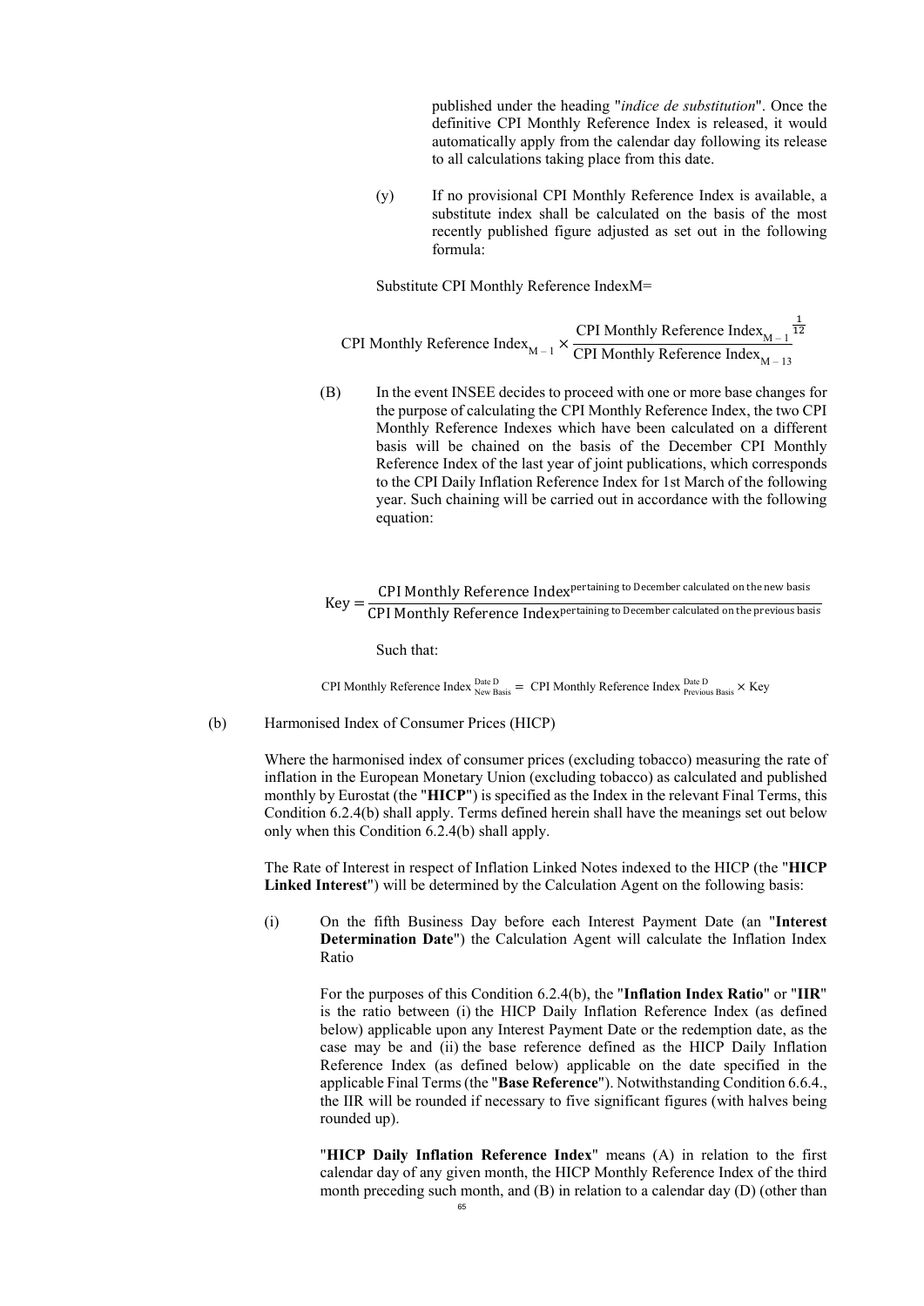published under the heading "*indice de substitution*". Once the definitive CPI Monthly Reference Index is released, it would automatically apply from the calendar day following its release to all calculations taking place from this date.

(y) If no provisional CPI Monthly Reference Index is available, a substitute index shall be calculated on the basis of the most recently published figure adjusted as set out in the following formula:

Substitute CPI Monthly Reference IndexM=

$$\text{CPI Monthly Reference Index}_{M-1} \times \frac{\text{CPI Monthly Reference Index}_{M-1}}{\text{CPI Monthly Reference Index}_{M-13}}^{\frac{1}{12}}$$

(B) In the event INSEE decides to proceed with one or more base changes for the purpose of calculating the CPI Monthly Reference Index, the two CPI Monthly Reference Indexes which have been calculated on a different basis will be chained on the basis of the December CPI Monthly Reference Index of the last year of joint publications, which corresponds to the CPI Daily Inflation Reference Index for 1st March of the following year. Such chaining will be carried out in accordance with the following equation:

$$\text{Key} = \frac{\text{CPI Monthly Reference Index}^{\text{pertaining to December calculated on the new basis}}}{\text{CPI Monthly Reference Index}^{\text{pertaining to December calculated on the previous basis}}}$$

Such that:

$$\text{CPI Monthly Reference Index}_{\text{New Basis}}^{\text{Date D}} = \text{CPI Monthly Reference Index}_{\text{Previous Basis}}^{\text{Date D}} \times \text{Key}$$

(b) Harmonised Index of Consumer Prices (HICP)

Where the harmonised index of consumer prices (excluding tobacco) measuring the rate of inflation in the European Monetary Union (excluding tobacco) as calculated and published monthly by Eurostat (the "**HICP**") is specified as the Index in the relevant Final Terms, this Condition 6.2.4(b) shall apply. Terms defined herein shall have the meanings set out below only when this Condition 6.2.4(b) shall apply.

The Rate of Interest in respect of Inflation Linked Notes indexed to the HICP (the "**HICP Linked Interest**") will be determined by the Calculation Agent on the following basis:

(i) On the fifth Business Day before each Interest Payment Date (an "**Interest Determination Date**") the Calculation Agent will calculate the Inflation Index Ratio

For the purposes of this Condition 6.2.4(b), the "**Inflation Index Ratio**" or "**IIR**" is the ratio between (i) the HICP Daily Inflation Reference Index (as defined below) applicable upon any Interest Payment Date or the redemption date, as the case may be and (ii) the base reference defined as the HICP Daily Inflation Reference Index (as defined below) applicable on the date specified in the applicable Final Terms (the "**Base Reference**"). Notwithstanding Condition 6.6.4., the IIR will be rounded if necessary to five significant figures (with halves being rounded up).

"**HICP Daily Inflation Reference Index**" means (A) in relation to the first calendar day of any given month, the HICP Monthly Reference Index of the third month preceding such month, and (B) in relation to a calendar day (D) (other than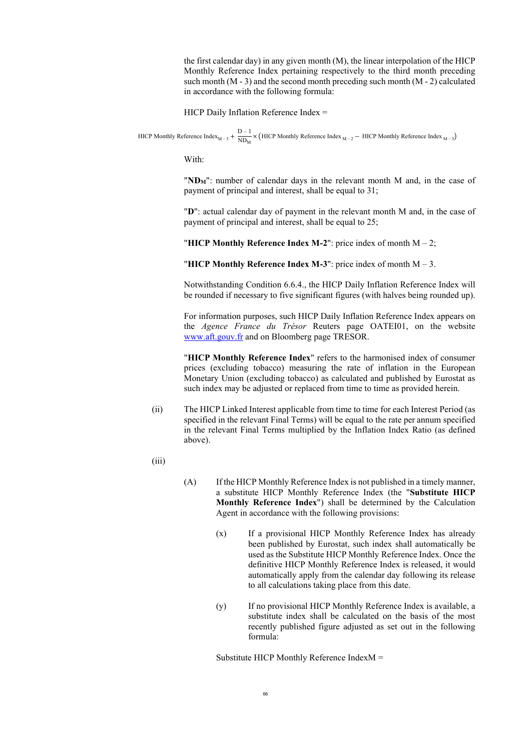the first calendar day) in any given month (M), the linear interpolation of the HICP Monthly Reference Index pertaining respectively to the third month preceding such month (M - 3) and the second month preceding such month (M - 2) calculated in accordance with the following formula:

HICP Daily Inflation Reference Index =

$$\text{HICP Monthly Reference Index}_{M-3} + \frac{D-1}{ND_M} \times \left(\text{HICP Monthly Reference Index}_{M-2} - \text{HICP Monthly Reference Index}_{M-3}\right)$$

With:

"**$ND_M$**": number of calendar days in the relevant month M and, in the case of payment of principal and interest, shall be equal to 31;

"**D**": actual calendar day of payment in the relevant month M and, in the case of payment of principal and interest, shall be equal to 25;

"**HICP Monthly Reference Index M-2**": price index of month M – 2;

"**HICP Monthly Reference Index M-3**": price index of month M – 3.

Notwithstanding Condition 6.6.4., the HICP Daily Inflation Reference Index will be rounded if necessary to five significant figures (with halves being rounded up).

For information purposes, such HICP Daily Inflation Reference Index appears on the *Agence France du Trésor* Reuters page OATEI01, on the website www.aft.gouv.fr and on Bloomberg page TRESOR.

"**HICP Monthly Reference Index**" refers to the harmonised index of consumer prices (excluding tobacco) measuring the rate of inflation in the European Monetary Union (excluding tobacco) as calculated and published by Eurostat as such index may be adjusted or replaced from time to time as provided herein.

(ii) The HICP Linked Interest applicable from time to time for each Interest Period (as specified in the relevant Final Terms) will be equal to the rate per annum specified in the relevant Final Terms multiplied by the Inflation Index Ratio (as defined above).

(iii)

(A) If the HICP Monthly Reference Index is not published in a timely manner, a substitute HICP Monthly Reference Index (the "**Substitute HICP Monthly Reference Index**") shall be determined by the Calculation Agent in accordance with the following provisions:

(x) If a provisional HICP Monthly Reference Index has already been published by Eurostat, such index shall automatically be used as the Substitute HICP Monthly Reference Index. Once the definitive HICP Monthly Reference Index is released, it would automatically apply from the calendar day following its release to all calculations taking place from this date.

(y) If no provisional HICP Monthly Reference Index is available, a substitute index shall be calculated on the basis of the most recently published figure adjusted as set out in the following formula:

Substitute HICP Monthly Reference IndexM =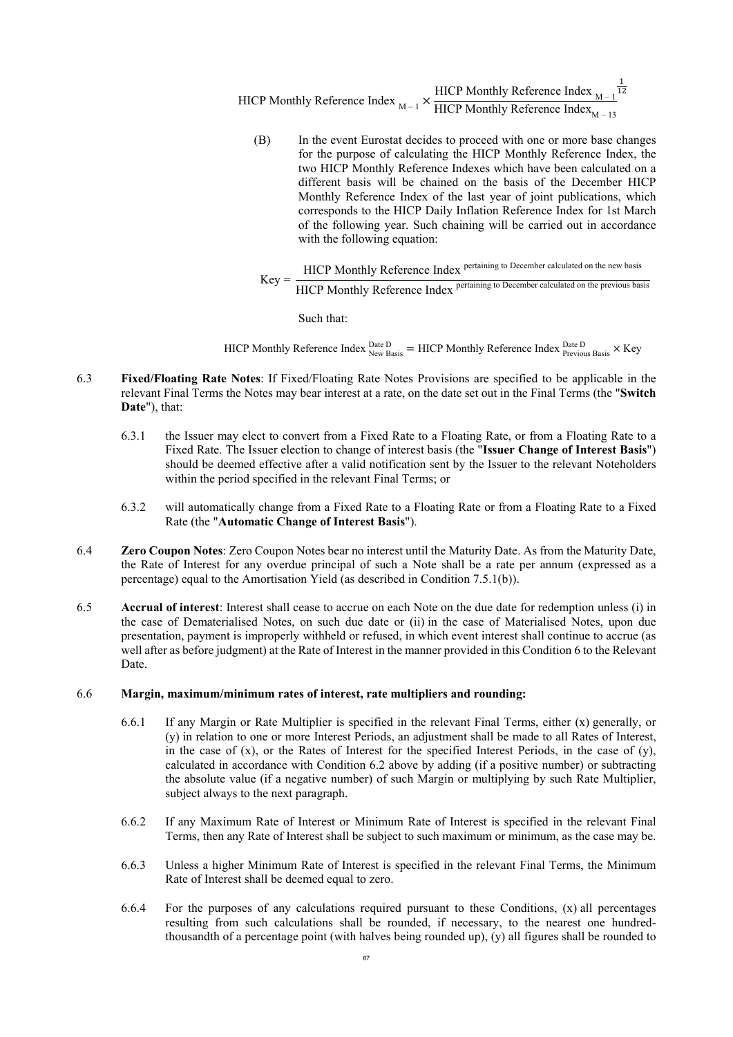$$\text{HICP Monthly Reference Index}_{M-1} \times \frac{\text{HICP Monthly Reference Index}_{M-1}}{\text{HICP Monthly Reference Index}_{M-13}}^{\frac{1}{12}}$$

(B) In the event Eurostat decides to proceed with one or more base changes for the purpose of calculating the HICP Monthly Reference Index, the two HICP Monthly Reference Indexes which have been calculated on a different basis will be chained on the basis of the December HICP Monthly Reference Index of the last year of joint publications, which corresponds to the HICP Daily Inflation Reference Index for 1st March of the following year. Such chaining will be carried out in accordance with the following equation:

$$\text{Key} = \frac{\text{HICP Monthly Reference Index}^{\text{pertaining to December calculated on the new basis}}}{\text{HICP Monthly Reference Index}^{\text{pertaining to December calculated on the previous basis}}}$$

Such that:

$$\text{HICP Monthly Reference Index}_{\text{New Basis}}^{\text{Date D}} = \text{HICP Monthly Reference Index}_{\text{Previous Basis}}^{\text{Date D}} \times \text{Key}$$

6.3 **Fixed/Floating Rate Notes**: If Fixed/Floating Rate Notes Provisions are specified to be applicable in the relevant Final Terms the Notes may bear interest at a rate, on the date set out in the Final Terms (the "**Switch Date**"), that:

6.3.1 the Issuer may elect to convert from a Fixed Rate to a Floating Rate, or from a Floating Rate to a Fixed Rate. The Issuer election to change of interest basis (the "**Issuer Change of Interest Basis**") should be deemed effective after a valid notification sent by the Issuer to the relevant Noteholders within the period specified in the relevant Final Terms; or

6.3.2 will automatically change from a Fixed Rate to a Floating Rate or from a Floating Rate to a Fixed Rate (the "**Automatic Change of Interest Basis**").

6.4 **Zero Coupon Notes**: Zero Coupon Notes bear no interest until the Maturity Date. As from the Maturity Date, the Rate of Interest for any overdue principal of such a Note shall be a rate per annum (expressed as a percentage) equal to the Amortisation Yield (as described in Condition 7.5.1(b)).

6.5 **Accrual of interest**: Interest shall cease to accrue on each Note on the due date for redemption unless (i) in the case of Dematerialised Notes, on such due date or (ii) in the case of Materialised Notes, upon due presentation, payment is improperly withheld or refused, in which event interest shall continue to accrue (as well after as before judgment) at the Rate of Interest in the manner provided in this Condition 6 to the Relevant Date.

6.6 **Margin, maximum/minimum rates of interest, rate multipliers and rounding:**

6.6.1 If any Margin or Rate Multiplier is specified in the relevant Final Terms, either (x) generally, or (y) in relation to one or more Interest Periods, an adjustment shall be made to all Rates of Interest, in the case of (x), or the Rates of Interest for the specified Interest Periods, in the case of (y), calculated in accordance with Condition 6.2 above by adding (if a positive number) or subtracting the absolute value (if a negative number) of such Margin or multiplying by such Rate Multiplier, subject always to the next paragraph.

6.6.2 If any Maximum Rate of Interest or Minimum Rate of Interest is specified in the relevant Final Terms, then any Rate of Interest shall be subject to such maximum or minimum, as the case may be.

6.6.3 Unless a higher Minimum Rate of Interest is specified in the relevant Final Terms, the Minimum Rate of Interest shall be deemed equal to zero.

6.6.4 For the purposes of any calculations required pursuant to these Conditions, (x) all percentages resulting from such calculations shall be rounded, if necessary, to the nearest one hundred-thousandth of a percentage point (with halves being rounded up), (y) all figures shall be rounded to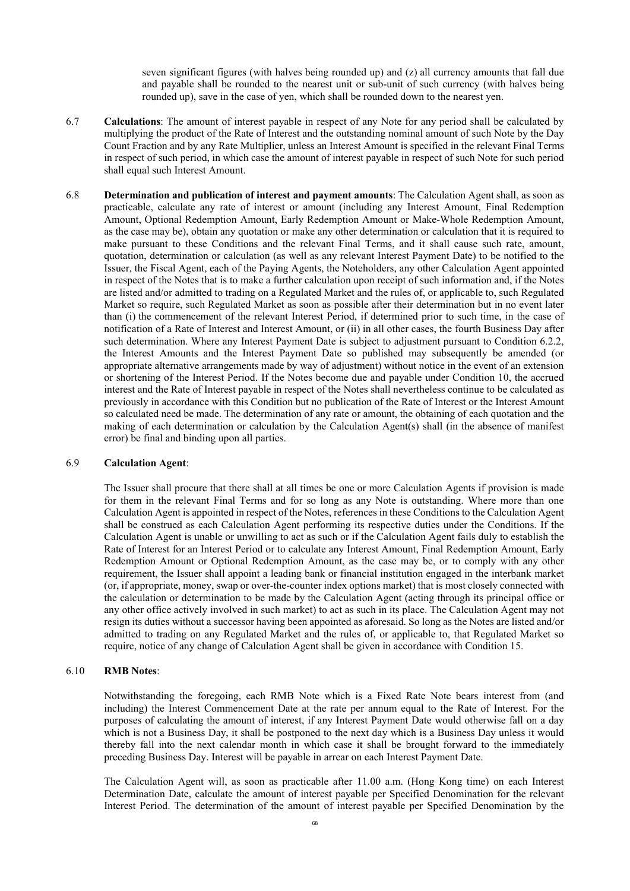seven significant figures (with halves being rounded up) and (z) all currency amounts that fall due and payable shall be rounded to the nearest unit or sub-unit of such currency (with halves being rounded up), save in the case of yen, which shall be rounded down to the nearest yen.

6.7 **Calculations**: The amount of interest payable in respect of any Note for any period shall be calculated by multiplying the product of the Rate of Interest and the outstanding nominal amount of such Note by the Day Count Fraction and by any Rate Multiplier, unless an Interest Amount is specified in the relevant Final Terms in respect of such period, in which case the amount of interest payable in respect of such Note for such period shall equal such Interest Amount.

6.8 **Determination and publication of interest and payment amounts**: The Calculation Agent shall, as soon as practicable, calculate any rate of interest or amount (including any Interest Amount, Final Redemption Amount, Optional Redemption Amount, Early Redemption Amount or Make-Whole Redemption Amount, as the case may be), obtain any quotation or make any other determination or calculation that it is required to make pursuant to these Conditions and the relevant Final Terms, and it shall cause such rate, amount, quotation, determination or calculation (as well as any relevant Interest Payment Date) to be notified to the Issuer, the Fiscal Agent, each of the Paying Agents, the Noteholders, any other Calculation Agent appointed in respect of the Notes that is to make a further calculation upon receipt of such information and, if the Notes are listed and/or admitted to trading on a Regulated Market and the rules of, or applicable to, such Regulated Market so require, such Regulated Market as soon as possible after their determination but in no event later than (i) the commencement of the relevant Interest Period, if determined prior to such time, in the case of notification of a Rate of Interest and Interest Amount, or (ii) in all other cases, the fourth Business Day after such determination. Where any Interest Payment Date is subject to adjustment pursuant to Condition 6.2.2, the Interest Amounts and the Interest Payment Date so published may subsequently be amended (or appropriate alternative arrangements made by way of adjustment) without notice in the event of an extension or shortening of the Interest Period. If the Notes become due and payable under Condition 10, the accrued interest and the Rate of Interest payable in respect of the Notes shall nevertheless continue to be calculated as previously in accordance with this Condition but no publication of the Rate of Interest or the Interest Amount so calculated need be made. The determination of any rate or amount, the obtaining of each quotation and the making of each determination or calculation by the Calculation Agent(s) shall (in the absence of manifest error) be final and binding upon all parties.

6.9 **Calculation Agent**:

The Issuer shall procure that there shall at all times be one or more Calculation Agents if provision is made for them in the relevant Final Terms and for so long as any Note is outstanding. Where more than one Calculation Agent is appointed in respect of the Notes, references in these Conditions to the Calculation Agent shall be construed as each Calculation Agent performing its respective duties under the Conditions. If the Calculation Agent is unable or unwilling to act as such or if the Calculation Agent fails duly to establish the Rate of Interest for an Interest Period or to calculate any Interest Amount, Final Redemption Amount, Early Redemption Amount or Optional Redemption Amount, as the case may be, or to comply with any other requirement, the Issuer shall appoint a leading bank or financial institution engaged in the interbank market (or, if appropriate, money, swap or over-the-counter index options market) that is most closely connected with the calculation or determination to be made by the Calculation Agent (acting through its principal office or any other office actively involved in such market) to act as such in its place. The Calculation Agent may not resign its duties without a successor having been appointed as aforesaid. So long as the Notes are listed and/or admitted to trading on any Regulated Market and the rules of, or applicable to, that Regulated Market so require, notice of any change of Calculation Agent shall be given in accordance with Condition 15.

6.10 **RMB Notes**:

Notwithstanding the foregoing, each RMB Note which is a Fixed Rate Note bears interest from (and including) the Interest Commencement Date at the rate per annum equal to the Rate of Interest. For the purposes of calculating the amount of interest, if any Interest Payment Date would otherwise fall on a day which is not a Business Day, it shall be postponed to the next day which is a Business Day unless it would thereby fall into the next calendar month in which case it shall be brought forward to the immediately preceding Business Day. Interest will be payable in arrear on each Interest Payment Date.

The Calculation Agent will, as soon as practicable after 11.00 a.m. (Hong Kong time) on each Interest Determination Date, calculate the amount of interest payable per Specified Denomination for the relevant Interest Period. The determination of the amount of interest payable per Specified Denomination by the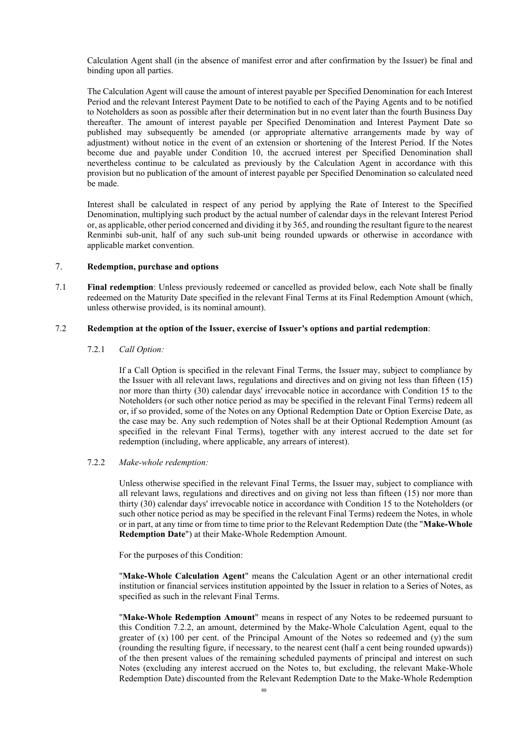Calculation Agent shall (in the absence of manifest error and after confirmation by the Issuer) be final and binding upon all parties.

The Calculation Agent will cause the amount of interest payable per Specified Denomination for each Interest Period and the relevant Interest Payment Date to be notified to each of the Paying Agents and to be notified to Noteholders as soon as possible after their determination but in no event later than the fourth Business Day thereafter. The amount of interest payable per Specified Denomination and Interest Payment Date so published may subsequently be amended (or appropriate alternative arrangements made by way of adjustment) without notice in the event of an extension or shortening of the Interest Period. If the Notes become due and payable under Condition 10, the accrued interest per Specified Denomination shall nevertheless continue to be calculated as previously by the Calculation Agent in accordance with this provision but no publication of the amount of interest payable per Specified Denomination so calculated need be made.

Interest shall be calculated in respect of any period by applying the Rate of Interest to the Specified Denomination, multiplying such product by the actual number of calendar days in the relevant Interest Period or, as applicable, other period concerned and dividing it by 365, and rounding the resultant figure to the nearest Renminbi sub-unit, half of any such sub-unit being rounded upwards or otherwise in accordance with applicable market convention.

## 7. Redemption, purchase and options

7.1 **Final redemption**: Unless previously redeemed or cancelled as provided below, each Note shall be finally redeemed on the Maturity Date specified in the relevant Final Terms at its Final Redemption Amount (which, unless otherwise provided, is its nominal amount).

### 7.2 Redemption at the option of the Issuer, exercise of Issuer's options and partial redemption:

7.2.1 *Call Option:*

If a Call Option is specified in the relevant Final Terms, the Issuer may, subject to compliance by the Issuer with all relevant laws, regulations and directives and on giving not less than fifteen (15) nor more than thirty (30) calendar days' irrevocable notice in accordance with Condition 15 to the Noteholders (or such other notice period as may be specified in the relevant Final Terms) redeem all or, if so provided, some of the Notes on any Optional Redemption Date or Option Exercise Date, as the case may be. Any such redemption of Notes shall be at their Optional Redemption Amount (as specified in the relevant Final Terms), together with any interest accrued to the date set for redemption (including, where applicable, any arrears of interest).

7.2.2 *Make-whole redemption:*

Unless otherwise specified in the relevant Final Terms, the Issuer may, subject to compliance with all relevant laws, regulations and directives and on giving not less than fifteen (15) nor more than thirty (30) calendar days' irrevocable notice in accordance with Condition 15 to the Noteholders (or such other notice period as may be specified in the relevant Final Terms) redeem the Notes, in whole or in part, at any time or from time to time prior to the Relevant Redemption Date (the "**Make-Whole Redemption Date**") at their Make-Whole Redemption Amount.

For the purposes of this Condition:

"**Make-Whole Calculation Agent**" means the Calculation Agent or an other international credit institution or financial services institution appointed by the Issuer in relation to a Series of Notes, as specified as such in the relevant Final Terms.

"**Make-Whole Redemption Amount**" means in respect of any Notes to be redeemed pursuant to this Condition 7.2.2, an amount, determined by the Make-Whole Calculation Agent, equal to the greater of (x) 100 per cent. of the Principal Amount of the Notes so redeemed and (y) the sum (rounding the resulting figure, if necessary, to the nearest cent (half a cent being rounded upwards)) of the then present values of the remaining scheduled payments of principal and interest on such Notes (excluding any interest accrued on the Notes to, but excluding, the relevant Make-Whole Redemption Date) discounted from the Relevant Redemption Date to the Make-Whole Redemption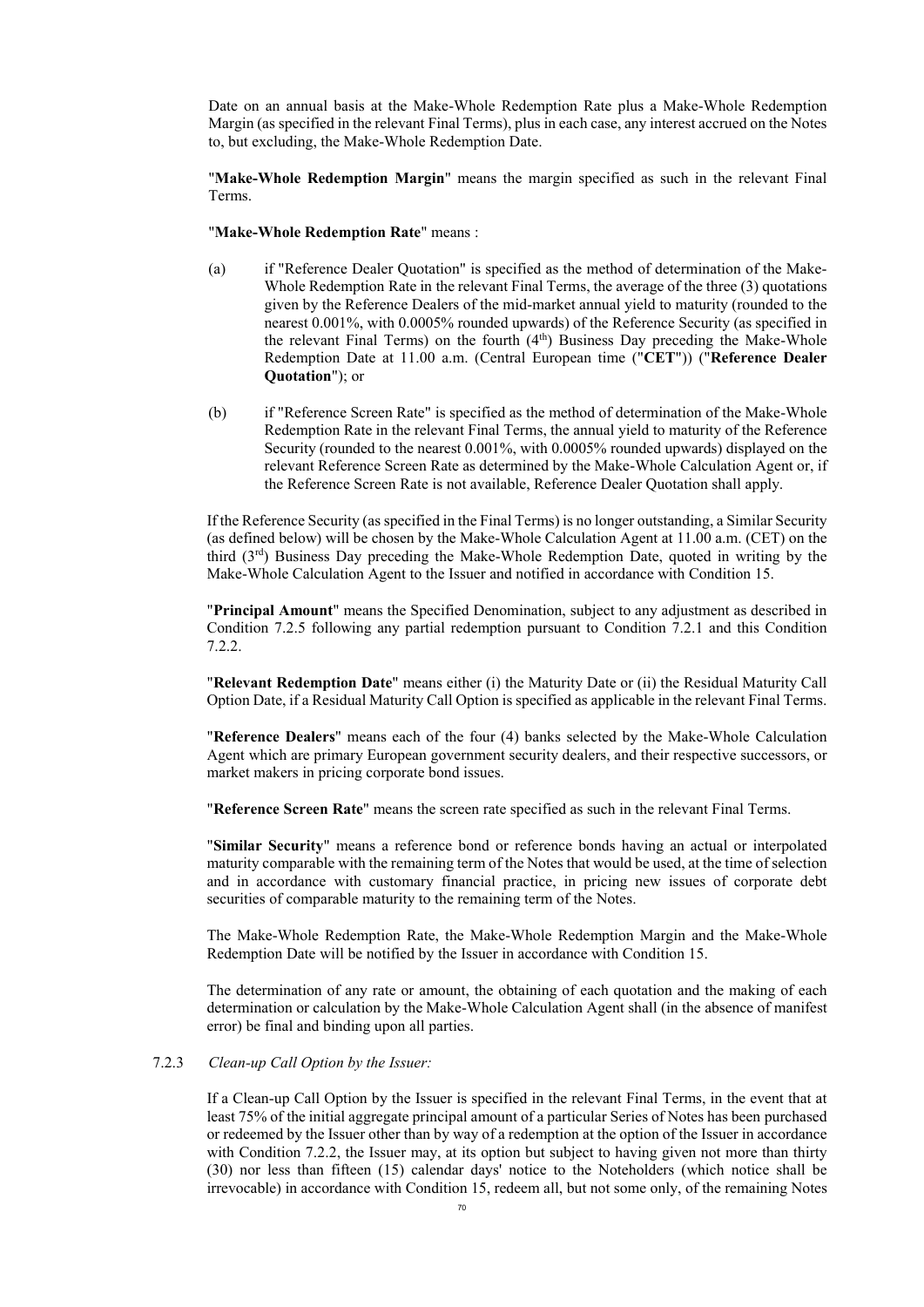Date on an annual basis at the Make-Whole Redemption Rate plus a Make-Whole Redemption Margin (as specified in the relevant Final Terms), plus in each case, any interest accrued on the Notes to, but excluding, the Make-Whole Redemption Date.

"**Make-Whole Redemption Margin**" means the margin specified as such in the relevant Final Terms.

"**Make-Whole Redemption Rate**" means :

(a) if "Reference Dealer Quotation" is specified as the method of determination of the Make-Whole Redemption Rate in the relevant Final Terms, the average of the three (3) quotations given by the Reference Dealers of the mid-market annual yield to maturity (rounded to the nearest 0.001%, with 0.0005% rounded upwards) of the Reference Security (as specified in the relevant Final Terms) on the fourth (4th) Business Day preceding the Make-Whole Redemption Date at 11.00 a.m. (Central European time ("**CET**")) ("**Reference Dealer Quotation**"); or

(b) if "Reference Screen Rate" is specified as the method of determination of the Make-Whole Redemption Rate in the relevant Final Terms, the annual yield to maturity of the Reference Security (rounded to the nearest 0.001%, with 0.0005% rounded upwards) displayed on the relevant Reference Screen Rate as determined by the Make-Whole Calculation Agent or, if the Reference Screen Rate is not available, Reference Dealer Quotation shall apply.

If the Reference Security (as specified in the Final Terms) is no longer outstanding, a Similar Security (as defined below) will be chosen by the Make-Whole Calculation Agent at 11.00 a.m. (CET) on the third (3rd) Business Day preceding the Make-Whole Redemption Date, quoted in writing by the Make-Whole Calculation Agent to the Issuer and notified in accordance with Condition 15.

"**Principal Amount**" means the Specified Denomination, subject to any adjustment as described in Condition 7.2.5 following any partial redemption pursuant to Condition 7.2.1 and this Condition 7.2.2.

"**Relevant Redemption Date**" means either (i) the Maturity Date or (ii) the Residual Maturity Call Option Date, if a Residual Maturity Call Option is specified as applicable in the relevant Final Terms.

"**Reference Dealers**" means each of the four (4) banks selected by the Make-Whole Calculation Agent which are primary European government security dealers, and their respective successors, or market makers in pricing corporate bond issues.

"**Reference Screen Rate**" means the screen rate specified as such in the relevant Final Terms.

"**Similar Security**" means a reference bond or reference bonds having an actual or interpolated maturity comparable with the remaining term of the Notes that would be used, at the time of selection and in accordance with customary financial practice, in pricing new issues of corporate debt securities of comparable maturity to the remaining term of the Notes.

The Make-Whole Redemption Rate, the Make-Whole Redemption Margin and the Make-Whole Redemption Date will be notified by the Issuer in accordance with Condition 15.

The determination of any rate or amount, the obtaining of each quotation and the making of each determination or calculation by the Make-Whole Calculation Agent shall (in the absence of manifest error) be final and binding upon all parties.

7.2.3 *Clean-up Call Option by the Issuer:*

If a Clean-up Call Option by the Issuer is specified in the relevant Final Terms, in the event that at least 75% of the initial aggregate principal amount of a particular Series of Notes has been purchased or redeemed by the Issuer other than by way of a redemption at the option of the Issuer in accordance with Condition 7.2.2, the Issuer may, at its option but subject to having given not more than thirty (30) nor less than fifteen (15) calendar days' notice to the Noteholders (which notice shall be irrevocable) in accordance with Condition 15, redeem all, but not some only, of the remaining Notes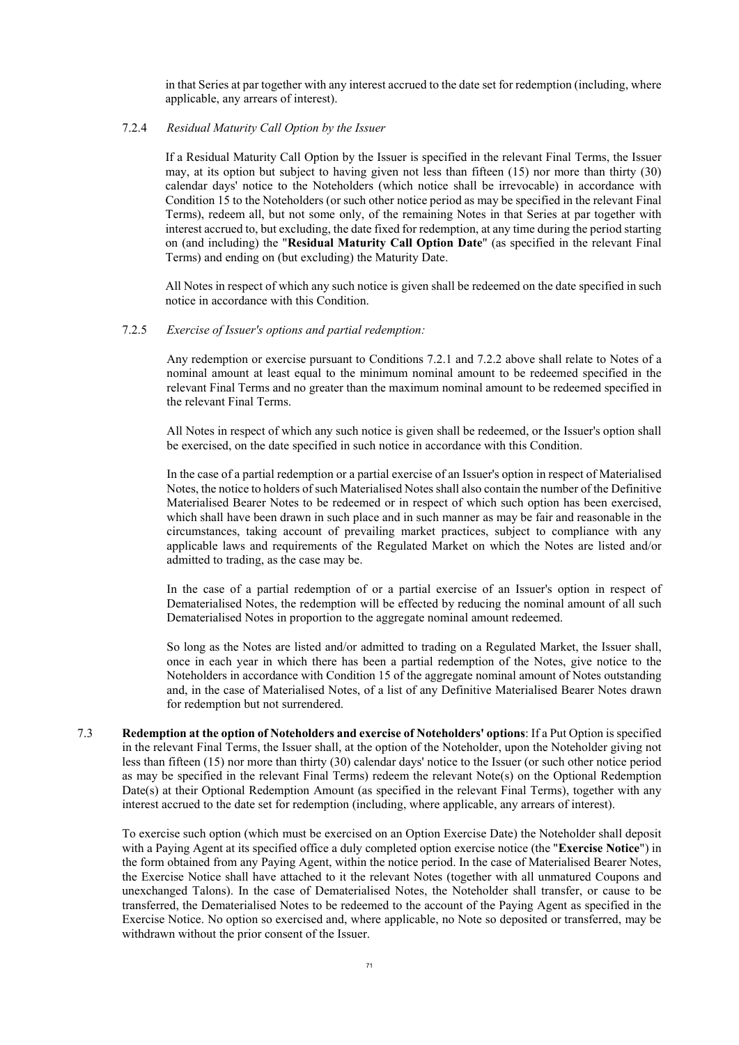in that Series at par together with any interest accrued to the date set for redemption (including, where applicable, any arrears of interest).

7.2.4 *Residual Maturity Call Option by the Issuer*

If a Residual Maturity Call Option by the Issuer is specified in the relevant Final Terms, the Issuer may, at its option but subject to having given not less than fifteen (15) nor more than thirty (30) calendar days' notice to the Noteholders (which notice shall be irrevocable) in accordance with Condition 15 to the Noteholders (or such other notice period as may be specified in the relevant Final Terms), redeem all, but not some only, of the remaining Notes in that Series at par together with interest accrued to, but excluding, the date fixed for redemption, at any time during the period starting on (and including) the "**Residual Maturity Call Option Date**" (as specified in the relevant Final Terms) and ending on (but excluding) the Maturity Date.

All Notes in respect of which any such notice is given shall be redeemed on the date specified in such notice in accordance with this Condition.

7.2.5 *Exercise of Issuer's options and partial redemption:*

Any redemption or exercise pursuant to Conditions 7.2.1 and 7.2.2 above shall relate to Notes of a nominal amount at least equal to the minimum nominal amount to be redeemed specified in the relevant Final Terms and no greater than the maximum nominal amount to be redeemed specified in the relevant Final Terms.

All Notes in respect of which any such notice is given shall be redeemed, or the Issuer's option shall be exercised, on the date specified in such notice in accordance with this Condition.

In the case of a partial redemption or a partial exercise of an Issuer's option in respect of Materialised Notes, the notice to holders of such Materialised Notes shall also contain the number of the Definitive Materialised Bearer Notes to be redeemed or in respect of which such option has been exercised, which shall have been drawn in such place and in such manner as may be fair and reasonable in the circumstances, taking account of prevailing market practices, subject to compliance with any applicable laws and requirements of the Regulated Market on which the Notes are listed and/or admitted to trading, as the case may be.

In the case of a partial redemption of or a partial exercise of an Issuer's option in respect of Dematerialised Notes, the redemption will be effected by reducing the nominal amount of all such Dematerialised Notes in proportion to the aggregate nominal amount redeemed.

So long as the Notes are listed and/or admitted to trading on a Regulated Market, the Issuer shall, once in each year in which there has been a partial redemption of the Notes, give notice to the Noteholders in accordance with Condition 15 of the aggregate nominal amount of Notes outstanding and, in the case of Materialised Notes, of a list of any Definitive Materialised Bearer Notes drawn for redemption but not surrendered.

7.3 **Redemption at the option of Noteholders and exercise of Noteholders' options**: If a Put Option is specified in the relevant Final Terms, the Issuer shall, at the option of the Noteholder, upon the Noteholder giving not less than fifteen (15) nor more than thirty (30) calendar days' notice to the Issuer (or such other notice period as may be specified in the relevant Final Terms) redeem the relevant Note(s) on the Optional Redemption Date(s) at their Optional Redemption Amount (as specified in the relevant Final Terms), together with any interest accrued to the date set for redemption (including, where applicable, any arrears of interest).

To exercise such option (which must be exercised on an Option Exercise Date) the Noteholder shall deposit with a Paying Agent at its specified office a duly completed option exercise notice (the "**Exercise Notice**") in the form obtained from any Paying Agent, within the notice period. In the case of Materialised Bearer Notes, the Exercise Notice shall have attached to it the relevant Notes (together with all unmatured Coupons and unexchanged Talons). In the case of Dematerialised Notes, the Noteholder shall transfer, or cause to be transferred, the Dematerialised Notes to be redeemed to the account of the Paying Agent as specified in the Exercise Notice. No option so exercised and, where applicable, no Note so deposited or transferred, may be withdrawn without the prior consent of the Issuer.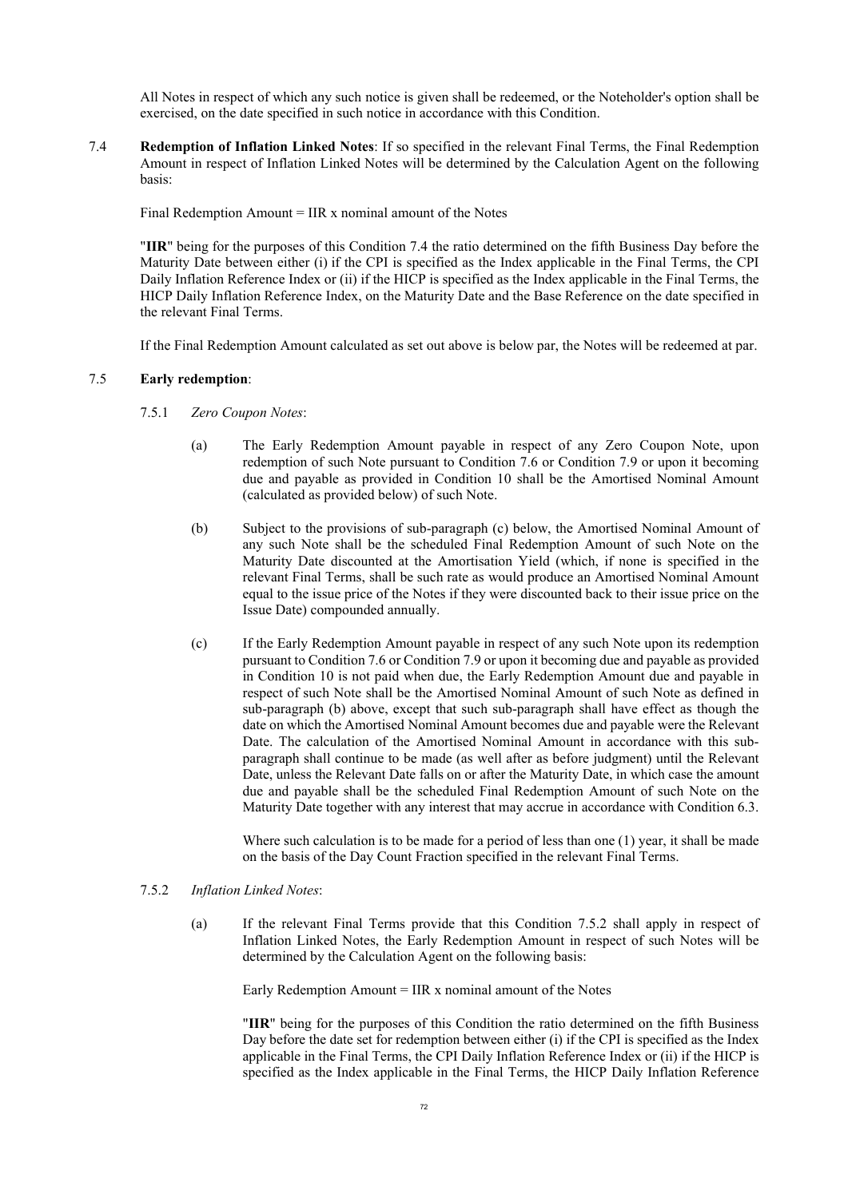All Notes in respect of which any such notice is given shall be redeemed, or the Noteholder's option shall be exercised, on the date specified in such notice in accordance with this Condition.

7.4 **Redemption of Inflation Linked Notes**: If so specified in the relevant Final Terms, the Final Redemption Amount in respect of Inflation Linked Notes will be determined by the Calculation Agent on the following basis:

Final Redemption Amount = IIR x nominal amount of the Notes

"**IIR**" being for the purposes of this Condition 7.4 the ratio determined on the fifth Business Day before the Maturity Date between either (i) if the CPI is specified as the Index applicable in the Final Terms, the CPI Daily Inflation Reference Index or (ii) if the HICP is specified as the Index applicable in the Final Terms, the HICP Daily Inflation Reference Index, on the Maturity Date and the Base Reference on the date specified in the relevant Final Terms.

If the Final Redemption Amount calculated as set out above is below par, the Notes will be redeemed at par.

7.5 **Early redemption**:

7.5.1 *Zero Coupon Notes*:

(a) The Early Redemption Amount payable in respect of any Zero Coupon Note, upon redemption of such Note pursuant to Condition 7.6 or Condition 7.9 or upon it becoming due and payable as provided in Condition 10 shall be the Amortised Nominal Amount (calculated as provided below) of such Note.

(b) Subject to the provisions of sub-paragraph (c) below, the Amortised Nominal Amount of any such Note shall be the scheduled Final Redemption Amount of such Note on the Maturity Date discounted at the Amortisation Yield (which, if none is specified in the relevant Final Terms, shall be such rate as would produce an Amortised Nominal Amount equal to the issue price of the Notes if they were discounted back to their issue price on the Issue Date) compounded annually.

(c) If the Early Redemption Amount payable in respect of any such Note upon its redemption pursuant to Condition 7.6 or Condition 7.9 or upon it becoming due and payable as provided in Condition 10 is not paid when due, the Early Redemption Amount due and payable in respect of such Note shall be the Amortised Nominal Amount of such Note as defined in sub-paragraph (b) above, except that such sub-paragraph shall have effect as though the date on which the Amortised Nominal Amount becomes due and payable were the Relevant Date. The calculation of the Amortised Nominal Amount in accordance with this sub-paragraph shall continue to be made (as well after as before judgment) until the Relevant Date, unless the Relevant Date falls on or after the Maturity Date, in which case the amount due and payable shall be the scheduled Final Redemption Amount of such Note on the Maturity Date together with any interest that may accrue in accordance with Condition 6.3.

Where such calculation is to be made for a period of less than one (1) year, it shall be made on the basis of the Day Count Fraction specified in the relevant Final Terms.

7.5.2 *Inflation Linked Notes*:

(a) If the relevant Final Terms provide that this Condition 7.5.2 shall apply in respect of Inflation Linked Notes, the Early Redemption Amount in respect of such Notes will be determined by the Calculation Agent on the following basis:

Early Redemption Amount = IIR x nominal amount of the Notes

"**IIR**" being for the purposes of this Condition the ratio determined on the fifth Business Day before the date set for redemption between either (i) if the CPI is specified as the Index applicable in the Final Terms, the CPI Daily Inflation Reference Index or (ii) if the HICP is specified as the Index applicable in the Final Terms, the HICP Daily Inflation Reference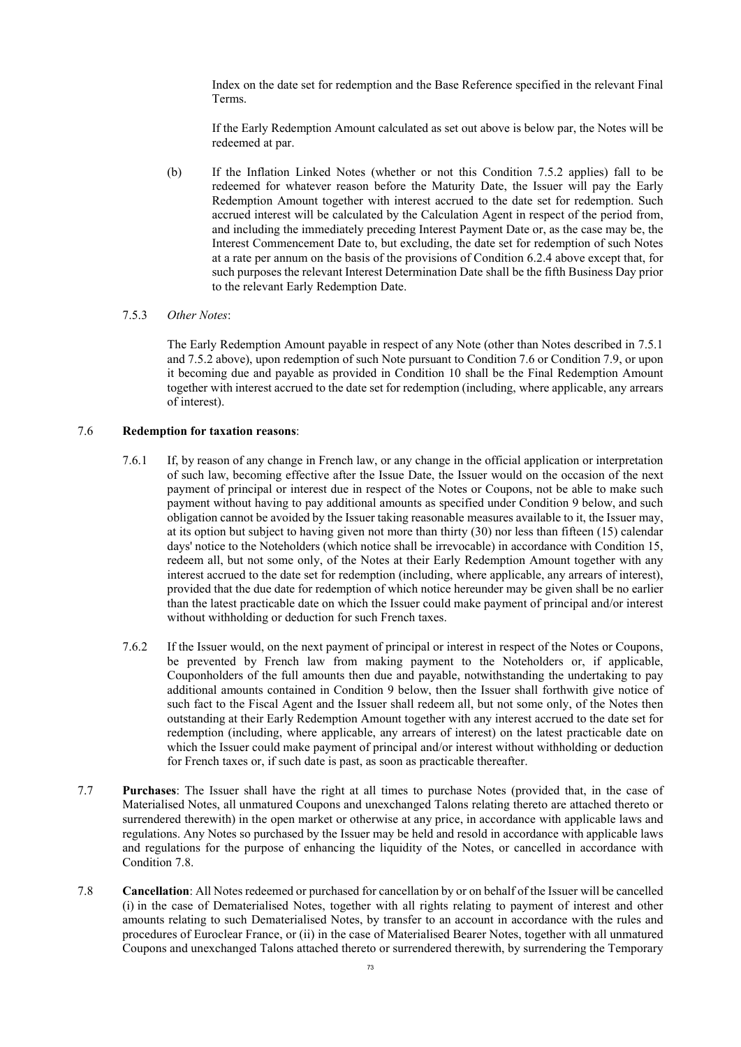Index on the date set for redemption and the Base Reference specified in the relevant Final Terms.

If the Early Redemption Amount calculated as set out above is below par, the Notes will be redeemed at par.

(b) If the Inflation Linked Notes (whether or not this Condition 7.5.2 applies) fall to be redeemed for whatever reason before the Maturity Date, the Issuer will pay the Early Redemption Amount together with interest accrued to the date set for redemption. Such accrued interest will be calculated by the Calculation Agent in respect of the period from, and including the immediately preceding Interest Payment Date or, as the case may be, the Interest Commencement Date to, but excluding, the date set for redemption of such Notes at a rate per annum on the basis of the provisions of Condition 6.2.4 above except that, for such purposes the relevant Interest Determination Date shall be the fifth Business Day prior to the relevant Early Redemption Date.

7.5.3 *Other Notes*:

The Early Redemption Amount payable in respect of any Note (other than Notes described in 7.5.1 and 7.5.2 above), upon redemption of such Note pursuant to Condition 7.6 or Condition 7.9, or upon it becoming due and payable as provided in Condition 10 shall be the Final Redemption Amount together with interest accrued to the date set for redemption (including, where applicable, any arrears of interest).

7.6 **Redemption for taxation reasons**:

7.6.1 If, by reason of any change in French law, or any change in the official application or interpretation of such law, becoming effective after the Issue Date, the Issuer would on the occasion of the next payment of principal or interest due in respect of the Notes or Coupons, not be able to make such payment without having to pay additional amounts as specified under Condition 9 below, and such obligation cannot be avoided by the Issuer taking reasonable measures available to it, the Issuer may, at its option but subject to having given not more than thirty (30) nor less than fifteen (15) calendar days' notice to the Noteholders (which notice shall be irrevocable) in accordance with Condition 15, redeem all, but not some only, of the Notes at their Early Redemption Amount together with any interest accrued to the date set for redemption (including, where applicable, any arrears of interest), provided that the due date for redemption of which notice hereunder may be given shall be no earlier than the latest practicable date on which the Issuer could make payment of principal and/or interest without withholding or deduction for such French taxes.

7.6.2 If the Issuer would, on the next payment of principal or interest in respect of the Notes or Coupons, be prevented by French law from making payment to the Noteholders or, if applicable, Couponholders of the full amounts then due and payable, notwithstanding the undertaking to pay additional amounts contained in Condition 9 below, then the Issuer shall forthwith give notice of such fact to the Fiscal Agent and the Issuer shall redeem all, but not some only, of the Notes then outstanding at their Early Redemption Amount together with any interest accrued to the date set for redemption (including, where applicable, any arrears of interest) on the latest practicable date on which the Issuer could make payment of principal and/or interest without withholding or deduction for French taxes or, if such date is past, as soon as practicable thereafter.

7.7 **Purchases**: The Issuer shall have the right at all times to purchase Notes (provided that, in the case of Materialised Notes, all unmatured Coupons and unexchanged Talons relating thereto are attached thereto or surrendered therewith) in the open market or otherwise at any price, in accordance with applicable laws and regulations. Any Notes so purchased by the Issuer may be held and resold in accordance with applicable laws and regulations for the purpose of enhancing the liquidity of the Notes, or cancelled in accordance with Condition 7.8.

7.8 **Cancellation**: All Notes redeemed or purchased for cancellation by or on behalf of the Issuer will be cancelled (i) in the case of Dematerialised Notes, together with all rights relating to payment of interest and other amounts relating to such Dematerialised Notes, by transfer to an account in accordance with the rules and procedures of Euroclear France, or (ii) in the case of Materialised Bearer Notes, together with all unmatured Coupons and unexchanged Talons attached thereto or surrendered therewith, by surrendering the Temporary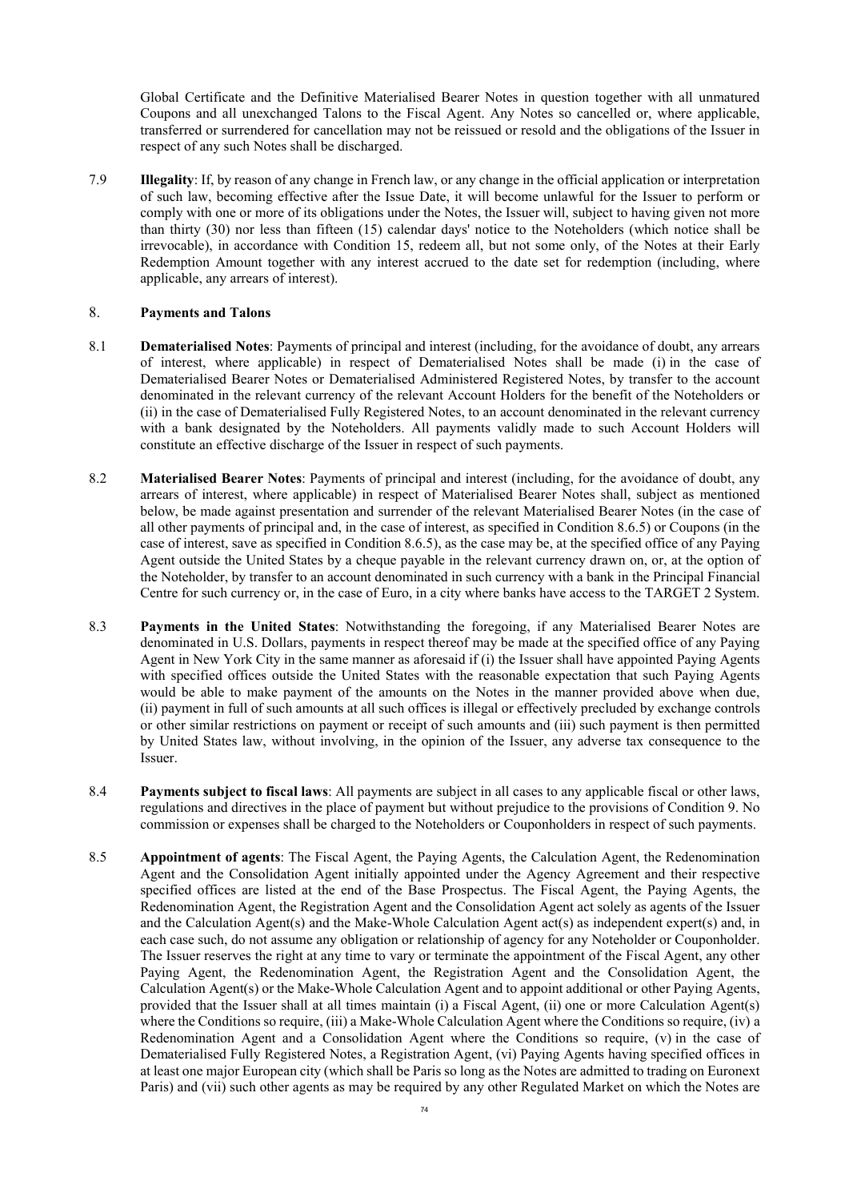Global Certificate and the Definitive Materialised Bearer Notes in question together with all unmatured Coupons and all unexchanged Talons to the Fiscal Agent. Any Notes so cancelled or, where applicable, transferred or surrendered for cancellation may not be reissued or resold and the obligations of the Issuer in respect of any such Notes shall be discharged.

7.9 **Illegality**: If, by reason of any change in French law, or any change in the official application or interpretation of such law, becoming effective after the Issue Date, it will become unlawful for the Issuer to perform or comply with one or more of its obligations under the Notes, the Issuer will, subject to having given not more than thirty (30) nor less than fifteen (15) calendar days' notice to the Noteholders (which notice shall be irrevocable), in accordance with Condition 15, redeem all, but not some only, of the Notes at their Early Redemption Amount together with any interest accrued to the date set for redemption (including, where applicable, any arrears of interest).

## 8. Payments and Talons

8.1 **Dematerialised Notes**: Payments of principal and interest (including, for the avoidance of doubt, any arrears of interest, where applicable) in respect of Dematerialised Notes shall be made (i) in the case of Dematerialised Bearer Notes or Dematerialised Administered Registered Notes, by transfer to the account denominated in the relevant currency of the relevant Account Holders for the benefit of the Noteholders or (ii) in the case of Dematerialised Fully Registered Notes, to an account denominated in the relevant currency with a bank designated by the Noteholders. All payments validly made to such Account Holders will constitute an effective discharge of the Issuer in respect of such payments.

8.2 **Materialised Bearer Notes**: Payments of principal and interest (including, for the avoidance of doubt, any arrears of interest, where applicable) in respect of Materialised Bearer Notes shall, subject as mentioned below, be made against presentation and surrender of the relevant Materialised Bearer Notes (in the case of all other payments of principal and, in the case of interest, as specified in Condition 8.6.5) or Coupons (in the case of interest, save as specified in Condition 8.6.5), as the case may be, at the specified office of any Paying Agent outside the United States by a cheque payable in the relevant currency drawn on, or, at the option of the Noteholder, by transfer to an account denominated in such currency with a bank in the Principal Financial Centre for such currency or, in the case of Euro, in a city where banks have access to the TARGET 2 System.

8.3 **Payments in the United States**: Notwithstanding the foregoing, if any Materialised Bearer Notes are denominated in U.S. Dollars, payments in respect thereof may be made at the specified office of any Paying Agent in New York City in the same manner as aforesaid if (i) the Issuer shall have appointed Paying Agents with specified offices outside the United States with the reasonable expectation that such Paying Agents would be able to make payment of the amounts on the Notes in the manner provided above when due, (ii) payment in full of such amounts at all such offices is illegal or effectively precluded by exchange controls or other similar restrictions on payment or receipt of such amounts and (iii) such payment is then permitted by United States law, without involving, in the opinion of the Issuer, any adverse tax consequence to the Issuer.

8.4 **Payments subject to fiscal laws**: All payments are subject in all cases to any applicable fiscal or other laws, regulations and directives in the place of payment but without prejudice to the provisions of Condition 9. No commission or expenses shall be charged to the Noteholders or Couponholders in respect of such payments.

8.5 **Appointment of agents**: The Fiscal Agent, the Paying Agents, the Calculation Agent, the Redenomination Agent and the Consolidation Agent initially appointed under the Agency Agreement and their respective specified offices are listed at the end of the Base Prospectus. The Fiscal Agent, the Paying Agents, the Redenomination Agent, the Registration Agent and the Consolidation Agent act solely as agents of the Issuer and the Calculation Agent(s) and the Make-Whole Calculation Agent act(s) as independent expert(s) and, in each case such, do not assume any obligation or relationship of agency for any Noteholder or Couponholder. The Issuer reserves the right at any time to vary or terminate the appointment of the Fiscal Agent, any other Paying Agent, the Redenomination Agent, the Registration Agent and the Consolidation Agent, the Calculation Agent(s) or the Make-Whole Calculation Agent and to appoint additional or other Paying Agents, provided that the Issuer shall at all times maintain (i) a Fiscal Agent, (ii) one or more Calculation Agent(s) where the Conditions so require, (iii) a Make-Whole Calculation Agent where the Conditions so require, (iv) a Redenomination Agent and a Consolidation Agent where the Conditions so require, (v) in the case of Dematerialised Fully Registered Notes, a Registration Agent, (vi) Paying Agents having specified offices in at least one major European city (which shall be Paris so long as the Notes are admitted to trading on Euronext Paris) and (vii) such other agents as may be required by any other Regulated Market on which the Notes are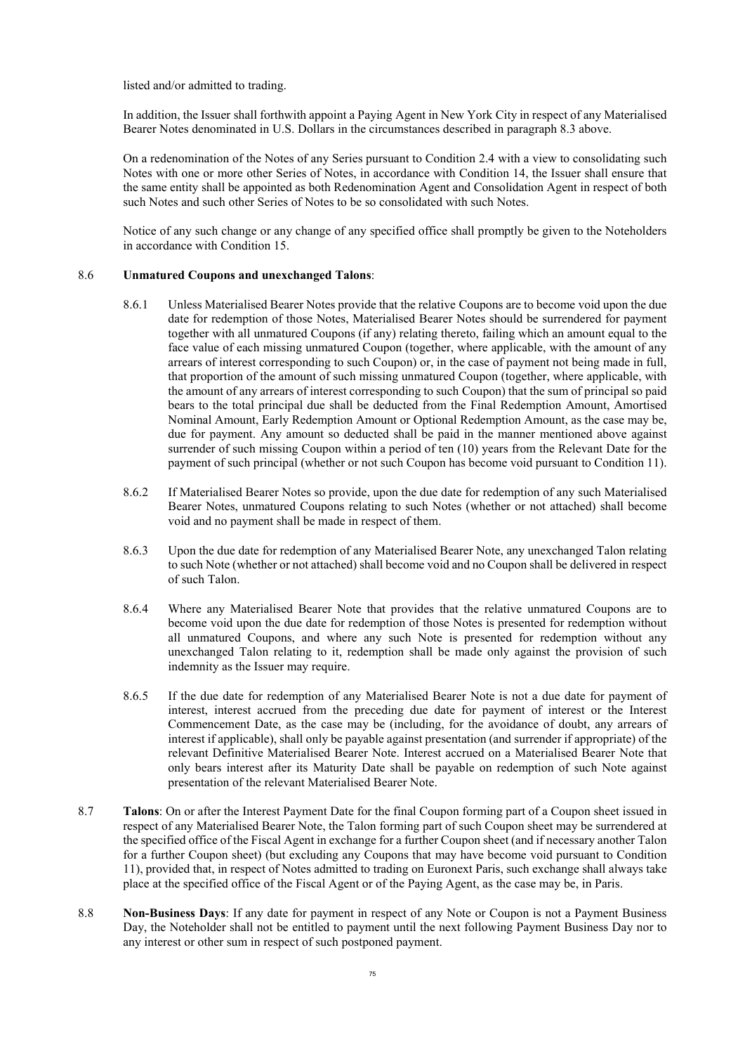listed and/or admitted to trading.

In addition, the Issuer shall forthwith appoint a Paying Agent in New York City in respect of any Materialised Bearer Notes denominated in U.S. Dollars in the circumstances described in paragraph 8.3 above.

On a redenomination of the Notes of any Series pursuant to Condition 2.4 with a view to consolidating such Notes with one or more other Series of Notes, in accordance with Condition 14, the Issuer shall ensure that the same entity shall be appointed as both Redenomination Agent and Consolidation Agent in respect of both such Notes and such other Series of Notes to be so consolidated with such Notes.

Notice of any such change or any change of any specified office shall promptly be given to the Noteholders in accordance with Condition 15.

8.6 **Unmatured Coupons and unexchanged Talons**:

8.6.1 Unless Materialised Bearer Notes provide that the relative Coupons are to become void upon the due date for redemption of those Notes, Materialised Bearer Notes should be surrendered for payment together with all unmatured Coupons (if any) relating thereto, failing which an amount equal to the face value of each missing unmatured Coupon (together, where applicable, with the amount of any arrears of interest corresponding to such Coupon) or, in the case of payment not being made in full, that proportion of the amount of such missing unmatured Coupon (together, where applicable, with the amount of any arrears of interest corresponding to such Coupon) that the sum of principal so paid bears to the total principal due shall be deducted from the Final Redemption Amount, Amortised Nominal Amount, Early Redemption Amount or Optional Redemption Amount, as the case may be, due for payment. Any amount so deducted shall be paid in the manner mentioned above against surrender of such missing Coupon within a period of ten (10) years from the Relevant Date for the payment of such principal (whether or not such Coupon has become void pursuant to Condition 11).

8.6.2 If Materialised Bearer Notes so provide, upon the due date for redemption of any such Materialised Bearer Notes, unmatured Coupons relating to such Notes (whether or not attached) shall become void and no payment shall be made in respect of them.

8.6.3 Upon the due date for redemption of any Materialised Bearer Note, any unexchanged Talon relating to such Note (whether or not attached) shall become void and no Coupon shall be delivered in respect of such Talon.

8.6.4 Where any Materialised Bearer Note that provides that the relative unmatured Coupons are to become void upon the due date for redemption of those Notes is presented for redemption without all unmatured Coupons, and where any such Note is presented for redemption without any unexchanged Talon relating to it, redemption shall be made only against the provision of such indemnity as the Issuer may require.

8.6.5 If the due date for redemption of any Materialised Bearer Note is not a due date for payment of interest, interest accrued from the preceding due date for payment of interest or the Interest Commencement Date, as the case may be (including, for the avoidance of doubt, any arrears of interest if applicable), shall only be payable against presentation (and surrender if appropriate) of the relevant Definitive Materialised Bearer Note. Interest accrued on a Materialised Bearer Note that only bears interest after its Maturity Date shall be payable on redemption of such Note against presentation of the relevant Materialised Bearer Note.

8.7 **Talons**: On or after the Interest Payment Date for the final Coupon forming part of a Coupon sheet issued in respect of any Materialised Bearer Note, the Talon forming part of such Coupon sheet may be surrendered at the specified office of the Fiscal Agent in exchange for a further Coupon sheet (and if necessary another Talon for a further Coupon sheet) (but excluding any Coupons that may have become void pursuant to Condition 11), provided that, in respect of Notes admitted to trading on Euronext Paris, such exchange shall always take place at the specified office of the Fiscal Agent or of the Paying Agent, as the case may be, in Paris.

8.8 **Non-Business Days**: If any date for payment in respect of any Note or Coupon is not a Payment Business Day, the Noteholder shall not be entitled to payment until the next following Payment Business Day nor to any interest or other sum in respect of such postponed payment.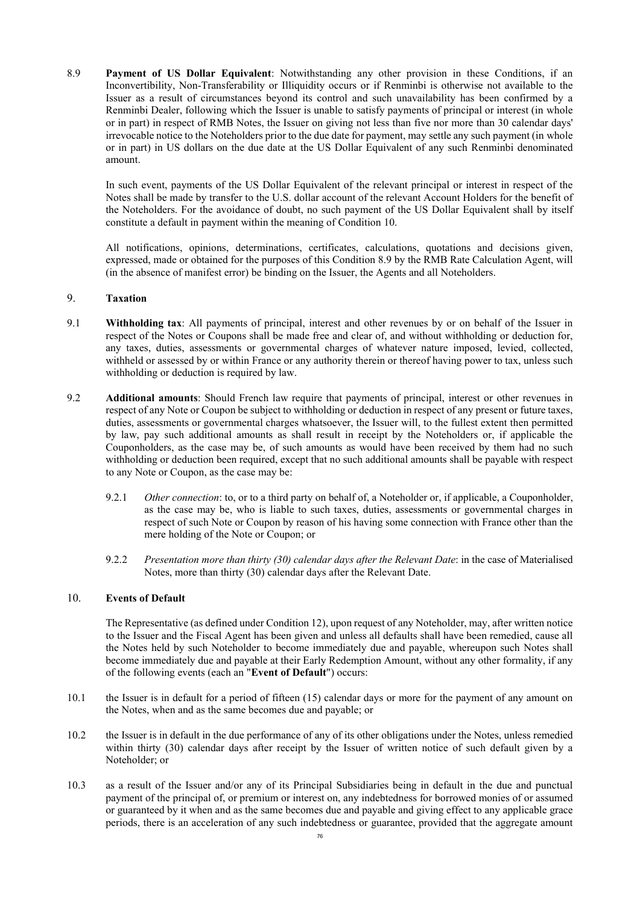8.9 **Payment of US Dollar Equivalent**: Notwithstanding any other provision in these Conditions, if an Inconvertibility, Non-Transferability or Illiquidity occurs or if Renminbi is otherwise not available to the Issuer as a result of circumstances beyond its control and such unavailability has been confirmed by a Renminbi Dealer, following which the Issuer is unable to satisfy payments of principal or interest (in whole or in part) in respect of RMB Notes, the Issuer on giving not less than five nor more than 30 calendar days' irrevocable notice to the Noteholders prior to the due date for payment, may settle any such payment (in whole or in part) in US dollars on the due date at the US Dollar Equivalent of any such Renminbi denominated amount.

In such event, payments of the US Dollar Equivalent of the relevant principal or interest in respect of the Notes shall be made by transfer to the U.S. dollar account of the relevant Account Holders for the benefit of the Noteholders. For the avoidance of doubt, no such payment of the US Dollar Equivalent shall by itself constitute a default in payment within the meaning of Condition 10.

All notifications, opinions, determinations, certificates, calculations, quotations and decisions given, expressed, made or obtained for the purposes of this Condition 8.9 by the RMB Rate Calculation Agent, will (in the absence of manifest error) be binding on the Issuer, the Agents and all Noteholders.

## 9. Taxation

9.1 **Withholding tax**: All payments of principal, interest and other revenues by or on behalf of the Issuer in respect of the Notes or Coupons shall be made free and clear of, and without withholding or deduction for, any taxes, duties, assessments or governmental charges of whatever nature imposed, levied, collected, withheld or assessed by or within France or any authority therein or thereof having power to tax, unless such withholding or deduction is required by law.

9.2 **Additional amounts**: Should French law require that payments of principal, interest or other revenues in respect of any Note or Coupon be subject to withholding or deduction in respect of any present or future taxes, duties, assessments or governmental charges whatsoever, the Issuer will, to the fullest extent then permitted by law, pay such additional amounts as shall result in receipt by the Noteholders or, if applicable the Couponholders, as the case may be, of such amounts as would have been received by them had no such withholding or deduction been required, except that no such additional amounts shall be payable with respect to any Note or Coupon, as the case may be:

9.2.1 *Other connection*: to, or to a third party on behalf of, a Noteholder or, if applicable, a Couponholder, as the case may be, who is liable to such taxes, duties, assessments or governmental charges in respect of such Note or Coupon by reason of his having some connection with France other than the mere holding of the Note or Coupon; or

9.2.2 *Presentation more than thirty (30) calendar days after the Relevant Date*: in the case of Materialised Notes, more than thirty (30) calendar days after the Relevant Date.

## 10. Events of Default

The Representative (as defined under Condition 12), upon request of any Noteholder, may, after written notice to the Issuer and the Fiscal Agent has been given and unless all defaults shall have been remedied, cause all the Notes held by such Noteholder to become immediately due and payable, whereupon such Notes shall become immediately due and payable at their Early Redemption Amount, without any other formality, if any of the following events (each an "**Event of Default**") occurs:

10.1 the Issuer is in default for a period of fifteen (15) calendar days or more for the payment of any amount on the Notes, when and as the same becomes due and payable; or

10.2 the Issuer is in default in the due performance of any of its other obligations under the Notes, unless remedied within thirty (30) calendar days after receipt by the Issuer of written notice of such default given by a Noteholder; or

10.3 as a result of the Issuer and/or any of its Principal Subsidiaries being in default in the due and punctual payment of the principal of, or premium or interest on, any indebtedness for borrowed monies of or assumed or guaranteed by it when and as the same becomes due and payable and giving effect to any applicable grace periods, there is an acceleration of any such indebtedness or guarantee, provided that the aggregate amount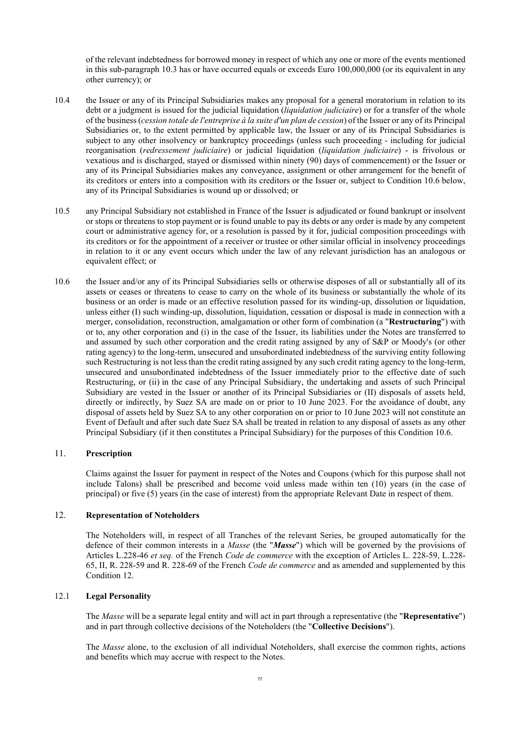of the relevant indebtedness for borrowed money in respect of which any one or more of the events mentioned in this sub-paragraph 10.3 has or have occurred equals or exceeds Euro 100,000,000 (or its equivalent in any other currency); or

10.4 the Issuer or any of its Principal Subsidiaries makes any proposal for a general moratorium in relation to its debt or a judgment is issued for the judicial liquidation (*liquidation judiciaire*) or for a transfer of the whole of the business (*cession totale de l'entreprise à la suite d'un plan de cession*) of the Issuer or any of its Principal Subsidiaries or, to the extent permitted by applicable law, the Issuer or any of its Principal Subsidiaries is subject to any other insolvency or bankruptcy proceedings (unless such proceeding - including for judicial reorganisation (*redressement judiciaire*) or judicial liquidation (*liquidation judiciaire*) - is frivolous or vexatious and is discharged, stayed or dismissed within ninety (90) days of commencement) or the Issuer or any of its Principal Subsidiaries makes any conveyance, assignment or other arrangement for the benefit of its creditors or enters into a composition with its creditors or the Issuer or, subject to Condition 10.6 below, any of its Principal Subsidiaries is wound up or dissolved; or

10.5 any Principal Subsidiary not established in France of the Issuer is adjudicated or found bankrupt or insolvent or stops or threatens to stop payment or is found unable to pay its debts or any order is made by any competent court or administrative agency for, or a resolution is passed by it for, judicial composition proceedings with its creditors or for the appointment of a receiver or trustee or other similar official in insolvency proceedings in relation to it or any event occurs which under the law of any relevant jurisdiction has an analogous or equivalent effect; or

10.6 the Issuer and/or any of its Principal Subsidiaries sells or otherwise disposes of all or substantially all of its assets or ceases or threatens to cease to carry on the whole of its business or substantially the whole of its business or an order is made or an effective resolution passed for its winding-up, dissolution or liquidation, unless either (I) such winding-up, dissolution, liquidation, cessation or disposal is made in connection with a merger, consolidation, reconstruction, amalgamation or other form of combination (a "**Restructuring**") with or to, any other corporation and (i) in the case of the Issuer, its liabilities under the Notes are transferred to and assumed by such other corporation and the credit rating assigned by any of S&P or Moody's (or other rating agency) to the long-term, unsecured and unsubordinated indebtedness of the surviving entity following such Restructuring is not less than the credit rating assigned by any such credit rating agency to the long-term, unsecured and unsubordinated indebtedness of the Issuer immediately prior to the effective date of such Restructuring, or (ii) in the case of any Principal Subsidiary, the undertaking and assets of such Principal Subsidiary are vested in the Issuer or another of its Principal Subsidiaries or (II) disposals of assets held, directly or indirectly, by Suez SA are made on or prior to 10 June 2023. For the avoidance of doubt, any disposal of assets held by Suez SA to any other corporation on or prior to 10 June 2023 will not constitute an Event of Default and after such date Suez SA shall be treated in relation to any disposal of assets as any other Principal Subsidiary (if it then constitutes a Principal Subsidiary) for the purposes of this Condition 10.6.

## 11. Prescription

Claims against the Issuer for payment in respect of the Notes and Coupons (which for this purpose shall not include Talons) shall be prescribed and become void unless made within ten (10) years (in the case of principal) or five (5) years (in the case of interest) from the appropriate Relevant Date in respect of them.

## 12. Representation of Noteholders

The Noteholders will, in respect of all Tranches of the relevant Series, be grouped automatically for the defence of their common interests in a *Masse* (the "***Masse***") which will be governed by the provisions of Articles L.228-46 *et seq.* of the French *Code de commerce* with the exception of Articles L. 228-59, L.228-65, II, R. 228-59 and R. 228-69 of the French *Code de commerce* and as amended and supplemented by this Condition 12.

### 12.1 Legal Personality

The *Masse* will be a separate legal entity and will act in part through a representative (the "**Representative**") and in part through collective decisions of the Noteholders (the "**Collective Decisions**").

The *Masse* alone, to the exclusion of all individual Noteholders, shall exercise the common rights, actions and benefits which may accrue with respect to the Notes.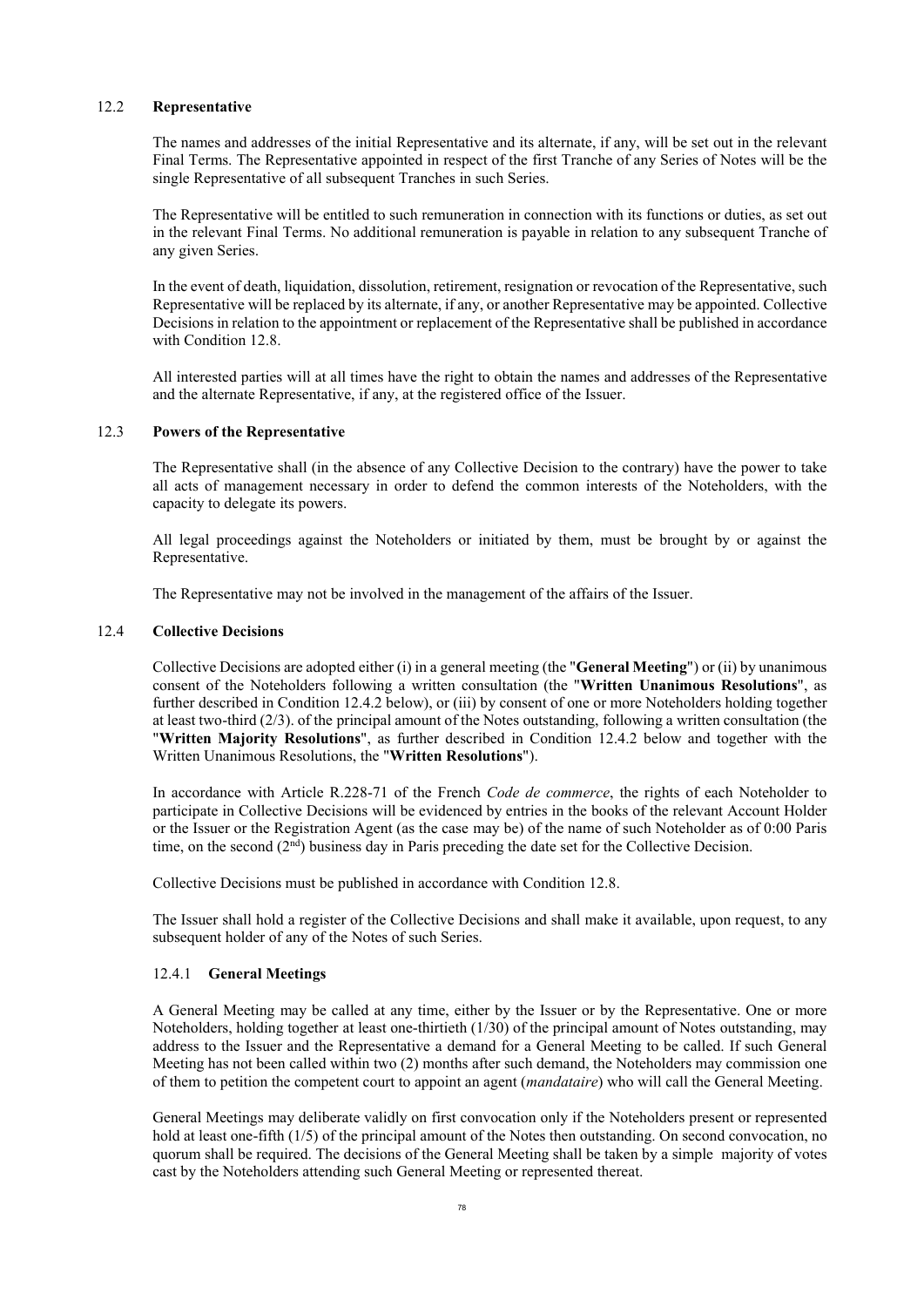### 12.2 **Representative**

The names and addresses of the initial Representative and its alternate, if any, will be set out in the relevant Final Terms. The Representative appointed in respect of the first Tranche of any Series of Notes will be the single Representative of all subsequent Tranches in such Series.

The Representative will be entitled to such remuneration in connection with its functions or duties, as set out in the relevant Final Terms. No additional remuneration is payable in relation to any subsequent Tranche of any given Series.

In the event of death, liquidation, dissolution, retirement, resignation or revocation of the Representative, such Representative will be replaced by its alternate, if any, or another Representative may be appointed. Collective Decisions in relation to the appointment or replacement of the Representative shall be published in accordance with Condition 12.8.

All interested parties will at all times have the right to obtain the names and addresses of the Representative and the alternate Representative, if any, at the registered office of the Issuer.

### 12.3 **Powers of the Representative**

The Representative shall (in the absence of any Collective Decision to the contrary) have the power to take all acts of management necessary in order to defend the common interests of the Noteholders, with the capacity to delegate its powers.

All legal proceedings against the Noteholders or initiated by them, must be brought by or against the Representative.

The Representative may not be involved in the management of the affairs of the Issuer.

### 12.4 **Collective Decisions**

Collective Decisions are adopted either (i) in a general meeting (the "**General Meeting**") or (ii) by unanimous consent of the Noteholders following a written consultation (the "**Written Unanimous Resolutions**", as further described in Condition 12.4.2 below), or (iii) by consent of one or more Noteholders holding together at least two-third (2/3). of the principal amount of the Notes outstanding, following a written consultation (the "**Written Majority Resolutions**", as further described in Condition 12.4.2 below and together with the Written Unanimous Resolutions, the "**Written Resolutions**").

In accordance with Article R.228-71 of the French *Code de commerce*, the rights of each Noteholder to participate in Collective Decisions will be evidenced by entries in the books of the relevant Account Holder or the Issuer or the Registration Agent (as the case may be) of the name of such Noteholder as of 0:00 Paris time, on the second (2nd) business day in Paris preceding the date set for the Collective Decision.

Collective Decisions must be published in accordance with Condition 12.8.

The Issuer shall hold a register of the Collective Decisions and shall make it available, upon request, to any subsequent holder of any of the Notes of such Series.

#### 12.4.1 **General Meetings**

A General Meeting may be called at any time, either by the Issuer or by the Representative. One or more Noteholders, holding together at least one-thirtieth (1/30) of the principal amount of Notes outstanding, may address to the Issuer and the Representative a demand for a General Meeting to be called. If such General Meeting has not been called within two (2) months after such demand, the Noteholders may commission one of them to petition the competent court to appoint an agent (*mandataire*) who will call the General Meeting.

General Meetings may deliberate validly on first convocation only if the Noteholders present or represented hold at least one-fifth (1/5) of the principal amount of the Notes then outstanding. On second convocation, no quorum shall be required. The decisions of the General Meeting shall be taken by a simple majority of votes cast by the Noteholders attending such General Meeting or represented thereat.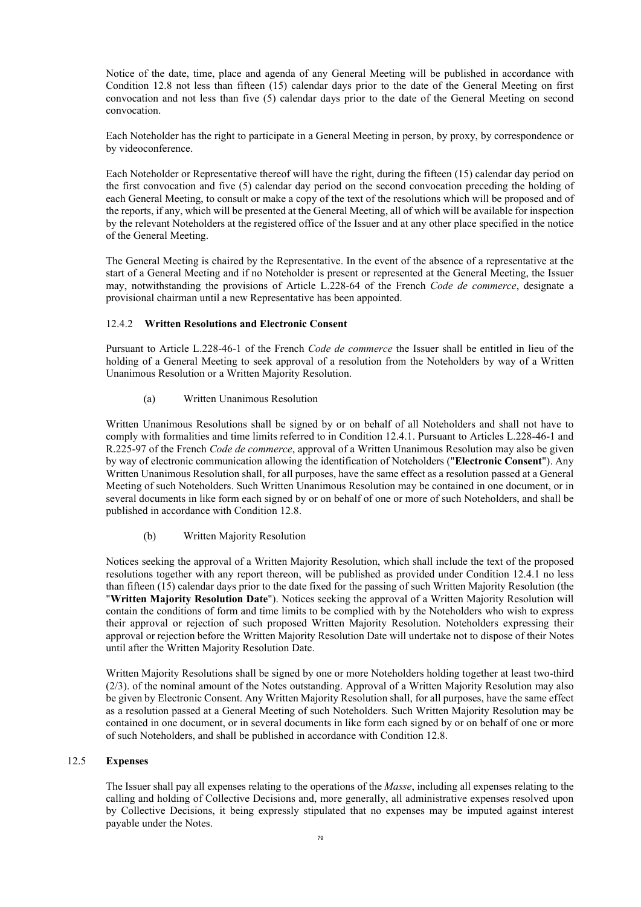Notice of the date, time, place and agenda of any General Meeting will be published in accordance with Condition 12.8 not less than fifteen (15) calendar days prior to the date of the General Meeting on first convocation and not less than five (5) calendar days prior to the date of the General Meeting on second convocation.

Each Noteholder has the right to participate in a General Meeting in person, by proxy, by correspondence or by videoconference.

Each Noteholder or Representative thereof will have the right, during the fifteen (15) calendar day period on the first convocation and five (5) calendar day period on the second convocation preceding the holding of each General Meeting, to consult or make a copy of the text of the resolutions which will be proposed and of the reports, if any, which will be presented at the General Meeting, all of which will be available for inspection by the relevant Noteholders at the registered office of the Issuer and at any other place specified in the notice of the General Meeting.

The General Meeting is chaired by the Representative. In the event of the absence of a representative at the start of a General Meeting and if no Noteholder is present or represented at the General Meeting, the Issuer may, notwithstanding the provisions of Article L.228-64 of the French *Code de commerce*, designate a provisional chairman until a new Representative has been appointed.

#### 12.4.2 **Written Resolutions and Electronic Consent**

Pursuant to Article L.228-46-1 of the French *Code de commerce* the Issuer shall be entitled in lieu of the holding of a General Meeting to seek approval of a resolution from the Noteholders by way of a Written Unanimous Resolution or a Written Majority Resolution.

(a) Written Unanimous Resolution

Written Unanimous Resolutions shall be signed by or on behalf of all Noteholders and shall not have to comply with formalities and time limits referred to in Condition 12.4.1. Pursuant to Articles L.228-46-1 and R.225-97 of the French *Code de commerce*, approval of a Written Unanimous Resolution may also be given by way of electronic communication allowing the identification of Noteholders ("**Electronic Consent**"). Any Written Unanimous Resolution shall, for all purposes, have the same effect as a resolution passed at a General Meeting of such Noteholders. Such Written Unanimous Resolution may be contained in one document, or in several documents in like form each signed by or on behalf of one or more of such Noteholders, and shall be published in accordance with Condition 12.8.

(b) Written Majority Resolution

Notices seeking the approval of a Written Majority Resolution, which shall include the text of the proposed resolutions together with any report thereon, will be published as provided under Condition 12.4.1 no less than fifteen (15) calendar days prior to the date fixed for the passing of such Written Majority Resolution (the "**Written Majority Resolution Date**"). Notices seeking the approval of a Written Majority Resolution will contain the conditions of form and time limits to be complied with by the Noteholders who wish to express their approval or rejection of such proposed Written Majority Resolution. Noteholders expressing their approval or rejection before the Written Majority Resolution Date will undertake not to dispose of their Notes until after the Written Majority Resolution Date.

Written Majority Resolutions shall be signed by one or more Noteholders holding together at least two-third (2/3). of the nominal amount of the Notes outstanding. Approval of a Written Majority Resolution may also be given by Electronic Consent. Any Written Majority Resolution shall, for all purposes, have the same effect as a resolution passed at a General Meeting of such Noteholders. Such Written Majority Resolution may be contained in one document, or in several documents in like form each signed by or on behalf of one or more of such Noteholders, and shall be published in accordance with Condition 12.8.

### 12.5 **Expenses**

The Issuer shall pay all expenses relating to the operations of the *Masse*, including all expenses relating to the calling and holding of Collective Decisions and, more generally, all administrative expenses resolved upon by Collective Decisions, it being expressly stipulated that no expenses may be imputed against interest payable under the Notes.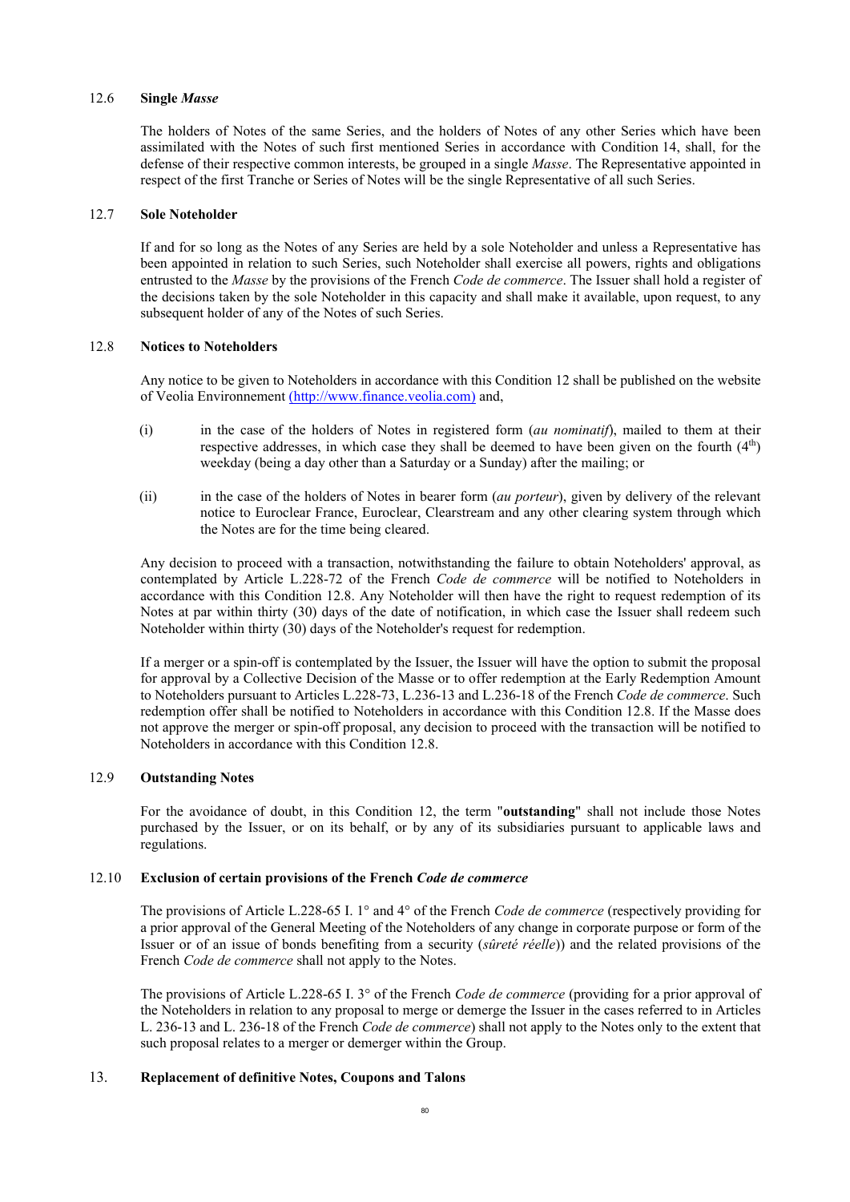### 12.6 **Single *Masse***

The holders of Notes of the same Series, and the holders of Notes of any other Series which have been assimilated with the Notes of such first mentioned Series in accordance with Condition 14, shall, for the defense of their respective common interests, be grouped in a single *Masse*. The Representative appointed in respect of the first Tranche or Series of Notes will be the single Representative of all such Series.

### 12.7 **Sole Noteholder**

If and for so long as the Notes of any Series are held by a sole Noteholder and unless a Representative has been appointed in relation to such Series, such Noteholder shall exercise all powers, rights and obligations entrusted to the *Masse* by the provisions of the French *Code de commerce*. The Issuer shall hold a register of the decisions taken by the sole Noteholder in this capacity and shall make it available, upon request, to any subsequent holder of any of the Notes of such Series.

### 12.8 **Notices to Noteholders**

Any notice to be given to Noteholders in accordance with this Condition 12 shall be published on the website of Veolia Environnement (http://www.finance.veolia.com) and,

(i) in the case of the holders of Notes in registered form (*au nominatif*), mailed to them at their respective addresses, in which case they shall be deemed to have been given on the fourth (4th) weekday (being a day other than a Saturday or a Sunday) after the mailing; or

(ii) in the case of the holders of Notes in bearer form (*au porteur*), given by delivery of the relevant notice to Euroclear France, Euroclear, Clearstream and any other clearing system through which the Notes are for the time being cleared.

Any decision to proceed with a transaction, notwithstanding the failure to obtain Noteholders' approval, as contemplated by Article L.228-72 of the French *Code de commerce* will be notified to Noteholders in accordance with this Condition 12.8. Any Noteholder will then have the right to request redemption of its Notes at par within thirty (30) days of the date of notification, in which case the Issuer shall redeem such Noteholder within thirty (30) days of the Noteholder's request for redemption.

If a merger or a spin-off is contemplated by the Issuer, the Issuer will have the option to submit the proposal for approval by a Collective Decision of the Masse or to offer redemption at the Early Redemption Amount to Noteholders pursuant to Articles L.228-73, L.236-13 and L.236-18 of the French *Code de commerce*. Such redemption offer shall be notified to Noteholders in accordance with this Condition 12.8. If the Masse does not approve the merger or spin-off proposal, any decision to proceed with the transaction will be notified to Noteholders in accordance with this Condition 12.8.

### 12.9 **Outstanding Notes**

For the avoidance of doubt, in this Condition 12, the term "**outstanding**" shall not include those Notes purchased by the Issuer, or on its behalf, or by any of its subsidiaries pursuant to applicable laws and regulations.

### 12.10 **Exclusion of certain provisions of the French *Code de commerce***

The provisions of Article L.228-65 I. 1° and 4° of the French *Code de commerce* (respectively providing for a prior approval of the General Meeting of the Noteholders of any change in corporate purpose or form of the Issuer or of an issue of bonds benefiting from a security (*sûreté réelle*)) and the related provisions of the French *Code de commerce* shall not apply to the Notes.

The provisions of Article L.228-65 I. 3° of the French *Code de commerce* (providing for a prior approval of the Noteholders in relation to any proposal to merge or demerge the Issuer in the cases referred to in Articles L. 236-13 and L. 236-18 of the French *Code de commerce*) shall not apply to the Notes only to the extent that such proposal relates to a merger or demerger within the Group.

## 13. **Replacement of definitive Notes, Coupons and Talons**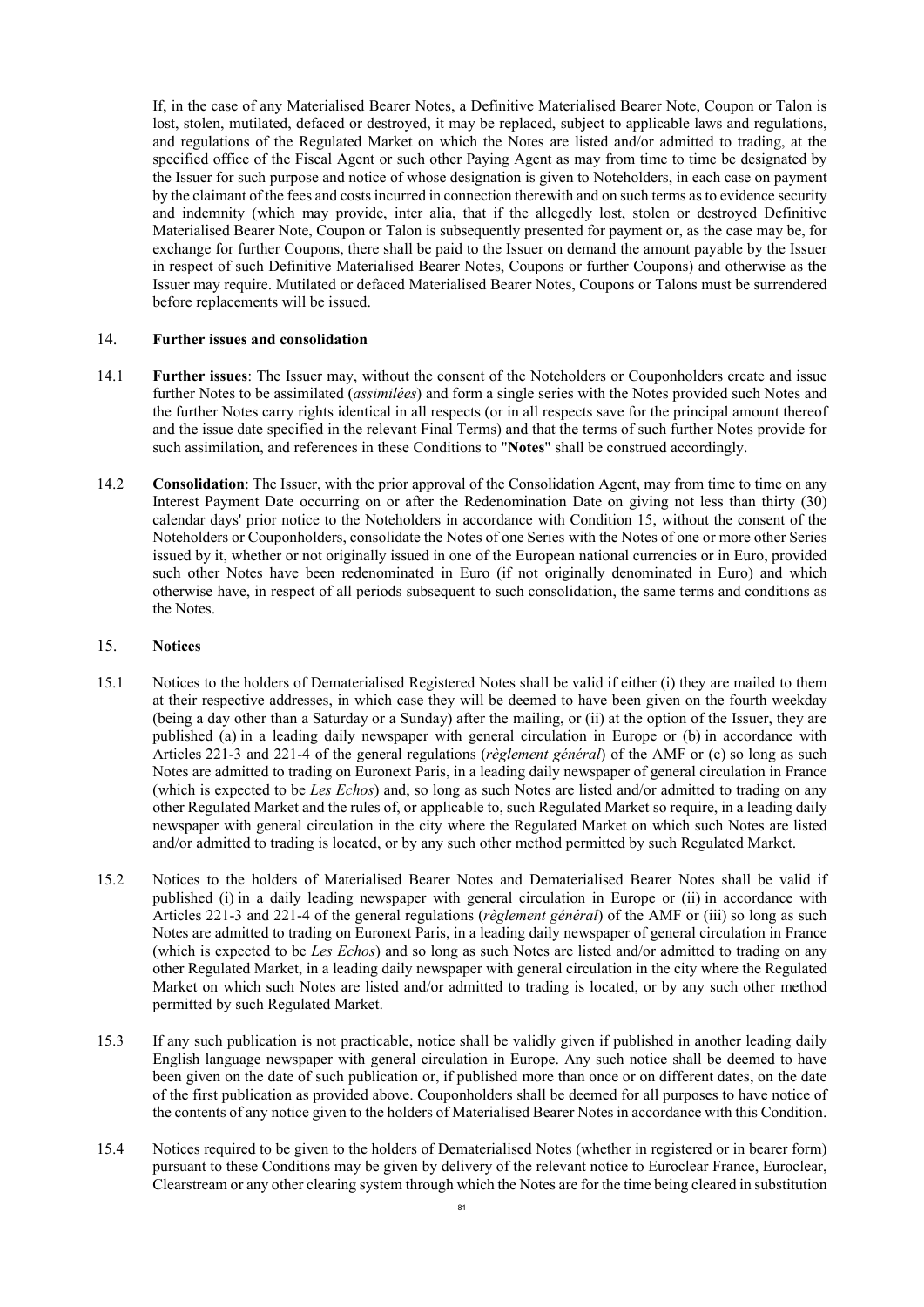If, in the case of any Materialised Bearer Notes, a Definitive Materialised Bearer Note, Coupon or Talon is lost, stolen, mutilated, defaced or destroyed, it may be replaced, subject to applicable laws and regulations, and regulations of the Regulated Market on which the Notes are listed and/or admitted to trading, at the specified office of the Fiscal Agent or such other Paying Agent as may from time to time be designated by the Issuer for such purpose and notice of whose designation is given to Noteholders, in each case on payment by the claimant of the fees and costs incurred in connection therewith and on such terms as to evidence security and indemnity (which may provide, inter alia, that if the allegedly lost, stolen or destroyed Definitive Materialised Bearer Note, Coupon or Talon is subsequently presented for payment or, as the case may be, for exchange for further Coupons, there shall be paid to the Issuer on demand the amount payable by the Issuer in respect of such Definitive Materialised Bearer Notes, Coupons or further Coupons) and otherwise as the Issuer may require. Mutilated or defaced Materialised Bearer Notes, Coupons or Talons must be surrendered before replacements will be issued.

## 14. Further issues and consolidation

14.1 **Further issues**: The Issuer may, without the consent of the Noteholders or Couponholders create and issue further Notes to be assimilated (*assimilées*) and form a single series with the Notes provided such Notes and the further Notes carry rights identical in all respects (or in all respects save for the principal amount thereof and the issue date specified in the relevant Final Terms) and that the terms of such further Notes provide for such assimilation, and references in these Conditions to "**Notes**" shall be construed accordingly.

14.2 **Consolidation**: The Issuer, with the prior approval of the Consolidation Agent, may from time to time on any Interest Payment Date occurring on or after the Redenomination Date on giving not less than thirty (30) calendar days' prior notice to the Noteholders in accordance with Condition 15, without the consent of the Noteholders or Couponholders, consolidate the Notes of one Series with the Notes of one or more other Series issued by it, whether or not originally issued in one of the European national currencies or in Euro, provided such other Notes have been redenominated in Euro (if not originally denominated in Euro) and which otherwise have, in respect of all periods subsequent to such consolidation, the same terms and conditions as the Notes.

## 15. Notices

15.1 Notices to the holders of Dematerialised Registered Notes shall be valid if either (i) they are mailed to them at their respective addresses, in which case they will be deemed to have been given on the fourth weekday (being a day other than a Saturday or a Sunday) after the mailing, or (ii) at the option of the Issuer, they are published (a) in a leading daily newspaper with general circulation in Europe or (b) in accordance with Articles 221-3 and 221-4 of the general regulations (*règlement général*) of the AMF or (c) so long as such Notes are admitted to trading on Euronext Paris, in a leading daily newspaper of general circulation in France (which is expected to be *Les Echos*) and, so long as such Notes are listed and/or admitted to trading on any other Regulated Market and the rules of, or applicable to, such Regulated Market so require, in a leading daily newspaper with general circulation in the city where the Regulated Market on which such Notes are listed and/or admitted to trading is located, or by any such other method permitted by such Regulated Market.

15.2 Notices to the holders of Materialised Bearer Notes and Dematerialised Bearer Notes shall be valid if published (i) in a daily leading newspaper with general circulation in Europe or (ii) in accordance with Articles 221-3 and 221-4 of the general regulations (*règlement général*) of the AMF or (iii) so long as such Notes are admitted to trading on Euronext Paris, in a leading daily newspaper of general circulation in France (which is expected to be *Les Echos*) and so long as such Notes are listed and/or admitted to trading on any other Regulated Market, in a leading daily newspaper with general circulation in the city where the Regulated Market on which such Notes are listed and/or admitted to trading is located, or by any such other method permitted by such Regulated Market.

15.3 If any such publication is not practicable, notice shall be validly given if published in another leading daily English language newspaper with general circulation in Europe. Any such notice shall be deemed to have been given on the date of such publication or, if published more than once or on different dates, on the date of the first publication as provided above. Couponholders shall be deemed for all purposes to have notice of the contents of any notice given to the holders of Materialised Bearer Notes in accordance with this Condition.

15.4 Notices required to be given to the holders of Dematerialised Notes (whether in registered or in bearer form) pursuant to these Conditions may be given by delivery of the relevant notice to Euroclear France, Euroclear, Clearstream or any other clearing system through which the Notes are for the time being cleared in substitution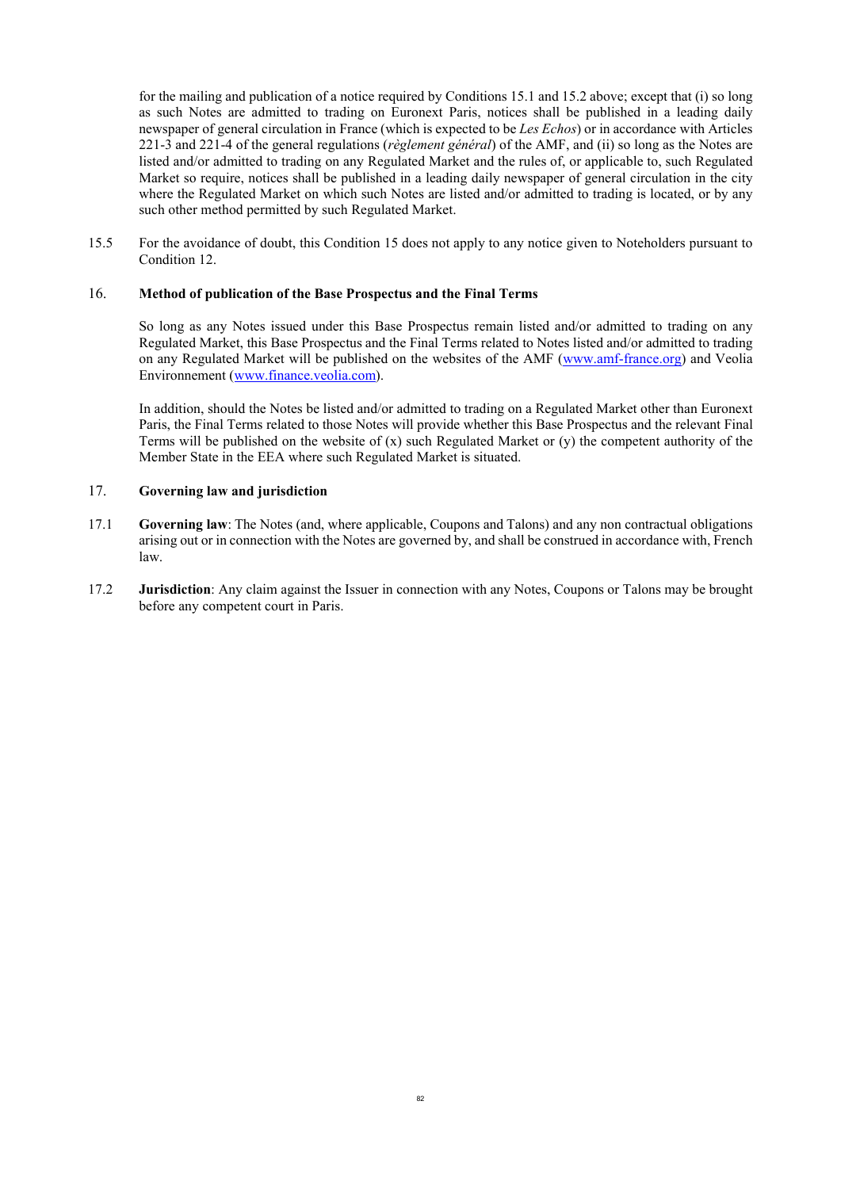for the mailing and publication of a notice required by Conditions 15.1 and 15.2 above; except that (i) so long as such Notes are admitted to trading on Euronext Paris, notices shall be published in a leading daily newspaper of general circulation in France (which is expected to be *Les Echos*) or in accordance with Articles 221-3 and 221-4 of the general regulations (*règlement général*) of the AMF, and (ii) so long as the Notes are listed and/or admitted to trading on any Regulated Market and the rules of, or applicable to, such Regulated Market so require, notices shall be published in a leading daily newspaper of general circulation in the city where the Regulated Market on which such Notes are listed and/or admitted to trading is located, or by any such other method permitted by such Regulated Market.

15.5 For the avoidance of doubt, this Condition 15 does not apply to any notice given to Noteholders pursuant to Condition 12.

## 16. Method of publication of the Base Prospectus and the Final Terms

So long as any Notes issued under this Base Prospectus remain listed and/or admitted to trading on any Regulated Market, this Base Prospectus and the Final Terms related to Notes listed and/or admitted to trading on any Regulated Market will be published on the websites of the AMF (www.amf-france.org) and Veolia Environnement (www.finance.veolia.com).

In addition, should the Notes be listed and/or admitted to trading on a Regulated Market other than Euronext Paris, the Final Terms related to those Notes will provide whether this Base Prospectus and the relevant Final Terms will be published on the website of (x) such Regulated Market or (y) the competent authority of the Member State in the EEA where such Regulated Market is situated.

## 17. Governing law and jurisdiction

17.1 **Governing law**: The Notes (and, where applicable, Coupons and Talons) and any non contractual obligations arising out or in connection with the Notes are governed by, and shall be construed in accordance with, French law.

17.2 **Jurisdiction**: Any claim against the Issuer in connection with any Notes, Coupons or Talons may be brought before any competent court in Paris.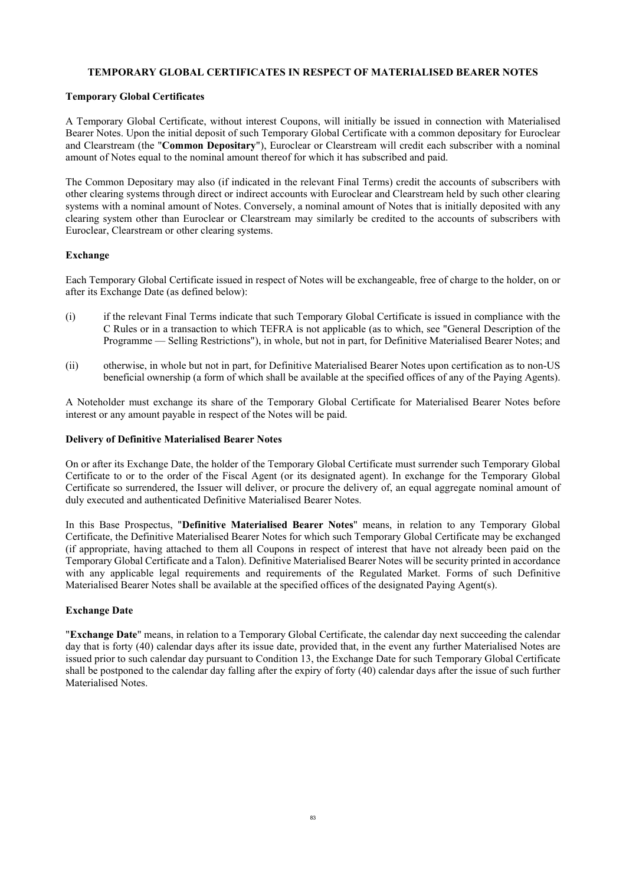## TEMPORARY GLOBAL CERTIFICATES IN RESPECT OF MATERIALISED BEARER NOTES

### Temporary Global Certificates

A Temporary Global Certificate, without interest Coupons, will initially be issued in connection with Materialised Bearer Notes. Upon the initial deposit of such Temporary Global Certificate with a common depositary for Euroclear and Clearstream (the "**Common Depositary**"), Euroclear or Clearstream will credit each subscriber with a nominal amount of Notes equal to the nominal amount thereof for which it has subscribed and paid.

The Common Depositary may also (if indicated in the relevant Final Terms) credit the accounts of subscribers with other clearing systems through direct or indirect accounts with Euroclear and Clearstream held by such other clearing systems with a nominal amount of Notes. Conversely, a nominal amount of Notes that is initially deposited with any clearing system other than Euroclear or Clearstream may similarly be credited to the accounts of subscribers with Euroclear, Clearstream or other clearing systems.

### Exchange

Each Temporary Global Certificate issued in respect of Notes will be exchangeable, free of charge to the holder, on or after its Exchange Date (as defined below):

(i) if the relevant Final Terms indicate that such Temporary Global Certificate is issued in compliance with the C Rules or in a transaction to which TEFRA is not applicable (as to which, see "General Description of the Programme — Selling Restrictions"), in whole, but not in part, for Definitive Materialised Bearer Notes; and

(ii) otherwise, in whole but not in part, for Definitive Materialised Bearer Notes upon certification as to non-US beneficial ownership (a form of which shall be available at the specified offices of any of the Paying Agents).

A Noteholder must exchange its share of the Temporary Global Certificate for Materialised Bearer Notes before interest or any amount payable in respect of the Notes will be paid.

### Delivery of Definitive Materialised Bearer Notes

On or after its Exchange Date, the holder of the Temporary Global Certificate must surrender such Temporary Global Certificate to or to the order of the Fiscal Agent (or its designated agent). In exchange for the Temporary Global Certificate so surrendered, the Issuer will deliver, or procure the delivery of, an equal aggregate nominal amount of duly executed and authenticated Definitive Materialised Bearer Notes.

In this Base Prospectus, "**Definitive Materialised Bearer Notes**" means, in relation to any Temporary Global Certificate, the Definitive Materialised Bearer Notes for which such Temporary Global Certificate may be exchanged (if appropriate, having attached to them all Coupons in respect of interest that have not already been paid on the Temporary Global Certificate and a Talon). Definitive Materialised Bearer Notes will be security printed in accordance with any applicable legal requirements and requirements of the Regulated Market. Forms of such Definitive Materialised Bearer Notes shall be available at the specified offices of the designated Paying Agent(s).

### Exchange Date

"**Exchange Date**" means, in relation to a Temporary Global Certificate, the calendar day next succeeding the calendar day that is forty (40) calendar days after its issue date, provided that, in the event any further Materialised Notes are issued prior to such calendar day pursuant to Condition 13, the Exchange Date for such Temporary Global Certificate shall be postponed to the calendar day falling after the expiry of forty (40) calendar days after the issue of such further Materialised Notes.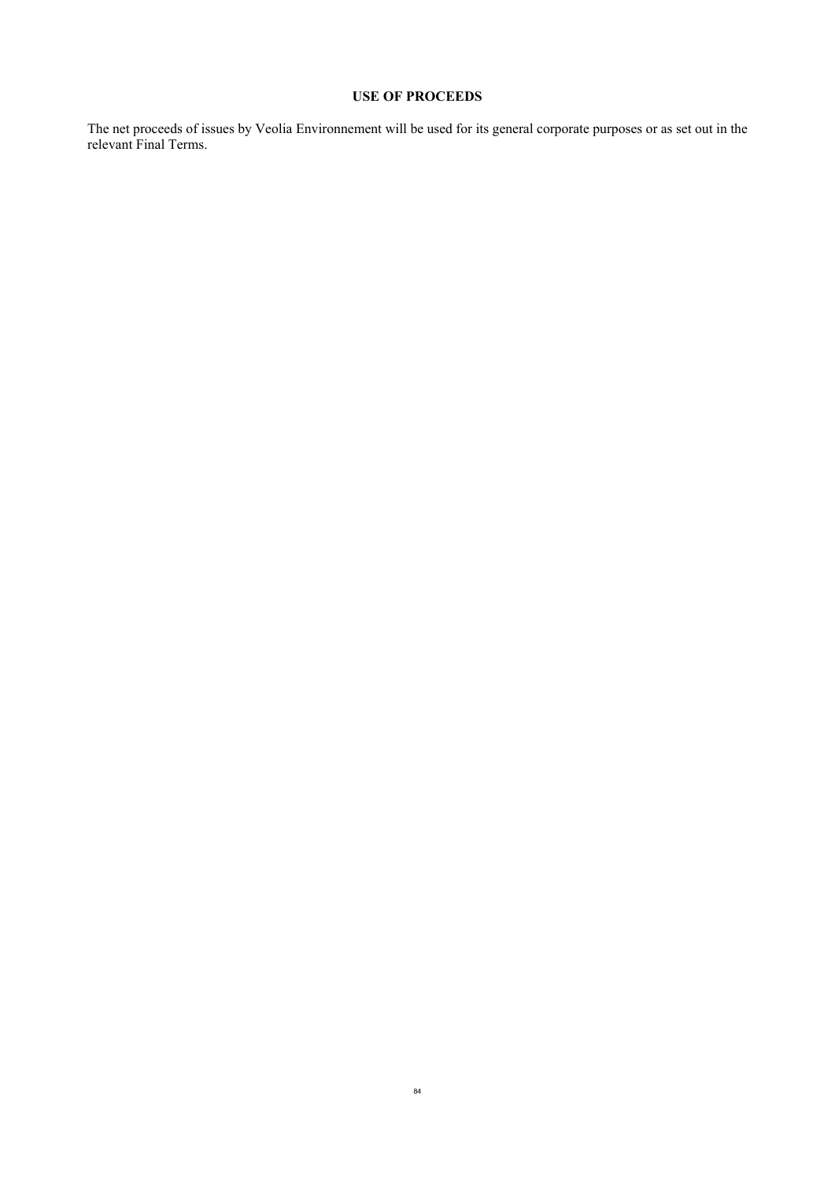## USE OF PROCEEDS

The net proceeds of issues by Veolia Environnement will be used for its general corporate purposes or as set out in the relevant Final Terms.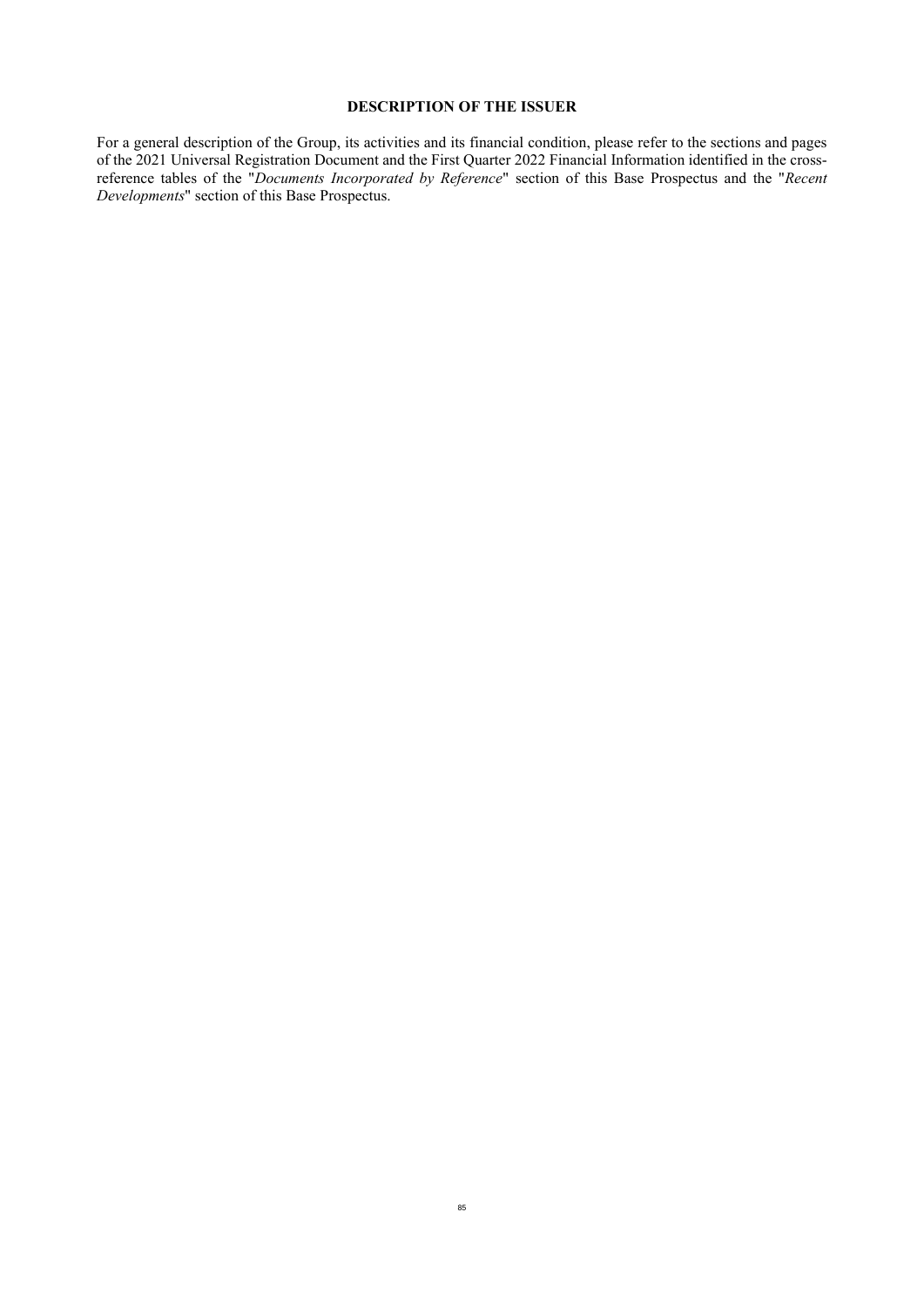# DESCRIPTION OF THE ISSUER

For a general description of the Group, its activities and its financial condition, please refer to the sections and pages of the 2021 Universal Registration Document and the First Quarter 2022 Financial Information identified in the cross-reference tables of the "*Documents Incorporated by Reference*" section of this Base Prospectus and the "*Recent Developments*" section of this Base Prospectus.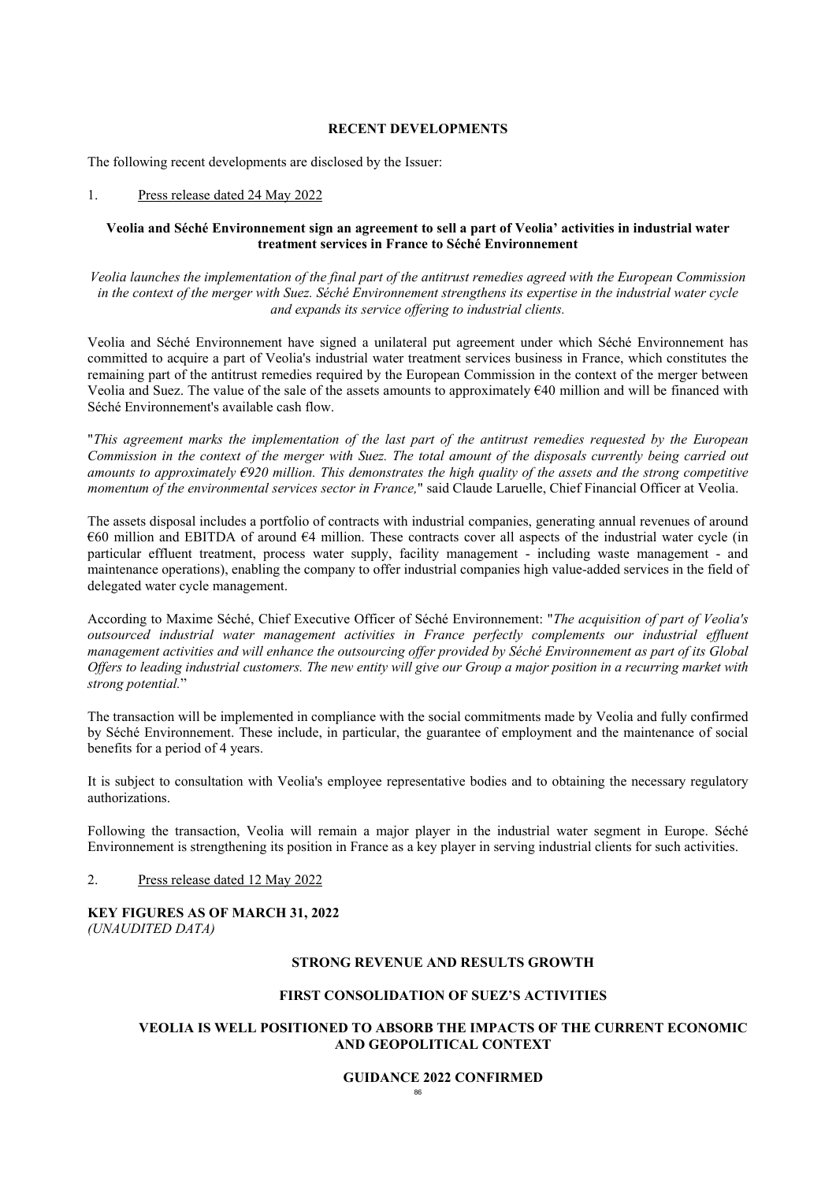## RECENT DEVELOPMENTS

The following recent developments are disclosed by the Issuer:

1. Press release dated 24 May 2022

### Veolia and Séché Environnement sign an agreement to sell a part of Veolia' activities in industrial water treatment services in France to Séché Environnement

*Veolia launches the implementation of the final part of the antitrust remedies agreed with the European Commission in the context of the merger with Suez. Séché Environnement strengthens its expertise in the industrial water cycle and expands its service offering to industrial clients.*

Veolia and Séché Environnement have signed a unilateral put agreement under which Séché Environnement has committed to acquire a part of Veolia's industrial water treatment services business in France, which constitutes the remaining part of the antitrust remedies required by the European Commission in the context of the merger between Veolia and Suez. The value of the sale of the assets amounts to approximately €40 million and will be financed with Séché Environnement's available cash flow.

"*This agreement marks the implementation of the last part of the antitrust remedies requested by the European Commission in the context of the merger with Suez. The total amount of the disposals currently being carried out amounts to approximately €920 million. This demonstrates the high quality of the assets and the strong competitive momentum of the environmental services sector in France,*" said Claude Laruelle, Chief Financial Officer at Veolia.

The assets disposal includes a portfolio of contracts with industrial companies, generating annual revenues of around €60 million and EBITDA of around €4 million. These contracts cover all aspects of the industrial water cycle (in particular effluent treatment, process water supply, facility management - including waste management - and maintenance operations), enabling the company to offer industrial companies high value-added services in the field of delegated water cycle management.

According to Maxime Séché, Chief Executive Officer of Séché Environnement: "*The acquisition of part of Veolia's outsourced industrial water management activities in France perfectly complements our industrial effluent management activities and will enhance the outsourcing offer provided by Séché Environnement as part of its Global Offers to leading industrial customers. The new entity will give our Group a major position in a recurring market with strong potential.*"

The transaction will be implemented in compliance with the social commitments made by Veolia and fully confirmed by Séché Environnement. These include, in particular, the guarantee of employment and the maintenance of social benefits for a period of 4 years.

It is subject to consultation with Veolia's employee representative bodies and to obtaining the necessary regulatory authorizations.

Following the transaction, Veolia will remain a major player in the industrial water segment in Europe. Séché Environnement is strengthening its position in France as a key player in serving industrial clients for such activities.

2. Press release dated 12 May 2022

**KEY FIGURES AS OF MARCH 31, 2022**
*(UNAUDITED DATA)*

**STRONG REVENUE AND RESULTS GROWTH**

**FIRST CONSOLIDATION OF SUEZ'S ACTIVITIES**

**VEOLIA IS WELL POSITIONED TO ABSORB THE IMPACTS OF THE CURRENT ECONOMIC AND GEOPOLITICAL CONTEXT**

**GUIDANCE 2022 CONFIRMED**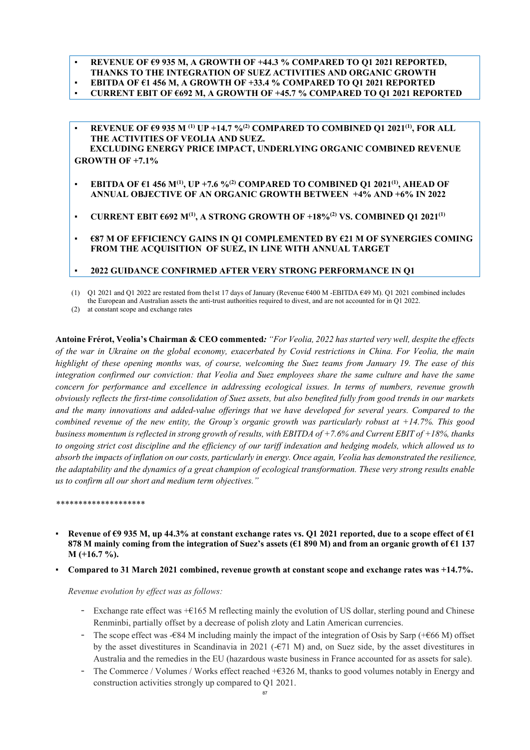- **REVENUE OF €9 935 M, A GROWTH OF +44.3 % COMPARED TO Q1 2021 REPORTED, THANKS TO THE INTEGRATION OF SUEZ ACTIVITIES AND ORGANIC GROWTH**
- **EBITDA OF €1 456 M, A GROWTH OF +33.4 % COMPARED TO Q1 2021 REPORTED**
- **CURRENT EBIT OF €692 M, A GROWTH OF +45.7 % COMPARED TO Q1 2021 REPORTED**

- **REVENUE OF €9 935 M (1) UP +14.7 %(2) COMPARED TO COMBINED Q1 2021(1), FOR ALL THE ACTIVITIES OF VEOLIA AND SUEZ. EXCLUDING ENERGY PRICE IMPACT, UNDERLYING ORGANIC COMBINED REVENUE GROWTH OF +7.1%**
- **EBITDA OF €1 456 M(1), UP +7.6 %(2) COMPARED TO COMBINED Q1 2021(1), AHEAD OF ANNUAL OBJECTIVE OF AN ORGANIC GROWTH BETWEEN +4% AND +6% IN 2022**
- **CURRENT EBIT €692 M(1), A STRONG GROWTH OF +18%(2) VS. COMBINED Q1 2021(1)**
- **€87 M OF EFFICIENCY GAINS IN Q1 COMPLEMENTED BY €21 M OF SYNERGIES COMING FROM THE ACQUISITION OF SUEZ, IN LINE WITH ANNUAL TARGET**
- **2022 GUIDANCE CONFIRMED AFTER VERY STRONG PERFORMANCE IN Q1**

(1) Q1 2021 and Q1 2022 are restated from the1st 17 days of January (Revenue €400 M -EBITDA €49 M). Q1 2021 combined includes the European and Australian assets the anti-trust authorities required to divest, and are not accounted for in Q1 2022.
(2) at constant scope and exchange rates

**Antoine Frérot, Veolia's Chairman & CEO commented***: "For Veolia, 2022 has started very well, despite the effects of the war in Ukraine on the global economy, exacerbated by Covid restrictions in China. For Veolia, the main highlight of these opening months was, of course, welcoming the Suez teams from January 19. The ease of this integration confirmed our conviction: that Veolia and Suez employees share the same culture and have the same concern for performance and excellence in addressing ecological issues. In terms of numbers, revenue growth obviously reflects the first-time consolidation of Suez assets, but also benefited fully from good trends in our markets and the many innovations and added-value offerings that we have developed for several years. Compared to the combined revenue of the new entity, the Group's organic growth was particularly robust at +14.7%. This good business momentum is reflected in strong growth of results, with EBITDA of +7.6% and Current EBIT of +18%, thanks to ongoing strict cost discipline and the efficiency of our tariff indexation and hedging models, which allowed us to absorb the impacts of inflation on our costs, particularly in energy. Once again, Veolia has demonstrated the resilience, the adaptability and the dynamics of a great champion of ecological transformation. These very strong results enable us to confirm all our short and medium term objectives."*

*******************

- **Revenue of €9 935 M, up 44.3% at constant exchange rates vs. Q1 2021 reported, due to a scope effect of €1 878 M mainly coming from the integration of Suez's assets (€1 890 M) and from an organic growth of €1 137 M (+16.7 %).**
- **Compared to 31 March 2021 combined, revenue growth at constant scope and exchange rates was +14.7%.**

*Revenue evolution by effect was as follows:*

- Exchange rate effect was +€165 M reflecting mainly the evolution of US dollar, sterling pound and Chinese Renminbi, partially offset by a decrease of polish zloty and Latin American currencies.
- The scope effect was -€84 M including mainly the impact of the integration of Osis by Sarp (+€66 M) offset by the asset divestitures in Scandinavia in 2021 (-€71 M) and, on Suez side, by the asset divestitures in Australia and the remedies in the EU (hazardous waste business in France accounted for as assets for sale).
- The Commerce / Volumes / Works effect reached +€326 M, thanks to good volumes notably in Energy and construction activities strongly up compared to Q1 2021.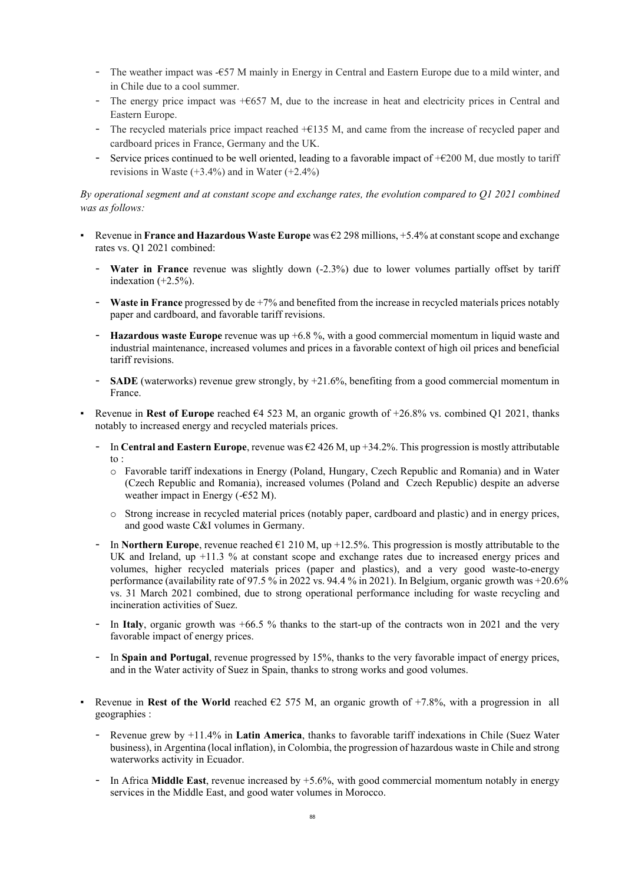- The weather impact was -€57 M mainly in Energy in Central and Eastern Europe due to a mild winter, and in Chile due to a cool summer.
- The energy price impact was +€657 M, due to the increase in heat and electricity prices in Central and Eastern Europe.
- The recycled materials price impact reached +€135 M, and came from the increase of recycled paper and cardboard prices in France, Germany and the UK.
- Service prices continued to be well oriented, leading to a favorable impact of +€200 M, due mostly to tariff revisions in Waste (+3.4%) and in Water (+2.4%)

*By operational segment and at constant scope and exchange rates, the evolution compared to Q1 2021 combined was as follows:*

- Revenue in **France and Hazardous Waste Europe** was €2 298 millions, +5.4% at constant scope and exchange rates vs. Q1 2021 combined:
  - **Water in France** revenue was slightly down (-2.3%) due to lower volumes partially offset by tariff indexation (+2.5%).
  - **Waste in France** progressed by de +7% and benefited from the increase in recycled materials prices notably paper and cardboard, and favorable tariff revisions.
  - **Hazardous waste Europe** revenue was up +6.8 %, with a good commercial momentum in liquid waste and industrial maintenance, increased volumes and prices in a favorable context of high oil prices and beneficial tariff revisions.
  - **SADE** (waterworks) revenue grew strongly, by +21.6%, benefiting from a good commercial momentum in France.
- Revenue in **Rest of Europe** reached €4 523 M, an organic growth of +26.8% vs. combined Q1 2021, thanks notably to increased energy and recycled materials prices.
  - In **Central and Eastern Europe**, revenue was €2 426 M, up +34.2%. This progression is mostly attributable to :
    - Favorable tariff indexations in Energy (Poland, Hungary, Czech Republic and Romania) and in Water (Czech Republic and Romania), increased volumes (Poland and Czech Republic) despite an adverse weather impact in Energy (-€52 M).
    - Strong increase in recycled material prices (notably paper, cardboard and plastic) and in energy prices, and good waste C&I volumes in Germany.
  - In **Northern Europe**, revenue reached €1 210 M, up +12.5%. This progression is mostly attributable to the UK and Ireland, up +11.3 % at constant scope and exchange rates due to increased energy prices and volumes, higher recycled materials prices (paper and plastics), and a very good waste-to-energy performance (availability rate of 97.5 % in 2022 vs. 94.4 % in 2021). In Belgium, organic growth was +20.6% vs. 31 March 2021 combined, due to strong operational performance including for waste recycling and incineration activities of Suez.
  - In **Italy**, organic growth was +66.5 % thanks to the start-up of the contracts won in 2021 and the very favorable impact of energy prices.
  - In **Spain and Portugal**, revenue progressed by 15%, thanks to the very favorable impact of energy prices, and in the Water activity of Suez in Spain, thanks to strong works and good volumes.
- Revenue in **Rest of the World** reached €2 575 M, an organic growth of +7.8%, with a progression in all geographies :
  - Revenue grew by +11.4% in **Latin America**, thanks to favorable tariff indexations in Chile (Suez Water business), in Argentina (local inflation), in Colombia, the progression of hazardous waste in Chile and strong waterworks activity in Ecuador.
  - In Africa **Middle East**, revenue increased by +5.6%, with good commercial momentum notably in energy services in the Middle East, and good water volumes in Morocco.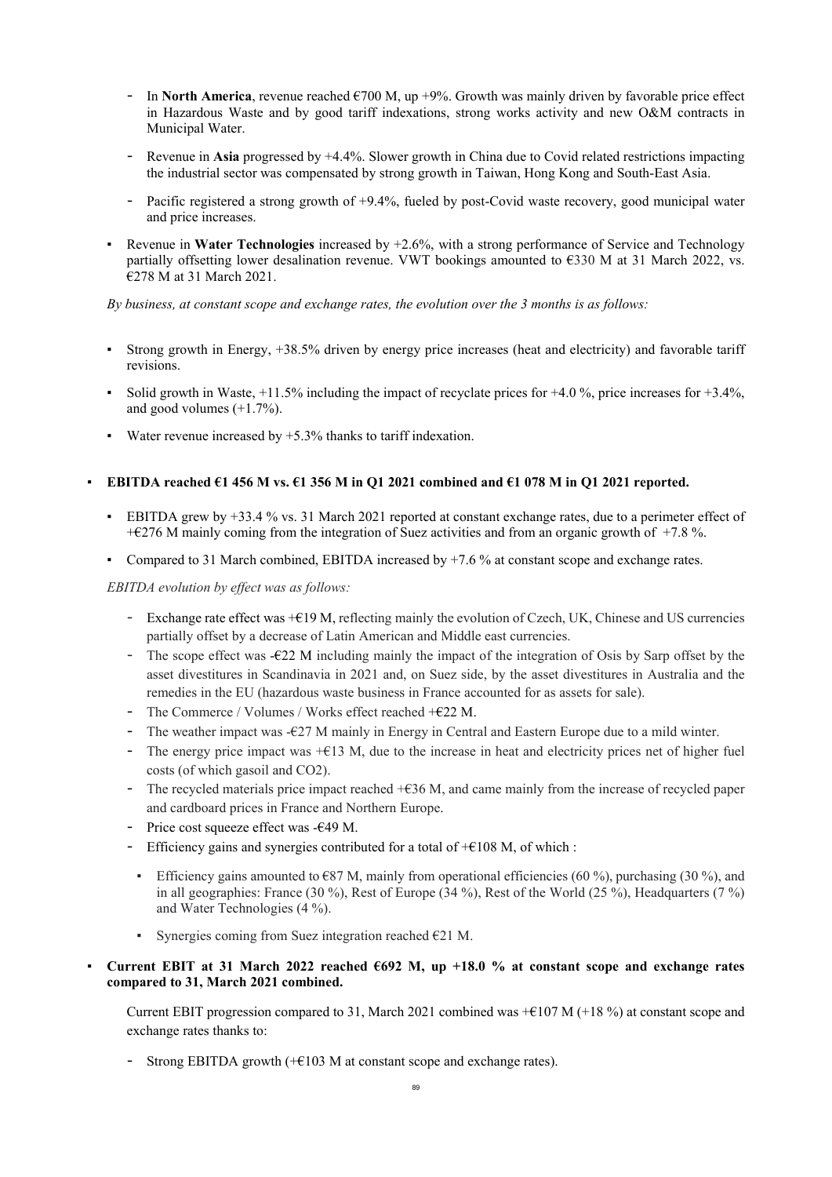- In **North America**, revenue reached €700 M, up +9%. Growth was mainly driven by favorable price effect in Hazardous Waste and by good tariff indexations, strong works activity and new O&M contracts in Municipal Water.

- Revenue in **Asia** progressed by +4.4%. Slower growth in China due to Covid related restrictions impacting the industrial sector was compensated by strong growth in Taiwan, Hong Kong and South-East Asia.

- Pacific registered a strong growth of +9.4%, fueled by post-Covid waste recovery, good municipal water and price increases.

▪ Revenue in **Water Technologies** increased by +2.6%, with a strong performance of Service and Technology partially offsetting lower desalination revenue. VWT bookings amounted to €330 M at 31 March 2022, vs. €278 M at 31 March 2021.

*By business, at constant scope and exchange rates, the evolution over the 3 months is as follows:*

▪ Strong growth in Energy, +38.5% driven by energy price increases (heat and electricity) and favorable tariff revisions.

▪ Solid growth in Waste, +11.5% including the impact of recyclate prices for +4.0 %, price increases for +3.4%, and good volumes (+1.7%).

▪ Water revenue increased by +5.3% thanks to tariff indexation.

▪ **EBITDA reached €1 456 M vs. €1 356 M in Q1 2021 combined and €1 078 M in Q1 2021 reported.**

  ▪ EBITDA grew by +33.4 % vs. 31 March 2021 reported at constant exchange rates, due to a perimeter effect of +€276 M mainly coming from the integration of Suez activities and from an organic growth of +7.8 %.

  ▪ Compared to 31 March combined, EBITDA increased by +7.6 % at constant scope and exchange rates.

  *EBITDA evolution by effect was as follows:*

  - Exchange rate effect was +€19 M, reflecting mainly the evolution of Czech, UK, Chinese and US currencies partially offset by a decrease of Latin American and Middle east currencies.
  - The scope effect was -€22 M including mainly the impact of the integration of Osis by Sarp offset by the asset divestitures in Scandinavia in 2021 and, on Suez side, by the asset divestitures in Australia and the remedies in the EU (hazardous waste business in France accounted for as assets for sale).
  - The Commerce / Volumes / Works effect reached +€22 M.
  - The weather impact was -€27 M mainly in Energy in Central and Eastern Europe due to a mild winter.
  - The energy price impact was +€13 M, due to the increase in heat and electricity prices net of higher fuel costs (of which gasoil and $CO_2$).
  - The recycled materials price impact reached +€36 M, and came mainly from the increase of recycled paper and cardboard prices in France and Northern Europe.
  - Price cost squeeze effect was -€49 M.
  - Efficiency gains and synergies contributed for a total of +€108 M, of which :
    ▪ Efficiency gains amounted to €87 M, mainly from operational efficiencies (60 %), purchasing (30 %), and in all geographies: France (30 %), Rest of Europe (34 %), Rest of the World (25 %), Headquarters (7 %) and Water Technologies (4 %).
    ▪ Synergies coming from Suez integration reached €21 M.

▪ **Current EBIT at 31 March 2022 reached €692 M, up +18.0 % at constant scope and exchange rates compared to 31, March 2021 combined.**

  Current EBIT progression compared to 31, March 2021 combined was +€107 M (+18 %) at constant scope and exchange rates thanks to:

  - Strong EBITDA growth (+€103 M at constant scope and exchange rates).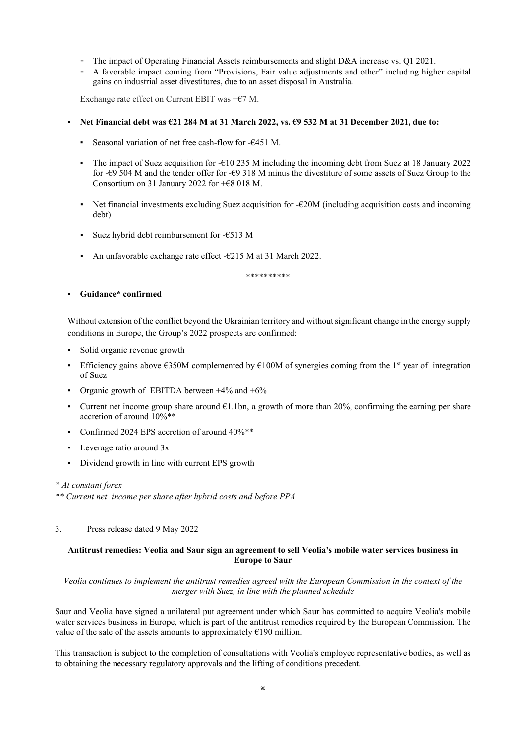- The impact of Operating Financial Assets reimbursements and slight D&A increase vs. Q1 2021.
- A favorable impact coming from "Provisions, Fair value adjustments and other" including higher capital gains on industrial asset divestitures, due to an asset disposal in Australia.

Exchange rate effect on Current EBIT was +€7 M.

- **Net Financial debt was €21 284 M at 31 March 2022, vs. €9 532 M at 31 December 2021, due to:**
  - Seasonal variation of net free cash-flow for -€451 M.
  - The impact of Suez acquisition for -€10 235 M including the incoming debt from Suez at 18 January 2022 for -€9 504 M and the tender offer for -€9 318 M minus the divestiture of some assets of Suez Group to the Consortium on 31 January 2022 for +€8 018 M.
  - Net financial investments excluding Suez acquisition for -€20M (including acquisition costs and incoming debt)
  - Suez hybrid debt reimbursement for -€513 M
  - An unfavorable exchange rate effect -€215 M at 31 March 2022.

\*\*\*\*\*\*\*\*\*\*

- **Guidance\* confirmed**

Without extension of the conflict beyond the Ukrainian territory and without significant change in the energy supply conditions in Europe, the Group's 2022 prospects are confirmed:

- Solid organic revenue growth
- Efficiency gains above €350M complemented by €100M of synergies coming from the 1st year of integration of Suez
- Organic growth of EBITDA between +4% and +6%
- Current net income group share around €1.1bn, a growth of more than 20%, confirming the earning per share accretion of around 10%\*\*
- Confirmed 2024 EPS accretion of around 40%\*\*
- Leverage ratio around 3x
- Dividend growth in line with current EPS growth

*\* At constant forex*

*\*\* Current net income per share after hybrid costs and before PPA*

3. Press release dated 9 May 2022

**Antitrust remedies: Veolia and Saur sign an agreement to sell Veolia's mobile water services business in Europe to Saur**

*Veolia continues to implement the antitrust remedies agreed with the European Commission in the context of the merger with Suez, in line with the planned schedule*

Saur and Veolia have signed a unilateral put agreement under which Saur has committed to acquire Veolia's mobile water services business in Europe, which is part of the antitrust remedies required by the European Commission. The value of the sale of the assets amounts to approximately €190 million.

This transaction is subject to the completion of consultations with Veolia's employee representative bodies, as well as to obtaining the necessary regulatory approvals and the lifting of conditions precedent.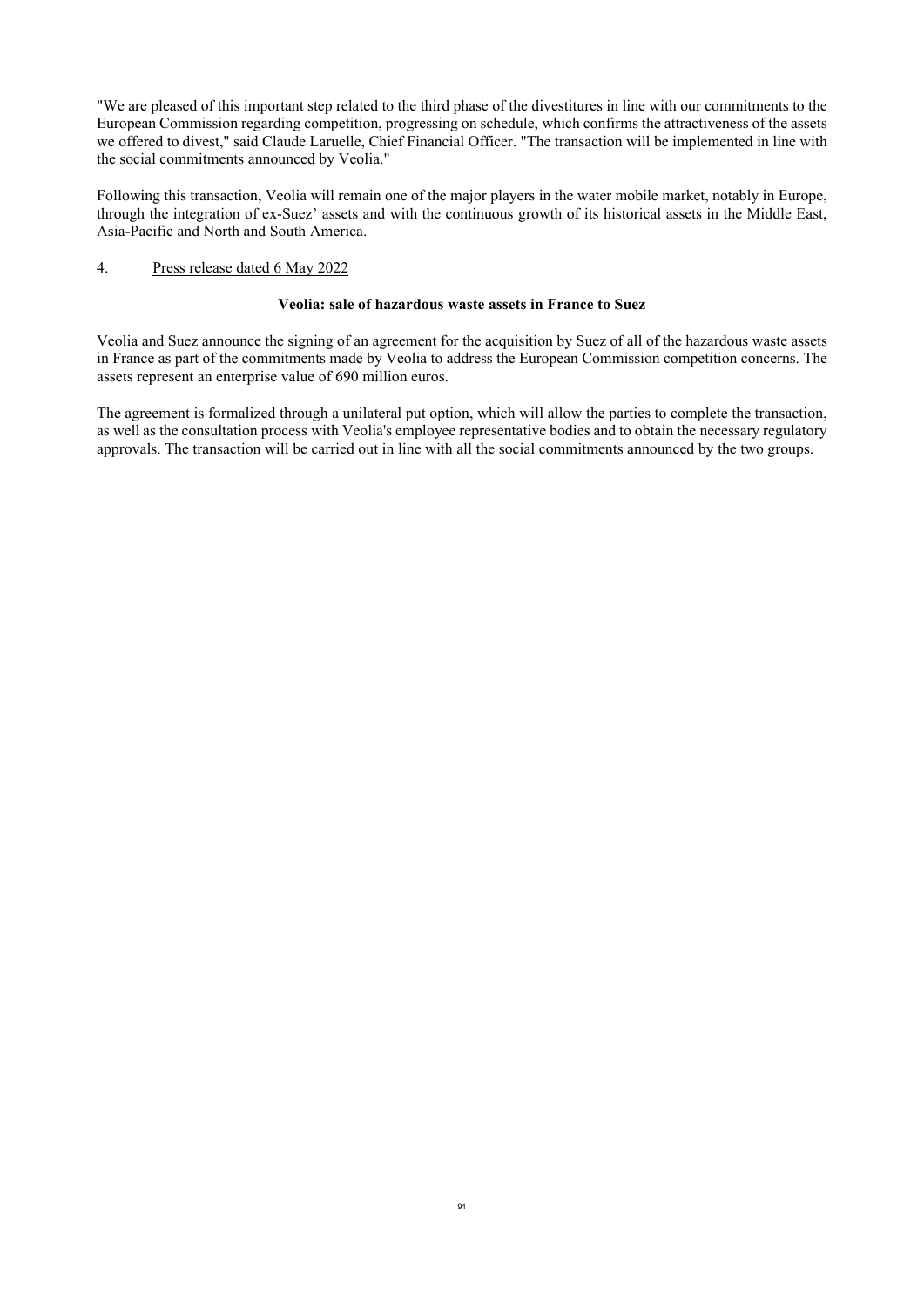"We are pleased of this important step related to the third phase of the divestitures in line with our commitments to the European Commission regarding competition, progressing on schedule, which confirms the attractiveness of the assets we offered to divest," said Claude Laruelle, Chief Financial Officer. "The transaction will be implemented in line with the social commitments announced by Veolia."

Following this transaction, Veolia will remain one of the major players in the water mobile market, notably in Europe, through the integration of ex-Suez' assets and with the continuous growth of its historical assets in the Middle East, Asia-Pacific and North and South America.

4. Press release dated 6 May 2022

**Veolia: sale of hazardous waste assets in France to Suez**

Veolia and Suez announce the signing of an agreement for the acquisition by Suez of all of the hazardous waste assets in France as part of the commitments made by Veolia to address the European Commission competition concerns. The assets represent an enterprise value of 690 million euros.

The agreement is formalized through a unilateral put option, which will allow the parties to complete the transaction, as well as the consultation process with Veolia's employee representative bodies and to obtain the necessary regulatory approvals. The transaction will be carried out in line with all the social commitments announced by the two groups.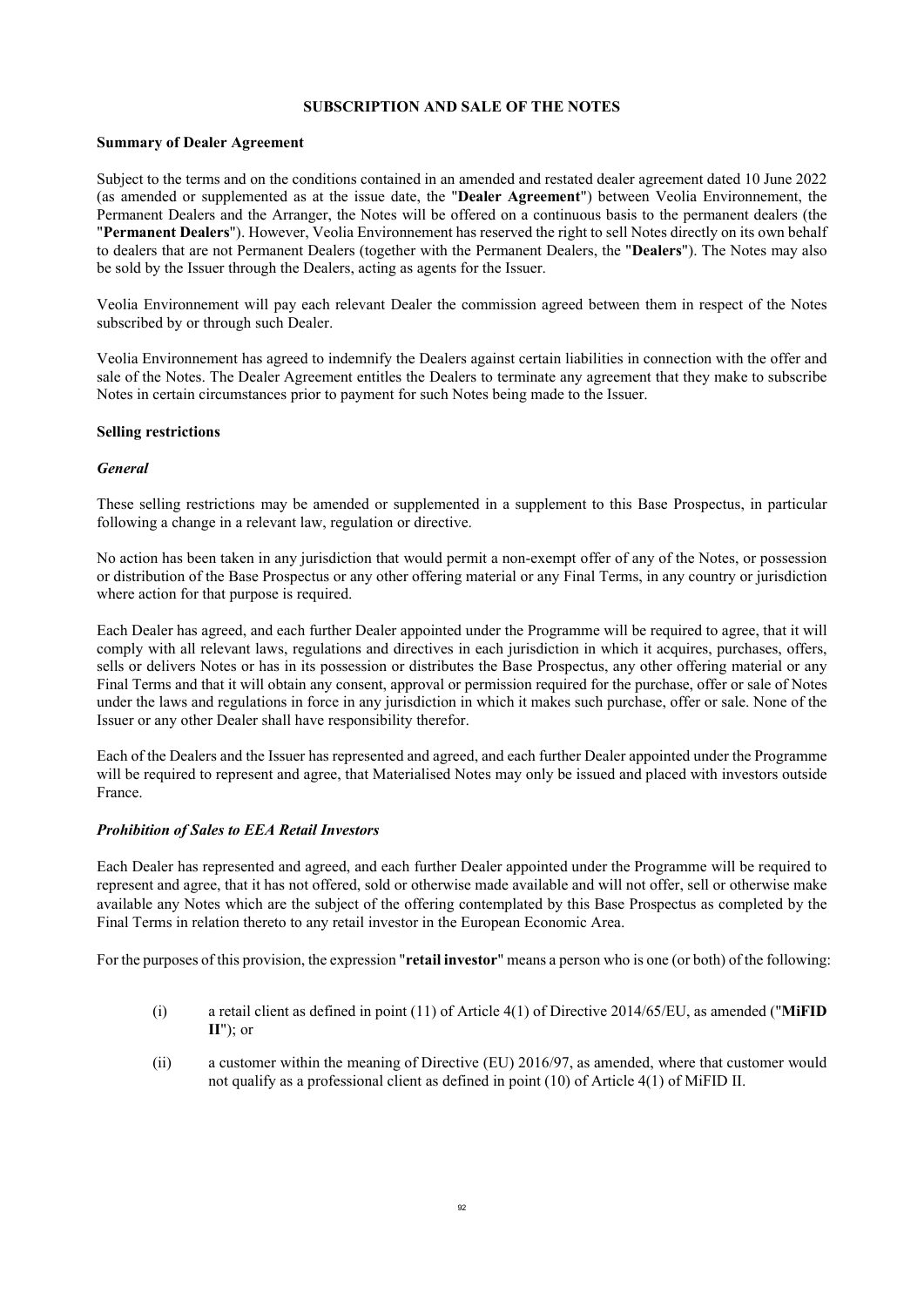## SUBSCRIPTION AND SALE OF THE NOTES

### Summary of Dealer Agreement

Subject to the terms and on the conditions contained in an amended and restated dealer agreement dated 10 June 2022 (as amended or supplemented as at the issue date, the "**Dealer Agreement**") between Veolia Environnement, the Permanent Dealers and the Arranger, the Notes will be offered on a continuous basis to the permanent dealers (the "**Permanent Dealers**"). However, Veolia Environnement has reserved the right to sell Notes directly on its own behalf to dealers that are not Permanent Dealers (together with the Permanent Dealers, the "**Dealers**"). The Notes may also be sold by the Issuer through the Dealers, acting as agents for the Issuer.

Veolia Environnement will pay each relevant Dealer the commission agreed between them in respect of the Notes subscribed by or through such Dealer.

Veolia Environnement has agreed to indemnify the Dealers against certain liabilities in connection with the offer and sale of the Notes. The Dealer Agreement entitles the Dealers to terminate any agreement that they make to subscribe Notes in certain circumstances prior to payment for such Notes being made to the Issuer.

### Selling restrictions

#### *General*

These selling restrictions may be amended or supplemented in a supplement to this Base Prospectus, in particular following a change in a relevant law, regulation or directive.

No action has been taken in any jurisdiction that would permit a non-exempt offer of any of the Notes, or possession or distribution of the Base Prospectus or any other offering material or any Final Terms, in any country or jurisdiction where action for that purpose is required.

Each Dealer has agreed, and each further Dealer appointed under the Programme will be required to agree, that it will comply with all relevant laws, regulations and directives in each jurisdiction in which it acquires, purchases, offers, sells or delivers Notes or has in its possession or distributes the Base Prospectus, any other offering material or any Final Terms and that it will obtain any consent, approval or permission required for the purchase, offer or sale of Notes under the laws and regulations in force in any jurisdiction in which it makes such purchase, offer or sale. None of the Issuer or any other Dealer shall have responsibility therefor.

Each of the Dealers and the Issuer has represented and agreed, and each further Dealer appointed under the Programme will be required to represent and agree, that Materialised Notes may only be issued and placed with investors outside France.

#### *Prohibition of Sales to EEA Retail Investors*

Each Dealer has represented and agreed, and each further Dealer appointed under the Programme will be required to represent and agree, that it has not offered, sold or otherwise made available and will not offer, sell or otherwise make available any Notes which are the subject of the offering contemplated by this Base Prospectus as completed by the Final Terms in relation thereto to any retail investor in the European Economic Area.

For the purposes of this provision, the expression "**retail investor**" means a person who is one (or both) of the following:

(i) a retail client as defined in point (11) of Article 4(1) of Directive 2014/65/EU, as amended ("**MiFID II**"); or

(ii) a customer within the meaning of Directive (EU) 2016/97, as amended, where that customer would not qualify as a professional client as defined in point (10) of Article 4(1) of MiFID II.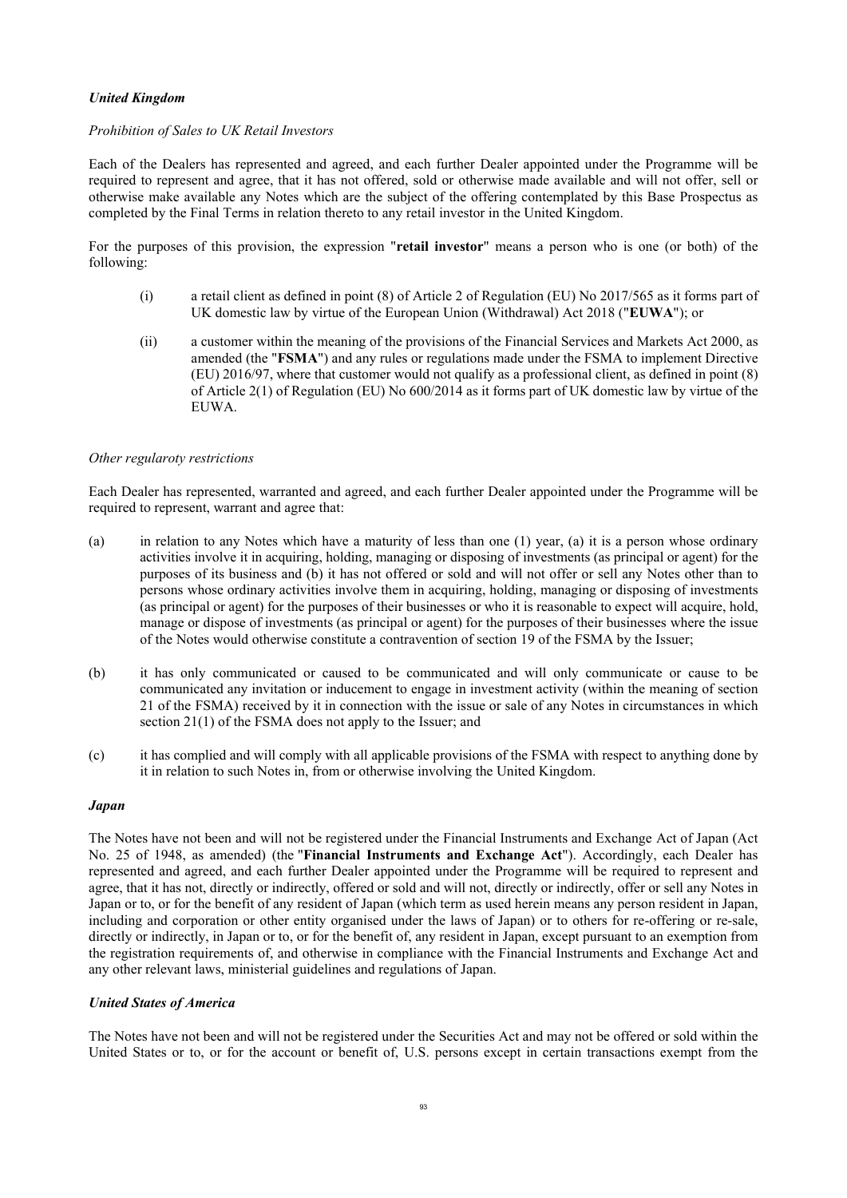***United Kingdom***

*Prohibition of Sales to UK Retail Investors*

Each of the Dealers has represented and agreed, and each further Dealer appointed under the Programme will be required to represent and agree, that it has not offered, sold or otherwise made available and will not offer, sell or otherwise make available any Notes which are the subject of the offering contemplated by this Base Prospectus as completed by the Final Terms in relation thereto to any retail investor in the United Kingdom.

For the purposes of this provision, the expression "**retail investor**" means a person who is one (or both) of the following:

(i) a retail client as defined in point (8) of Article 2 of Regulation (EU) No 2017/565 as it forms part of UK domestic law by virtue of the European Union (Withdrawal) Act 2018 ("**EUWA**"); or

(ii) a customer within the meaning of the provisions of the Financial Services and Markets Act 2000, as amended (the "**FSMA**") and any rules or regulations made under the FSMA to implement Directive (EU) 2016/97, where that customer would not qualify as a professional client, as defined in point (8) of Article 2(1) of Regulation (EU) No 600/2014 as it forms part of UK domestic law by virtue of the EUWA.

*Other regularoty restrictions*

Each Dealer has represented, warranted and agreed, and each further Dealer appointed under the Programme will be required to represent, warrant and agree that:

(a) in relation to any Notes which have a maturity of less than one (1) year, (a) it is a person whose ordinary activities involve it in acquiring, holding, managing or disposing of investments (as principal or agent) for the purposes of its business and (b) it has not offered or sold and will not offer or sell any Notes other than to persons whose ordinary activities involve them in acquiring, holding, managing or disposing of investments (as principal or agent) for the purposes of their businesses or who it is reasonable to expect will acquire, hold, manage or dispose of investments (as principal or agent) for the purposes of their businesses where the issue of the Notes would otherwise constitute a contravention of section 19 of the FSMA by the Issuer;

(b) it has only communicated or caused to be communicated and will only communicate or cause to be communicated any invitation or inducement to engage in investment activity (within the meaning of section 21 of the FSMA) received by it in connection with the issue or sale of any Notes in circumstances in which section 21(1) of the FSMA does not apply to the Issuer; and

(c) it has complied and will comply with all applicable provisions of the FSMA with respect to anything done by it in relation to such Notes in, from or otherwise involving the United Kingdom.

***Japan***

The Notes have not been and will not be registered under the Financial Instruments and Exchange Act of Japan (Act No. 25 of 1948, as amended) (the "**Financial Instruments and Exchange Act**"). Accordingly, each Dealer has represented and agreed, and each further Dealer appointed under the Programme will be required to represent and agree, that it has not, directly or indirectly, offered or sold and will not, directly or indirectly, offer or sell any Notes in Japan or to, or for the benefit of any resident of Japan (which term as used herein means any person resident in Japan, including and corporation or other entity organised under the laws of Japan) or to others for re-offering or re-sale, directly or indirectly, in Japan or to, or for the benefit of, any resident in Japan, except pursuant to an exemption from the registration requirements of, and otherwise in compliance with the Financial Instruments and Exchange Act and any other relevant laws, ministerial guidelines and regulations of Japan.

***United States of America***

The Notes have not been and will not be registered under the Securities Act and may not be offered or sold within the United States or to, or for the account or benefit of, U.S. persons except in certain transactions exempt from the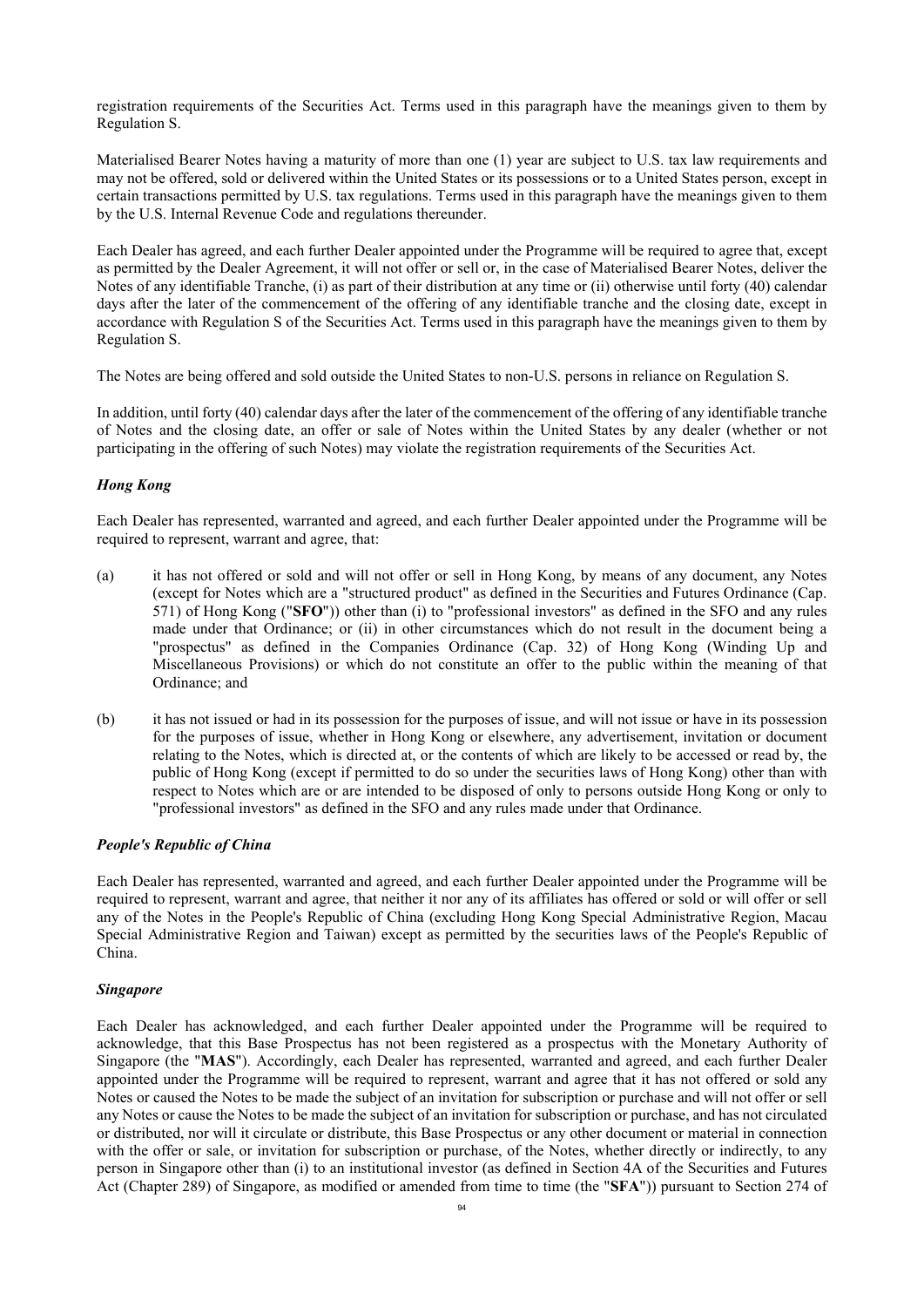registration requirements of the Securities Act. Terms used in this paragraph have the meanings given to them by Regulation S.

Materialised Bearer Notes having a maturity of more than one (1) year are subject to U.S. tax law requirements and may not be offered, sold or delivered within the United States or its possessions or to a United States person, except in certain transactions permitted by U.S. tax regulations. Terms used in this paragraph have the meanings given to them by the U.S. Internal Revenue Code and regulations thereunder.

Each Dealer has agreed, and each further Dealer appointed under the Programme will be required to agree that, except as permitted by the Dealer Agreement, it will not offer or sell or, in the case of Materialised Bearer Notes, deliver the Notes of any identifiable Tranche, (i) as part of their distribution at any time or (ii) otherwise until forty (40) calendar days after the later of the commencement of the offering of any identifiable tranche and the closing date, except in accordance with Regulation S of the Securities Act. Terms used in this paragraph have the meanings given to them by Regulation S.

The Notes are being offered and sold outside the United States to non-U.S. persons in reliance on Regulation S.

In addition, until forty (40) calendar days after the later of the commencement of the offering of any identifiable tranche of Notes and the closing date, an offer or sale of Notes within the United States by any dealer (whether or not participating in the offering of such Notes) may violate the registration requirements of the Securities Act.

***Hong Kong***

Each Dealer has represented, warranted and agreed, and each further Dealer appointed under the Programme will be required to represent, warrant and agree, that:

(a) it has not offered or sold and will not offer or sell in Hong Kong, by means of any document, any Notes (except for Notes which are a "structured product" as defined in the Securities and Futures Ordinance (Cap. 571) of Hong Kong ("**SFO**")) other than (i) to "professional investors" as defined in the SFO and any rules made under that Ordinance; or (ii) in other circumstances which do not result in the document being a "prospectus" as defined in the Companies Ordinance (Cap. 32) of Hong Kong (Winding Up and Miscellaneous Provisions) or which do not constitute an offer to the public within the meaning of that Ordinance; and

(b) it has not issued or had in its possession for the purposes of issue, and will not issue or have in its possession for the purposes of issue, whether in Hong Kong or elsewhere, any advertisement, invitation or document relating to the Notes, which is directed at, or the contents of which are likely to be accessed or read by, the public of Hong Kong (except if permitted to do so under the securities laws of Hong Kong) other than with respect to Notes which are or are intended to be disposed of only to persons outside Hong Kong or only to "professional investors" as defined in the SFO and any rules made under that Ordinance.

***People's Republic of China***

Each Dealer has represented, warranted and agreed, and each further Dealer appointed under the Programme will be required to represent, warrant and agree, that neither it nor any of its affiliates has offered or sold or will offer or sell any of the Notes in the People's Republic of China (excluding Hong Kong Special Administrative Region, Macau Special Administrative Region and Taiwan) except as permitted by the securities laws of the People's Republic of China.

***Singapore***

Each Dealer has acknowledged, and each further Dealer appointed under the Programme will be required to acknowledge, that this Base Prospectus has not been registered as a prospectus with the Monetary Authority of Singapore (the "**MAS**"). Accordingly, each Dealer has represented, warranted and agreed, and each further Dealer appointed under the Programme will be required to represent, warrant and agree that it has not offered or sold any Notes or caused the Notes to be made the subject of an invitation for subscription or purchase and will not offer or sell any Notes or cause the Notes to be made the subject of an invitation for subscription or purchase, and has not circulated or distributed, nor will it circulate or distribute, this Base Prospectus or any other document or material in connection with the offer or sale, or invitation for subscription or purchase, of the Notes, whether directly or indirectly, to any person in Singapore other than (i) to an institutional investor (as defined in Section 4A of the Securities and Futures Act (Chapter 289) of Singapore, as modified or amended from time to time (the "**SFA**")) pursuant to Section 274 of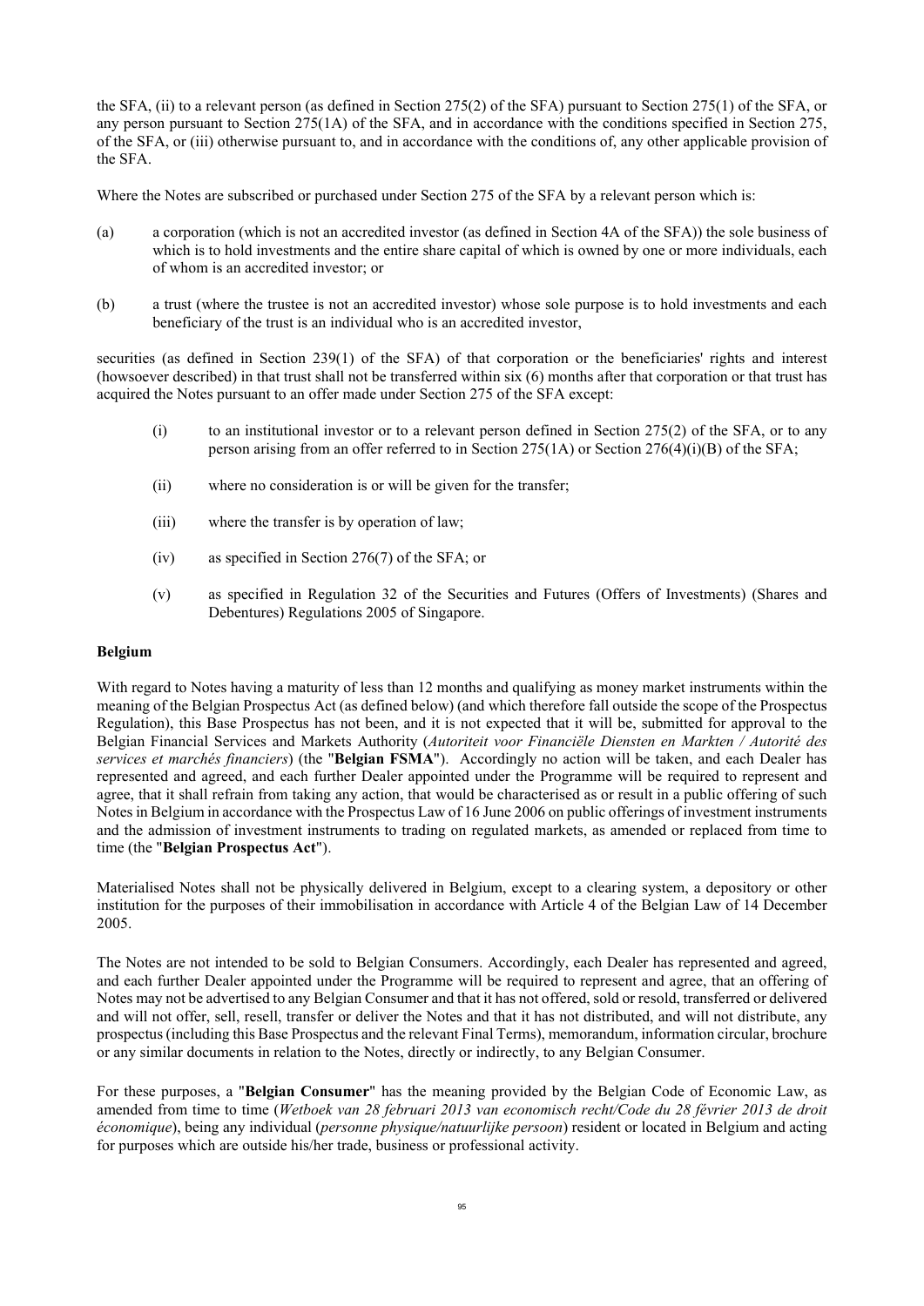the SFA, (ii) to a relevant person (as defined in Section 275(2) of the SFA) pursuant to Section 275(1) of the SFA, or any person pursuant to Section 275(1A) of the SFA, and in accordance with the conditions specified in Section 275, of the SFA, or (iii) otherwise pursuant to, and in accordance with the conditions of, any other applicable provision of the SFA.

Where the Notes are subscribed or purchased under Section 275 of the SFA by a relevant person which is:

(a) a corporation (which is not an accredited investor (as defined in Section 4A of the SFA)) the sole business of which is to hold investments and the entire share capital of which is owned by one or more individuals, each of whom is an accredited investor; or

(b) a trust (where the trustee is not an accredited investor) whose sole purpose is to hold investments and each beneficiary of the trust is an individual who is an accredited investor,

securities (as defined in Section 239(1) of the SFA) of that corporation or the beneficiaries' rights and interest (howsoever described) in that trust shall not be transferred within six (6) months after that corporation or that trust has acquired the Notes pursuant to an offer made under Section 275 of the SFA except:

(i) to an institutional investor or to a relevant person defined in Section 275(2) of the SFA, or to any person arising from an offer referred to in Section 275(1A) or Section 276(4)(i)(B) of the SFA;

(ii) where no consideration is or will be given for the transfer;

(iii) where the transfer is by operation of law;

(iv) as specified in Section 276(7) of the SFA; or

(v) as specified in Regulation 32 of the Securities and Futures (Offers of Investments) (Shares and Debentures) Regulations 2005 of Singapore.

**Belgium**

With regard to Notes having a maturity of less than 12 months and qualifying as money market instruments within the meaning of the Belgian Prospectus Act (as defined below) (and which therefore fall outside the scope of the Prospectus Regulation), this Base Prospectus has not been, and it is not expected that it will be, submitted for approval to the Belgian Financial Services and Markets Authority (*Autoriteit voor Financiële Diensten en Markten / Autorité des services et marchés financiers*) (the "**Belgian FSMA**"). Accordingly no action will be taken, and each Dealer has represented and agreed, and each further Dealer appointed under the Programme will be required to represent and agree, that it shall refrain from taking any action, that would be characterised as or result in a public offering of such Notes in Belgium in accordance with the Prospectus Law of 16 June 2006 on public offerings of investment instruments and the admission of investment instruments to trading on regulated markets, as amended or replaced from time to time (the "**Belgian Prospectus Act**").

Materialised Notes shall not be physically delivered in Belgium, except to a clearing system, a depository or other institution for the purposes of their immobilisation in accordance with Article 4 of the Belgian Law of 14 December 2005.

The Notes are not intended to be sold to Belgian Consumers. Accordingly, each Dealer has represented and agreed, and each further Dealer appointed under the Programme will be required to represent and agree, that an offering of Notes may not be advertised to any Belgian Consumer and that it has not offered, sold or resold, transferred or delivered and will not offer, sell, resell, transfer or deliver the Notes and that it has not distributed, and will not distribute, any prospectus (including this Base Prospectus and the relevant Final Terms), memorandum, information circular, brochure or any similar documents in relation to the Notes, directly or indirectly, to any Belgian Consumer.

For these purposes, a "**Belgian Consumer**" has the meaning provided by the Belgian Code of Economic Law, as amended from time to time (*Wetboek van 28 februari 2013 van economisch recht/Code du 28 février 2013 de droit économique*), being any individual (*personne physique/natuurlijke persoon*) resident or located in Belgium and acting for purposes which are outside his/her trade, business or professional activity.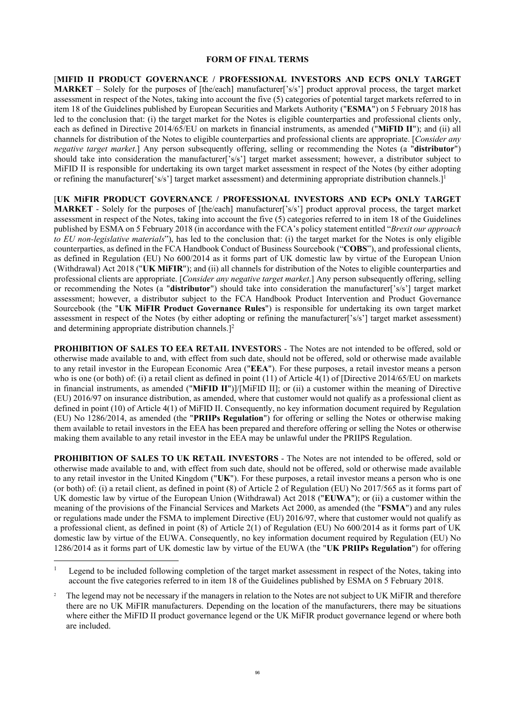**FORM OF FINAL TERMS**

[**MIFID II PRODUCT GOVERNANCE / PROFESSIONAL INVESTORS AND ECPS ONLY TARGET MARKET** – Solely for the purposes of [the/each] manufacturer['s/s'] product approval process, the target market assessment in respect of the Notes, taking into account the five (5) categories of potential target markets referred to in item 18 of the Guidelines published by European Securities and Markets Authority ("**ESMA**") on 5 February 2018 has led to the conclusion that: (i) the target market for the Notes is eligible counterparties and professional clients only, each as defined in Directive 2014/65/EU on markets in financial instruments, as amended ("**MiFID II**"); and (ii) all channels for distribution of the Notes to eligible counterparties and professional clients are appropriate. [*Consider any negative target market*.] Any person subsequently offering, selling or recommending the Notes (a "**distributor**") should take into consideration the manufacturer['s/s'] target market assessment; however, a distributor subject to MiFID II is responsible for undertaking its own target market assessment in respect of the Notes (by either adopting or refining the manufacturer['s/s'] target market assessment) and determining appropriate distribution channels.][1]

[**UK MiFIR PRODUCT GOVERNANCE / PROFESSIONAL INVESTORS AND ECPs ONLY TARGET MARKET** - Solely for the purposes of [the/each] manufacturer['s/s'] product approval process, the target market assessment in respect of the Notes, taking into account the five (5) categories referred to in item 18 of the Guidelines published by ESMA on 5 February 2018 (in accordance with the FCA's policy statement entitled "*Brexit our approach to EU non-legislative materials*"), has led to the conclusion that: (i) the target market for the Notes is only eligible counterparties, as defined in the FCA Handbook Conduct of Business Sourcebook ("**COBS**"), and professional clients, as defined in Regulation (EU) No 600/2014 as it forms part of UK domestic law by virtue of the European Union (Withdrawal) Act 2018 ("**UK MiFIR**"); and (ii) all channels for distribution of the Notes to eligible counterparties and professional clients are appropriate. [*Consider any negative target market*.] Any person subsequently offering, selling or recommending the Notes (a "**distributor**") should take into consideration the manufacturer['s/s'] target market assessment; however, a distributor subject to the FCA Handbook Product Intervention and Product Governance Sourcebook (the "**UK MiFIR Product Governance Rules**") is responsible for undertaking its own target market assessment in respect of the Notes (by either adopting or refining the manufacturer['s/s'] target market assessment) and determining appropriate distribution channels.][2]

**PROHIBITION OF SALES TO EEA RETAIL INVESTORS** - The Notes are not intended to be offered, sold or otherwise made available to and, with effect from such date, should not be offered, sold or otherwise made available to any retail investor in the European Economic Area ("**EEA**"). For these purposes, a retail investor means a person who is one (or both) of: (i) a retail client as defined in point (11) of Article 4(1) of [Directive 2014/65/EU on markets in financial instruments, as amended ("**MiFID II**")]/[MiFID II]; or (ii) a customer within the meaning of Directive (EU) 2016/97 on insurance distribution, as amended, where that customer would not qualify as a professional client as defined in point (10) of Article 4(1) of MiFID II. Consequently, no key information document required by Regulation (EU) No 1286/2014, as amended (the "**PRIIPs Regulation**") for offering or selling the Notes or otherwise making them available to retail investors in the EEA has been prepared and therefore offering or selling the Notes or otherwise making them available to any retail investor in the EEA may be unlawful under the PRIIPS Regulation.

**PROHIBITION OF SALES TO UK RETAIL INVESTORS** - The Notes are not intended to be offered, sold or otherwise made available to and, with effect from such date, should not be offered, sold or otherwise made available to any retail investor in the United Kingdom ("**UK**"). For these purposes, a retail investor means a person who is one (or both) of: (i) a retail client, as defined in point (8) of Article 2 of Regulation (EU) No 2017/565 as it forms part of UK domestic law by virtue of the European Union (Withdrawal) Act 2018 ("**EUWA**"); or (ii) a customer within the meaning of the provisions of the Financial Services and Markets Act 2000, as amended (the "**FSMA**") and any rules or regulations made under the FSMA to implement Directive (EU) 2016/97, where that customer would not qualify as a professional client, as defined in point (8) of Article 2(1) of Regulation (EU) No 600/2014 as it forms part of UK domestic law by virtue of the EUWA. Consequently, no key information document required by Regulation (EU) No 1286/2014 as it forms part of UK domestic law by virtue of the EUWA (the "**UK PRIIPs Regulation**") for offering

---

[1] Legend to be included following completion of the target market assessment in respect of the Notes, taking into account the five categories referred to in item 18 of the Guidelines published by ESMA on 5 February 2018.

[2] The legend may not be necessary if the managers in relation to the Notes are not subject to UK MiFIR and therefore there are no UK MiFIR manufacturers. Depending on the location of the manufacturers, there may be situations where either the MiFID II product governance legend or the UK MiFIR product governance legend or where both are included.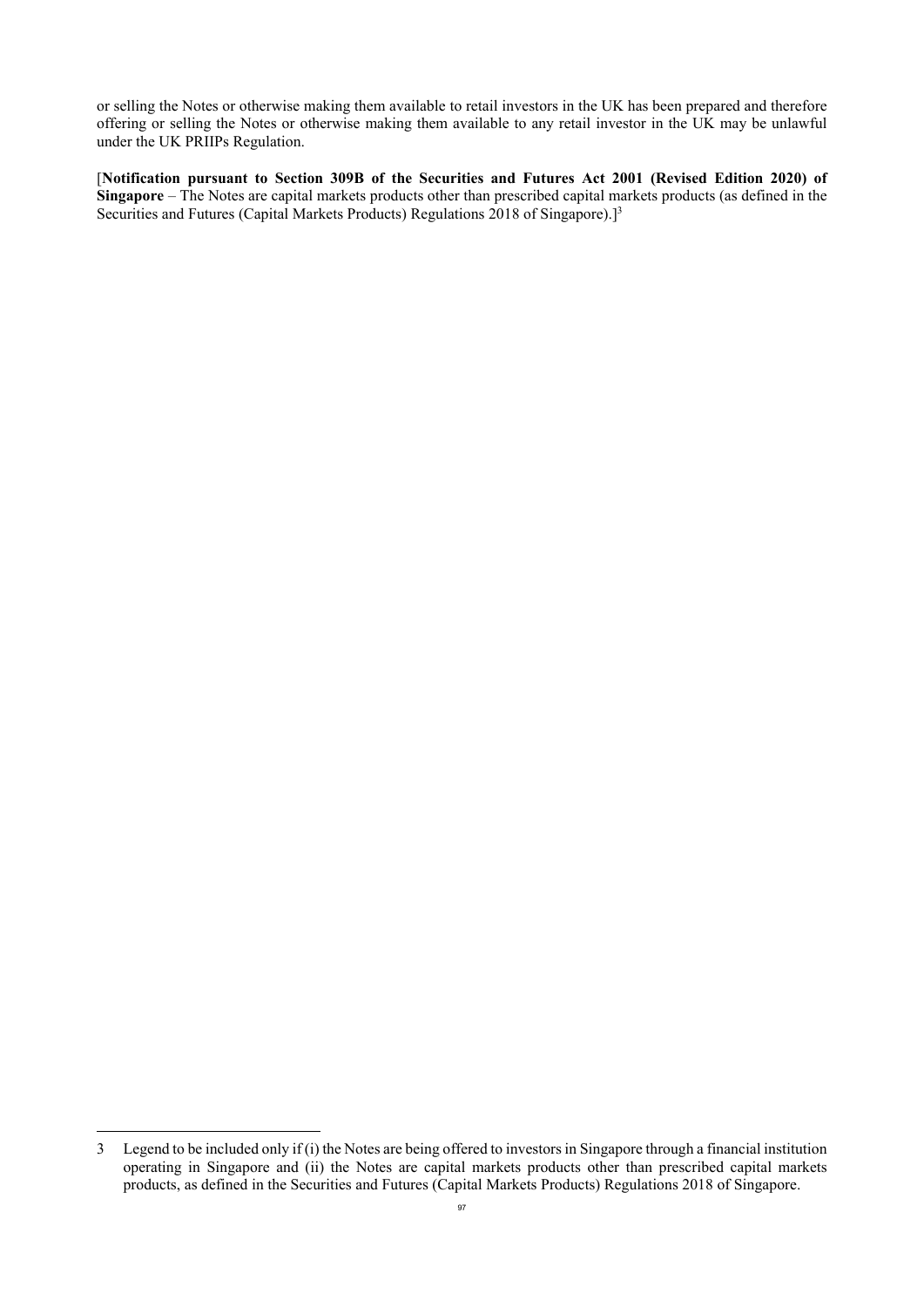or selling the Notes or otherwise making them available to retail investors in the UK has been prepared and therefore offering or selling the Notes or otherwise making them available to any retail investor in the UK may be unlawful under the UK PRIIPs Regulation.

[**Notification pursuant to Section 309B of the Securities and Futures Act 2001 (Revised Edition 2020) of Singapore** – The Notes are capital markets products other than prescribed capital markets products (as defined in the Securities and Futures (Capital Markets Products) Regulations 2018 of Singapore).][3]

3 Legend to be included only if (i) the Notes are being offered to investors in Singapore through a financial institution operating in Singapore and (ii) the Notes are capital markets products other than prescribed capital markets products, as defined in the Securities and Futures (Capital Markets Products) Regulations 2018 of Singapore.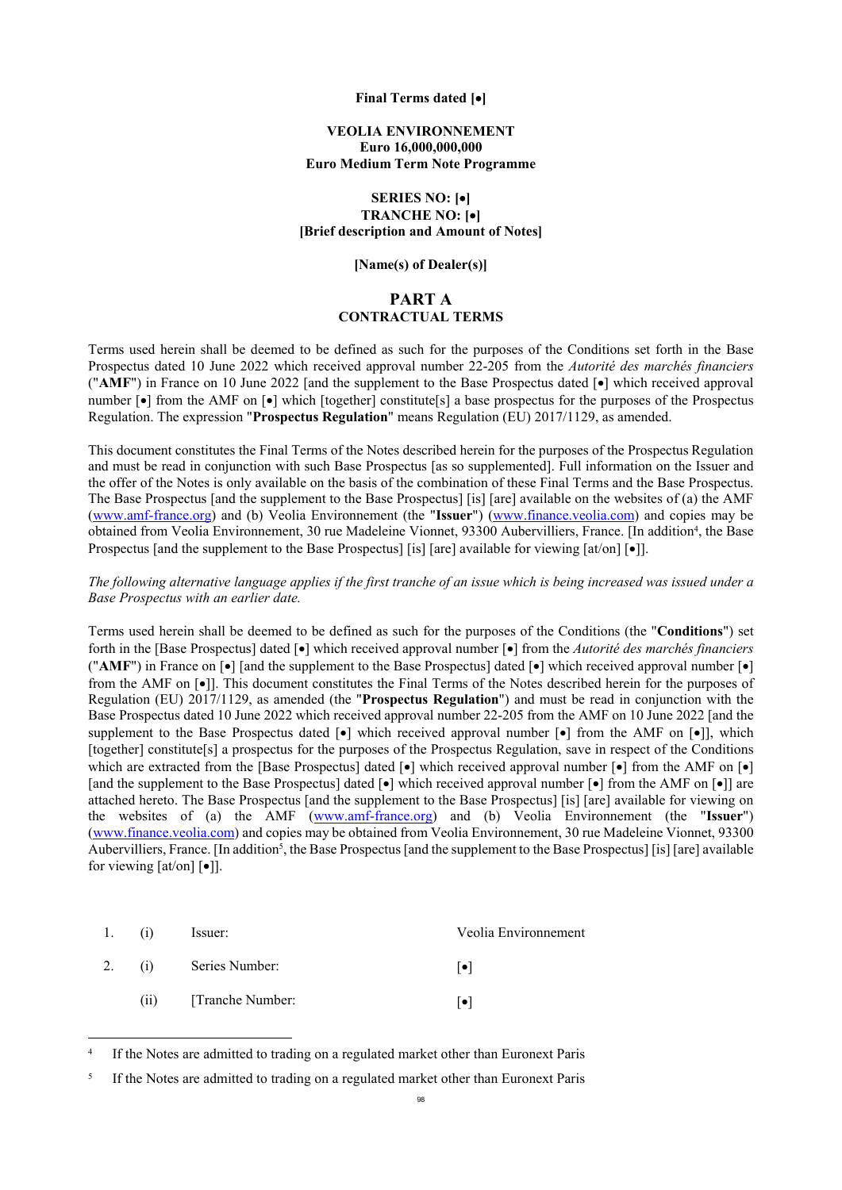**Final Terms dated [•]**

**VEOLIA ENVIRONNEMENT**
**Euro 16,000,000,000**
**Euro Medium Term Note Programme**

**SERIES NO: [•]**
**TRANCHE NO: [•]**
**[Brief description and Amount of Notes]**

**[Name(s) of Dealer(s)]**

# PART A
## CONTRACTUAL TERMS

Terms used herein shall be deemed to be defined as such for the purposes of the Conditions set forth in the Base Prospectus dated 10 June 2022 which received approval number 22-205 from the *Autorité des marchés financiers* ("**AMF**") in France on 10 June 2022 [and the supplement to the Base Prospectus dated [•] which received approval number [•] from the AMF on [•] which [together] constitute[s] a base prospectus for the purposes of the Prospectus Regulation. The expression "**Prospectus Regulation**" means Regulation (EU) 2017/1129, as amended.

This document constitutes the Final Terms of the Notes described herein for the purposes of the Prospectus Regulation and must be read in conjunction with such Base Prospectus [as so supplemented]. Full information on the Issuer and the offer of the Notes is only available on the basis of the combination of these Final Terms and the Base Prospectus. The Base Prospectus [and the supplement to the Base Prospectus] [is] [are] available on the websites of (a) the AMF (www.amf-france.org) and (b) Veolia Environnement (the "**Issuer**") (www.finance.veolia.com) and copies may be obtained from Veolia Environnement, 30 rue Madeleine Vionnet, 93300 Aubervilliers, France. [In addition[4], the Base Prospectus [and the supplement to the Base Prospectus] [is] [are] available for viewing [at/on] [•]].

*The following alternative language applies if the first tranche of an issue which is being increased was issued under a Base Prospectus with an earlier date.*

Terms used herein shall be deemed to be defined as such for the purposes of the Conditions (the "**Conditions**") set forth in the [Base Prospectus] dated [•] which received approval number [•] from the *Autorité des marchés financiers* ("**AMF**") in France on [•] [and the supplement to the Base Prospectus] dated [•] which received approval number [•] from the AMF on [•]]. This document constitutes the Final Terms of the Notes described herein for the purposes of Regulation (EU) 2017/1129, as amended (the "**Prospectus Regulation**") and must be read in conjunction with the Base Prospectus dated 10 June 2022 which received approval number 22-205 from the AMF on 10 June 2022 [and the supplement to the Base Prospectus dated [•] which received approval number [•] from the AMF on [•]], which [together] constitute[s] a prospectus for the purposes of the Prospectus Regulation, save in respect of the Conditions which are extracted from the [Base Prospectus] dated [•] which received approval number [•] from the AMF on [•] [and the supplement to the Base Prospectus] dated [•] which received approval number [•] from the AMF on [•]] are attached hereto. The Base Prospectus [and the supplement to the Base Prospectus] [is] [are] available for viewing on the websites of (a) the AMF (www.amf-france.org) and (b) Veolia Environnement (the "**Issuer**") (www.finance.veolia.com) and copies may be obtained from Veolia Environnement, 30 rue Madeleine Vionnet, 93300 Aubervilliers, France. [In addition[5], the Base Prospectus [and the supplement to the Base Prospectus] [is] [are] available for viewing [at/on] [•]].

| | | | |
|---|---|---|---|
| 1. | (i) | Issuer: | Veolia Environnement |
| 2. | (i) | Series Number: | [•] |
| | (ii) | [Tranche Number: | [•] |

[4] If the Notes are admitted to trading on a regulated market other than Euronext Paris

[5] If the Notes are admitted to trading on a regulated market other than Euronext Paris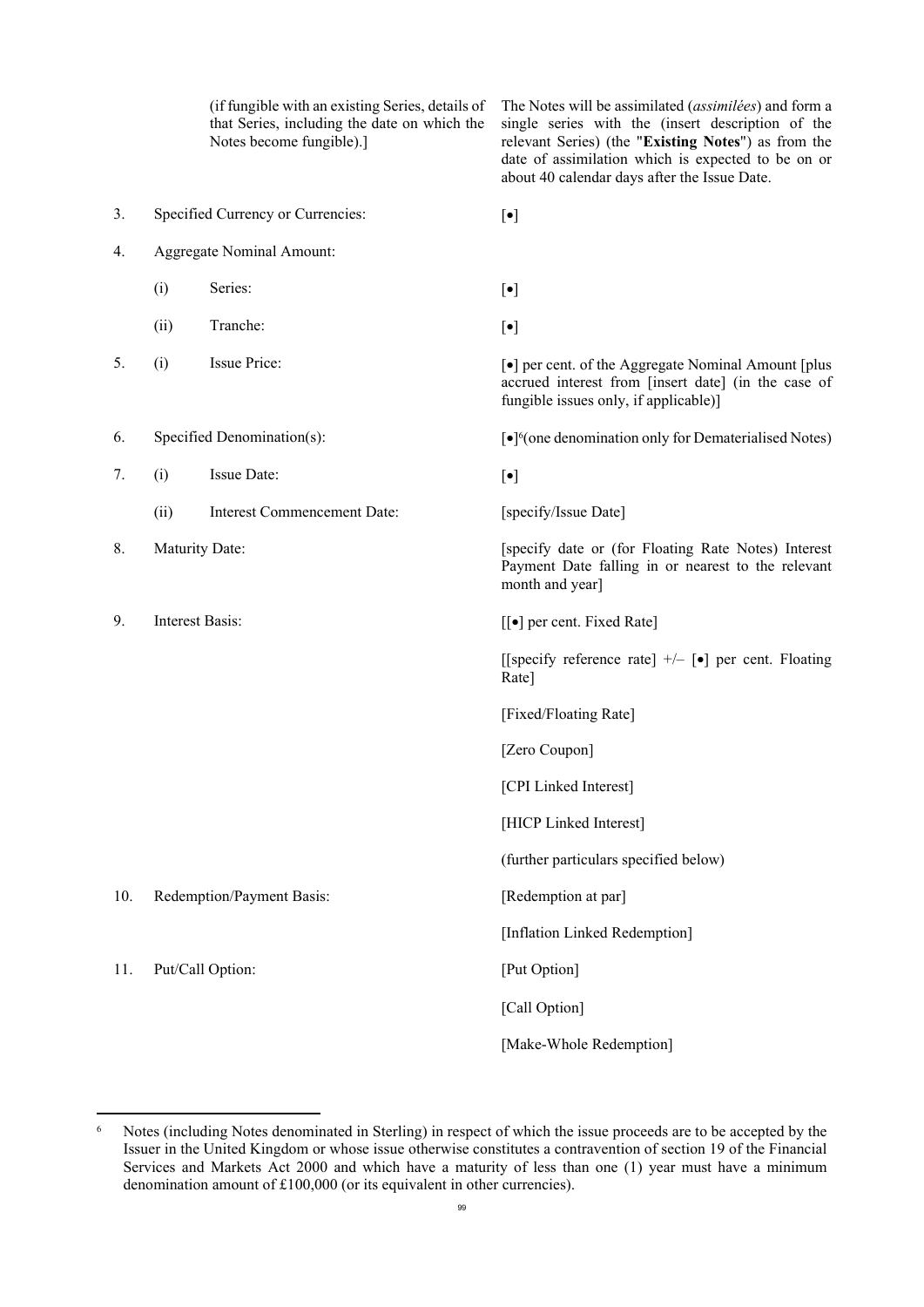| | | |
|---|---|---|
| | (if fungible with an existing Series, details of that Series, including the date on which the Notes become fungible).] | The Notes will be assimilated (*assimilées*) and form a single series with the (insert description of the relevant Series) (the "**Existing Notes**") as from the date of assimilation which is expected to be on or about 40 calendar days after the Issue Date. |
| 3. | Specified Currency or Currencies: | [•] |
| 4. | Aggregate Nominal Amount: | |
| | (i) Series: | [•] |
| | (ii) Tranche: | [•] |
| 5. | (i) Issue Price: | [•] per cent. of the Aggregate Nominal Amount [plus accrued interest from [insert date] (in the case of fungible issues only, if applicable)] |
| 6. | Specified Denomination(s): | [•][6](one denomination only for Dematerialised Notes) |
| 7. | (i) Issue Date: | [•] |
| | (ii) Interest Commencement Date: | [specify/Issue Date] |
| 8. | Maturity Date: | [specify date or (for Floating Rate Notes) Interest Payment Date falling in or nearest to the relevant month and year] |
| 9. | Interest Basis: | [[•] per cent. Fixed Rate]<br><br>[[specify reference rate] +/– [•] per cent. Floating Rate]<br><br>[Fixed/Floating Rate]<br><br>[Zero Coupon]<br><br>[CPI Linked Interest]<br><br>[HICP Linked Interest]<br><br>(further particulars specified below) |
| 10. | Redemption/Payment Basis: | [Redemption at par]<br><br>[Inflation Linked Redemption] |
| 11. | Put/Call Option: | [Put Option]<br><br>[Call Option]<br><br>[Make-Whole Redemption] |

[6] Notes (including Notes denominated in Sterling) in respect of which the issue proceeds are to be accepted by the Issuer in the United Kingdom or whose issue otherwise constitutes a contravention of section 19 of the Financial Services and Markets Act 2000 and which have a maturity of less than one (1) year must have a minimum denomination amount of £100,000 (or its equivalent in other currencies).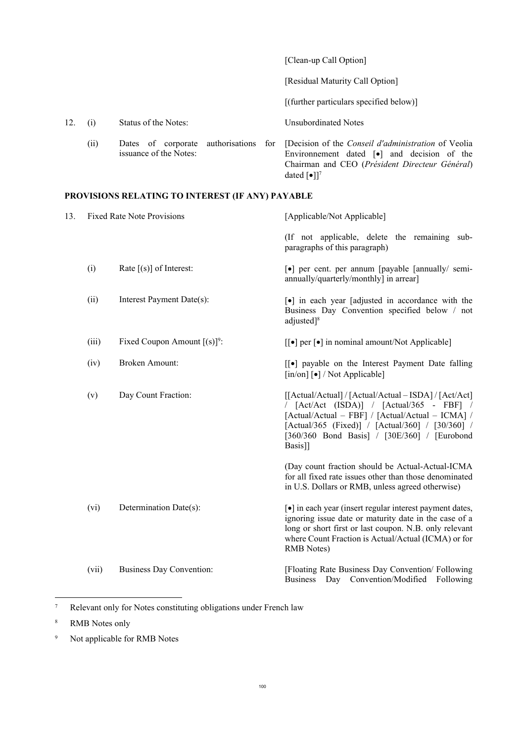| | | | |
|---|---|---|---|
| | | | [Clean-up Call Option] |
| | | | [Residual Maturity Call Option] |
| | | | [(further particulars specified below)] |
| 12. | (i) | Status of the Notes: | Unsubordinated Notes |
| | (ii) | Dates of corporate authorisations for issuance of the Notes: | [Decision of the *Conseil d'administration* of Veolia Environnement dated [•] and decision of the Chairman and CEO (*Président Directeur Général*) dated [•]][7] |

**PROVISIONS RELATING TO INTEREST (IF ANY) PAYABLE**

| | | | |
|---|---|---|---|
| 13. | Fixed Rate Note Provisions | | [Applicable/Not Applicable] |
| | | | (If not applicable, delete the remaining sub-paragraphs of this paragraph) |
| | (i) | Rate [(s)] of Interest: | [•] per cent. per annum [payable [annually/ semi-annually/quarterly/monthly] in arrear] |
| | (ii) | Interest Payment Date(s): | [•] in each year [adjusted in accordance with the Business Day Convention specified below / not adjusted][8] |
| | (iii) | Fixed Coupon Amount [(s)][9]: | [[•] per [•] in nominal amount/Not Applicable] |
| | (iv) | Broken Amount: | [[•] payable on the Interest Payment Date falling [in/on] [•] / Not Applicable] |
| | (v) | Day Count Fraction: | [[Actual/Actual] / [Actual/Actual – ISDA] / [Act/Act] / [Act/Act (ISDA)] / [Actual/365 - FBF] / [Actual/Actual – FBF] / [Actual/Actual – ICMA] / [Actual/365 (Fixed)] / [Actual/360] / [30/360] / [360/360 Bond Basis] / [30E/360] / [Eurobond Basis]] |
| | | | (Day count fraction should be Actual-Actual-ICMA for all fixed rate issues other than those denominated in U.S. Dollars or RMB, unless agreed otherwise) |
| | (vi) | Determination Date(s): | [•] in each year (insert regular interest payment dates, ignoring issue date or maturity date in the case of a long or short first or last coupon. N.B. only relevant where Count Fraction is Actual/Actual (ICMA) or for RMB Notes) |
| | (vii) | Business Day Convention: | [Floating Rate Business Day Convention/ Following Business Day Convention/Modified Following |

[7] Relevant only for Notes constituting obligations under French law

[8] RMB Notes only

[9] Not applicable for RMB Notes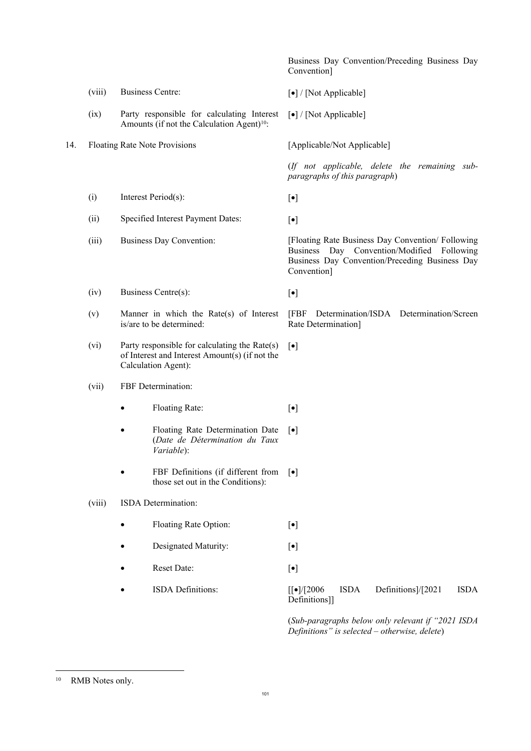| | | | |
|---|---|---|---|
| | | | Business Day Convention/Preceding Business Day Convention] |
| | (viii) | Business Centre: | [•] / [Not Applicable] |
| | (ix) | Party responsible for calculating Interest Amounts (if not the Calculation Agent)[10]: | [•] / [Not Applicable] |
| 14. | Floating Rate Note Provisions | | [Applicable/Not Applicable] |
| | | | (*If not applicable, delete the remaining sub-paragraphs of this paragraph*) |
| | (i) | Interest Period(s): | [•] |
| | (ii) | Specified Interest Payment Dates: | [•] |
| | (iii) | Business Day Convention: | [Floating Rate Business Day Convention/ Following Business Day Convention/Modified Following Business Day Convention/Preceding Business Day Convention] |
| | (iv) | Business Centre(s): | [•] |
| | (v) | Manner in which the Rate(s) of Interest is/are to be determined: | [FBF Determination/ISDA Determination/Screen Rate Determination] |
| | (vi) | Party responsible for calculating the Rate(s) of Interest and Interest Amount(s) (if not the Calculation Agent): | [•] |
| | (vii) | FBF Determination: | |
| | | • Floating Rate: | [•] |
| | | • Floating Rate Determination Date (*Date de Détermination du Taux Variable*): | [•] |
| | | • FBF Definitions (if different from those set out in the Conditions): | [•] |
| | (viii) | ISDA Determination: | |
| | | • Floating Rate Option: | [•] |
| | | • Designated Maturity: | [•] |
| | | • Reset Date: | [•] |
| | | • ISDA Definitions: | [[•]/[2006 ISDA Definitions]/[2021 ISDA Definitions]] |
| | | | (*Sub-paragraphs below only relevant if "2021 ISDA Definitions" is selected – otherwise, delete*) |

[10] RMB Notes only.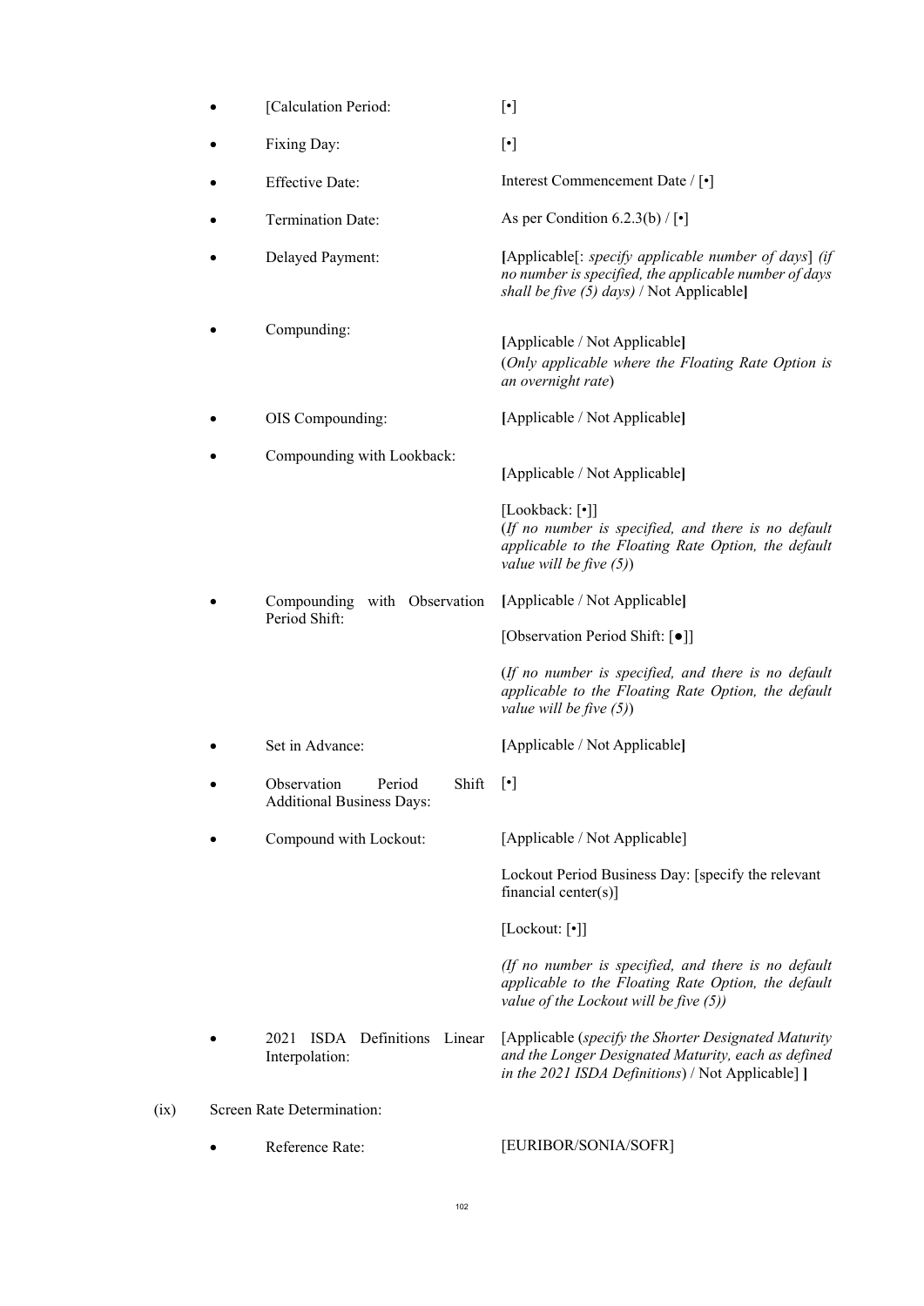- [Calculation Period: [•]

- Fixing Day: [•]

- Effective Date: Interest Commencement Date / [•]

- Termination Date: As per Condition 6.2.3(b) / [•]

- Delayed Payment: **[**Applicable[: *specify applicable number of days*] *(if no number is specified, the applicable number of days shall be five (5) days)* / Not Applicable**]**

- Compunding: **[**Applicable / Not Applicable**]**
  (*Only applicable where the Floating Rate Option is an overnight rate*)

- OIS Compounding: **[**Applicable / Not Applicable**]**

- Compounding with Lookback: **[**Applicable / Not Applicable**]**

  [Lookback: [•]]
  (*If no number is specified, and there is no default applicable to the Floating Rate Option, the default value will be five (5)*)

- Compounding with Observation Period Shift: **[**Applicable / Not Applicable**]**

  [Observation Period Shift: [●]]

  (*If no number is specified, and there is no default applicable to the Floating Rate Option, the default value will be five (5)*)

- Set in Advance: **[**Applicable / Not Applicable**]**

- Observation Period Shift Additional Business Days: [•]

- Compound with Lockout: [Applicable / Not Applicable]

  Lockout Period Business Day: [specify the relevant financial center(s)]

  [Lockout: [•]]

  *(If no number is specified, and there is no default applicable to the Floating Rate Option, the default value of the Lockout will be five (5))*

- 2021 ISDA Definitions Linear Interpolation: [Applicable (*specify the Shorter Designated Maturity and the Longer Designated Maturity, each as defined in the 2021 ISDA Definitions*) / Not Applicable] **]**

(ix) Screen Rate Determination:

- Reference Rate: [EURIBOR/SONIA/SOFR]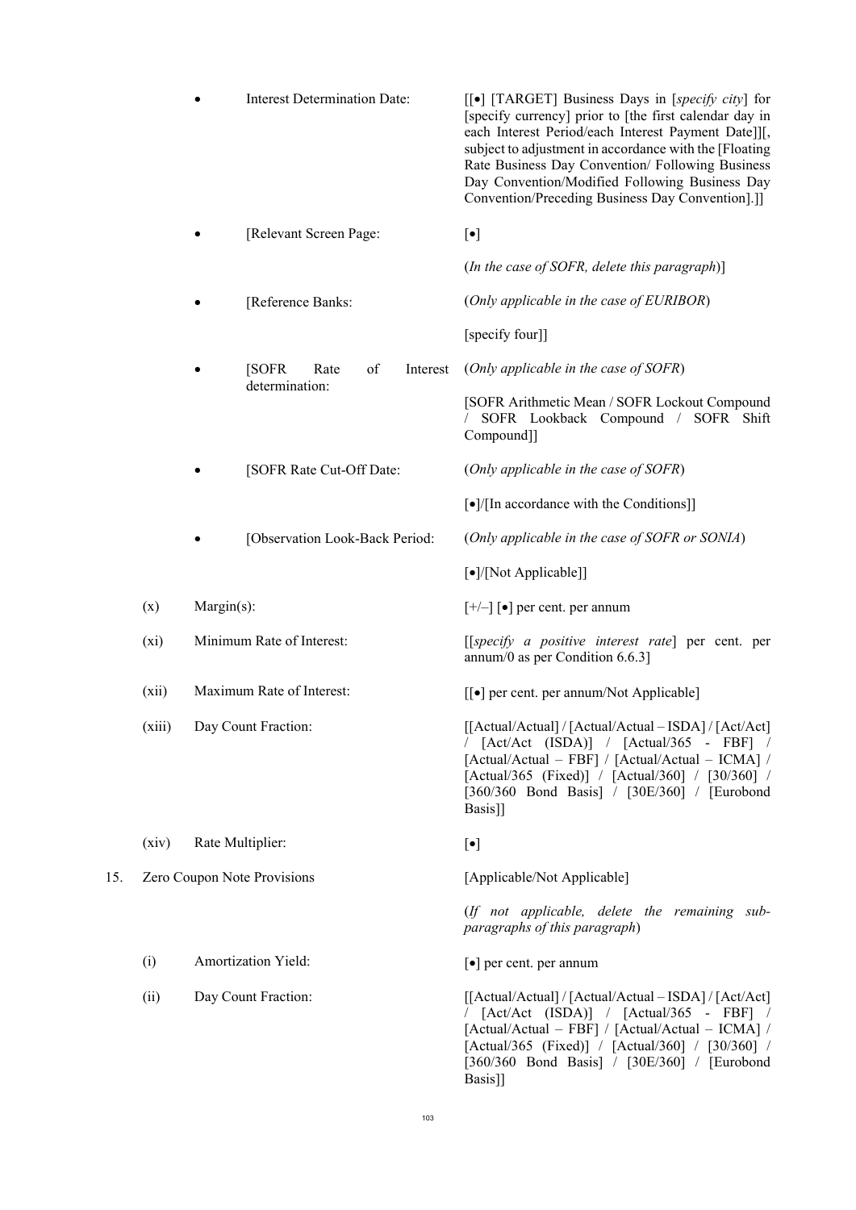| | | |
|---|---|---|
| | • Interest Determination Date: | [[•] [TARGET] Business Days in [*specify city*] for [specify currency] prior to [the first calendar day in each Interest Period/each Interest Payment Date]][, subject to adjustment in accordance with the [Floating Rate Business Day Convention/ Following Business Day Convention/Modified Following Business Day Convention/Preceding Business Day Convention].]] |
| | • [Relevant Screen Page: | [•]<br><br>(*In the case of SOFR, delete this paragraph*)] |
| | • [Reference Banks: | (*Only applicable in the case of EURIBOR*)<br><br>[specify four]] |
| | • [SOFR Rate of Interest determination: | (*Only applicable in the case of SOFR*)<br><br>[SOFR Arithmetic Mean / SOFR Lockout Compound / SOFR Lookback Compound / SOFR Shift Compound]] |
| | • [SOFR Rate Cut-Off Date: | (*Only applicable in the case of SOFR*)<br><br>[•]/[In accordance with the Conditions]] |
| | • [Observation Look-Back Period: | (*Only applicable in the case of SOFR or SONIA*)<br><br>[•]/[Not Applicable]] |
| (x) | Margin(s): | [+/–] [•] per cent. per annum |
| (xi) | Minimum Rate of Interest: | [[*specify a positive interest rate*] per cent. per annum/0 as per Condition 6.6.3] |
| (xii) | Maximum Rate of Interest: | [[•] per cent. per annum/Not Applicable] |
| (xiii) | Day Count Fraction: | [[Actual/Actual] / [Actual/Actual – ISDA] / [Act/Act] / [Act/Act (ISDA)] / [Actual/365 - FBF] / [Actual/Actual – FBF] / [Actual/Actual – ICMA] / [Actual/365 (Fixed)] / [Actual/360] / [30/360] / [360/360 Bond Basis] / [30E/360] / [Eurobond Basis]] |
| (xiv) | Rate Multiplier: | [•] |
| 15. | Zero Coupon Note Provisions | [Applicable/Not Applicable]<br><br>(*If not applicable, delete the remaining sub-paragraphs of this paragraph*) |
| (i) | Amortization Yield: | [•] per cent. per annum |
| (ii) | Day Count Fraction: | [[Actual/Actual] / [Actual/Actual – ISDA] / [Act/Act] / [Act/Act (ISDA)] / [Actual/365 - FBF] / [Actual/Actual – FBF] / [Actual/Actual – ICMA] / [Actual/365 (Fixed)] / [Actual/360] / [30/360] / [360/360 Bond Basis] / [30E/360] / [Eurobond Basis]] |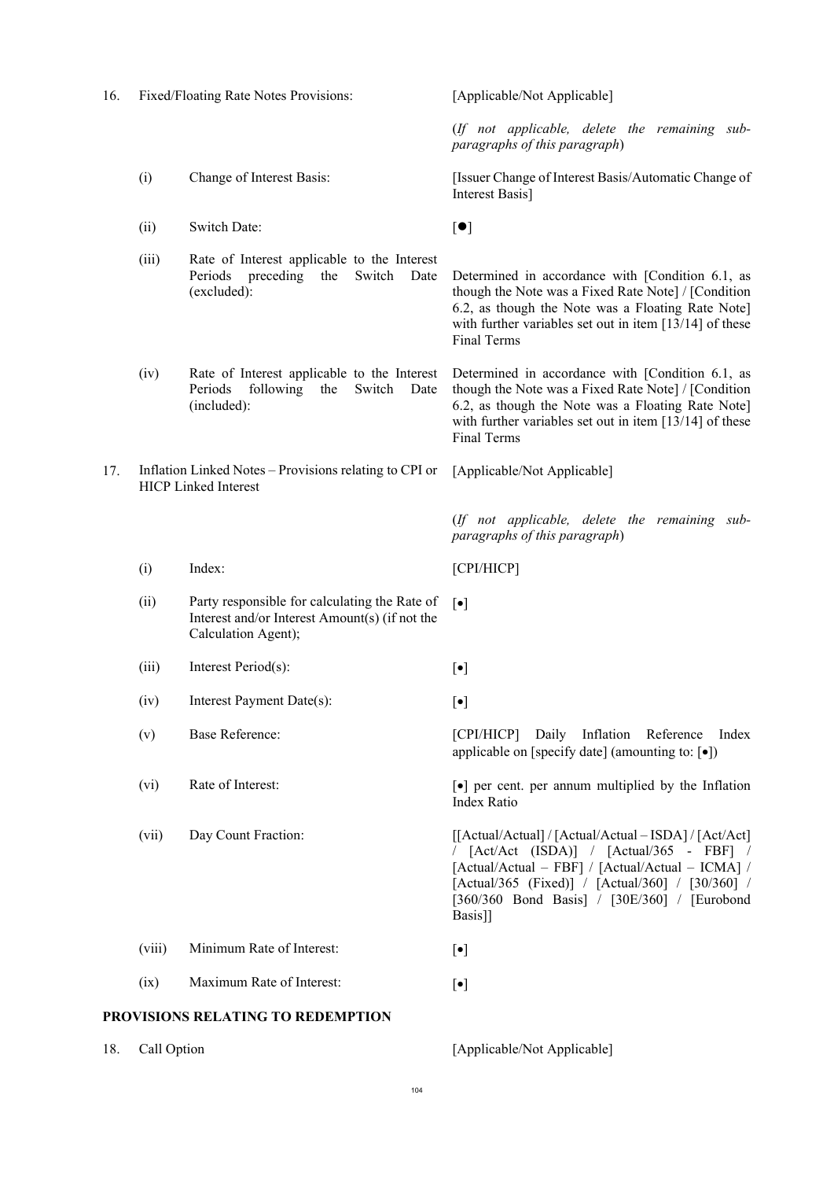| | | | |
|---|---|---|---|
| 16. | Fixed/Floating Rate Notes Provisions: | | [Applicable/Not Applicable] |
| | | | (*If not applicable, delete the remaining sub-paragraphs of this paragraph*) |
| | (i) | Change of Interest Basis: | [Issuer Change of Interest Basis/Automatic Change of Interest Basis] |
| | (ii) | Switch Date: | [●] |
| | (iii) | Rate of Interest applicable to the Interest Periods preceding the Switch Date (excluded): | Determined in accordance with [Condition 6.1, as though the Note was a Fixed Rate Note] / [Condition 6.2, as though the Note was a Floating Rate Note] with further variables set out in item [13/14] of these Final Terms |
| | (iv) | Rate of Interest applicable to the Interest Periods following the Switch Date (included): | Determined in accordance with [Condition 6.1, as though the Note was a Fixed Rate Note] / [Condition 6.2, as though the Note was a Floating Rate Note] with further variables set out in item [13/14] of these Final Terms |
| 17. | Inflation Linked Notes – Provisions relating to CPI or HICP Linked Interest | | [Applicable/Not Applicable] |
| | | | (*If not applicable, delete the remaining sub-paragraphs of this paragraph*) |
| | (i) | Index: | [CPI/HICP] |
| | (ii) | Party responsible for calculating the Rate of Interest and/or Interest Amount(s) (if not the Calculation Agent); | [•] |
| | (iii) | Interest Period(s): | [•] |
| | (iv) | Interest Payment Date(s): | [•] |
| | (v) | Base Reference: | [CPI/HICP] Daily Inflation Reference Index applicable on [specify date] (amounting to: [•]) |
| | (vi) | Rate of Interest: | [•] per cent. per annum multiplied by the Inflation Index Ratio |
| | (vii) | Day Count Fraction: | [[Actual/Actual] / [Actual/Actual – ISDA] / [Act/Act] / [Act/Act (ISDA)] / [Actual/365 - FBF] / [Actual/Actual – FBF] / [Actual/Actual – ICMA] / [Actual/365 (Fixed)] / [Actual/360] / [30/360] / [360/360 Bond Basis] / [30E/360] / [Eurobond Basis]] |
| | (viii) | Minimum Rate of Interest: | [•] |
| | (ix) | Maximum Rate of Interest: | [•] |

**PROVISIONS RELATING TO REDEMPTION**

| | | |
|---|---|---|
| 18. | Call Option | [Applicable/Not Applicable] |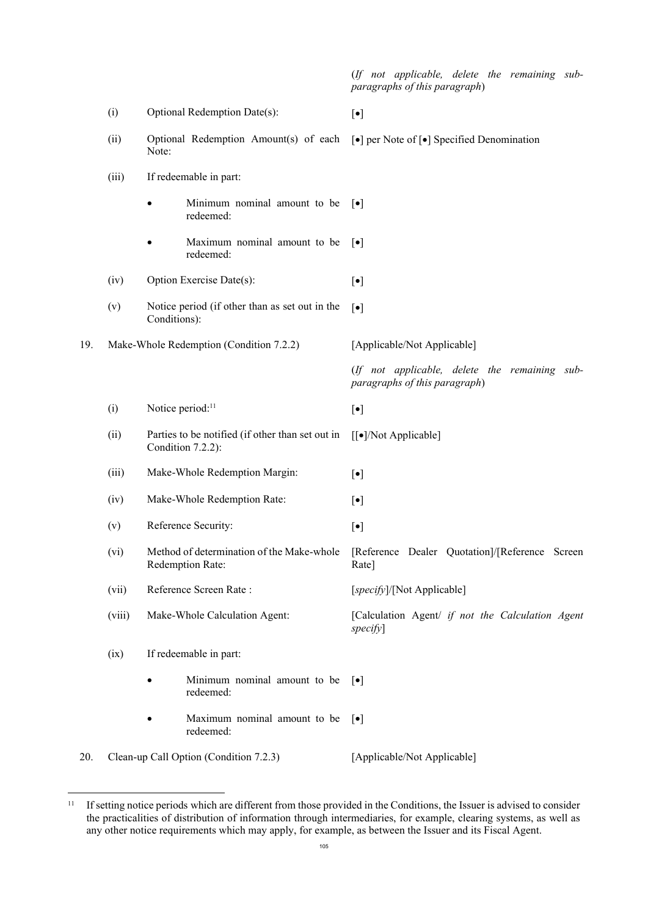| | | | |
|---|---|---|---|
| | | | (*If not applicable, delete the remaining sub-paragraphs of this paragraph*) |
| | (i) | Optional Redemption Date(s): | [•] |
| | (ii) | Optional Redemption Amount(s) of each Note: | [•] per Note of [•] Specified Denomination |
| | (iii) | If redeemable in part: | |
| | | • Minimum nominal amount to be redeemed: | [•] |
| | | • Maximum nominal amount to be redeemed: | [•] |
| | (iv) | Option Exercise Date(s): | [•] |
| | (v) | Notice period (if other than as set out in the Conditions): | [•] |
| 19. | Make-Whole Redemption (Condition 7.2.2) | | [Applicable/Not Applicable] |
| | | | (*If not applicable, delete the remaining sub-paragraphs of this paragraph*) |
| | (i) | Notice period:[11] | [•] |
| | (ii) | Parties to be notified (if other than set out in Condition 7.2.2): | [[•]/Not Applicable] |
| | (iii) | Make-Whole Redemption Margin: | [•] |
| | (iv) | Make-Whole Redemption Rate: | [•] |
| | (v) | Reference Security: | [•] |
| | (vi) | Method of determination of the Make-whole Redemption Rate: | [Reference Dealer Quotation]/[Reference Screen Rate] |
| | (vii) | Reference Screen Rate : | [*specify*]/[Not Applicable] |
| | (viii) | Make-Whole Calculation Agent: | [Calculation Agent/ *if not the Calculation Agent specify*] |
| | (ix) | If redeemable in part: | |
| | | • Minimum nominal amount to be redeemed: | [•] |
| | | • Maximum nominal amount to be redeemed: | [•] |
| 20. | Clean-up Call Option (Condition 7.2.3) | | [Applicable/Not Applicable] |

[11] If setting notice periods which are different from those provided in the Conditions, the Issuer is advised to consider the practicalities of distribution of information through intermediaries, for example, clearing systems, as well as any other notice requirements which may apply, for example, as between the Issuer and its Fiscal Agent.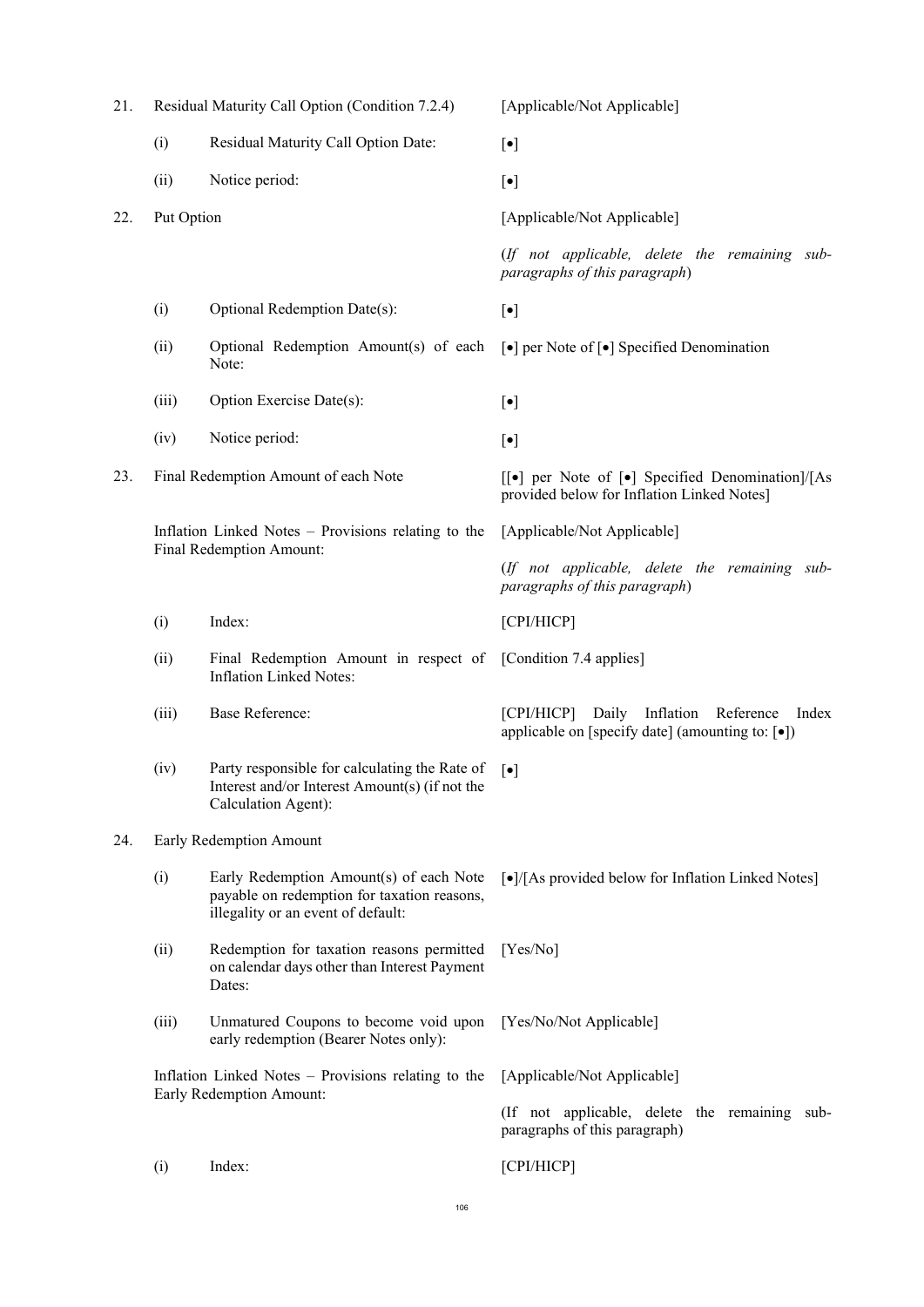| | | | |
|---|---|---|---|
| 21. | Residual Maturity Call Option (Condition 7.2.4) | | [Applicable/Not Applicable] |
| | (i) | Residual Maturity Call Option Date: | [•] |
| | (ii) | Notice period: | [•] |
| 22. | Put Option | | [Applicable/Not Applicable]<br><br>(*If not applicable, delete the remaining sub-paragraphs of this paragraph*) |
| | (i) | Optional Redemption Date(s): | [•] |
| | (ii) | Optional Redemption Amount(s) of each Note: | [•] per Note of [•] Specified Denomination |
| | (iii) | Option Exercise Date(s): | [•] |
| | (iv) | Notice period: | [•] |
| 23. | Final Redemption Amount of each Note | | [[•] per Note of [•] Specified Denomination]/[As provided below for Inflation Linked Notes] |
| | Inflation Linked Notes – Provisions relating to the Final Redemption Amount: | | [Applicable/Not Applicable]<br><br>(*If not applicable, delete the remaining sub-paragraphs of this paragraph*) |
| | (i) | Index: | [CPI/HICP] |
| | (ii) | Final Redemption Amount in respect of Inflation Linked Notes: | [Condition 7.4 applies] |
| | (iii) | Base Reference: | [CPI/HICP] Daily Inflation Reference Index applicable on [specify date] (amounting to: [•]) |
| | (iv) | Party responsible for calculating the Rate of Interest and/or Interest Amount(s) (if not the Calculation Agent): | [•] |
| 24. | Early Redemption Amount | | |
| | (i) | Early Redemption Amount(s) of each Note payable on redemption for taxation reasons, illegality or an event of default: | [•]/[As provided below for Inflation Linked Notes] |
| | (ii) | Redemption for taxation reasons permitted on calendar days other than Interest Payment Dates: | [Yes/No] |
| | (iii) | Unmatured Coupons to become void upon early redemption (Bearer Notes only): | [Yes/No/Not Applicable] |
| | Inflation Linked Notes – Provisions relating to the Early Redemption Amount: | | [Applicable/Not Applicable]<br><br>(If not applicable, delete the remaining sub-paragraphs of this paragraph) |
| | (i) | Index: | [CPI/HICP] |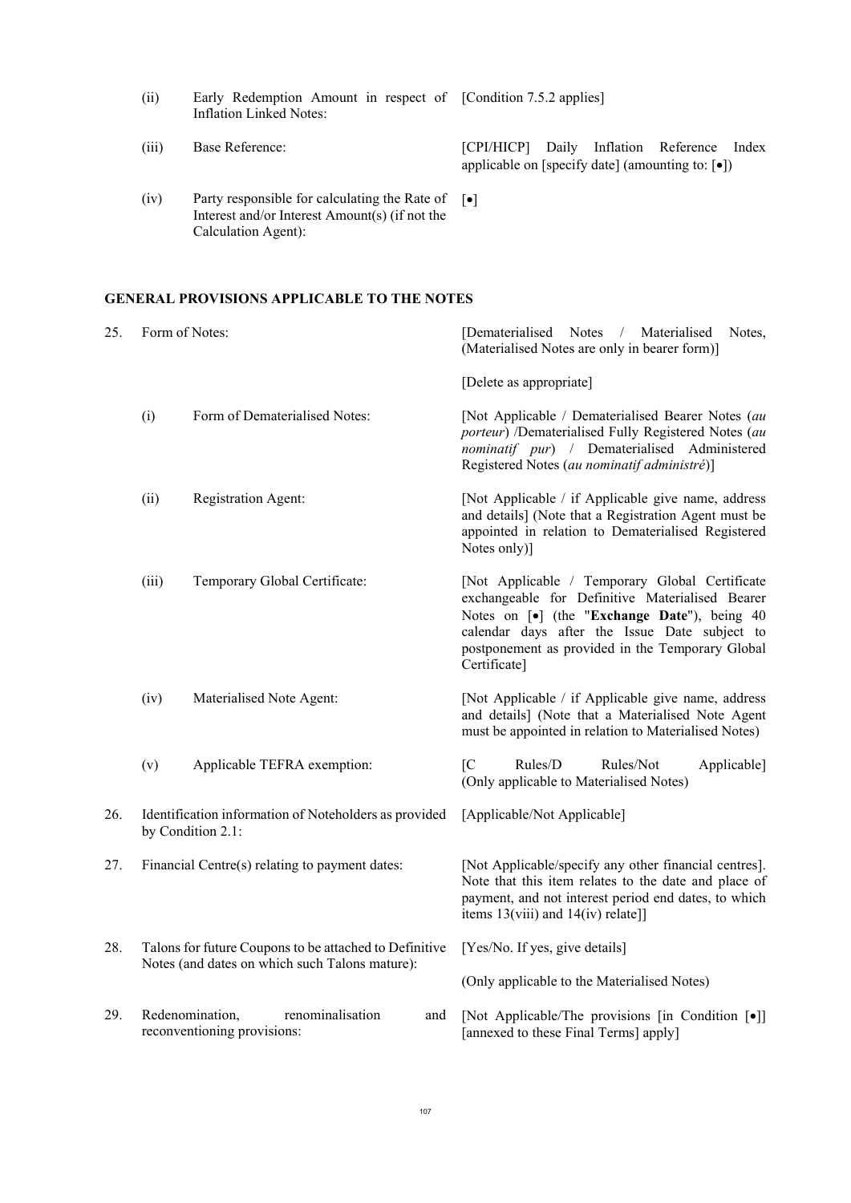| | | |
|---|---|---|
| (ii) | Early Redemption Amount in respect of Inflation Linked Notes: | [Condition 7.5.2 applies] |
| (iii) | Base Reference: | [CPI/HICP] Daily Inflation Reference Index applicable on [specify date] (amounting to: [•]) |
| (iv) | Party responsible for calculating the Rate of Interest and/or Interest Amount(s) (if not the Calculation Agent): | [•] |

## GENERAL PROVISIONS APPLICABLE TO THE NOTES

| | | |
|---|---|---|
| 25. | Form of Notes: | [Dematerialised Notes / Materialised Notes, (Materialised Notes are only in bearer form)]<br><br>[Delete as appropriate] |
| (i) | Form of Dematerialised Notes: | [Not Applicable / Dematerialised Bearer Notes (*au porteur*) /Dematerialised Fully Registered Notes (*au nominatif pur*) / Dematerialised Administered Registered Notes (*au nominatif administré*)] |
| (ii) | Registration Agent: | [Not Applicable / if Applicable give name, address and details] (Note that a Registration Agent must be appointed in relation to Dematerialised Registered Notes only)] |
| (iii) | Temporary Global Certificate: | [Not Applicable / Temporary Global Certificate exchangeable for Definitive Materialised Bearer Notes on [•] (the "**Exchange Date**"), being 40 calendar days after the Issue Date subject to postponement as provided in the Temporary Global Certificate] |
| (iv) | Materialised Note Agent: | [Not Applicable / if Applicable give name, address and details] (Note that a Materialised Note Agent must be appointed in relation to Materialised Notes) |
| (v) | Applicable TEFRA exemption: | [C Rules/D Rules/Not Applicable] (Only applicable to Materialised Notes) |
| 26. | Identification information of Noteholders as provided by Condition 2.1: | [Applicable/Not Applicable] |
| 27. | Financial Centre(s) relating to payment dates: | [Not Applicable/specify any other financial centres]. Note that this item relates to the date and place of payment, and not interest period end dates, to which items 13(viii) and 14(iv) relate]] |
| 28. | Talons for future Coupons to be attached to Definitive Notes (and dates on which such Talons mature): | [Yes/No. If yes, give details]<br><br>(Only applicable to the Materialised Notes) |
| 29. | Redenomination, renominalisation and reconventioning provisions: | [Not Applicable/The provisions [in Condition [•]] [annexed to these Final Terms] apply] |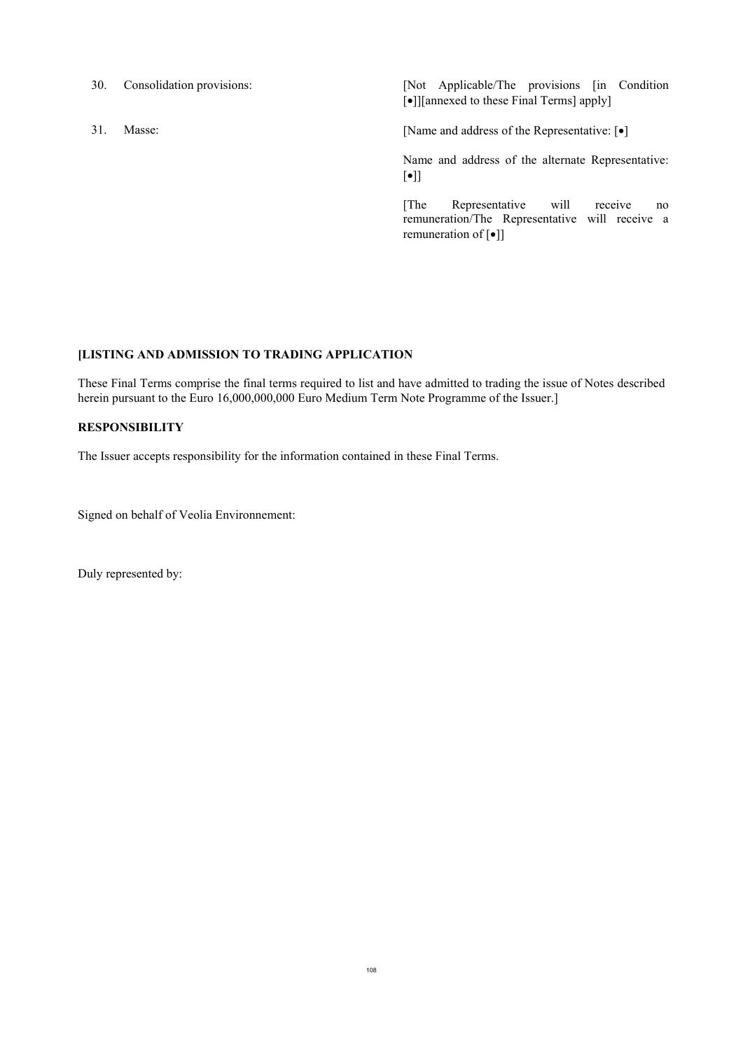| | | |
|---|---|---|
| 30. | Consolidation provisions: | [Not Applicable/The provisions [in Condition [•]][annexed to these Final Terms] apply] |
| 31. | Masse: | [Name and address of the Representative: [•]<br><br>Name and address of the alternate Representative: [•]]<br><br>[The Representative will receive no remuneration/The Representative will receive a remuneration of [•]] |

**[LISTING AND ADMISSION TO TRADING APPLICATION**

These Final Terms comprise the final terms required to list and have admitted to trading the issue of Notes described herein pursuant to the Euro 16,000,000,000 Euro Medium Term Note Programme of the Issuer.]

**RESPONSIBILITY**

The Issuer accepts responsibility for the information contained in these Final Terms.

Signed on behalf of Veolia Environnement:

Duly represented by: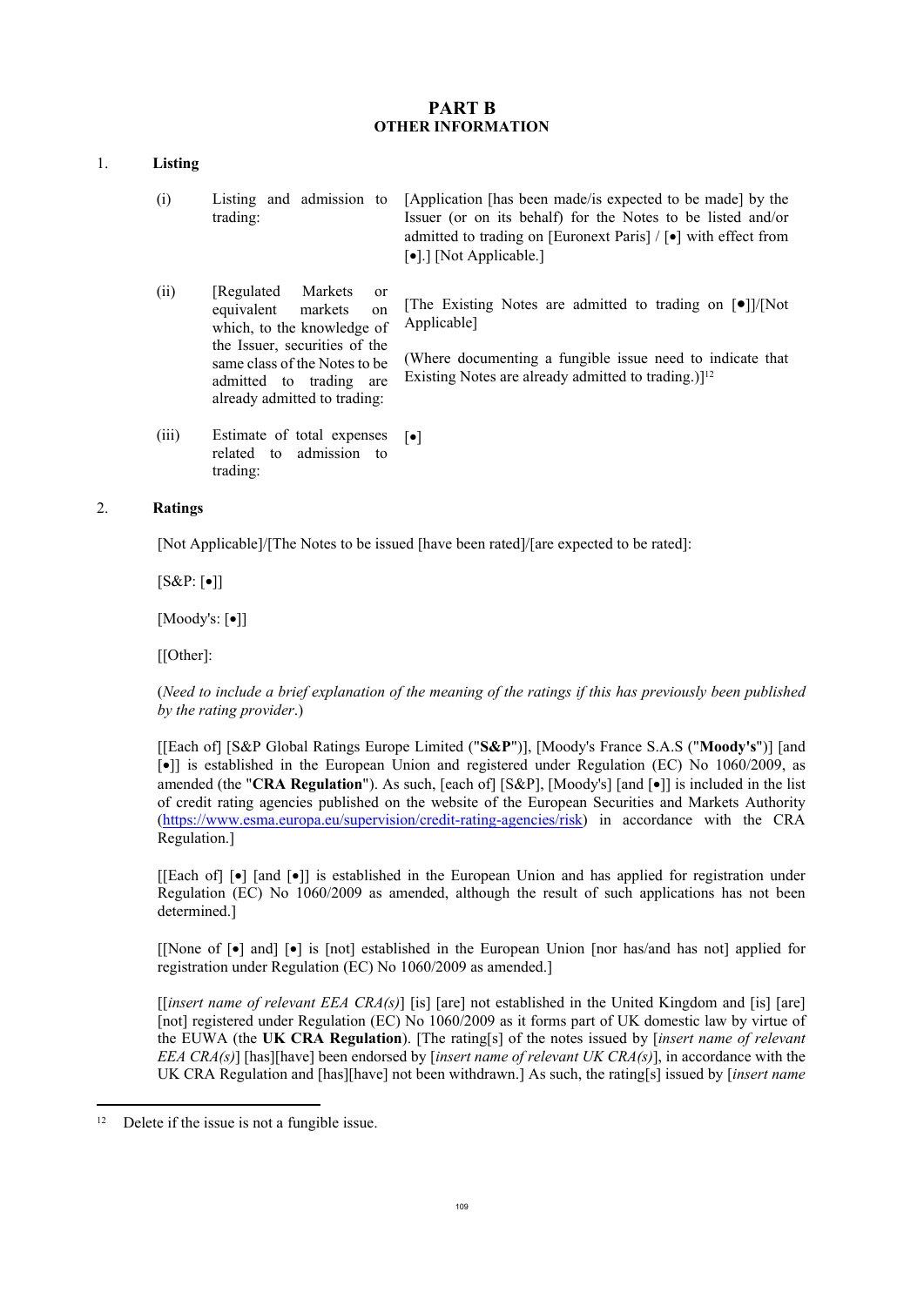# PART B
## OTHER INFORMATION

1. **Listing**

| | | |
|---|---|---|
| (i) | Listing and admission to trading: | [Application [has been made/is expected to be made] by the Issuer (or on its behalf) for the Notes to be listed and/or admitted to trading on [Euronext Paris] / [•] with effect from [•].] [Not Applicable.] |
| (ii) | [Regulated Markets or equivalent markets on which, to the knowledge of the Issuer, securities of the same class of the Notes to be admitted to trading are already admitted to trading: | [The Existing Notes are admitted to trading on [•]]/[Not Applicable]<br><br>(Where documenting a fungible issue need to indicate that Existing Notes are already admitted to trading.)][12] |
| (iii) | Estimate of total expenses related to admission to trading: | [•] |

2. **Ratings**

[Not Applicable]/[The Notes to be issued [have been rated]/[are expected to be rated]:

[S&P: [•]]

[Moody's: [•]]

[[Other]:

(*Need to include a brief explanation of the meaning of the ratings if this has previously been published by the rating provider*.)

[[Each of] [S&P Global Ratings Europe Limited ("**S&P**")], [Moody's France S.A.S ("**Moody's**")] [and [•]] is established in the European Union and registered under Regulation (EC) No 1060/2009, as amended (the "**CRA Regulation**"). As such, [each of] [S&P], [Moody's] [and [•]] is included in the list of credit rating agencies published on the website of the European Securities and Markets Authority (https://www.esma.europa.eu/supervision/credit-rating-agencies/risk) in accordance with the CRA Regulation.]

[[Each of] [•] [and [•]] is established in the European Union and has applied for registration under Regulation (EC) No 1060/2009 as amended, although the result of such applications has not been determined.]

[[None of [•] and] [•] is [not] established in the European Union [nor has/and has not] applied for registration under Regulation (EC) No 1060/2009 as amended.]

[[*insert name of relevant EEA CRA(s)*] [is] [are] not established in the United Kingdom and [is] [are] [not] registered under Regulation (EC) No 1060/2009 as it forms part of UK domestic law by virtue of the EUWA (the **UK CRA Regulation**). [The rating[s] of the notes issued by [*insert name of relevant EEA CRA(s)*] [has][have] been endorsed by [*insert name of relevant UK CRA(s)*], in accordance with the UK CRA Regulation and [has][have] not been withdrawn.] As such, the rating[s] issued by [*insert name*

[12] Delete if the issue is not a fungible issue.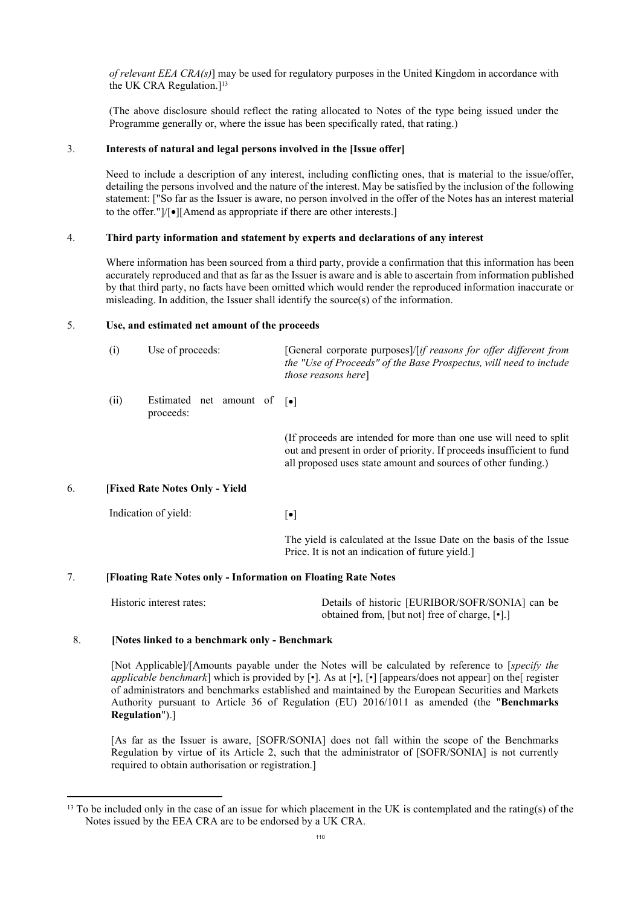*of relevant EEA CRA(s)*] may be used for regulatory purposes in the United Kingdom in accordance with the UK CRA Regulation.][13]

(The above disclosure should reflect the rating allocated to Notes of the type being issued under the Programme generally or, where the issue has been specifically rated, that rating.)

3. **Interests of natural and legal persons involved in the [Issue offer]**

Need to include a description of any interest, including conflicting ones, that is material to the issue/offer, detailing the persons involved and the nature of the interest. May be satisfied by the inclusion of the following statement: ["So far as the Issuer is aware, no person involved in the offer of the Notes has an interest material to the offer."]/[•][Amend as appropriate if there are other interests.]

4. **Third party information and statement by experts and declarations of any interest**

Where information has been sourced from a third party, provide a confirmation that this information has been accurately reproduced and that as far as the Issuer is aware and is able to ascertain from information published by that third party, no facts have been omitted which would render the reproduced information inaccurate or misleading. In addition, the Issuer shall identify the source(s) of the information.

5. **Use, and estimated net amount of the proceeds**

(i) Use of proceeds: [General corporate purposes]/[*if reasons for offer different from the "Use of Proceeds" of the Base Prospectus, will need to include those reasons here*]

(ii) Estimated net amount of proceeds: [•]

(If proceeds are intended for more than one use will need to split out and present in order of priority. If proceeds insufficient to fund all proposed uses state amount and sources of other funding.)

6. **[Fixed Rate Notes Only - Yield**

Indication of yield: [•]

The yield is calculated at the Issue Date on the basis of the Issue Price. It is not an indication of future yield.]

7. **[Floating Rate Notes only - Information on Floating Rate Notes**

Historic interest rates: Details of historic [EURIBOR/SOFR/SONIA] can be obtained from, [but not] free of charge, [•].]

8. **[Notes linked to a benchmark only - Benchmark**

[Not Applicable]/[Amounts payable under the Notes will be calculated by reference to [*specify the applicable benchmark*] which is provided by [•]. As at [•], [•] [appears/does not appear] on the[ register of administrators and benchmarks established and maintained by the European Securities and Markets Authority pursuant to Article 36 of Regulation (EU) 2016/1011 as amended (the "**Benchmarks Regulation**").]

[As far as the Issuer is aware, [SOFR/SONIA] does not fall within the scope of the Benchmarks Regulation by virtue of its Article 2, such that the administrator of [SOFR/SONIA] is not currently required to obtain authorisation or registration.]

[13] To be included only in the case of an issue for which placement in the UK is contemplated and the rating(s) of the Notes issued by the EEA CRA are to be endorsed by a UK CRA.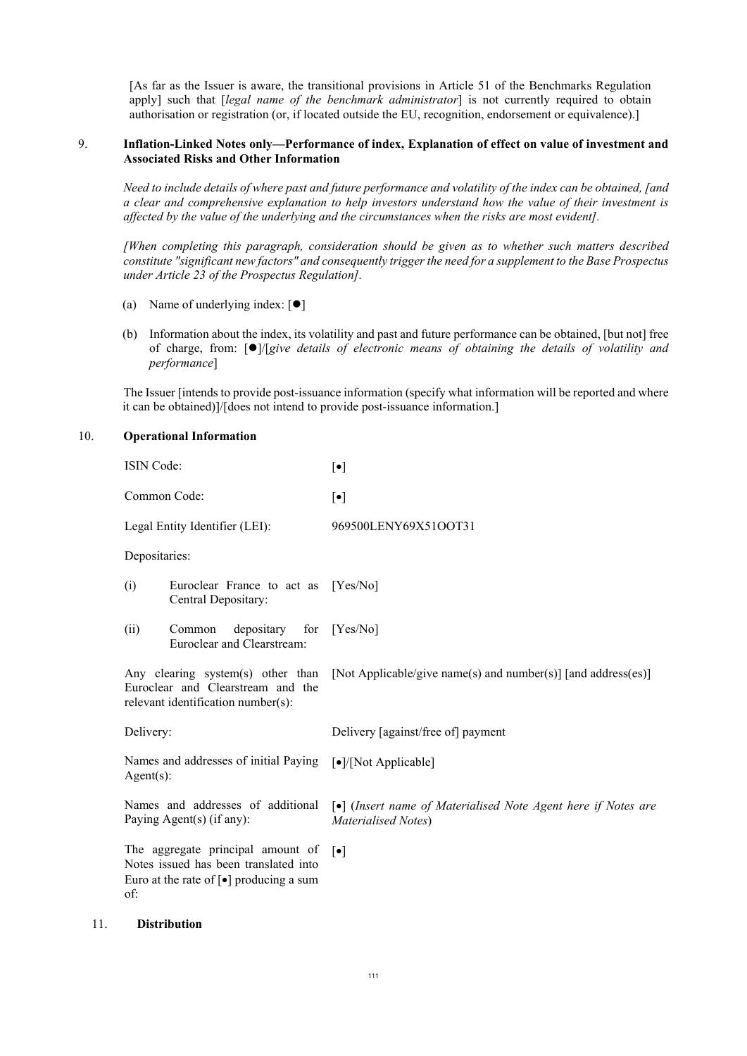[As far as the Issuer is aware, the transitional provisions in Article 51 of the Benchmarks Regulation apply] such that [*legal name of the benchmark administrator*] is not currently required to obtain authorisation or registration (or, if located outside the EU, recognition, endorsement or equivalence).]

## 9. Inflation-Linked Notes only—Performance of index, Explanation of effect on value of investment and Associated Risks and Other Information

*Need to include details of where past and future performance and volatility of the index can be obtained, [and a clear and comprehensive explanation to help investors understand how the value of their investment is affected by the value of the underlying and the circumstances when the risks are most evident].*

*[When completing this paragraph, consideration should be given as to whether such matters described constitute "significant new factors" and consequently trigger the need for a supplement to the Base Prospectus under Article 23 of the Prospectus Regulation].*

(a) Name of underlying index: [●]

(b) Information about the index, its volatility and past and future performance can be obtained, [but not] free of charge, from: [●]/[*give details of electronic means of obtaining the details of volatility and performance*]

The Issuer [intends to provide post-issuance information (specify what information will be reported and where it can be obtained)]/[does not intend to provide post-issuance information.]

## 10. Operational Information

| | |
|---|---|
| ISIN Code: | [•] |
| Common Code: | [•] |
| Legal Entity Identifier (LEI): | 969500LENY69X51OOT31 |
| Depositaries: | |
| (i) Euroclear France to act as Central Depositary: | [Yes/No] |
| (ii) Common depositary for Euroclear and Clearstream: | [Yes/No] |
| Any clearing system(s) other than Euroclear and Clearstream and the relevant identification number(s): | [Not Applicable/give name(s) and number(s)] [and address(es)] |
| Delivery: | Delivery [against/free of] payment |
| Names and addresses of initial Paying Agent(s): | [•]/[Not Applicable] |
| Names and addresses of additional Paying Agent(s) (if any): | [•] (*Insert name of Materialised Note Agent here if Notes are Materialised Notes*) |
| The aggregate principal amount of Notes issued has been translated into Euro at the rate of [•] producing a sum of: | [•] |

## 11. Distribution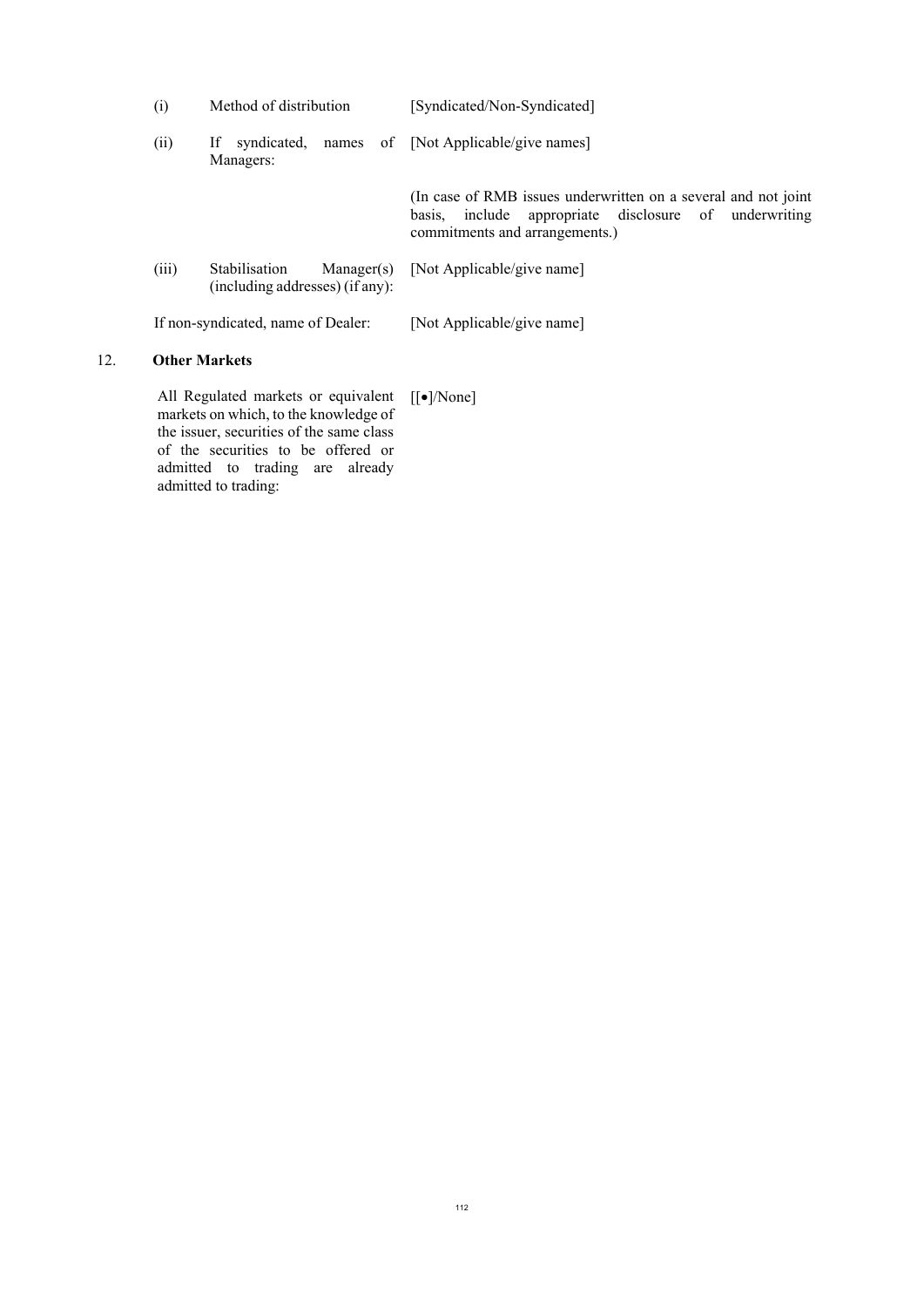| | | |
|---|---|---|
| (i) | Method of distribution | [Syndicated/Non-Syndicated] |
| (ii) | If syndicated, names of Managers: | [Not Applicable/give names] |
| | | (In case of RMB issues underwritten on a several and not joint basis, include appropriate disclosure of underwriting commitments and arrangements.) |
| (iii) | Stabilisation Manager(s) (including addresses) (if any): | [Not Applicable/give name] |
| | If non-syndicated, name of Dealer: | [Not Applicable/give name] |

12. **Other Markets**

| | |
|---|---|
| All Regulated markets or equivalent markets on which, to the knowledge of the issuer, securities of the same class of the securities to be offered or admitted to trading are already admitted to trading: | [[•]/None] |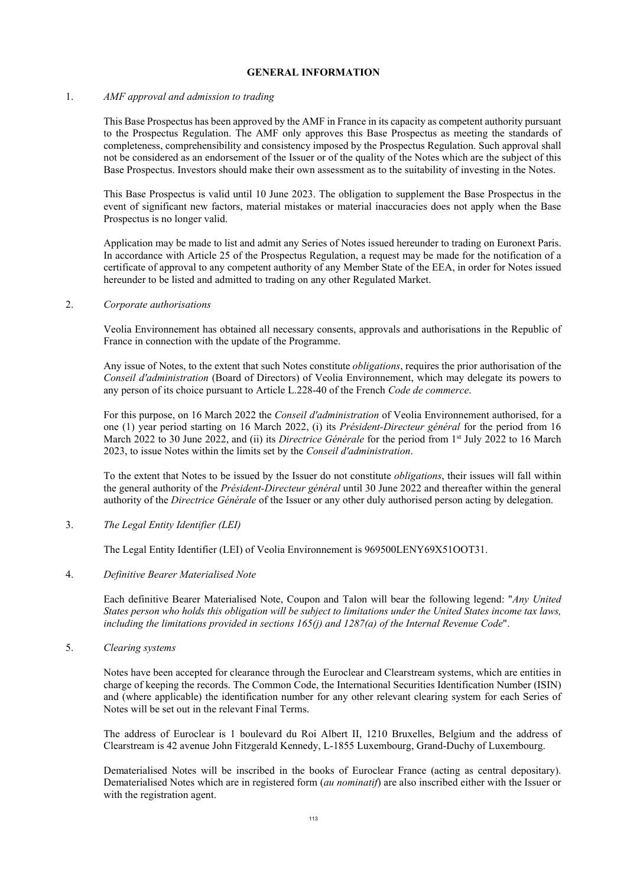# GENERAL INFORMATION

1. *AMF approval and admission to trading*

   This Base Prospectus has been approved by the AMF in France in its capacity as competent authority pursuant to the Prospectus Regulation. The AMF only approves this Base Prospectus as meeting the standards of completeness, comprehensibility and consistency imposed by the Prospectus Regulation. Such approval shall not be considered as an endorsement of the Issuer or of the quality of the Notes which are the subject of this Base Prospectus. Investors should make their own assessment as to the suitability of investing in the Notes.

   This Base Prospectus is valid until 10 June 2023. The obligation to supplement the Base Prospectus in the event of significant new factors, material mistakes or material inaccuracies does not apply when the Base Prospectus is no longer valid.

   Application may be made to list and admit any Series of Notes issued hereunder to trading on Euronext Paris. In accordance with Article 25 of the Prospectus Regulation, a request may be made for the notification of a certificate of approval to any competent authority of any Member State of the EEA, in order for Notes issued hereunder to be listed and admitted to trading on any other Regulated Market.

2. *Corporate authorisations*

   Veolia Environnement has obtained all necessary consents, approvals and authorisations in the Republic of France in connection with the update of the Programme.

   Any issue of Notes, to the extent that such Notes constitute *obligations*, requires the prior authorisation of the *Conseil d'administration* (Board of Directors) of Veolia Environnement, which may delegate its powers to any person of its choice pursuant to Article L.228-40 of the French *Code de commerce*.

   For this purpose, on 16 March 2022 the *Conseil d'administration* of Veolia Environnement authorised, for a one (1) year period starting on 16 March 2022, (i) its *Président-Directeur général* for the period from 16 March 2022 to 30 June 2022, and (ii) its *Directrice Générale* for the period from 1st July 2022 to 16 March 2023, to issue Notes within the limits set by the *Conseil d'administration*.

   To the extent that Notes to be issued by the Issuer do not constitute *obligations*, their issues will fall within the general authority of the *Président-Directeur général* until 30 June 2022 and thereafter within the general authority of the *Directrice Générale* of the Issuer or any other duly authorised person acting by delegation.

3. *The Legal Entity Identifier (LEI)*

   The Legal Entity Identifier (LEI) of Veolia Environnement is 969500LENY69X51OOT31.

4. *Definitive Bearer Materialised Note*

   Each definitive Bearer Materialised Note, Coupon and Talon will bear the following legend: "*Any United States person who holds this obligation will be subject to limitations under the United States income tax laws, including the limitations provided in sections 165(j) and 1287(a) of the Internal Revenue Code*".

5. *Clearing systems*

   Notes have been accepted for clearance through the Euroclear and Clearstream systems, which are entities in charge of keeping the records. The Common Code, the International Securities Identification Number (ISIN) and (where applicable) the identification number for any other relevant clearing system for each Series of Notes will be set out in the relevant Final Terms.

   The address of Euroclear is 1 boulevard du Roi Albert II, 1210 Bruxelles, Belgium and the address of Clearstream is 42 avenue John Fitzgerald Kennedy, L-1855 Luxembourg, Grand-Duchy of Luxembourg.

   Dematerialised Notes will be inscribed in the books of Euroclear France (acting as central depositary). Dematerialised Notes which are in registered form (*au nominatif*) are also inscribed either with the Issuer or with the registration agent.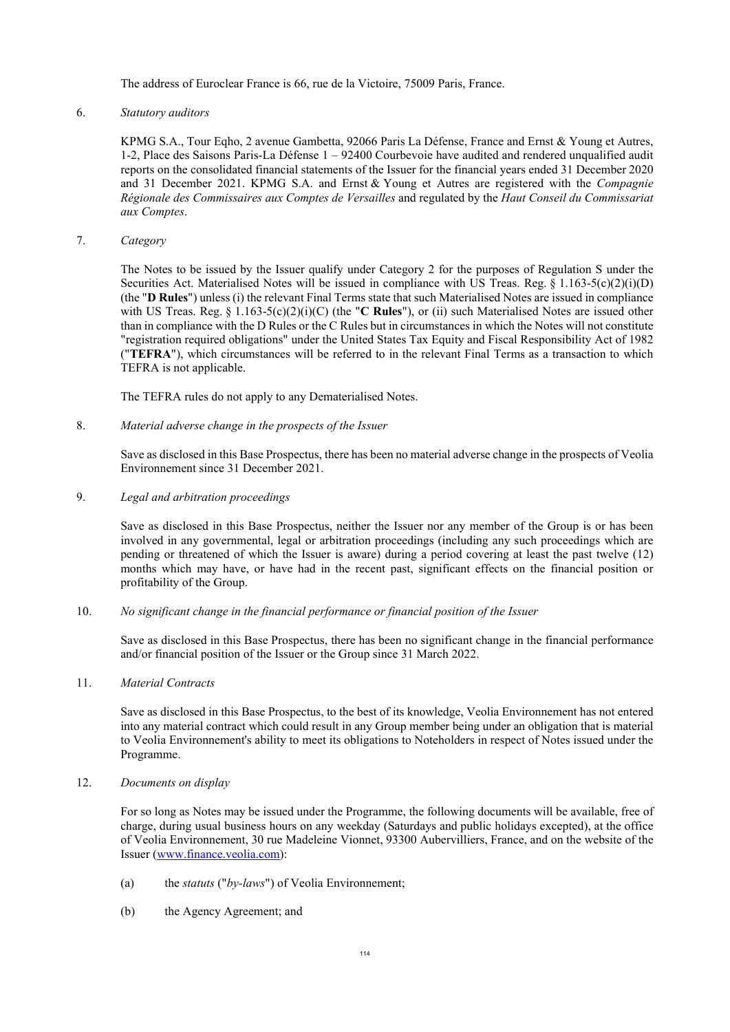The address of Euroclear France is 66, rue de la Victoire, 75009 Paris, France.

6. *Statutory auditors*

   KPMG S.A., Tour Eqho, 2 avenue Gambetta, 92066 Paris La Défense, France and Ernst & Young et Autres, 1-2, Place des Saisons Paris-La Défense 1 – 92400 Courbevoie have audited and rendered unqualified audit reports on the consolidated financial statements of the Issuer for the financial years ended 31 December 2020 and 31 December 2021. KPMG S.A. and Ernst & Young et Autres are registered with the *Compagnie Régionale des Commissaires aux Comptes de Versailles* and regulated by the *Haut Conseil du Commissariat aux Comptes*.

7. *Category*

   The Notes to be issued by the Issuer qualify under Category 2 for the purposes of Regulation S under the Securities Act. Materialised Notes will be issued in compliance with US Treas. Reg. § 1.163-5(c)(2)(i)(D) (the "**D Rules**") unless (i) the relevant Final Terms state that such Materialised Notes are issued in compliance with US Treas. Reg. § 1.163-5(c)(2)(i)(C) (the "**C Rules**"), or (ii) such Materialised Notes are issued other than in compliance with the D Rules or the C Rules but in circumstances in which the Notes will not constitute "registration required obligations" under the United States Tax Equity and Fiscal Responsibility Act of 1982 ("**TEFRA**"), which circumstances will be referred to in the relevant Final Terms as a transaction to which TEFRA is not applicable.

   The TEFRA rules do not apply to any Dematerialised Notes.

8. *Material adverse change in the prospects of the Issuer*

   Save as disclosed in this Base Prospectus, there has been no material adverse change in the prospects of Veolia Environnement since 31 December 2021.

9. *Legal and arbitration proceedings*

   Save as disclosed in this Base Prospectus, neither the Issuer nor any member of the Group is or has been involved in any governmental, legal or arbitration proceedings (including any such proceedings which are pending or threatened of which the Issuer is aware) during a period covering at least the past twelve (12) months which may have, or have had in the recent past, significant effects on the financial position or profitability of the Group.

10. *No significant change in the financial performance or financial position of the Issuer*

    Save as disclosed in this Base Prospectus, there has been no significant change in the financial performance and/or financial position of the Issuer or the Group since 31 March 2022.

11. *Material Contracts*

    Save as disclosed in this Base Prospectus, to the best of its knowledge, Veolia Environnement has not entered into any material contract which could result in any Group member being under an obligation that is material to Veolia Environnement's ability to meet its obligations to Noteholders in respect of Notes issued under the Programme.

12. *Documents on display*

    For so long as Notes may be issued under the Programme, the following documents will be available, free of charge, during usual business hours on any weekday (Saturdays and public holidays excepted), at the office of Veolia Environnement, 30 rue Madeleine Vionnet, 93300 Aubervilliers, France, and on the website of the Issuer (www.finance.veolia.com):

    (a) the *statuts* ("*by-laws*") of Veolia Environnement;

    (b) the Agency Agreement; and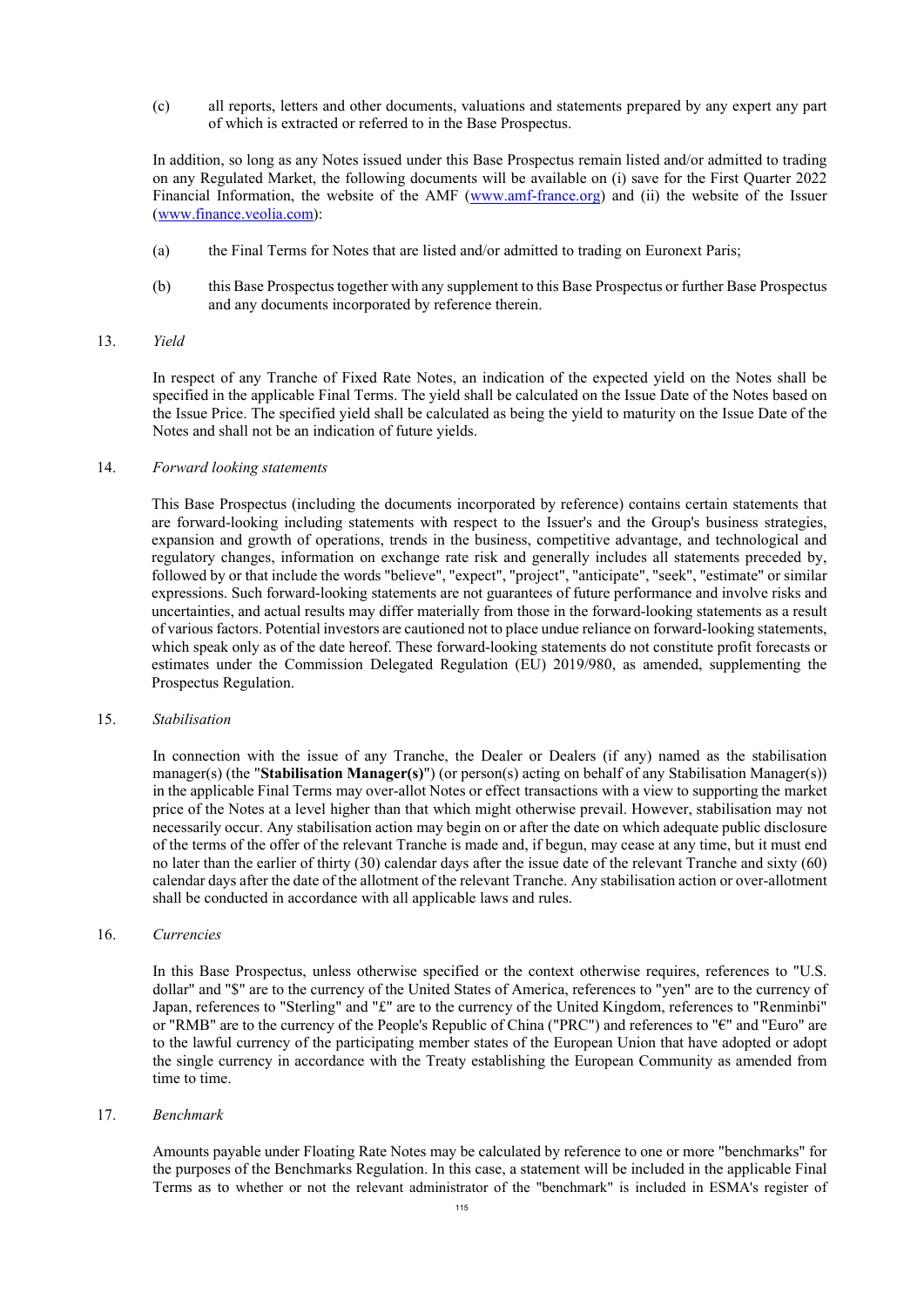(c) all reports, letters and other documents, valuations and statements prepared by any expert any part of which is extracted or referred to in the Base Prospectus.

In addition, so long as any Notes issued under this Base Prospectus remain listed and/or admitted to trading on any Regulated Market, the following documents will be available on (i) save for the First Quarter 2022 Financial Information, the website of the AMF (www.amf-france.org) and (ii) the website of the Issuer (www.finance.veolia.com):

(a) the Final Terms for Notes that are listed and/or admitted to trading on Euronext Paris;

(b) this Base Prospectus together with any supplement to this Base Prospectus or further Base Prospectus and any documents incorporated by reference therein.

13. *Yield*

In respect of any Tranche of Fixed Rate Notes, an indication of the expected yield on the Notes shall be specified in the applicable Final Terms. The yield shall be calculated on the Issue Date of the Notes based on the Issue Price. The specified yield shall be calculated as being the yield to maturity on the Issue Date of the Notes and shall not be an indication of future yields.

14. *Forward looking statements*

This Base Prospectus (including the documents incorporated by reference) contains certain statements that are forward-looking including statements with respect to the Issuer's and the Group's business strategies, expansion and growth of operations, trends in the business, competitive advantage, and technological and regulatory changes, information on exchange rate risk and generally includes all statements preceded by, followed by or that include the words "believe", "expect", "project", "anticipate", "seek", "estimate" or similar expressions. Such forward-looking statements are not guarantees of future performance and involve risks and uncertainties, and actual results may differ materially from those in the forward-looking statements as a result of various factors. Potential investors are cautioned not to place undue reliance on forward-looking statements, which speak only as of the date hereof. These forward-looking statements do not constitute profit forecasts or estimates under the Commission Delegated Regulation (EU) 2019/980, as amended, supplementing the Prospectus Regulation.

15. *Stabilisation*

In connection with the issue of any Tranche, the Dealer or Dealers (if any) named as the stabilisation manager(s) (the "**Stabilisation Manager(s)**") (or person(s) acting on behalf of any Stabilisation Manager(s)) in the applicable Final Terms may over-allot Notes or effect transactions with a view to supporting the market price of the Notes at a level higher than that which might otherwise prevail. However, stabilisation may not necessarily occur. Any stabilisation action may begin on or after the date on which adequate public disclosure of the terms of the offer of the relevant Tranche is made and, if begun, may cease at any time, but it must end no later than the earlier of thirty (30) calendar days after the issue date of the relevant Tranche and sixty (60) calendar days after the date of the allotment of the relevant Tranche. Any stabilisation action or over-allotment shall be conducted in accordance with all applicable laws and rules.

16. *Currencies*

In this Base Prospectus, unless otherwise specified or the context otherwise requires, references to "U.S. dollar" and "$" are to the currency of the United States of America, references to "yen" are to the currency of Japan, references to "Sterling" and "£" are to the currency of the United Kingdom, references to "Renminbi" or "RMB" are to the currency of the People's Republic of China ("PRC") and references to "€" and "Euro" are to the lawful currency of the participating member states of the European Union that have adopted or adopt the single currency in accordance with the Treaty establishing the European Community as amended from time to time.

17. *Benchmark*

Amounts payable under Floating Rate Notes may be calculated by reference to one or more "benchmarks" for the purposes of the Benchmarks Regulation. In this case, a statement will be included in the applicable Final Terms as to whether or not the relevant administrator of the "benchmark" is included in ESMA's register of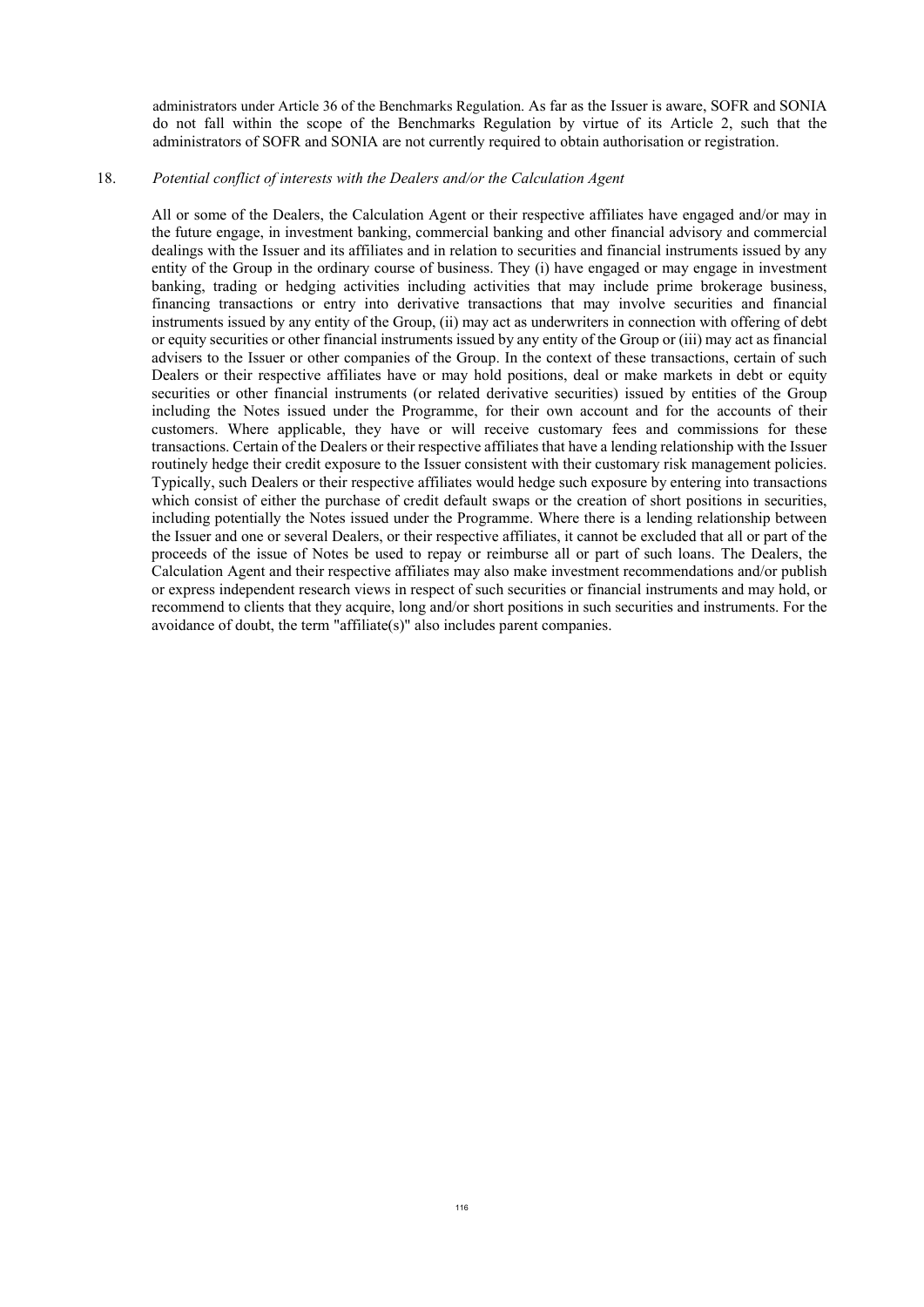administrators under Article 36 of the Benchmarks Regulation. As far as the Issuer is aware, SOFR and SONIA do not fall within the scope of the Benchmarks Regulation by virtue of its Article 2, such that the administrators of SOFR and SONIA are not currently required to obtain authorisation or registration.

18. *Potential conflict of interests with the Dealers and/or the Calculation Agent*

All or some of the Dealers, the Calculation Agent or their respective affiliates have engaged and/or may in the future engage, in investment banking, commercial banking and other financial advisory and commercial dealings with the Issuer and its affiliates and in relation to securities and financial instruments issued by any entity of the Group in the ordinary course of business. They (i) have engaged or may engage in investment banking, trading or hedging activities including activities that may include prime brokerage business, financing transactions or entry into derivative transactions that may involve securities and financial instruments issued by any entity of the Group, (ii) may act as underwriters in connection with offering of debt or equity securities or other financial instruments issued by any entity of the Group or (iii) may act as financial advisers to the Issuer or other companies of the Group. In the context of these transactions, certain of such Dealers or their respective affiliates have or may hold positions, deal or make markets in debt or equity securities or other financial instruments (or related derivative securities) issued by entities of the Group including the Notes issued under the Programme, for their own account and for the accounts of their customers. Where applicable, they have or will receive customary fees and commissions for these transactions. Certain of the Dealers or their respective affiliates that have a lending relationship with the Issuer routinely hedge their credit exposure to the Issuer consistent with their customary risk management policies. Typically, such Dealers or their respective affiliates would hedge such exposure by entering into transactions which consist of either the purchase of credit default swaps or the creation of short positions in securities, including potentially the Notes issued under the Programme. Where there is a lending relationship between the Issuer and one or several Dealers, or their respective affiliates, it cannot be excluded that all or part of the proceeds of the issue of Notes be used to repay or reimburse all or part of such loans. The Dealers, the Calculation Agent and their respective affiliates may also make investment recommendations and/or publish or express independent research views in respect of such securities or financial instruments and may hold, or recommend to clients that they acquire, long and/or short positions in such securities and instruments. For the avoidance of doubt, the term "affiliate(s)" also includes parent companies.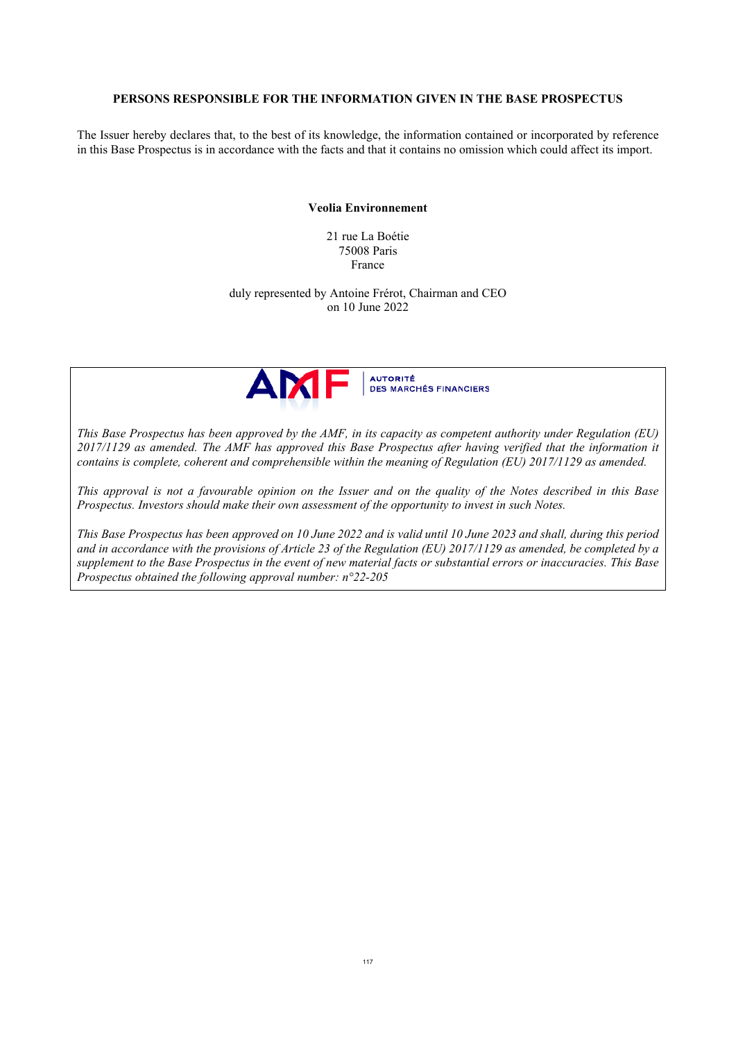# PERSONS RESPONSIBLE FOR THE INFORMATION GIVEN IN THE BASE PROSPECTUS

The Issuer hereby declares that, to the best of its knowledge, the information contained or incorporated by reference in this Base Prospectus is in accordance with the facts and that it contains no omission which could affect its import.

**Veolia Environnement**

21 rue La Boétie
75008 Paris
France

duly represented by Antoine Frérot, Chairman and CEO
on 10 June 2022

AMF | AUTORITÉ DES MARCHÉS FINANCIERS

*This Base Prospectus has been approved by the AMF, in its capacity as competent authority under Regulation (EU) 2017/1129 as amended. The AMF has approved this Base Prospectus after having verified that the information it contains is complete, coherent and comprehensible within the meaning of Regulation (EU) 2017/1129 as amended.*

*This approval is not a favourable opinion on the Issuer and on the quality of the Notes described in this Base Prospectus. Investors should make their own assessment of the opportunity to invest in such Notes.*

*This Base Prospectus has been approved on 10 June 2022 and is valid until 10 June 2023 and shall, during this period and in accordance with the provisions of Article 23 of the Regulation (EU) 2017/1129 as amended, be completed by a supplement to the Base Prospectus in the event of new material facts or substantial errors or inaccuracies. This Base Prospectus obtained the following approval number: n°22-205*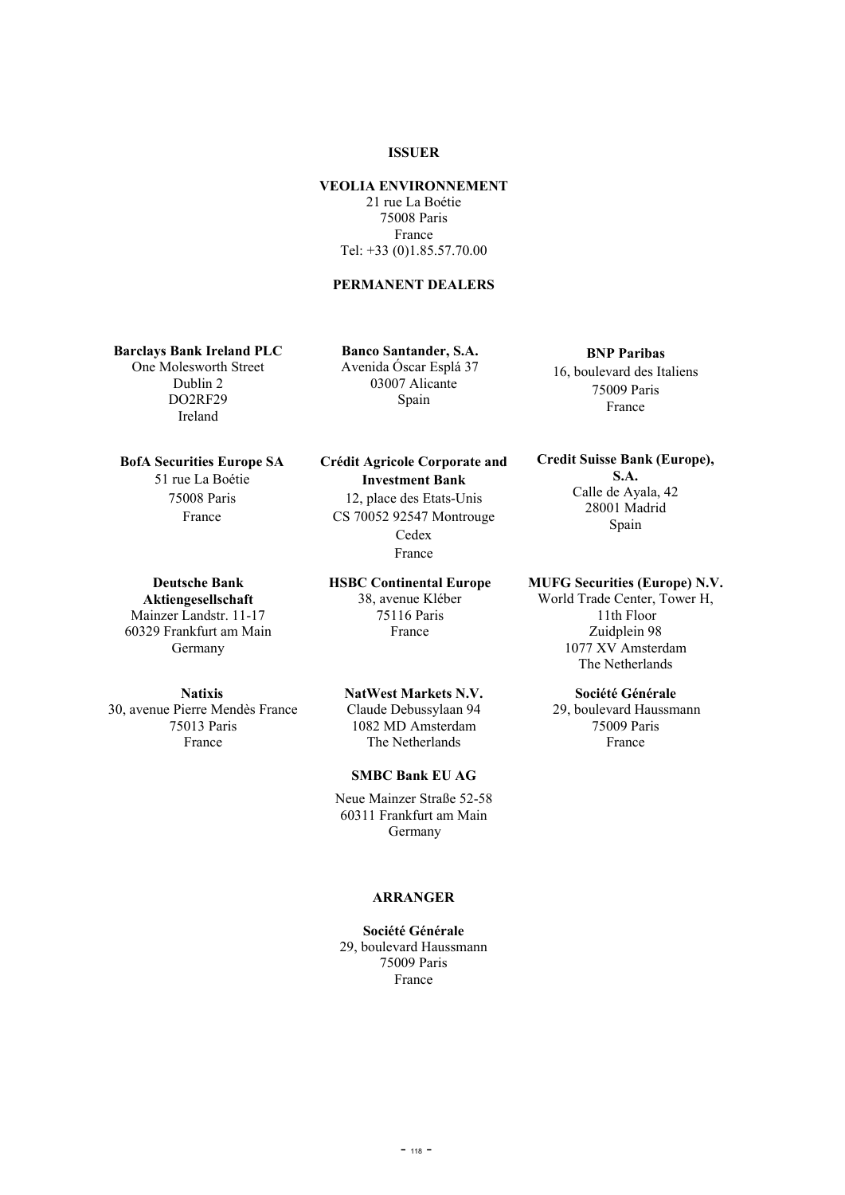**ISSUER**

**VEOLIA ENVIRONNEMENT**
21 rue La Boétie
75008 Paris
France
Tel: +33 (0)1.85.57.70.00

**PERMANENT DEALERS**

**Barclays Bank Ireland PLC**
One Molesworth Street
Dublin 2
DO2RF29
Ireland

**Banco Santander, S.A.**
Avenida Óscar Esplá 37
03007 Alicante
Spain

**BNP Paribas**
16, boulevard des Italiens
75009 Paris
France

**BofA Securities Europe SA**
51 rue La Boétie
75008 Paris
France

**Crédit Agricole Corporate and Investment Bank**
12, place des Etats-Unis
CS 70052 92547 Montrouge Cedex
France

**Credit Suisse Bank (Europe), S.A.**
Calle de Ayala, 42
28001 Madrid
Spain

**Deutsche Bank Aktiengesellschaft**
Mainzer Landstr. 11-17
60329 Frankfurt am Main
Germany

**HSBC Continental Europe**
38, avenue Kléber
75116 Paris
France

**MUFG Securities (Europe) N.V.**
World Trade Center, Tower H, 11th Floor
Zuidplein 98
1077 XV Amsterdam
The Netherlands

**Natixis**
30, avenue Pierre Mendès France
75013 Paris
France

**NatWest Markets N.V.**
Claude Debussylaan 94
1082 MD Amsterdam
The Netherlands

**Société Générale**
29, boulevard Haussmann
75009 Paris
France

**SMBC Bank EU AG**
Neue Mainzer Straße 52-58
60311 Frankfurt am Main
Germany

**ARRANGER**

**Société Générale**
29, boulevard Haussmann
75009 Paris
France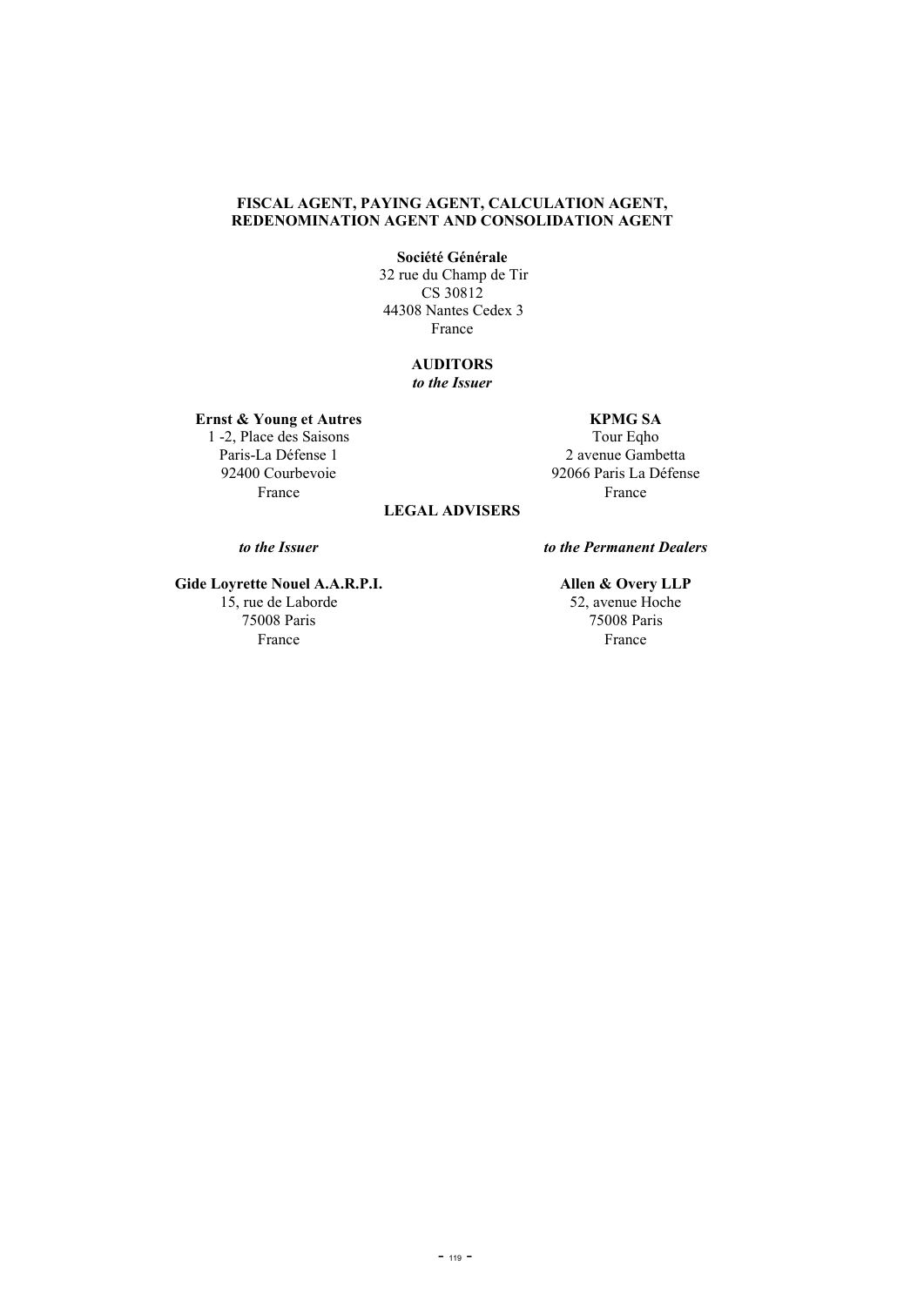**FISCAL AGENT, PAYING AGENT, CALCULATION AGENT, REDENOMINATION AGENT AND CONSOLIDATION AGENT**

**Société Générale**
32 rue du Champ de Tir
CS 30812
44308 Nantes Cedex 3
France

**AUDITORS**
***to the Issuer***

**Ernst & Young et Autres**
1 -2, Place des Saisons
Paris-La Défense 1
92400 Courbevoie
France

**KPMG SA**
Tour Eqho
2 avenue Gambetta
92066 Paris La Défense
France

**LEGAL ADVISERS**

***to the Issuer***

**Gide Loyrette Nouel A.A.R.P.I.**
15, rue de Laborde
75008 Paris
France

***to the Permanent Dealers***

**Allen & Overy LLP**
52, avenue Hoche
75008 Paris
France